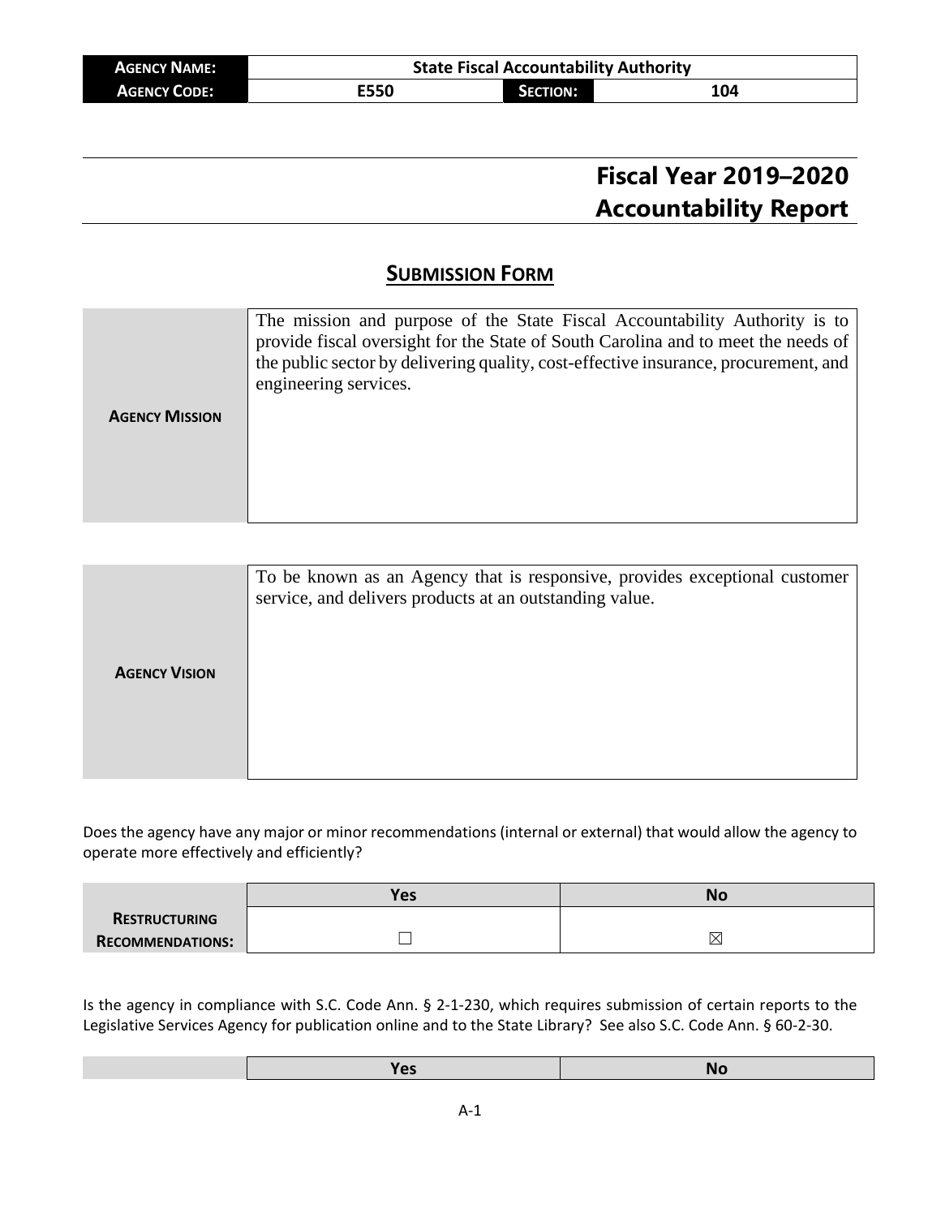| AGENCY NAME: | State Fiscal Accountability Authority | | |
| --- | --- | --- | --- |
| AGENCY CODE: | E550 | SECTION: | 104 |

# Fiscal Year 2019–2020 Accountability Report

## SUBMISSION FORM

| AGENCY MISSION | The mission and purpose of the State Fiscal Accountability Authority is to provide fiscal oversight for the State of South Carolina and to meet the needs of the public sector by delivering quality, cost-effective insurance, procurement, and engineering services. |
| --- | --- |

| AGENCY VISION | To be known as an Agency that is responsive, provides exceptional customer service, and delivers products at an outstanding value. |
| --- | --- |

Does the agency have any major or minor recommendations (internal or external) that would allow the agency to operate more effectively and efficiently?

| | Yes | No |
| --- | --- | --- |
| RESTRUCTURING RECOMMENDATIONS: | ☐ | ☒ |

Is the agency in compliance with S.C. Code Ann. § 2-1-230, which requires submission of certain reports to the Legislative Services Agency for publication online and to the State Library? See also S.C. Code Ann. § 60-2-30.

| | Yes | No |
| --- | --- | --- |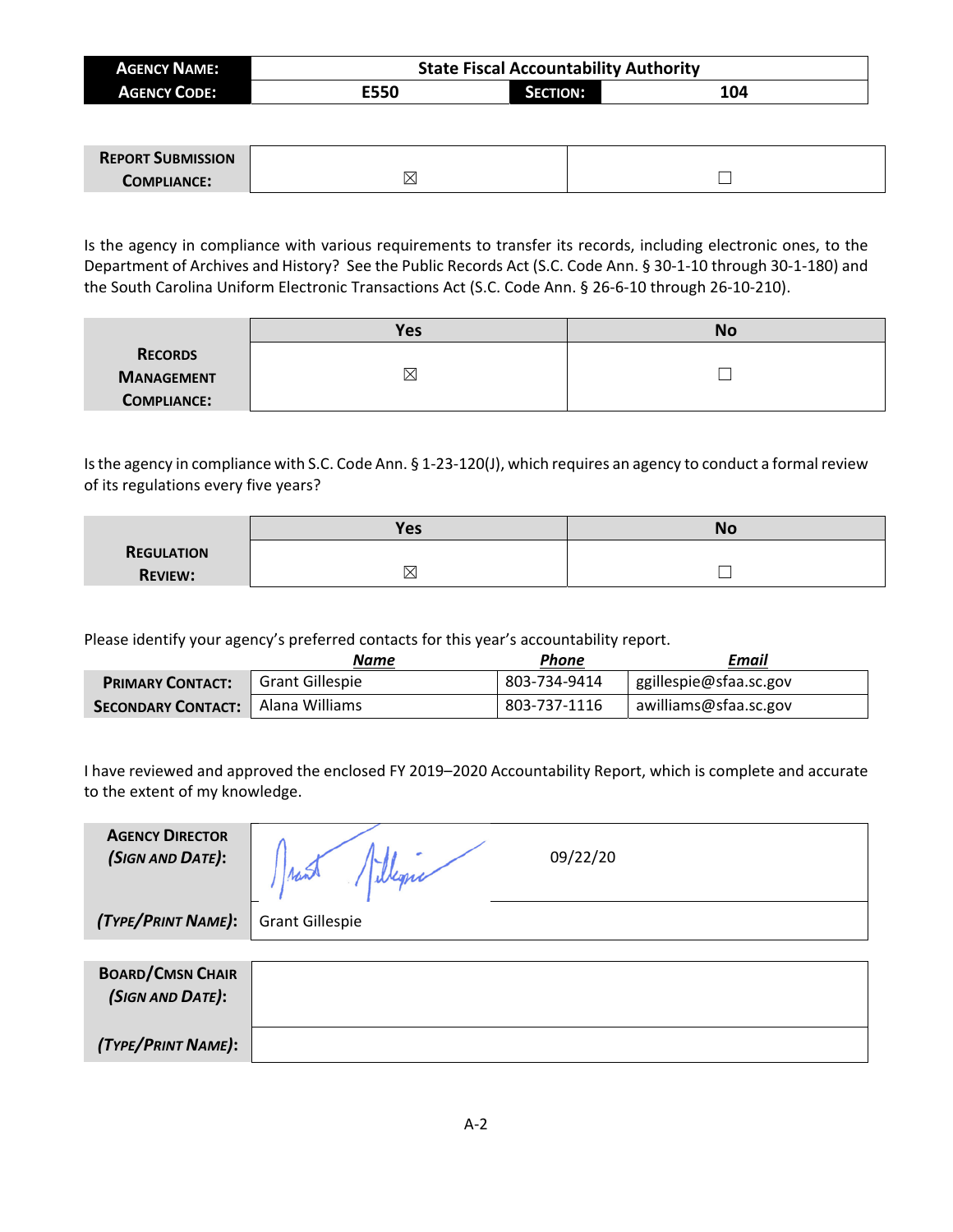| **Agency Name:** | State Fiscal Accountability Authority | | |
|---|---|---|---|
| **Agency Code:** | E550 | **Section:** | 104 |

| **Report Submission Compliance:** | ☒ | ☐ |
|---|---|---|

Is the agency in compliance with various requirements to transfer its records, including electronic ones, to the Department of Archives and History? See the Public Records Act (S.C. Code Ann. § 30-1-10 through 30-1-180) and the South Carolina Uniform Electronic Transactions Act (S.C. Code Ann. § 26-6-10 through 26-10-210).

| | Yes | No |
|---|---|---|
| **Records Management Compliance:** | ☒ | ☐ |

Is the agency in compliance with S.C. Code Ann. § 1-23-120(J), which requires an agency to conduct a formal review of its regulations every five years?

| | Yes | No |
|---|---|---|
| **Regulation Review:** | ☒ | ☐ |

Please identify your agency's preferred contacts for this year's accountability report.

| | Name | Phone | Email |
|---|---|---|---|
| **Primary Contact:** | Grant Gillespie | 803-734-9414 | ggillespie@sfaa.sc.gov |
| **Secondary Contact:** | Alana Williams | 803-737-1116 | awilliams@sfaa.sc.gov |

I have reviewed and approved the enclosed FY 2019–2020 Accountability Report, which is complete and accurate to the extent of my knowledge.

| | | |
|---|---|---|
| **Agency Director (Sign and Date):** | [Signature] | 09/22/20 |
| **(Type/Print Name):** | Grant Gillespie | |

| | |
|---|---|
| **Board/Cmsn Chair (Sign and Date):** | |
| **(Type/Print Name):** | |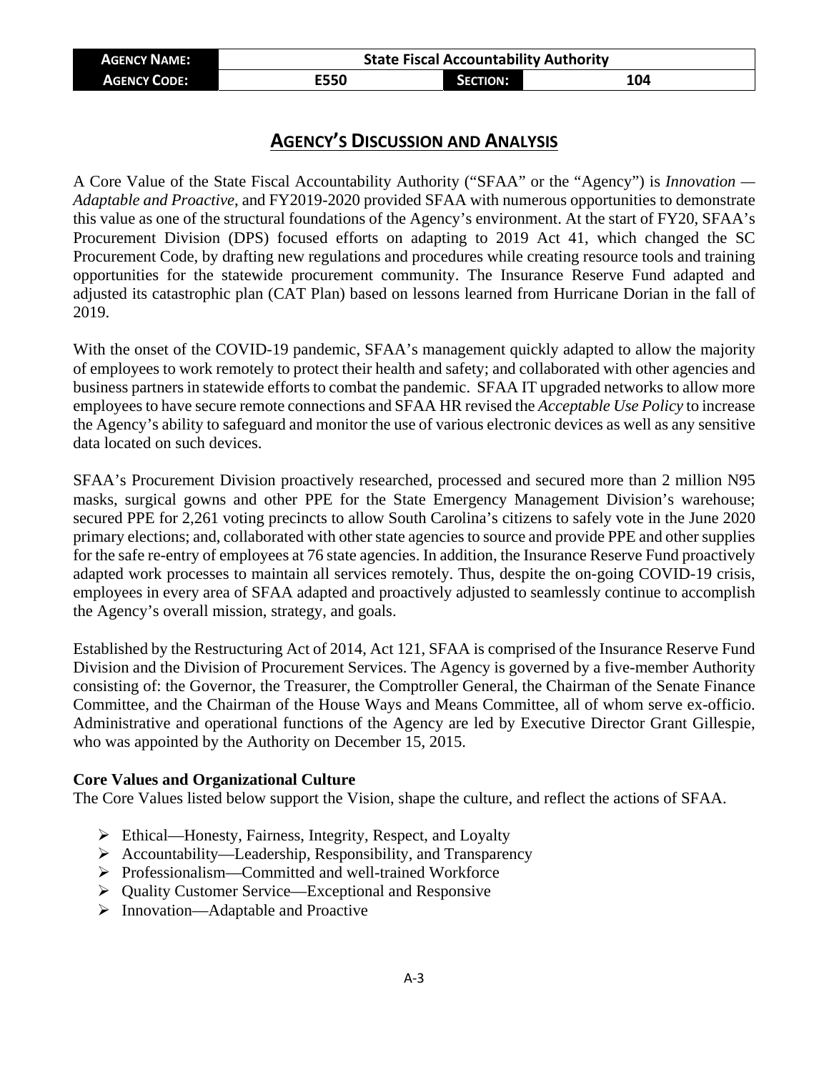| AGENCY NAME: | State Fiscal Accountability Authority | | |
| --- | --- | --- | --- |
| AGENCY CODE: | E550 | SECTION: | 104 |

# AGENCY'S DISCUSSION AND ANALYSIS

A Core Value of the State Fiscal Accountability Authority ("SFAA" or the "Agency") is *Innovation — Adaptable and Proactive*, and FY2019-2020 provided SFAA with numerous opportunities to demonstrate this value as one of the structural foundations of the Agency's environment. At the start of FY20, SFAA's Procurement Division (DPS) focused efforts on adapting to 2019 Act 41, which changed the SC Procurement Code, by drafting new regulations and procedures while creating resource tools and training opportunities for the statewide procurement community. The Insurance Reserve Fund adapted and adjusted its catastrophic plan (CAT Plan) based on lessons learned from Hurricane Dorian in the fall of 2019.

With the onset of the COVID-19 pandemic, SFAA's management quickly adapted to allow the majority of employees to work remotely to protect their health and safety; and collaborated with other agencies and business partners in statewide efforts to combat the pandemic. SFAA IT upgraded networks to allow more employees to have secure remote connections and SFAA HR revised the *Acceptable Use Policy* to increase the Agency's ability to safeguard and monitor the use of various electronic devices as well as any sensitive data located on such devices.

SFAA's Procurement Division proactively researched, processed and secured more than 2 million N95 masks, surgical gowns and other PPE for the State Emergency Management Division's warehouse; secured PPE for 2,261 voting precincts to allow South Carolina's citizens to safely vote in the June 2020 primary elections; and, collaborated with other state agencies to source and provide PPE and other supplies for the safe re-entry of employees at 76 state agencies. In addition, the Insurance Reserve Fund proactively adapted work processes to maintain all services remotely. Thus, despite the on-going COVID-19 crisis, employees in every area of SFAA adapted and proactively adjusted to seamlessly continue to accomplish the Agency's overall mission, strategy, and goals.

Established by the Restructuring Act of 2014, Act 121, SFAA is comprised of the Insurance Reserve Fund Division and the Division of Procurement Services. The Agency is governed by a five-member Authority consisting of: the Governor, the Treasurer, the Comptroller General, the Chairman of the Senate Finance Committee, and the Chairman of the House Ways and Means Committee, all of whom serve ex-officio. Administrative and operational functions of the Agency are led by Executive Director Grant Gillespie, who was appointed by the Authority on December 15, 2015.

**Core Values and Organizational Culture**

The Core Values listed below support the Vision, shape the culture, and reflect the actions of SFAA.

- Ethical—Honesty, Fairness, Integrity, Respect, and Loyalty
- Accountability—Leadership, Responsibility, and Transparency
- Professionalism—Committed and well-trained Workforce
- Quality Customer Service—Exceptional and Responsive
- Innovation—Adaptable and Proactive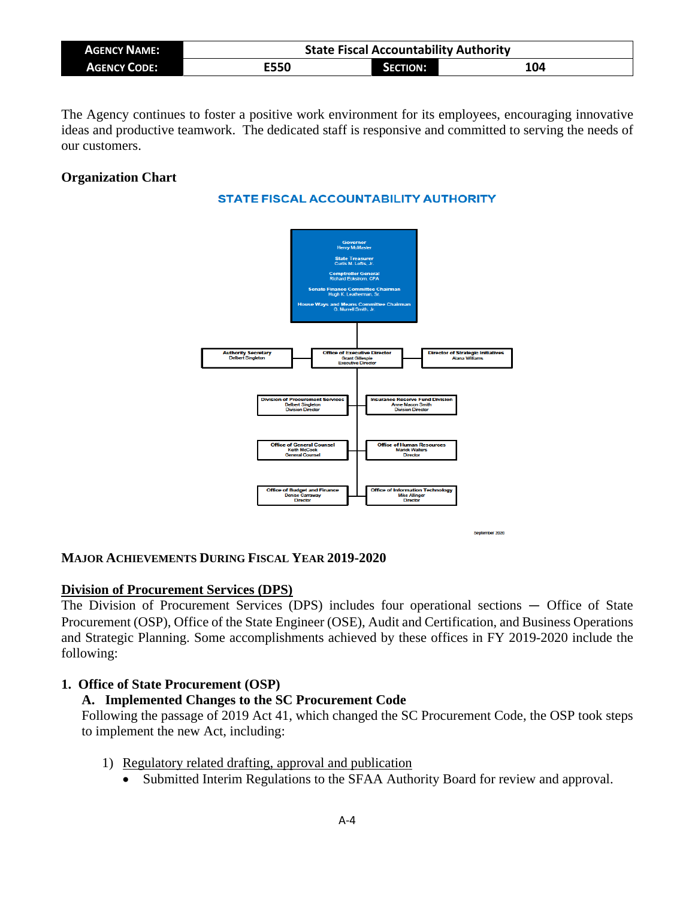The Agency continues to foster a positive work environment for its employees, encouraging innovative ideas and productive teamwork. The dedicated staff is responsive and committed to serving the needs of our customers.

**Organization Chart**

**STATE FISCAL ACCOUNTABILITY AUTHORITY**

- **Governor** – Henry McMaster
- **State Treasurer** – Curtis M. Loftis, Jr.
- **Comptroller General** – Richard Eckstrom, CPA
- **Senate Finance Committee Chairman** – Hugh K. Leatherman, Sr.
- **House Ways and Means Committee Chairman** – G. Murrell Smith, Jr.

- **Authority Secretary** – Delbert Singleton
- **Office of Executive Director** – Grant Gillespie, Executive Director
- **Director of Strategic Initiatives** – Alana Williams

- **Division of Procurement Services** – Delbert Singleton, Division Director
- **Insurance Reserve Fund Division** – Anne Macon Smith, Division Director
- **Office of General Counsel** – Keith McCook, General Counsel
- **Office of Human Resources** – Marick Walters, Director
- **Office of Budget and Finance** – Denise Carraway, Director
- **Office of Information Technology** – Mike Allinger, Director

September 2020

## MAJOR ACHIEVEMENTS DURING FISCAL YEAR 2019-2020

### Division of Procurement Services (DPS)

The Division of Procurement Services (DPS) includes four operational sections — Office of State Procurement (OSP), Office of the State Engineer (OSE), Audit and Certification, and Business Operations and Strategic Planning. Some accomplishments achieved by these offices in FY 2019-2020 include the following:

#### 1. Office of State Procurement (OSP)

##### A. Implemented Changes to the SC Procurement Code

Following the passage of 2019 Act 41, which changed the SC Procurement Code, the OSP took steps to implement the new Act, including:

1) Regulatory related drafting, approval and publication
   - Submitted Interim Regulations to the SFAA Authority Board for review and approval.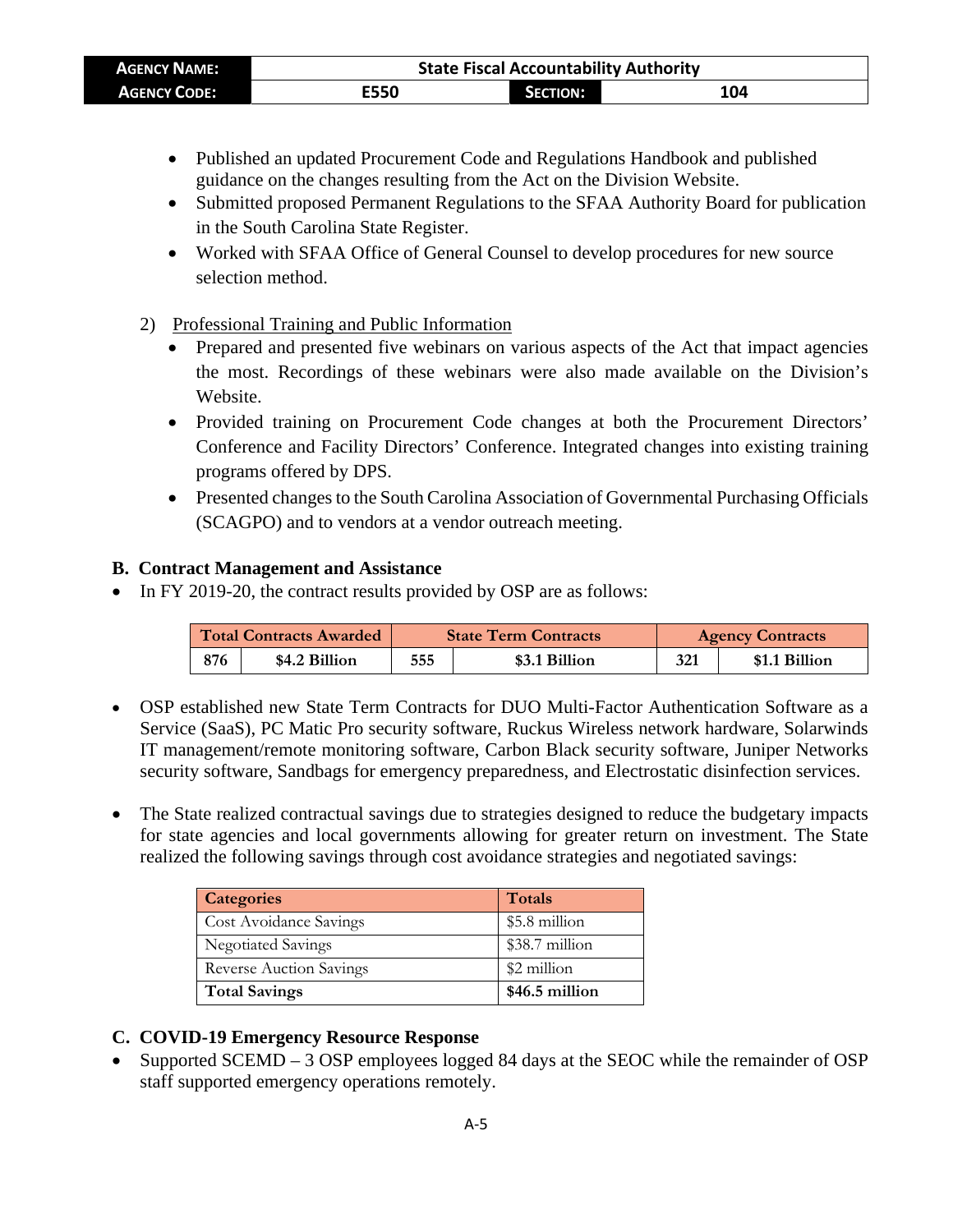- Published an updated Procurement Code and Regulations Handbook and published guidance on the changes resulting from the Act on the Division Website.
- Submitted proposed Permanent Regulations to the SFAA Authority Board for publication in the South Carolina State Register.
- Worked with SFAA Office of General Counsel to develop procedures for new source selection method.

2) Professional Training and Public Information
   - Prepared and presented five webinars on various aspects of the Act that impact agencies the most. Recordings of these webinars were also made available on the Division's Website.
   - Provided training on Procurement Code changes at both the Procurement Directors' Conference and Facility Directors' Conference. Integrated changes into existing training programs offered by DPS.
   - Presented changes to the South Carolina Association of Governmental Purchasing Officials (SCAGPO) and to vendors at a vendor outreach meeting.

**B. Contract Management and Assistance**

- In FY 2019-20, the contract results provided by OSP are as follows:

| Total Contracts Awarded | | State Term Contracts | | Agency Contracts | |
|---|---|---|---|---|---|
| 876 | $4.2 Billion | 555 | $3.1 Billion | 321 | $1.1 Billion |

- OSP established new State Term Contracts for DUO Multi-Factor Authentication Software as a Service (SaaS), PC Matic Pro security software, Ruckus Wireless network hardware, Solarwinds IT management/remote monitoring software, Carbon Black security software, Juniper Networks security software, Sandbags for emergency preparedness, and Electrostatic disinfection services.

- The State realized contractual savings due to strategies designed to reduce the budgetary impacts for state agencies and local governments allowing for greater return on investment. The State realized the following savings through cost avoidance strategies and negotiated savings:

| Categories | Totals |
|---|---|
| Cost Avoidance Savings | $5.8 million |
| Negotiated Savings | $38.7 million |
| Reverse Auction Savings | $2 million |
| **Total Savings** | **$46.5 million** |

**C. COVID-19 Emergency Resource Response**

- Supported SCEMD – 3 OSP employees logged 84 days at the SEOC while the remainder of OSP staff supported emergency operations remotely.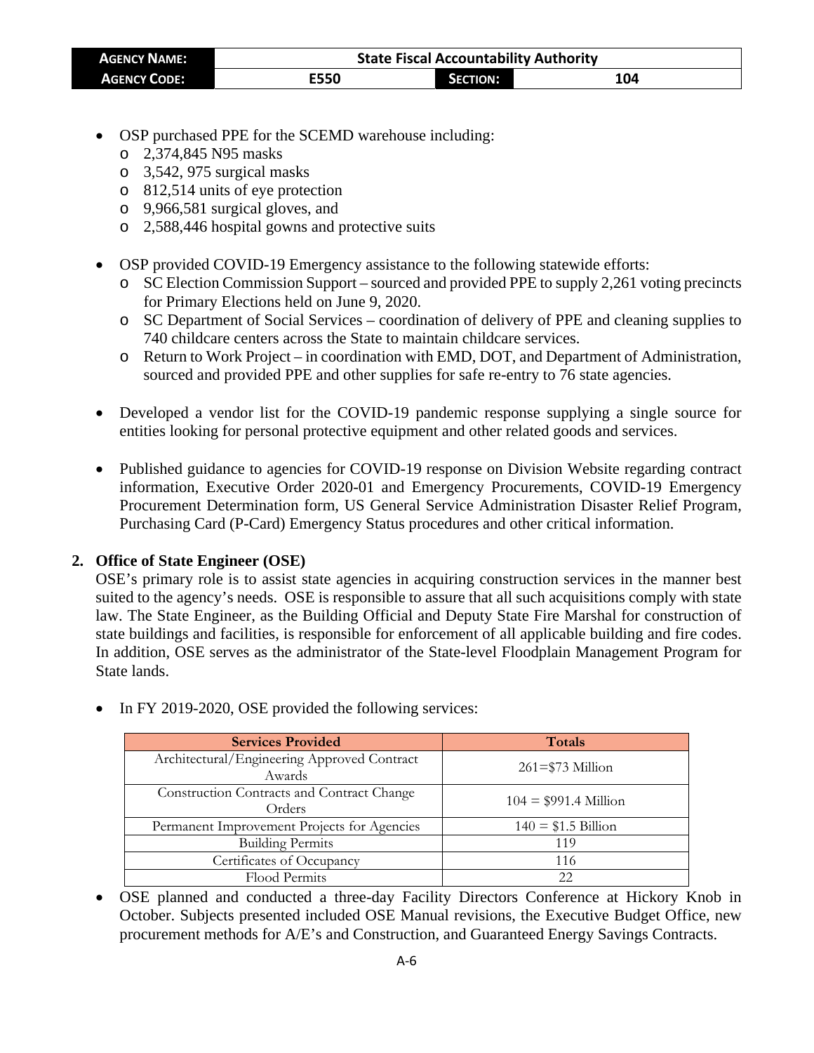- OSP purchased PPE for the SCEMD warehouse including:
  - 2,374,845 N95 masks
  - 3,542, 975 surgical masks
  - 812,514 units of eye protection
  - 9,966,581 surgical gloves, and
  - 2,588,446 hospital gowns and protective suits

- OSP provided COVID-19 Emergency assistance to the following statewide efforts:
  - SC Election Commission Support – sourced and provided PPE to supply 2,261 voting precincts for Primary Elections held on June 9, 2020.
  - SC Department of Social Services – coordination of delivery of PPE and cleaning supplies to 740 childcare centers across the State to maintain childcare services.
  - Return to Work Project – in coordination with EMD, DOT, and Department of Administration, sourced and provided PPE and other supplies for safe re-entry to 76 state agencies.

- Developed a vendor list for the COVID-19 pandemic response supplying a single source for entities looking for personal protective equipment and other related goods and services.

- Published guidance to agencies for COVID-19 response on Division Website regarding contract information, Executive Order 2020-01 and Emergency Procurements, COVID-19 Emergency Procurement Determination form, US General Service Administration Disaster Relief Program, Purchasing Card (P-Card) Emergency Status procedures and other critical information.

**2. Office of State Engineer (OSE)**

OSE's primary role is to assist state agencies in acquiring construction services in the manner best suited to the agency's needs. OSE is responsible to assure that all such acquisitions comply with state law. The State Engineer, as the Building Official and Deputy State Fire Marshal for construction of state buildings and facilities, is responsible for enforcement of all applicable building and fire codes. In addition, OSE serves as the administrator of the State-level Floodplain Management Program for State lands.

- In FY 2019-2020, OSE provided the following services:

| Services Provided | Totals |
|---|---|
| Architectural/Engineering Approved Contract Awards | 261=$73 Million |
| Construction Contracts and Contract Change Orders | 104 = $991.4 Million |
| Permanent Improvement Projects for Agencies | 140 = $1.5 Billion |
| Building Permits | 119 |
| Certificates of Occupancy | 116 |
| Flood Permits | 22 |

- OSE planned and conducted a three-day Facility Directors Conference at Hickory Knob in October. Subjects presented included OSE Manual revisions, the Executive Budget Office, new procurement methods for A/E's and Construction, and Guaranteed Energy Savings Contracts.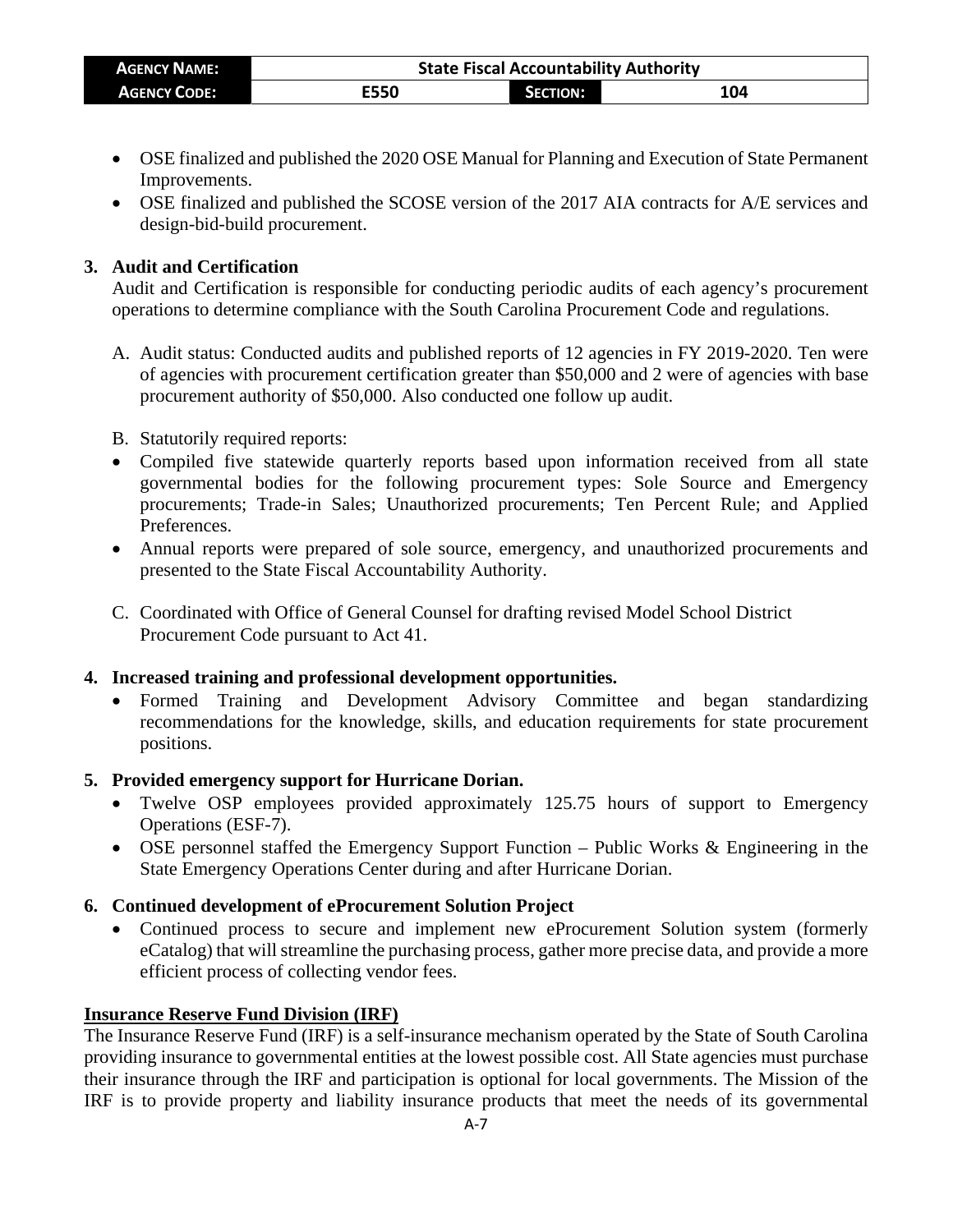- OSE finalized and published the 2020 OSE Manual for Planning and Execution of State Permanent Improvements.
- OSE finalized and published the SCOSE version of the 2017 AIA contracts for A/E services and design-bid-build procurement.

**3. Audit and Certification**

Audit and Certification is responsible for conducting periodic audits of each agency's procurement operations to determine compliance with the South Carolina Procurement Code and regulations.

A. Audit status: Conducted audits and published reports of 12 agencies in FY 2019-2020. Ten were of agencies with procurement certification greater than $50,000 and 2 were of agencies with base procurement authority of $50,000. Also conducted one follow up audit.

B. Statutorily required reports:

- Compiled five statewide quarterly reports based upon information received from all state governmental bodies for the following procurement types: Sole Source and Emergency procurements; Trade-in Sales; Unauthorized procurements; Ten Percent Rule; and Applied Preferences.
- Annual reports were prepared of sole source, emergency, and unauthorized procurements and presented to the State Fiscal Accountability Authority.

C. Coordinated with Office of General Counsel for drafting revised Model School District Procurement Code pursuant to Act 41.

**4. Increased training and professional development opportunities.**

- Formed Training and Development Advisory Committee and began standardizing recommendations for the knowledge, skills, and education requirements for state procurement positions.

**5. Provided emergency support for Hurricane Dorian.**

- Twelve OSP employees provided approximately 125.75 hours of support to Emergency Operations (ESF-7).
- OSE personnel staffed the Emergency Support Function – Public Works & Engineering in the State Emergency Operations Center during and after Hurricane Dorian.

**6. Continued development of eProcurement Solution Project**

- Continued process to secure and implement new eProcurement Solution system (formerly eCatalog) that will streamline the purchasing process, gather more precise data, and provide a more efficient process of collecting vendor fees.

**Insurance Reserve Fund Division (IRF)**

The Insurance Reserve Fund (IRF) is a self-insurance mechanism operated by the State of South Carolina providing insurance to governmental entities at the lowest possible cost. All State agencies must purchase their insurance through the IRF and participation is optional for local governments. The Mission of the IRF is to provide property and liability insurance products that meet the needs of its governmental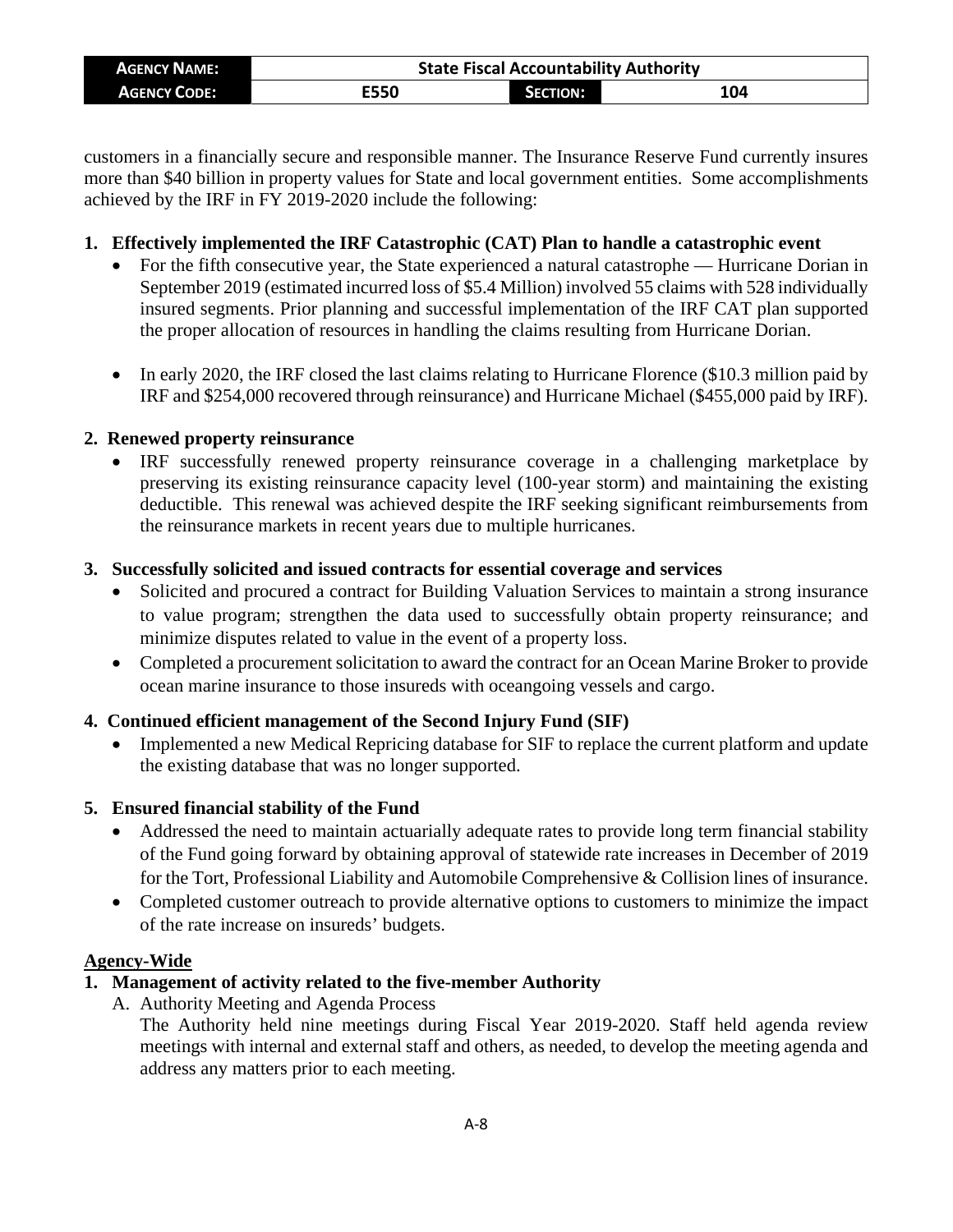customers in a financially secure and responsible manner. The Insurance Reserve Fund currently insures more than $40 billion in property values for State and local government entities. Some accomplishments achieved by the IRF in FY 2019-2020 include the following:

**1. Effectively implemented the IRF Catastrophic (CAT) Plan to handle a catastrophic event**

- For the fifth consecutive year, the State experienced a natural catastrophe — Hurricane Dorian in September 2019 (estimated incurred loss of $5.4 Million) involved 55 claims with 528 individually insured segments. Prior planning and successful implementation of the IRF CAT plan supported the proper allocation of resources in handling the claims resulting from Hurricane Dorian.

- In early 2020, the IRF closed the last claims relating to Hurricane Florence ($10.3 million paid by IRF and $254,000 recovered through reinsurance) and Hurricane Michael ($455,000 paid by IRF).

**2. Renewed property reinsurance**

- IRF successfully renewed property reinsurance coverage in a challenging marketplace by preserving its existing reinsurance capacity level (100-year storm) and maintaining the existing deductible. This renewal was achieved despite the IRF seeking significant reimbursements from the reinsurance markets in recent years due to multiple hurricanes.

**3. Successfully solicited and issued contracts for essential coverage and services**

- Solicited and procured a contract for Building Valuation Services to maintain a strong insurance to value program; strengthen the data used to successfully obtain property reinsurance; and minimize disputes related to value in the event of a property loss.
- Completed a procurement solicitation to award the contract for an Ocean Marine Broker to provide ocean marine insurance to those insureds with oceangoing vessels and cargo.

**4. Continued efficient management of the Second Injury Fund (SIF)**

- Implemented a new Medical Repricing database for SIF to replace the current platform and update the existing database that was no longer supported.

**5. Ensured financial stability of the Fund**

- Addressed the need to maintain actuarially adequate rates to provide long term financial stability of the Fund going forward by obtaining approval of statewide rate increases in December of 2019 for the Tort, Professional Liability and Automobile Comprehensive & Collision lines of insurance.
- Completed customer outreach to provide alternative options to customers to minimize the impact of the rate increase on insureds' budgets.

**Agency-Wide**

**1. Management of activity related to the five-member Authority**

A. Authority Meeting and Agenda Process

The Authority held nine meetings during Fiscal Year 2019-2020. Staff held agenda review meetings with internal and external staff and others, as needed, to develop the meeting agenda and address any matters prior to each meeting.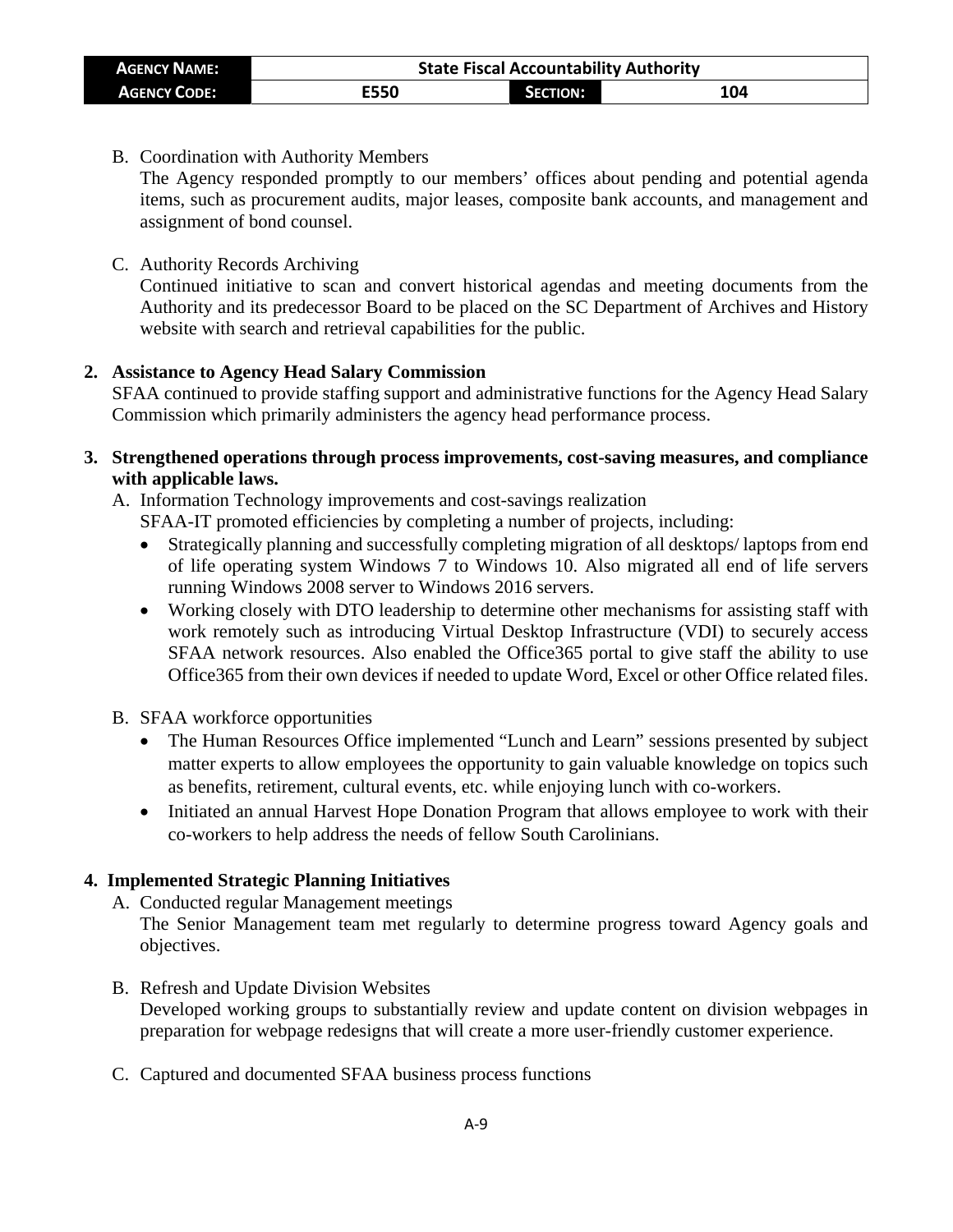B. Coordination with Authority Members
   The Agency responded promptly to our members' offices about pending and potential agenda items, such as procurement audits, major leases, composite bank accounts, and management and assignment of bond counsel.

C. Authority Records Archiving
   Continued initiative to scan and convert historical agendas and meeting documents from the Authority and its predecessor Board to be placed on the SC Department of Archives and History website with search and retrieval capabilities for the public.

**2. Assistance to Agency Head Salary Commission**
   SFAA continued to provide staffing support and administrative functions for the Agency Head Salary Commission which primarily administers the agency head performance process.

**3. Strengthened operations through process improvements, cost-saving measures, and compliance with applicable laws.**

A. Information Technology improvements and cost-savings realization
   SFAA-IT promoted efficiencies by completing a number of projects, including:
   - Strategically planning and successfully completing migration of all desktops/ laptops from end of life operating system Windows 7 to Windows 10. Also migrated all end of life servers running Windows 2008 server to Windows 2016 servers.
   - Working closely with DTO leadership to determine other mechanisms for assisting staff with work remotely such as introducing Virtual Desktop Infrastructure (VDI) to securely access SFAA network resources. Also enabled the Office365 portal to give staff the ability to use Office365 from their own devices if needed to update Word, Excel or other Office related files.

B. SFAA workforce opportunities
   - The Human Resources Office implemented "Lunch and Learn" sessions presented by subject matter experts to allow employees the opportunity to gain valuable knowledge on topics such as benefits, retirement, cultural events, etc. while enjoying lunch with co-workers.
   - Initiated an annual Harvest Hope Donation Program that allows employee to work with their co-workers to help address the needs of fellow South Carolinians.

**4. Implemented Strategic Planning Initiatives**

A. Conducted regular Management meetings
   The Senior Management team met regularly to determine progress toward Agency goals and objectives.

B. Refresh and Update Division Websites
   Developed working groups to substantially review and update content on division webpages in preparation for webpage redesigns that will create a more user-friendly customer experience.

C. Captured and documented SFAA business process functions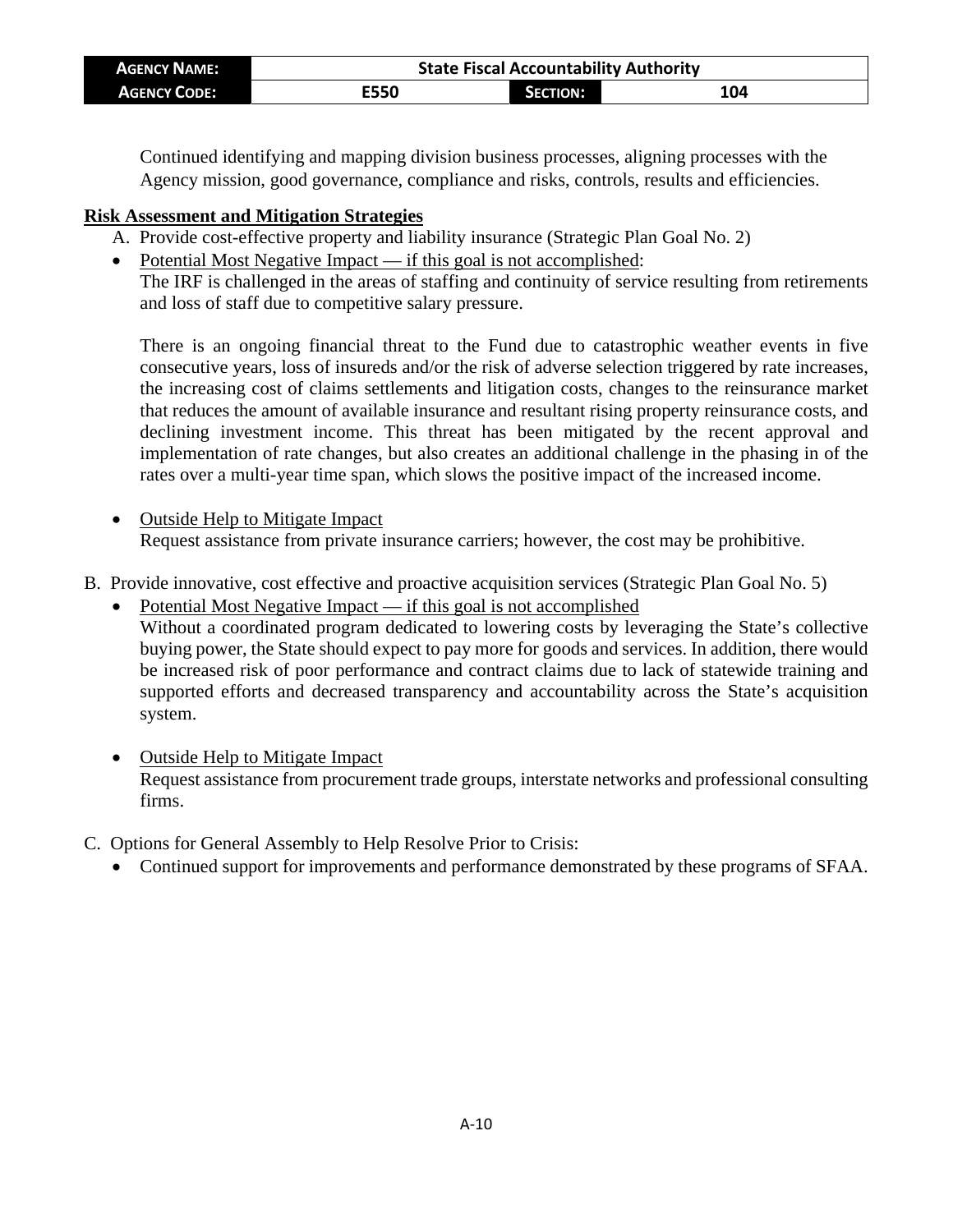Continued identifying and mapping division business processes, aligning processes with the Agency mission, good governance, compliance and risks, controls, results and efficiencies.

**Risk Assessment and Mitigation Strategies**

A. Provide cost-effective property and liability insurance (Strategic Plan Goal No. 2)

- Potential Most Negative Impact — if this goal is not accomplished:
  The IRF is challenged in the areas of staffing and continuity of service resulting from retirements and loss of staff due to competitive salary pressure.

  There is an ongoing financial threat to the Fund due to catastrophic weather events in five consecutive years, loss of insureds and/or the risk of adverse selection triggered by rate increases, the increasing cost of claims settlements and litigation costs, changes to the reinsurance market that reduces the amount of available insurance and resultant rising property reinsurance costs, and declining investment income. This threat has been mitigated by the recent approval and implementation of rate changes, but also creates an additional challenge in the phasing in of the rates over a multi-year time span, which slows the positive impact of the increased income.

- Outside Help to Mitigate Impact
  Request assistance from private insurance carriers; however, the cost may be prohibitive.

B. Provide innovative, cost effective and proactive acquisition services (Strategic Plan Goal No. 5)

- Potential Most Negative Impact — if this goal is not accomplished
  Without a coordinated program dedicated to lowering costs by leveraging the State's collective buying power, the State should expect to pay more for goods and services. In addition, there would be increased risk of poor performance and contract claims due to lack of statewide training and supported efforts and decreased transparency and accountability across the State's acquisition system.

- Outside Help to Mitigate Impact
  Request assistance from procurement trade groups, interstate networks and professional consulting firms.

C. Options for General Assembly to Help Resolve Prior to Crisis:

- Continued support for improvements and performance demonstrated by these programs of SFAA.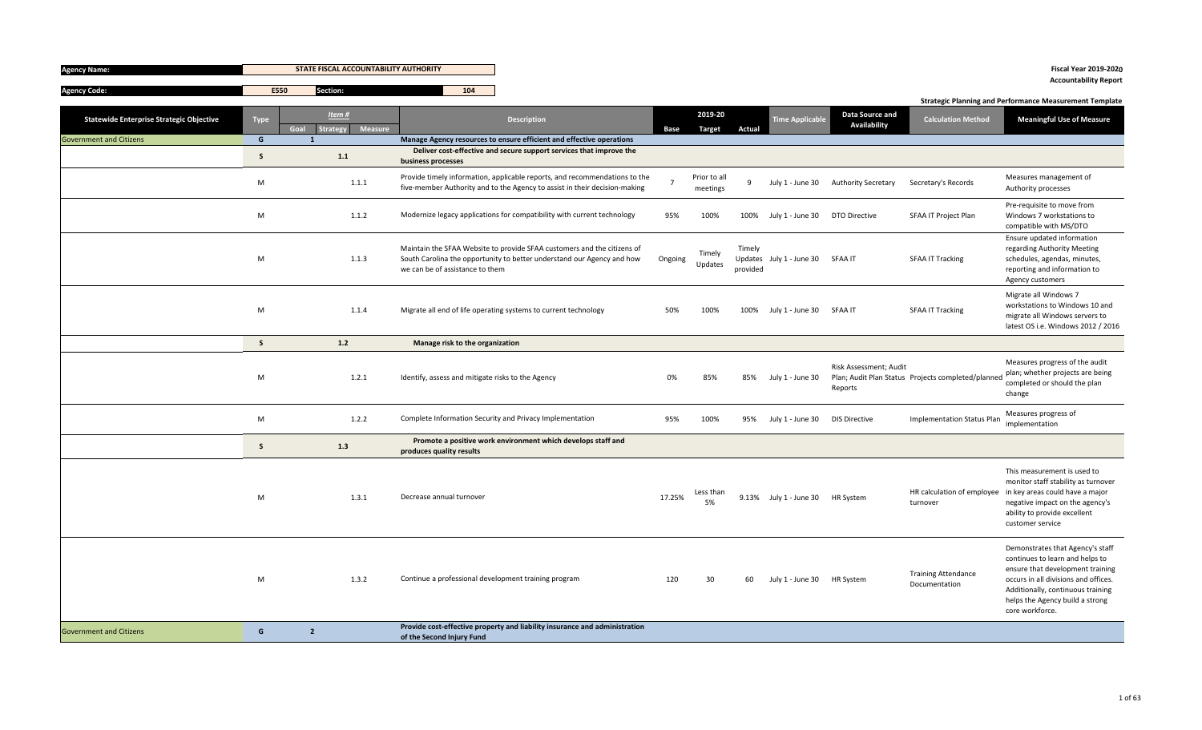**Agency Name:** STATE FISCAL ACCOUNTABILITY AUTHORITY

**Agency Code:** E550 **Section:** 104

**Fiscal Year 2019-2020**
**Accountability Report**

**Strategic Planning and Performance Measurement Template**

| Statewide Enterprise Strategic Objective | Type | Item # Goal | Strategy | Measure | Description | Base | 2019-20 Target | Actual | Time Applicable | Data Source and Availability | Calculation Method | Meaningful Use of Measure |
|---|---|---|---|---|---|---|---|---|---|---|---|---|
| Government and Citizens | G | 1 | | | **Manage Agency resources to ensure efficient and effective operations** | | | | | | | |
| | S | | 1.1 | | **Deliver cost-effective and secure support services that improve the business processes** | | | | | | | |
| | M | | | 1.1.1 | Provide timely information, applicable reports, and recommendations to the five-member Authority and to the Agency to assist in their decision-making | 7 | Prior to all meetings | 9 | July 1 - June 30 | Authority Secretary | Secretary's Records | Measures management of Authority processes |
| | M | | | 1.1.2 | Modernize legacy applications for compatibility with current technology | 95% | 100% | 100% | July 1 - June 30 | DTO Directive | SFAA IT Project Plan | Pre-requisite to move from Windows 7 workstations to compatible with MS/DTO |
| | M | | | 1.1.3 | Maintain the SFAA Website to provide SFAA customers and the citizens of South Carolina the opportunity to better understand our Agency and how we can be of assistance to them | Ongoing | Timely Updates | Timely Updates provided | July 1 - June 30 | SFAA IT | SFAA IT Tracking | Ensure updated information regarding Authority Meeting schedules, agendas, minutes, reporting and information to Agency customers |
| | M | | | 1.1.4 | Migrate all end of life operating systems to current technology | 50% | 100% | 100% | July 1 - June 30 | SFAA IT | SFAA IT Tracking | Migrate all Windows 7 workstations to Windows 10 and migrate all Windows servers to latest OS i.e. Windows 2012 / 2016 |
| | S | | 1.2 | | **Manage risk to the organization** | | | | | | | |
| | M | | | 1.2.1 | Identify, assess and mitigate risks to the Agency | 0% | 85% | 85% | July 1 - June 30 | Risk Assessment; Audit Plan; Audit Plan Status Reports | Projects completed/planned | Measures progress of the audit plan; whether projects are being completed or should the plan change |
| | M | | | 1.2.2 | Complete Information Security and Privacy Implementation | 95% | 100% | 95% | July 1 - June 30 | DIS Directive | Implementation Status Plan | Measures progress of implementation |
| | S | | 1.3 | | **Promote a positive work environment which develops staff and produces quality results** | | | | | | | |
| | M | | | 1.3.1 | Decrease annual turnover | 17.25% | Less than 5% | 9.13% | July 1 - June 30 | HR System | HR calculation of employee turnover | This measurement is used to monitor staff stability as turnover in key areas could have a major negative impact on the agency's ability to provide excellent customer service |
| | M | | | 1.3.2 | Continue a professional development training program | 120 | 30 | 60 | July 1 - June 30 | HR System | Training Attendance Documentation | Demonstrates that Agency's staff continues to learn and helps to ensure that development training occurs in all divisions and offices. Additionally, continuous training helps the Agency build a strong core workforce. |
| Government and Citizens | G | 2 | | | **Provide cost-effective property and liability insurance and administration of the Second Injury Fund** | | | | | | | |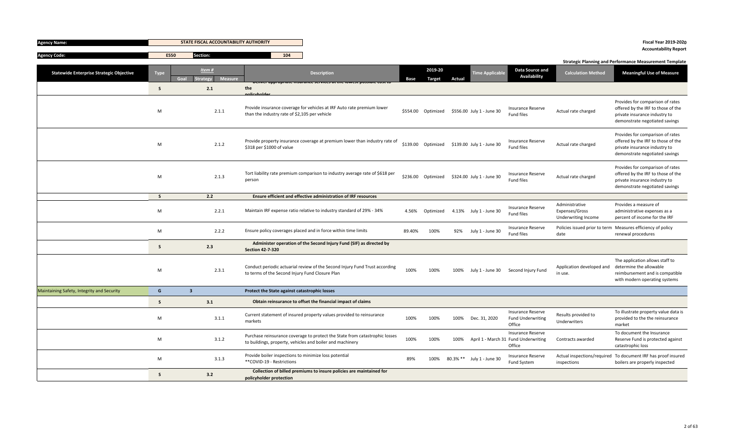| Agency Name: | STATE FISCAL ACCOUNTABILITY AUTHORITY | | Fiscal Year 2019-2020 Accountability Report |
|---|---|---|---|
| Agency Code: | E550 | Section: 104 | Strategic Planning and Performance Measurement Template |

| Statewide Enterprise Strategic Objective | Type | Item # Goal | Item # Strategy | Item # Measure | Description | Base | 2019-20 Target | 2019-20 Actual | Time Applicable | Data Source and Availability | Calculation Method | Meaningful Use of Measure |
|---|---|---|---|---|---|---|---|---|---|---|---|---|
| | S | | 2.1 | | Deliver appropriate insurance services at the lowest possible cost to the policyholder | | | | | | | |
| | M | | | 2.1.1 | Provide insurance coverage for vehicles at IRF Auto rate premium lower than the industry rate of $2,105 per vehicle | $554.00 | Optimized | $556.00 | July 1 - June 30 | Insurance Reserve Fund files | Actual rate charged | Provides for comparison of rates offered by the IRF to those of the private insurance industry to demonstrate negotiated savings |
| | M | | | 2.1.2 | Provide property insurance coverage at premium lower than industry rate of $318 per $1000 of value | $139.00 | Optimized | $139.00 | July 1 - June 30 | Insurance Reserve Fund files | Actual rate charged | Provides for comparison of rates offered by the IRF to those of the private insurance industry to demonstrate negotiated savings |
| | M | | | 2.1.3 | Tort liability rate premium comparison to industry average rate of $618 per person | $236.00 | Optimized | $324.00 | July 1 - June 30 | Insurance Reserve Fund files | Actual rate charged | Provides for comparison of rates offered by the IRF to those of the private insurance industry to demonstrate negotiated savings |
| | S | | 2.2 | | Ensure efficient and effective administration of IRF resources | | | | | | | |
| | M | | | 2.2.1 | Maintain IRF expense ratio relative to industry standard of 29% - 34% | 4.56% | Optimized | 4.13% | July 1 - June 30 | Insurance Reserve Fund files | Administrative Expenses/Gross Underwriting Income | Provides a measure of administrative expenses as a percent of income for the IRF |
| | M | | | 2.2.2 | Ensure policy coverages placed and in force within time limits | 89.40% | 100% | 92% | July 1 - June 30 | Insurance Reserve Fund files | Policies issued prior to term date | Measures efficiency of policy renewal procedures |
| | S | | 2.3 | | Administer operation of the Second Injury Fund (SIF) as directed by Section 42-7-320 | | | | | | | |
| | M | | | 2.3.1 | Conduct periodic actuarial review of the Second Injury Fund Trust according to terms of the Second Injury Fund Closure Plan | 100% | 100% | 100% | July 1 - June 30 | Second Injury Fund | Application developed and in use. | The application allows staff to determine the allowable reimbursement and is compatible with modern operating systems |
| Maintaining Safety, Integrity and Security | G | 3 | | | Protect the State against catastrophic losses | | | | | | | |
| | S | | 3.1 | | Obtain reinsurance to offset the financial impact of claims | | | | | | | |
| | M | | | 3.1.1 | Current statement of insured property values provided to reinsurance markets | 100% | 100% | 100% | Dec. 31, 2020 | Insurance Reserve Fund Underwriting Office | Results provided to Underwriters | To illustrate property value data is provided to the the reinsurance market |
| | M | | | 3.1.2 | Purchase reinsurance coverage to protect the State from catastrophic losses to buildings, property, vehicles and boiler and machinery | 100% | 100% | 100% | April 1 - March 31 | Insurance Reserve Fund Underwriting Office | Contracts awarded | To document the Insurance Reserve Fund is protected against catastrophic loss |
| | M | | | 3.1.3 | Provide boiler inspections to minimize loss potential **COVID-19 - Restrictions | 89% | 100% | 80.3% ** | July 1 - June 30 | Insurance Reserve Fund System | Actual inspections/required inspections | To document IRF has proof insured boilers are properly inspected |
| | S | | 3.2 | | Collection of billed premiums to insure policies are maintained for policyholder protection | | | | | | | |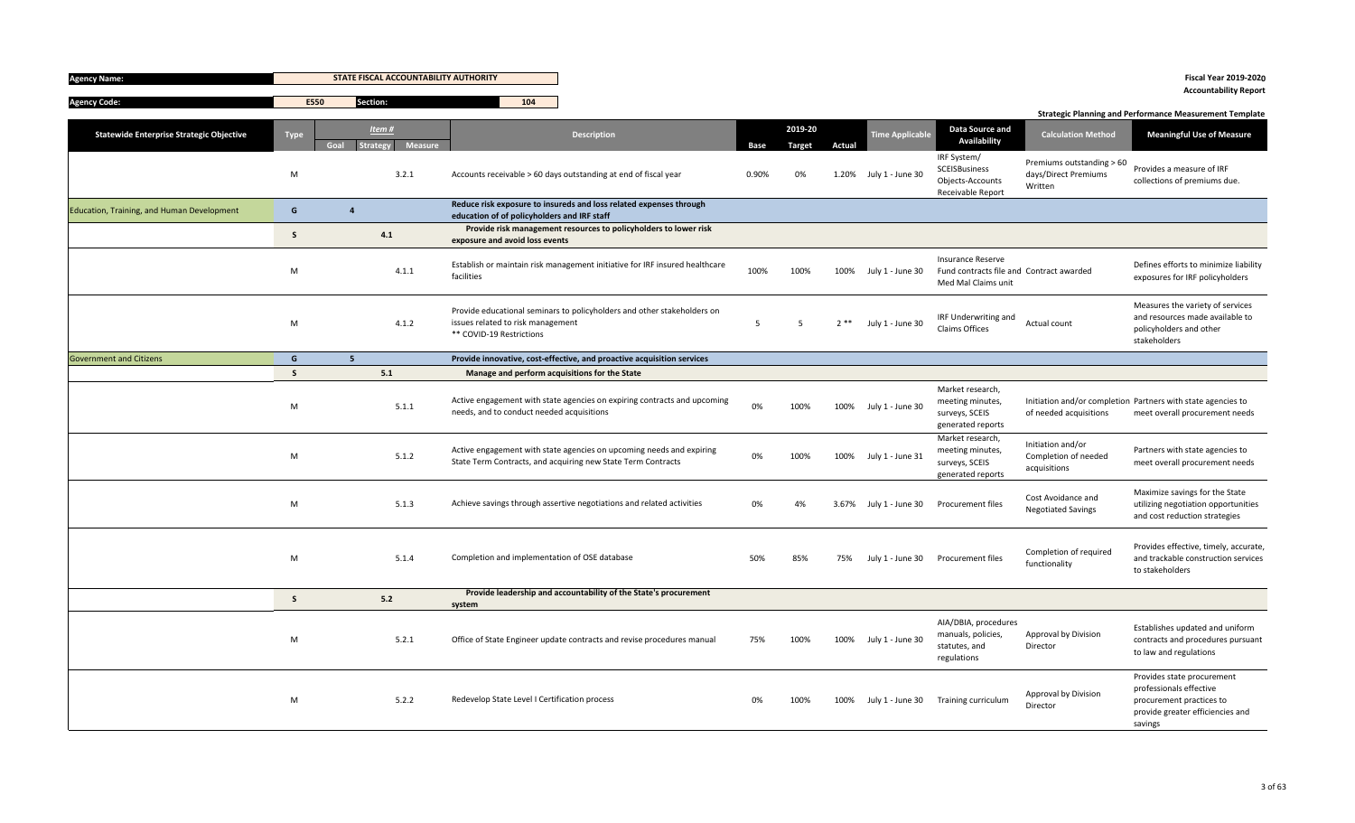**Agency Name:** STATE FISCAL ACCOUNTABILITY AUTHORITY

**Agency Code:** E550 **Section:** 104

**Fiscal Year 2019-2020**
**Accountability Report**

**Strategic Planning and Performance Measurement Template**

| Statewide Enterprise Strategic Objective | Type | Item # Goal | Strategy | Measure | Description | Base | 2019-20 Target | Actual | Time Applicable | Data Source and Availability | Calculation Method | Meaningful Use of Measure |
|---|---|---|---|---|---|---|---|---|---|---|---|---|
| | M | | | 3.2.1 | Accounts receivable > 60 days outstanding at end of fiscal year | 0.90% | 0% | 1.20% | July 1 - June 30 | IRF System/ SCEISBusiness Objects-Accounts Receivable Report | Premiums outstanding > 60 days/Direct Premiums Written | Provides a measure of IRF collections of premiums due. |
| Education, Training, and Human Development | G | 4 | | | Reduce risk exposure to insureds and loss related expenses through education of policyholders and IRF staff | | | | | | | |
| | S | | 4.1 | | Provide risk management resources to policyholders to lower risk exposure and avoid loss events | | | | | | | |
| | M | | | 4.1.1 | Establish or maintain risk management initiative for IRF insured healthcare facilities | 100% | 100% | 100% | July 1 - June 30 | Insurance Reserve Fund contracts file and Med Mal Claims unit | Contract awarded | Defines efforts to minimize liability exposures for IRF policyholders |
| | M | | | 4.1.2 | Provide educational seminars to policyholders and other stakeholders on issues related to risk management ** COVID-19 Restrictions | 5 | 5 | 2 ** | July 1 - June 30 | IRF Underwriting and Claims Offices | Actual count | Measures the variety of services and resources made available to policyholders and other stakeholders |
| Government and Citizens | G | 5 | | | Provide innovative, cost-effective, and proactive acquisition services | | | | | | | |
| | S | | 5.1 | | Manage and perform acquisitions for the State | | | | | | | |
| | M | | | 5.1.1 | Active engagement with state agencies on expiring contracts and upcoming needs, and to conduct needed acquisitions | 0% | 100% | 100% | July 1 - June 30 | Market research, meeting minutes, surveys, SCEIS generated reports | Initiation and/or completion of needed acquisitions | Partners with state agencies to meet overall procurement needs |
| | M | | | 5.1.2 | Active engagement with state agencies on upcoming needs and expiring State Term Contracts, and acquiring new State Term Contracts | 0% | 100% | 100% | July 1 - June 31 | Market research, meeting minutes, surveys, SCEIS generated reports | Initiation and/or Completion of needed acquisitions | Partners with state agencies to meet overall procurement needs |
| | M | | | 5.1.3 | Achieve savings through assertive negotiations and related activities | 0% | 4% | 3.67% | July 1 - June 30 | Procurement files | Cost Avoidance and Negotiated Savings | Maximize savings for the State utilizing negotiation opportunities and cost reduction strategies |
| | M | | | 5.1.4 | Completion and implementation of OSE database | 50% | 85% | 75% | July 1 - June 30 | Procurement files | Completion of required functionality | Provides effective, timely, accurate, and trackable construction services to stakeholders |
| | S | | 5.2 | | Provide leadership and accountability of the State's procurement system | | | | | | | |
| | M | | | 5.2.1 | Office of State Engineer update contracts and revise procedures manual | 75% | 100% | 100% | July 1 - June 30 | AIA/DBIA, procedures manuals, policies, statutes, and regulations | Approval by Division Director | Establishes updated and uniform contracts and procedures pursuant to law and regulations |
| | M | | | 5.2.2 | Redevelop State Level I Certification process | 0% | 100% | 100% | July 1 - June 30 | Training curriculum | Approval by Division Director | Provides state procurement professionals effective procurement practices to provide greater efficiencies and savings |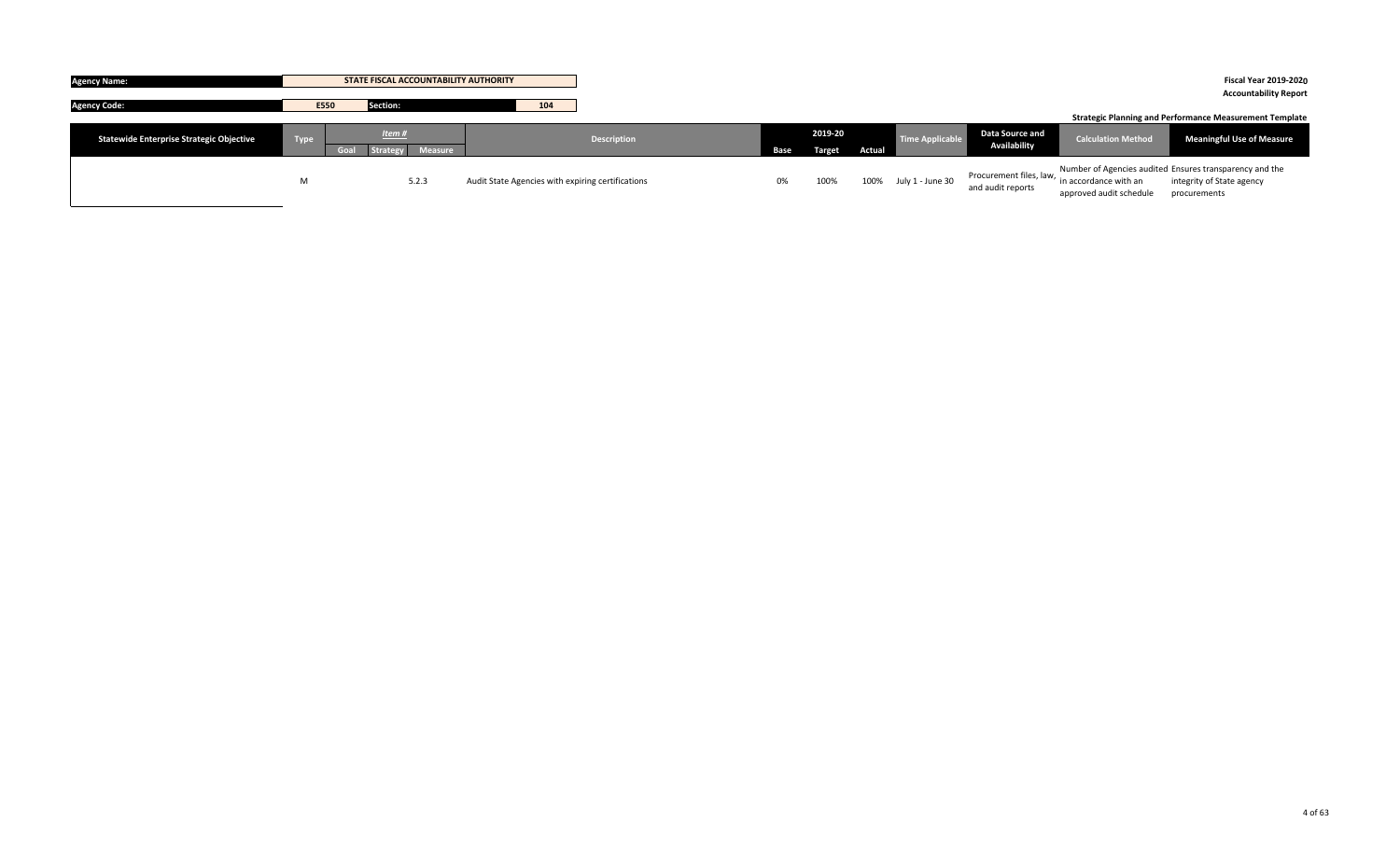| Agency Name: | STATE FISCAL ACCOUNTABILITY AUTHORITY | | |
|---|---|---|---|
| Agency Code: | E550 | Section: | 104 |

**Fiscal Year 2019-2020**
**Accountability Report**

**Strategic Planning and Performance Measurement Template**

| Statewide Enterprise Strategic Objective | Type | Item # | | | Description | | 2019-20 | | Time Applicable | Data Source and Availability | Calculation Method | Meaningful Use of Measure |
|---|---|---|---|---|---|---|---|---|---|---|---|---|
| | | Goal | Strategy | Measure | | Base | Target | Actual | | | | |
| | M | | | 5.2.3 | Audit State Agencies with expiring certifications | 0% | 100% | 100% | July 1 - June 30 | Procurement files, law, and audit reports | Number of Agencies audited in accordance with an approved audit schedule | Ensures transparency and the integrity of State agency procurements |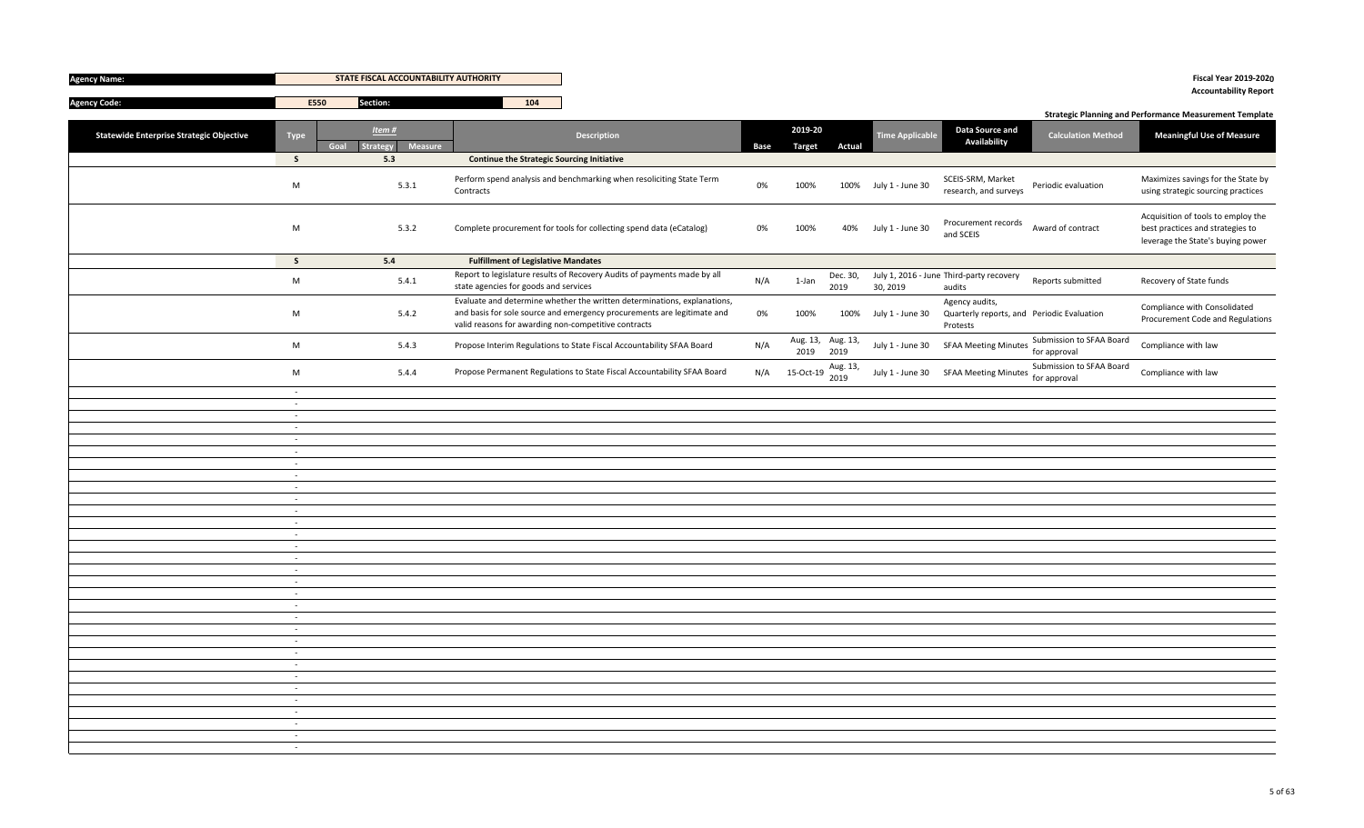**Agency Name:** STATE FISCAL ACCOUNTABILITY AUTHORITY

**Agency Code:** E550 **Section:** 104

**Fiscal Year 2019-2020**
**Accountability Report**

**Strategic Planning and Performance Measurement Template**

| Statewide Enterprise Strategic Objective | Type | Item # Goal | Item # Strategy | Item # Measure | Description | Base | 2019-20 Target | 2019-20 Actual | Time Applicable | Data Source and Availability | Calculation Method | Meaningful Use of Measure |
|---|---|---|---|---|---|---|---|---|---|---|---|---|
| | S | | 5.3 | | **Continue the Strategic Sourcing Initiative** | | | | | | | |
| | M | | | 5.3.1 | Perform spend analysis and benchmarking when resoliciting State Term Contracts | 0% | 100% | 100% | July 1 - June 30 | SCEIS-SRM, Market research, and surveys | Periodic evaluation | Maximizes savings for the State by using strategic sourcing practices |
| | M | | | 5.3.2 | Complete procurement for tools for collecting spend data (eCatalog) | 0% | 100% | 40% | July 1 - June 30 | Procurement records and SCEIS | Award of contract | Acquisition of tools to employ the best practices and strategies to leverage the State's buying power |
| | S | | 5.4 | | **Fulfillment of Legislative Mandates** | | | | | | | |
| | M | | | 5.4.1 | Report to legislature results of Recovery Audits of payments made by all state agencies for goods and services | N/A | 1-Jan | Dec. 30, 2019 | July 1, 2016 - June 30, 2019 | Third-party recovery audits | Reports submitted | Recovery of State funds |
| | M | | | 5.4.2 | Evaluate and determine whether the written determinations, explanations, and basis for sole source and emergency procurements are legitimate and valid reasons for awarding non-competitive contracts | 0% | 100% | 100% | July 1 - June 30 | Agency audits, Quarterly reports, and Protests | Periodic Evaluation | Compliance with Consolidated Procurement Code and Regulations |
| | M | | | 5.4.3 | Propose Interim Regulations to State Fiscal Accountability SFAA Board | N/A | Aug. 13, 2019 | Aug. 13, 2019 | July 1 - June 30 | SFAA Meeting Minutes | Submission to SFAA Board for approval | Compliance with law |
| | M | | | 5.4.4 | Propose Permanent Regulations to State Fiscal Accountability SFAA Board | N/A | 15-Oct-19 | Aug. 13, 2019 | July 1 - June 30 | SFAA Meeting Minutes | Submission to SFAA Board for approval | Compliance with law |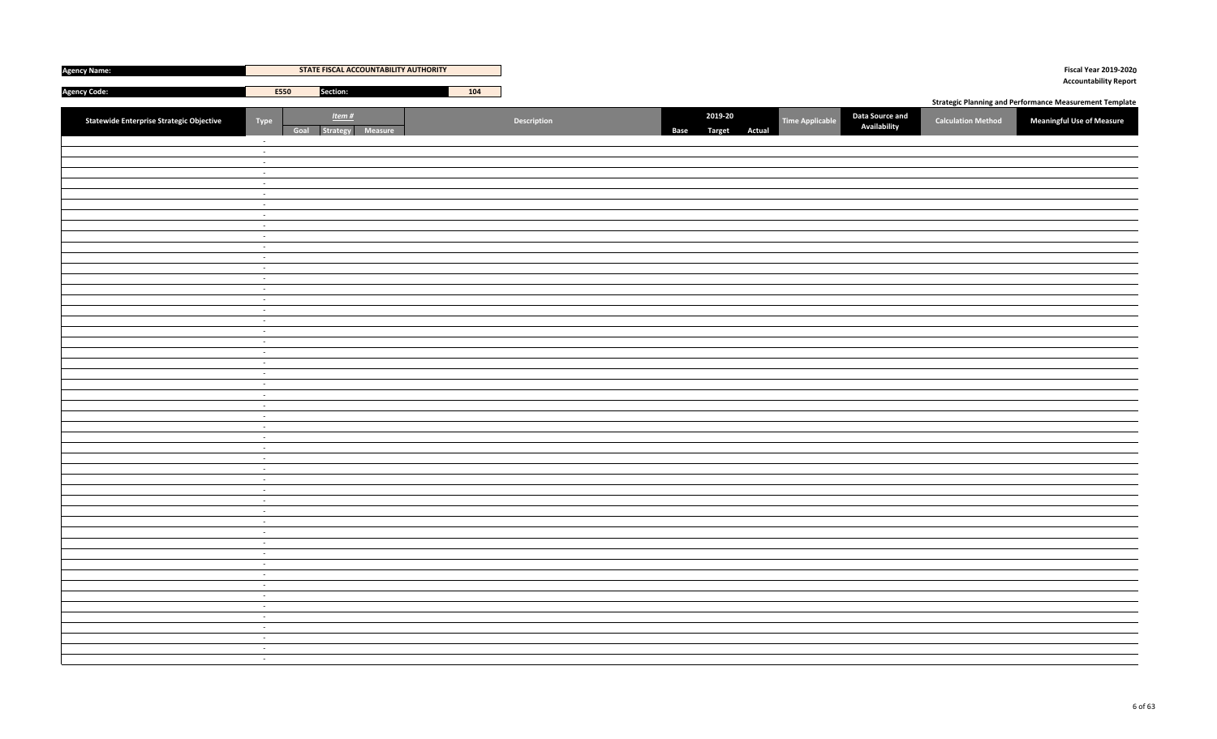| Agency Name: | STATE FISCAL ACCOUNTABILITY AUTHORITY | | |
|---|---|---|---|
| Agency Code: | E550 | Section: | 104 |

Fiscal Year 2019-2020
Accountability Report

Strategic Planning and Performance Measurement Template

| Statewide Enterprise Strategic Objective | Type | Item # | | | Description | 2019-20 | | | Time Applicable | Data Source and Availability | Calculation Method | Meaningful Use of Measure |
|---|---|---|---|---|---|---|---|---|---|---|---|---|
| | | Goal | Strategy | Measure | | Base | Target | Actual | | | | |
| | - | | | | | | | | | | | |
| | - | | | | | | | | | | | |
| | - | | | | | | | | | | | |
| | - | | | | | | | | | | | |
| | - | | | | | | | | | | | |
| | - | | | | | | | | | | | |
| | - | | | | | | | | | | | |
| | - | | | | | | | | | | | |
| | - | | | | | | | | | | | |
| | - | | | | | | | | | | | |
| | - | | | | | | | | | | | |
| | - | | | | | | | | | | | |
| | - | | | | | | | | | | | |
| | - | | | | | | | | | | | |
| | - | | | | | | | | | | | |
| | - | | | | | | | | | | | |
| | - | | | | | | | | | | | |
| | - | | | | | | | | | | | |
| | - | | | | | | | | | | | |
| | - | | | | | | | | | | | |
| | - | | | | | | | | | | | |
| | - | | | | | | | | | | | |
| | - | | | | | | | | | | | |
| | - | | | | | | | | | | | |
| | - | | | | | | | | | | | |
| | - | | | | | | | | | | | |
| | - | | | | | | | | | | | |
| | - | | | | | | | | | | | |
| | - | | | | | | | | | | | |
| | - | | | | | | | | | | | |
| | - | | | | | | | | | | | |
| | - | | | | | | | | | | | |
| | - | | | | | | | | | | | |
| | - | | | | | | | | | | | |
| | - | | | | | | | | | | | |
| | - | | | | | | | | | | | |
| | - | | | | | | | | | | | |
| | - | | | | | | | | | | | |
| | - | | | | | | | | | | | |
| | - | | | | | | | | | | | |
| | - | | | | | | | | | | | |
| | - | | | | | | | | | | | |
| | - | | | | | | | | | | | |
| | - | | | | | | | | | | | |
| | - | | | | | | | | | | | |
| | - | | | | | | | | | | | |
| | - | | | | | | | | | | | |
| | - | | | | | | | | | | | |
| | - | | | | | | | | | | | |
| | - | | | | | | | | | | | |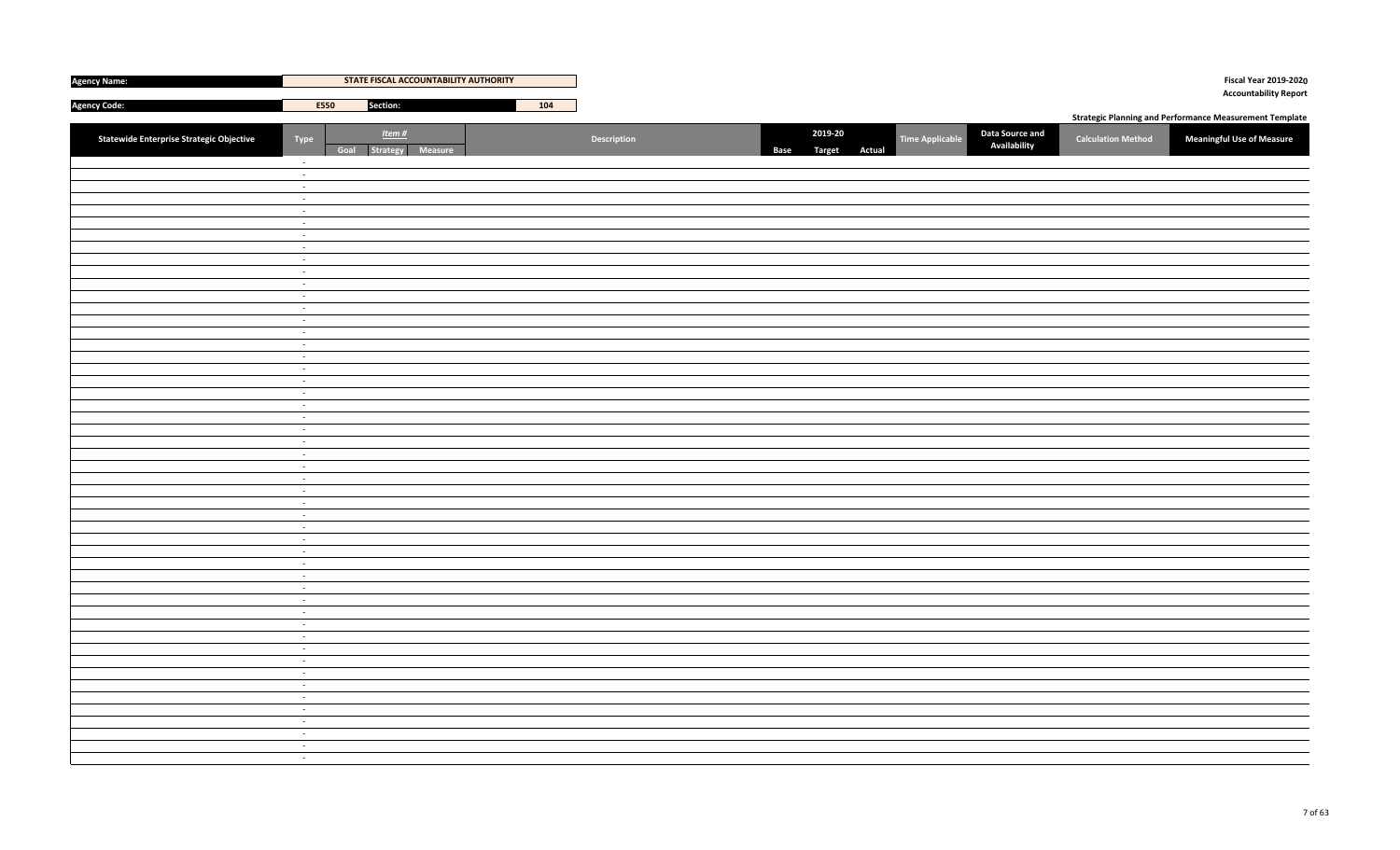| Agency Name: | STATE FISCAL ACCOUNTABILITY AUTHORITY | |
|---|---|---|
| Agency Code: | E550 | Section: 104 |

**Fiscal Year 2019-2020**
**Accountability Report**

**Strategic Planning and Performance Measurement Template**

| Statewide Enterprise Strategic Objective | Type | Item # | | | Description | 2019-20 | | | Time Applicable | Data Source and Availability | Calculation Method | Meaningful Use of Measure |
|---|---|---|---|---|---|---|---|---|---|---|---|---|
| | | Goal | Strategy | Measure | | Base | Target | Actual | | | | |
| | - | | | | | | | | | | | |
| | - | | | | | | | | | | | |
| | - | | | | | | | | | | | |
| | - | | | | | | | | | | | |
| | - | | | | | | | | | | | |
| | - | | | | | | | | | | | |
| | - | | | | | | | | | | | |
| | - | | | | | | | | | | | |
| | - | | | | | | | | | | | |
| | - | | | | | | | | | | | |
| | - | | | | | | | | | | | |
| | - | | | | | | | | | | | |
| | - | | | | | | | | | | | |
| | - | | | | | | | | | | | |
| | - | | | | | | | | | | | |
| | - | | | | | | | | | | | |
| | - | | | | | | | | | | | |
| | - | | | | | | | | | | | |
| | - | | | | | | | | | | | |
| | - | | | | | | | | | | | |
| | - | | | | | | | | | | | |
| | - | | | | | | | | | | | |
| | - | | | | | | | | | | | |
| | - | | | | | | | | | | | |
| | - | | | | | | | | | | | |
| | - | | | | | | | | | | | |
| | - | | | | | | | | | | | |
| | - | | | | | | | | | | | |
| | - | | | | | | | | | | | |
| | - | | | | | | | | | | | |
| | - | | | | | | | | | | | |
| | - | | | | | | | | | | | |
| | - | | | | | | | | | | | |
| | - | | | | | | | | | | | |
| | - | | | | | | | | | | | |
| | - | | | | | | | | | | | |
| | - | | | | | | | | | | | |
| | - | | | | | | | | | | | |
| | - | | | | | | | | | | | |
| | - | | | | | | | | | | | |
| | - | | | | | | | | | | | |
| | - | | | | | | | | | | | |
| | - | | | | | | | | | | | |
| | - | | | | | | | | | | | |
| | - | | | | | | | | | | | |
| | - | | | | | | | | | | | |
| | - | | | | | | | | | | | |
| | - | | | | | | | | | | | |
| | - | | | | | | | | | | | |
| | - | | | | | | | | | | | |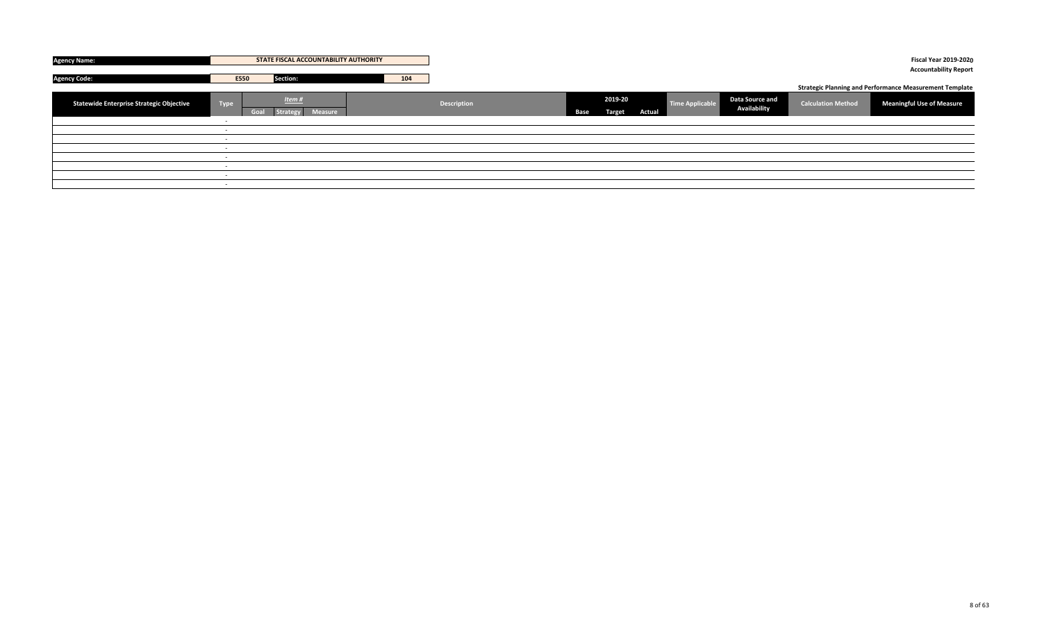**Agency Name:** STATE FISCAL ACCOUNTABILITY AUTHORITY

**Agency Code:** E550 **Section:** 104

**Fiscal Year 2019-2020**
**Accountability Report**

**Strategic Planning and Performance Measurement Template**

| Statewide Enterprise Strategic Objective | Type | Item # | | | Description | 2019-20 | | | Time Applicable | Data Source and Availability | Calculation Method | Meaningful Use of Measure |
|---|---|---|---|---|---|---|---|---|---|---|---|---|
| | | Goal | Strategy | Measure | | Base | Target | Actual | | | | |
| | - | | | | | | | | | | | |
| | - | | | | | | | | | | | |
| | - | | | | | | | | | | | |
| | - | | | | | | | | | | | |
| | - | | | | | | | | | | | |
| | - | | | | | | | | | | | |
| | - | | | | | | | | | | | |
| | - | | | | | | | | | | | |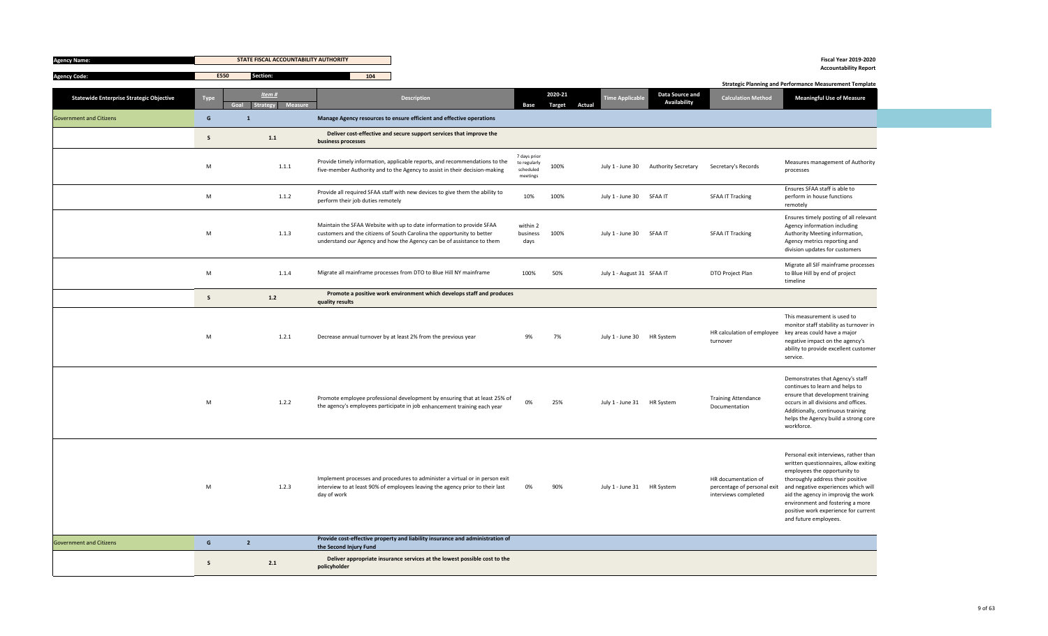**Agency Name:** STATE FISCAL ACCOUNTABILITY AUTHORITY

**Agency Code:** E550 **Section:** 104

**Fiscal Year 2019-2020**
**Accountability Report**

**Strategic Planning and Performance Measurement Template**

| Statewide Enterprise Strategic Objective | Type | Item # Goal | Item # Strategy | Item # Measure | Description | Base | 2020-21 Target | 2020-21 Actual | Time Applicable | Data Source and Availability | Calculation Method | Meaningful Use of Measure |
|---|---|---|---|---|---|---|---|---|---|---|---|---|
| Government and Citizens | G | 1 | | | Manage Agency resources to ensure efficient and effective operations | | | | | | | |
| | S | | 1.1 | | Deliver cost-effective and secure support services that improve the business processes | | | | | | | |
| | M | | | 1.1.1 | Provide timely information, applicable reports, and recommendations to the five-member Authority and to the Agency to assist in their decision-making | 7 days prior to regularly scheduled meetings | 100% | | July 1 - June 30 | Authority Secretary | Secretary's Records | Measures management of Authority processes |
| | M | | | 1.1.2 | Provide all required SFAA staff with new devices to give them the ability to perform their job duties remotely | 10% | 100% | | July 1 - June 30 | SFAA IT | SFAA IT Tracking | Ensures SFAA staff is able to perform in house functions remotely |
| | M | | | 1.1.3 | Maintain the SFAA Website with up to date information to provide SFAA customers and the citizens of South Carolina the opportunity to better understand our Agency and how the Agency can be of assistance to them | within 2 business days | 100% | | July 1 - June 30 | SFAA IT | SFAA IT Tracking | Ensures timely posting of all relevant Agency information including Authority Meeting information, Agency metrics reporting and division updates for customers |
| | M | | | 1.1.4 | Migrate all mainframe processes from DTO to Blue Hill NY mainframe | 100% | 50% | | July 1 - August 31 | SFAA IT | DTO Project Plan | Migrate all SIF mainframe processes to Blue Hill by end of project timeline |
| | S | | 1.2 | | Promote a positive work environment which develops staff and produces quality results | | | | | | | |
| | M | | | 1.2.1 | Decrease annual turnover by at least 2% from the previous year | 9% | 7% | | July 1 - June 30 | HR System | HR calculation of employee turnover | This measurement is used to monitor staff stability as turnover in key areas could have a major negative impact on the agency's ability to provide excellent customer service. |
| | M | | | 1.2.2 | Promote employee professional development by ensuring that at least 25% of the agency's employees participate in job enhancement training each year | 0% | 25% | | July 1 - June 31 | HR System | Training Attendance Documentation | Demonstrates that Agency's staff continues to learn and helps to ensure that development training occurs in all divisions and offices. Additionally, continuous training helps the Agency build a strong core workforce. |
| | M | | | 1.2.3 | Implement processes and procedures to administer a virtual or in person exit interview to at least 90% of employees leaving the agency prior to their last day of work | 0% | 90% | | July 1 - June 31 | HR System | HR documentation of percentage of personal exit interviews completed | Personal exit interviews, rather than written questionnaires, allow exiting employees the opportunity to thoroughly address their positive and negative experiences which will aid the agency in improvig the work environment and fostering a more positive work experience for current and future employees. |
| Government and Citizens | G | 2 | | | Provide cost-effective property and liability insurance and administration of the Second Injury Fund | | | | | | | |
| | S | | 2.1 | | Deliver appropriate insurance services at the lowest possible cost to the policyholder | | | | | | | |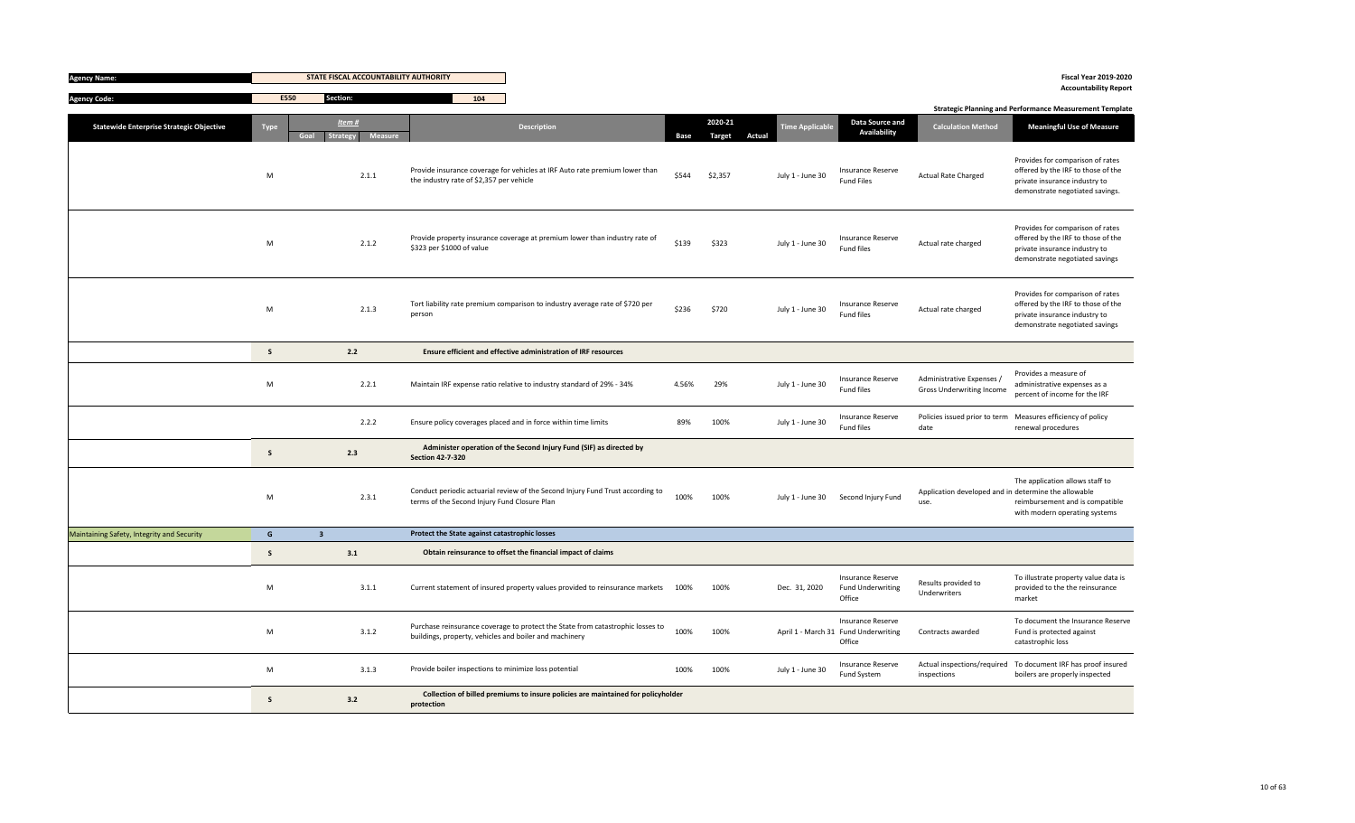| Agency Name: | STATE FISCAL ACCOUNTABILITY AUTHORITY | | Fiscal Year 2019-2020 |
|---|---|---|---|
| Agency Code: | E550 | Section: 104 | Accountability Report |

**Strategic Planning and Performance Measurement Template**

| Statewide Enterprise Strategic Objective | Type | Item # Goal | Item # Strategy | Item # Measure | Description | Base | 2020-21 Target | 2020-21 Actual | Time Applicable | Data Source and Availability | Calculation Method | Meaningful Use of Measure |
|---|---|---|---|---|---|---|---|---|---|---|---|---|
| | M | | | 2.1.1 | Provide insurance coverage for vehicles at IRF Auto rate premium lower than the industry rate of $2,357 per vehicle | $544 | $2,357 | | July 1 - June 30 | Insurance Reserve Fund Files | Actual Rate Charged | Provides for comparison of rates offered by the IRF to those of the private insurance industry to demonstrate negotiated savings. |
| | M | | | 2.1.2 | Provide property insurance coverage at premium lower than industry rate of $323 per $1000 of value | $139 | $323 | | July 1 - June 30 | Insurance Reserve Fund files | Actual rate charged | Provides for comparison of rates offered by the IRF to those of the private insurance industry to demonstrate negotiated savings |
| | M | | | 2.1.3 | Tort liability rate premium comparison to industry average rate of $720 per person | $236 | $720 | | July 1 - June 30 | Insurance Reserve Fund files | Actual rate charged | Provides for comparison of rates offered by the IRF to those of the private insurance industry to demonstrate negotiated savings |
| | S | | 2.2 | | **Ensure efficient and effective administration of IRF resources** | | | | | | | |
| | M | | | 2.2.1 | Maintain IRF expense ratio relative to industry standard of 29% - 34% | 4.56% | 29% | | July 1 - June 30 | Insurance Reserve Fund files | Administrative Expenses / Gross Underwriting Income | Provides a measure of administrative expenses as a percent of income for the IRF |
| | | | | 2.2.2 | Ensure policy coverages placed and in force within time limits | 89% | 100% | | July 1 - June 30 | Insurance Reserve Fund files | Policies issued prior to term date | Measures efficiency of policy renewal procedures |
| | S | | 2.3 | | **Administer operation of the Second Injury Fund (SIF) as directed by Section 42-7-320** | | | | | | | |
| | M | | | 2.3.1 | Conduct periodic actuarial review of the Second Injury Fund Trust according to terms of the Second Injury Fund Closure Plan | 100% | 100% | | July 1 - June 30 | Second Injury Fund | Application developed and in use. | The application allows staff to determine the allowable reimbursement and is compatible with modern operating systems |
| Maintaining Safety, Integrity and Security | G | 3 | | | **Protect the State against catastrophic losses** | | | | | | | |
| | S | | 3.1 | | **Obtain reinsurance to offset the financial impact of claims** | | | | | | | |
| | M | | | 3.1.1 | Current statement of insured property values provided to reinsurance markets | 100% | 100% | | Dec. 31, 2020 | Insurance Reserve Fund Underwriting Office | Results provided to Underwriters | To illustrate property value data is provided to the the reinsurance market |
| | M | | | 3.1.2 | Purchase reinsurance coverage to protect the State from catastrophic losses to buildings, property, vehicles and boiler and machinery | 100% | 100% | | April 1 - March 31 | Insurance Reserve Fund Underwriting Office | Contracts awarded | To document the Insurance Reserve Fund is protected against catastrophic loss |
| | M | | | 3.1.3 | Provide boiler inspections to minimize loss potential | 100% | 100% | | July 1 - June 30 | Insurance Reserve Fund System | Actual inspections/required inspections | To document IRF has proof insured boilers are properly inspected |
| | S | | 3.2 | | **Collection of billed premiums to insure policies are maintained for policyholder protection** | | | | | | | |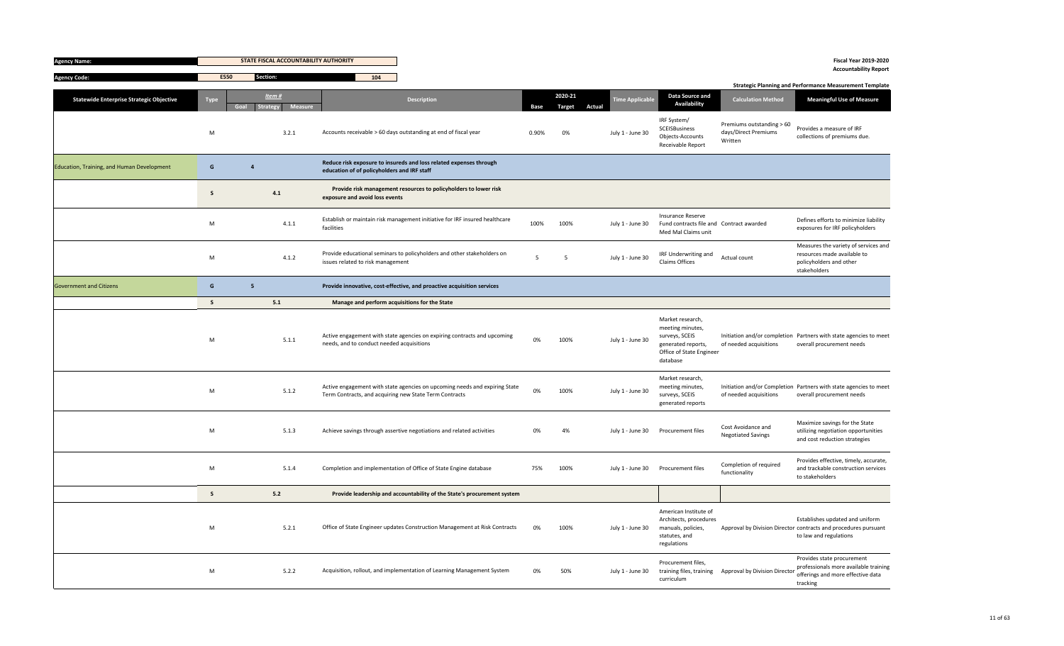| Agency Name: | STATE FISCAL ACCOUNTABILITY AUTHORITY |
|---|---|
| Agency Code: | E550 | Section: | 104 |

**Fiscal Year 2019-2020**
**Accountability Report**

**Strategic Planning and Performance Measurement Template**

| Statewide Enterprise Strategic Objective | Type | Item # Goal | Item # Strategy | Item # Measure | Description | Base | 2020-21 Target | Actual | Time Applicable | Data Source and Availability | Calculation Method | Meaningful Use of Measure |
|---|---|---|---|---|---|---|---|---|---|---|---|---|
| | M | | | 3.2.1 | Accounts receivable > 60 days outstanding at end of fiscal year | 0.90% | 0% | | July 1 - June 30 | IRF System/ SCEISBusiness Objects-Accounts Receivable Report | Premiums outstanding > 60 days/Direct Premiums Written | Provides a measure of IRF collections of premiums due. |
| Education, Training, and Human Development | G | 4 | | | **Reduce risk exposure to insureds and loss related expenses through education of of policyholders and IRF staff** | | | | | | | |
| | S | | 4.1 | | **Provide risk management resources to policyholders to lower risk exposure and avoid loss events** | | | | | | | |
| | M | | | 4.1.1 | Establish or maintain risk management initiative for IRF insured healthcare facilities | 100% | 100% | | July 1 - June 30 | Insurance Reserve Fund contracts file and Med Mal Claims unit | Contract awarded | Defines efforts to minimize liability exposures for IRF policyholders |
| | M | | | 4.1.2 | Provide educational seminars to policyholders and other stakeholders on issues related to risk management | 5 | 5 | | July 1 - June 30 | IRF Underwriting and Claims Offices | Actual count | Measures the variety of services and resources made available to policyholders and other stakeholders |
| Government and Citizens | G | 5 | | | **Provide innovative, cost-effective, and proactive acquisition services** | | | | | | | |
| | S | | 5.1 | | **Manage and perform acquisitions for the State** | | | | | | | |
| | M | | | 5.1.1 | Active engagement with state agencies on expiring contracts and upcoming needs, and to conduct needed acquisitions | 0% | 100% | | July 1 - June 30 | Market research, meeting minutes, surveys, SCEIS generated reports, Office of State Engineer database | Initiation and/or completion of needed acquisitions | Partners with state agencies to meet overall procurement needs |
| | M | | | 5.1.2 | Active engagement with state agencies on upcoming needs and expiring State Term Contracts, and acquiring new State Term Contracts | 0% | 100% | | July 1 - June 30 | Market research, meeting minutes, surveys, SCEIS generated reports | Initiation and/or Completion of needed acquisitions | Partners with state agencies to meet overall procurement needs |
| | M | | | 5.1.3 | Achieve savings through assertive negotiations and related activities | 0% | 4% | | July 1 - June 30 | Procurement files | Cost Avoidance and Negotiated Savings | Maximize savings for the State utilizing negotiation opportunities and cost reduction strategies |
| | M | | | 5.1.4 | Completion and implementation of Office of State Engine database | 75% | 100% | | July 1 - June 30 | Procurement files | Completion of required functionality | Provides effective, timely, accurate, and trackable construction services to stakeholders |
| | S | | 5.2 | | **Provide leadership and accountability of the State's procurement system** | | | | | | | |
| | M | | | 5.2.1 | Office of State Engineer updates Construction Management at Risk Contracts | 0% | 100% | | July 1 - June 30 | American Institute of Architects, procedures manuals, policies, statutes, and regulations | Approval by Division Director | Establishes updated and uniform contracts and procedures pursuant to law and regulations |
| | M | | | 5.2.2 | Acquisition, rollout, and implementation of Learning Management System | 0% | 50% | | July 1 - June 30 | Procurement files, training files, training curriculum | Approval by Division Director | Provides state procurement professionals more available training offerings and more effective data tracking |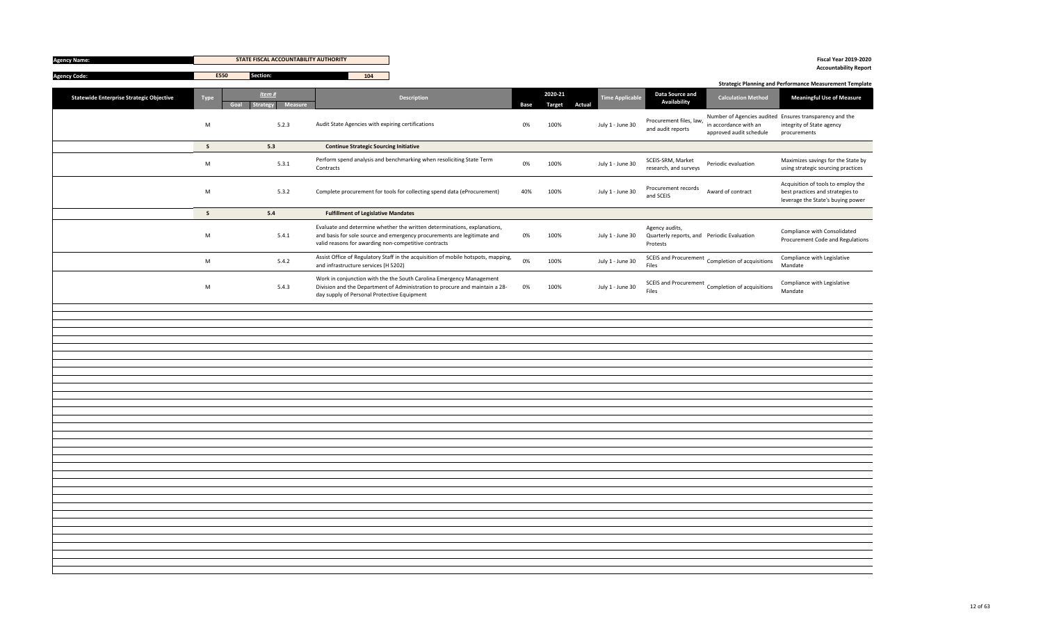| Agency Name: | STATE FISCAL ACCOUNTABILITY AUTHORITY | | Fiscal Year 2019-2020 |
|---|---|---|---|
| Agency Code: | E550 | Section: 104 | Accountability Report |

**Strategic Planning and Performance Measurement Template**

| Statewide Enterprise Strategic Objective | Type | Item # Goal | Strategy | Measure | Description | Base | 2020-21 Target | Actual | Time Applicable | Data Source and Availability | Calculation Method | Meaningful Use of Measure |
|---|---|---|---|---|---|---|---|---|---|---|---|---|
| | M | | | 5.2.3 | Audit State Agencies with expiring certifications | 0% | 100% | | July 1 - June 30 | Procurement files, law, and audit reports | Number of Agencies audited in accordance with an approved audit schedule | Ensures transparency and the integrity of State agency procurements |
| | S | | 5.3 | | **Continue Strategic Sourcing Initiative** | | | | | | | |
| | M | | | 5.3.1 | Perform spend analysis and benchmarking when resoliciting State Term Contracts | 0% | 100% | | July 1 - June 30 | SCEIS-SRM, Market research, and surveys | Periodic evaluation | Maximizes savings for the State by using strategic sourcing practices |
| | M | | | 5.3.2 | Complete procurement for tools for collecting spend data (eProcurement) | 40% | 100% | | July 1 - June 30 | Procurement records and SCEIS | Award of contract | Acquisition of tools to employ the best practices and strategies to leverage the State's buying power |
| | S | | 5.4 | | **Fulfillment of Legislative Mandates** | | | | | | | |
| | M | | | 5.4.1 | Evaluate and determine whether the written determinations, explanations, and basis for sole source and emergency procurements are legitimate and valid reasons for awarding non-competitive contracts | 0% | 100% | | July 1 - June 30 | Agency audits, Quarterly reports, and Protests | Periodic Evaluation | Compliance with Consolidated Procurement Code and Regulations |
| | M | | | 5.4.2 | Assist Office of Regulatory Staff in the acquisition of mobile hotspots, mapping, and infrastructure services (H 5202) | 0% | 100% | | July 1 - June 30 | SCEIS and Procurement Files | Completion of acquisitions | Compliance with Legislative Mandate |
| | M | | | 5.4.3 | Work in conjunction with the South Carolina Emergency Management Division and the Department of Administration to procure and maintain a 28-day supply of Personal Protective Equipment | 0% | 100% | | July 1 - June 30 | SCEIS and Procurement Files | Completion of acquisitions | Compliance with Legislative Mandate |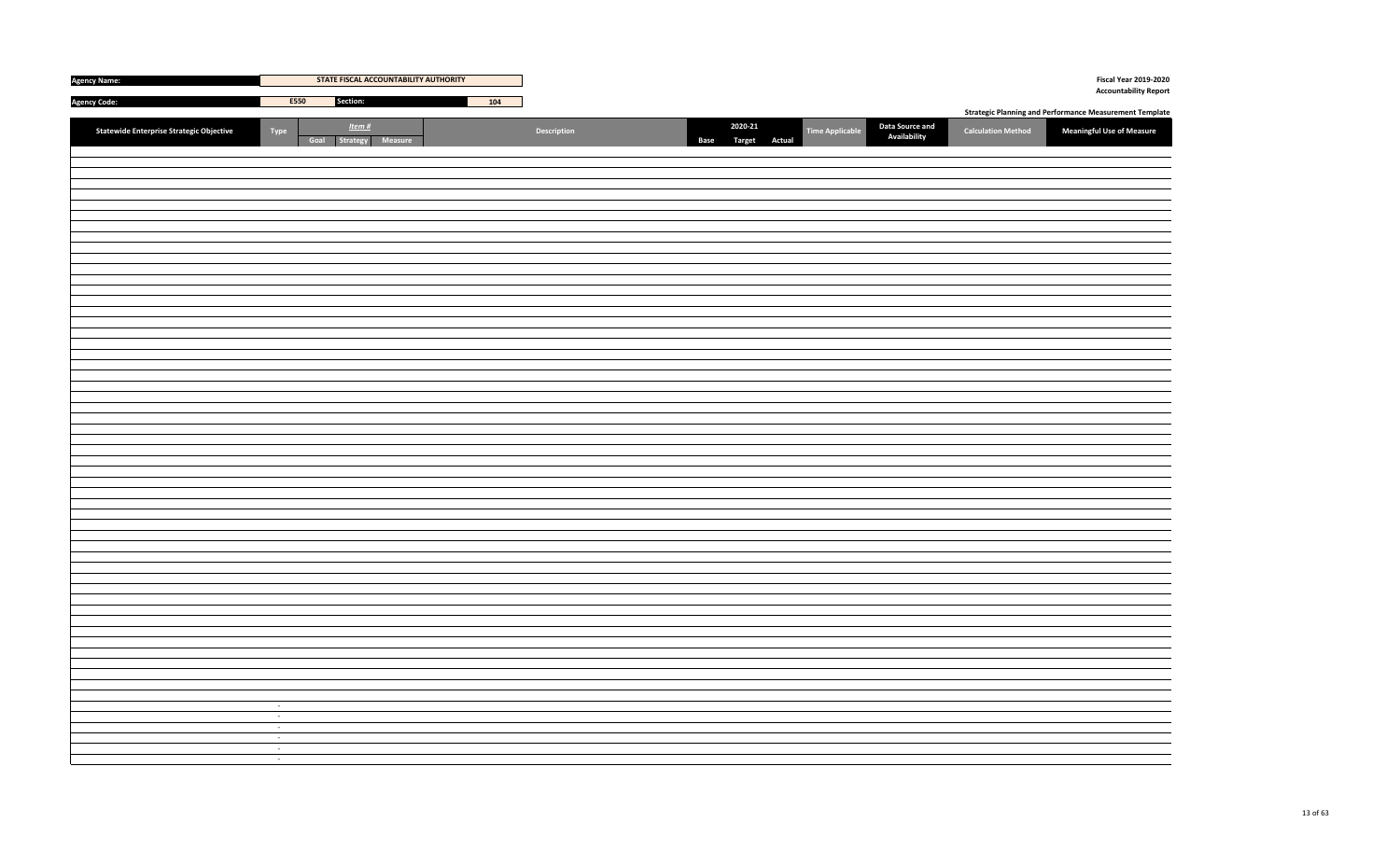| Agency Name: | STATE FISCAL ACCOUNTABILITY AUTHORITY | | |
|---|---|---|---|
| Agency Code: | E550 | Section: | 104 |

**Fiscal Year 2019-2020**
**Accountability Report**

**Strategic Planning and Performance Measurement Template**

| Statewide Enterprise Strategic Objective | Type | Item # | | | Description | 2020-21 | | | Time Applicable | Data Source and Availability | Calculation Method | Meaningful Use of Measure |
|---|---|---|---|---|---|---|---|---|---|---|---|---|
| | | Goal | Strategy | Measure | | Base | Target | Actual | | | | |
| | - | | | | | | | | | | | |
| | - | | | | | | | | | | | |
| | - | | | | | | | | | | | |
| | - | | | | | | | | | | | |
| | - | | | | | | | | | | | |
| | - | | | | | | | | | | | |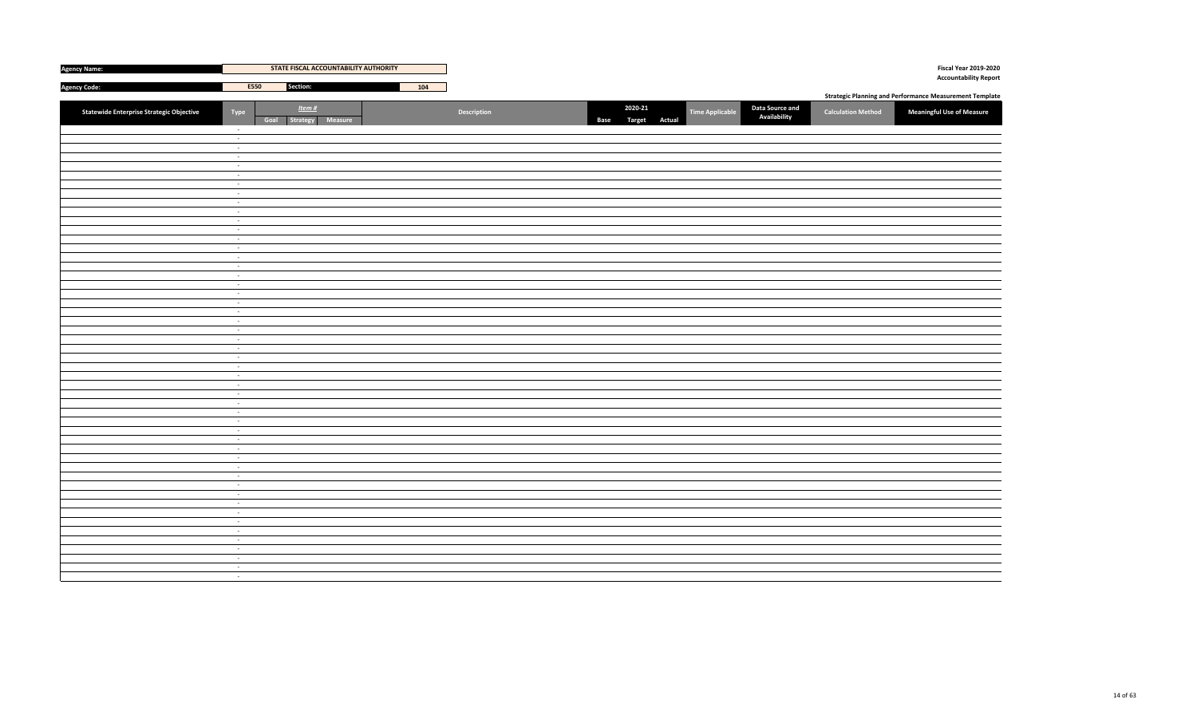| Agency Name: | STATE FISCAL ACCOUNTABILITY AUTHORITY | | |
|---|---|---|---|
| Agency Code: | E550 | Section: | 104 |

**Fiscal Year 2019-2020**
**Accountability Report**

**Strategic Planning and Performance Measurement Template**

| Statewide Enterprise Strategic Objective | Type | Item # | | | Description | 2020-21 | | | Time Applicable | Data Source and Availability | Calculation Method | Meaningful Use of Measure |
|---|---|---|---|---|---|---|---|---|---|---|---|---|
| | | Goal | Strategy | Measure | | Base | Target | Actual | | | | |
| | - | | | | | | | | | | | |
| | - | | | | | | | | | | | |
| | - | | | | | | | | | | | |
| | - | | | | | | | | | | | |
| | - | | | | | | | | | | | |
| | - | | | | | | | | | | | |
| | - | | | | | | | | | | | |
| | - | | | | | | | | | | | |
| | - | | | | | | | | | | | |
| | - | | | | | | | | | | | |
| | - | | | | | | | | | | | |
| | - | | | | | | | | | | | |
| | - | | | | | | | | | | | |
| | - | | | | | | | | | | | |
| | - | | | | | | | | | | | |
| | - | | | | | | | | | | | |
| | - | | | | | | | | | | | |
| | - | | | | | | | | | | | |
| | - | | | | | | | | | | | |
| | - | | | | | | | | | | | |
| | - | | | | | | | | | | | |
| | - | | | | | | | | | | | |
| | - | | | | | | | | | | | |
| | - | | | | | | | | | | | |
| | - | | | | | | | | | | | |
| | - | | | | | | | | | | | |
| | - | | | | | | | | | | | |
| | - | | | | | | | | | | | |
| | - | | | | | | | | | | | |
| | - | | | | | | | | | | | |
| | - | | | | | | | | | | | |
| | - | | | | | | | | | | | |
| | - | | | | | | | | | | | |
| | - | | | | | | | | | | | |
| | - | | | | | | | | | | | |
| | - | | | | | | | | | | | |
| | - | | | | | | | | | | | |
| | - | | | | | | | | | | | |
| | - | | | | | | | | | | | |
| | - | | | | | | | | | | | |
| | - | | | | | | | | | | | |
| | - | | | | | | | | | | | |
| | - | | | | | | | | | | | |
| | - | | | | | | | | | | | |
| | - | | | | | | | | | | | |
| | - | | | | | | | | | | | |
| | - | | | | | | | | | | | |
| | - | | | | | | | | | | | |
| | - | | | | | | | | | | | |
| | - | | | | | | | | | | | |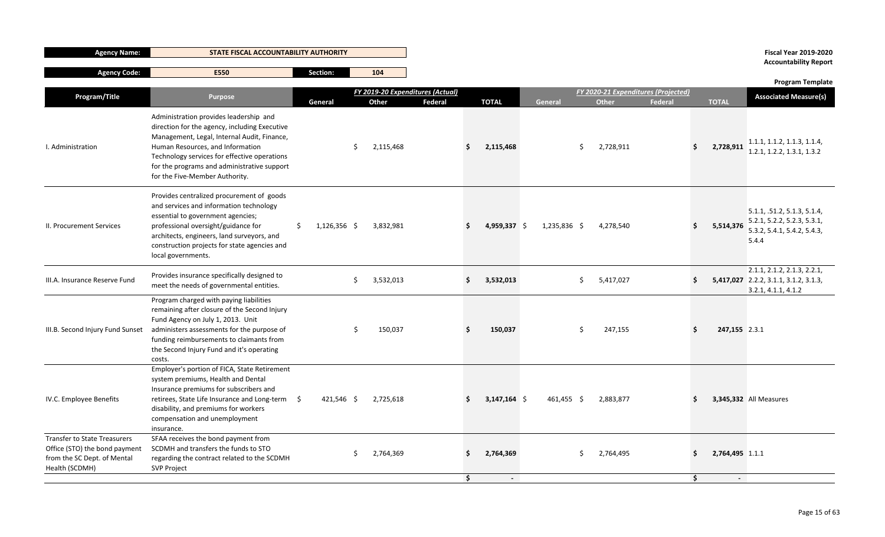| Agency Name: | STATE FISCAL ACCOUNTABILITY AUTHORITY | | |
|---|---|---|---|
| Agency Code: | E550 | Section: | 104 |

**Fiscal Year 2019-2020**
**Accountability Report**

**Program Template**

| Program/Title | Purpose | FY 2019-20 Expenditures (Actual) | | | | FY 2020-21 Expenditures (Projected) | | | | Associated Measure(s) |
|---|---|---|---|---|---|---|---|---|---|---|
| | | General | Other | Federal | TOTAL | General | Other | Federal | TOTAL | |
| I. Administration | Administration provides leadership and direction for the agency, including Executive Management, Legal, Internal Audit, Finance, Human Resources, and Information Technology services for effective operations for the programs and administrative support for the Five-Member Authority. | | $ 2,115,468 | | $ 2,115,468 | | $ 2,728,911 | | $ 2,728,911 | 1.1.1, 1.1.2, 1.1.3, 1.1.4, 1.2.1, 1.2.2, 1.3.1, 1.3.2 |
| II. Procurement Services | Provides centralized procurement of goods and services and information technology essential to government agencies; professional oversight/guidance for architects, engineers, land surveyors, and construction projects for state agencies and local governments. | $ 1,126,356 | $ 3,832,981 | | $ 4,959,337 | $ 1,235,836 | $ 4,278,540 | | $ 5,514,376 | 5.1.1, .51.2, 5.1.3, 5.1.4, 5.2.1, 5.2.2, 5.2.3, 5.3.1, 5.3.2, 5.4.1, 5.4.2, 5.4.3, 5.4.4 |
| III.A. Insurance Reserve Fund | Provides insurance specifically designed to meet the needs of governmental entities. | | $ 3,532,013 | | $ 3,532,013 | | $ 5,417,027 | | $ 5,417,027 | 2.1.1, 2.1.2, 2.1.3, 2.2.1, 2.2.2, 3.1.1, 3.1.2, 3.1.3, 3.2.1, 4.1.1, 4.1.2 |
| III.B. Second Injury Fund Sunset | Program charged with paying liabilities remaining after closure of the Second Injury Fund Agency on July 1, 2013. Unit administers assessments for the purpose of funding reimbursements to claimants from the Second Injury Fund and it's operating costs. | | $ 150,037 | | $ 150,037 | | $ 247,155 | | $ 247,155 | 2.3.1 |
| IV.C. Employee Benefits | Employer's portion of FICA, State Retirement system premiums, Health and Dental Insurance premiums for subscribers and retirees, State Life Insurance and Long-term disability, and premiums for workers compensation and unemployment insurance. | $ 421,546 | $ 2,725,618 | | $ 3,147,164 | $ 461,455 | $ 2,883,877 | | $ 3,345,332 | All Measures |
| Transfer to State Treasurers Office (STO) the bond payment from the SC Dept. of Mental Health (SCDMH) | SFAA receives the bond payment from SCDMH and transfers the funds to STO regarding the contract related to the SCDMH SVP Project | | $ 2,764,369 | | $ 2,764,369 | | $ 2,764,495 | | $ 2,764,495 | 1.1.1 |
| | | | | | $ - | | | | $ - | |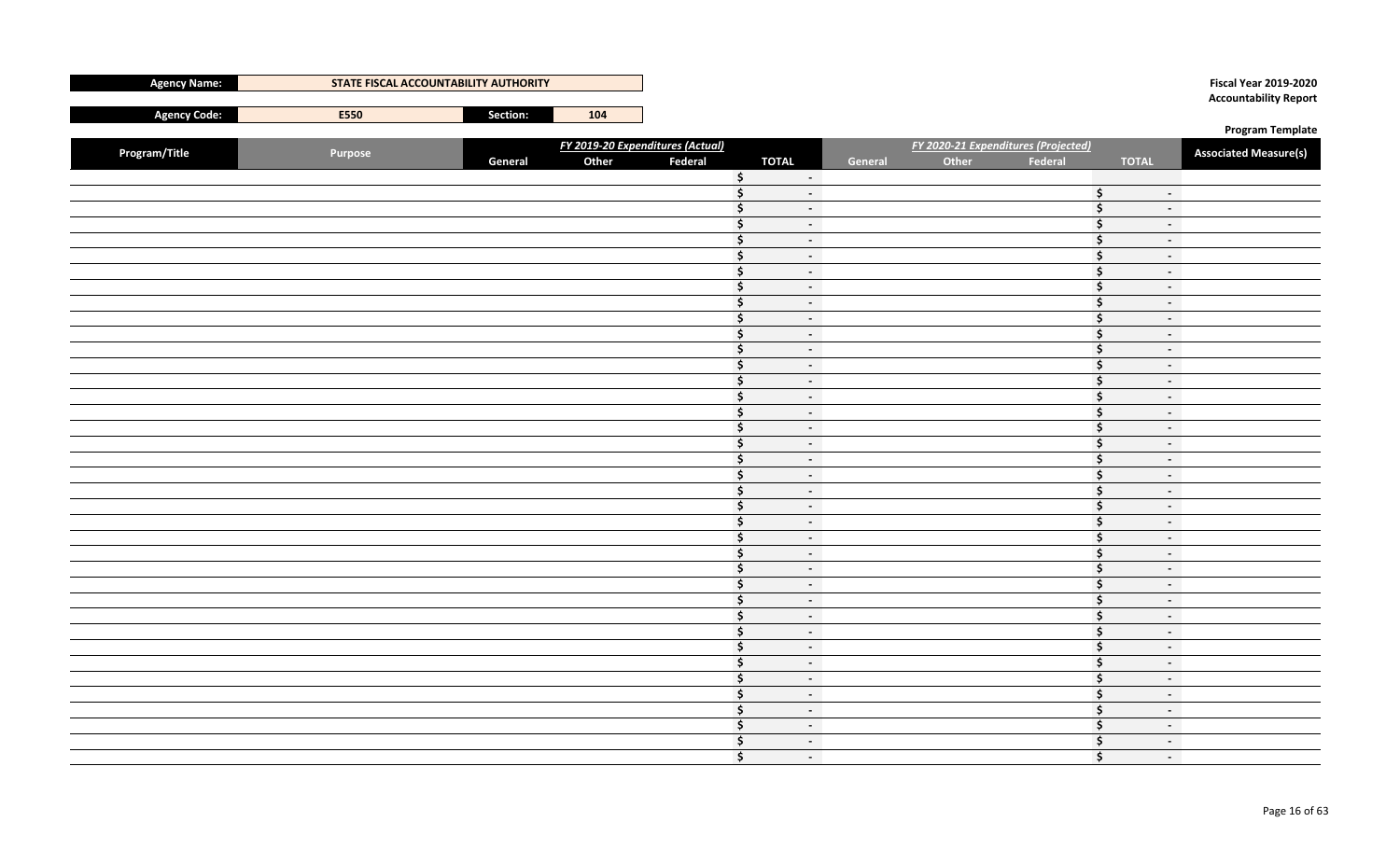| Agency Name: | STATE FISCAL ACCOUNTABILITY AUTHORITY |
|---|---|
| Agency Code: | E550 |
| Section: | 104 |

**Fiscal Year 2019-2020**
**Accountability Report**

**Program Template**

| Program/Title | Purpose | *FY 2019-20 Expenditures (Actual)* General | Other | Federal | TOTAL | *FY 2020-21 Expenditures (Projected)* General | Other | Federal | TOTAL | Associated Measure(s) |
|---|---|---|---|---|---|---|---|---|---|---|
| | | | | | $ - | | | | | |
| | | | | | $ - | | | | $ - | |
| | | | | | $ - | | | | $ - | |
| | | | | | $ - | | | | $ - | |
| | | | | | $ - | | | | $ - | |
| | | | | | $ - | | | | $ - | |
| | | | | | $ - | | | | $ - | |
| | | | | | $ - | | | | $ - | |
| | | | | | $ - | | | | $ - | |
| | | | | | $ - | | | | $ - | |
| | | | | | $ - | | | | $ - | |
| | | | | | $ - | | | | $ - | |
| | | | | | $ - | | | | $ - | |
| | | | | | $ - | | | | $ - | |
| | | | | | $ - | | | | $ - | |
| | | | | | $ - | | | | $ - | |
| | | | | | $ - | | | | $ - | |
| | | | | | $ - | | | | $ - | |
| | | | | | $ - | | | | $ - | |
| | | | | | $ - | | | | $ - | |
| | | | | | $ - | | | | $ - | |
| | | | | | $ - | | | | $ - | |
| | | | | | $ - | | | | $ - | |
| | | | | | $ - | | | | $ - | |
| | | | | | $ - | | | | $ - | |
| | | | | | $ - | | | | $ - | |
| | | | | | $ - | | | | $ - | |
| | | | | | $ - | | | | $ - | |
| | | | | | $ - | | | | $ - | |
| | | | | | $ - | | | | $ - | |
| | | | | | $ - | | | | $ - | |
| | | | | | $ - | | | | $ - | |
| | | | | | $ - | | | | $ - | |
| | | | | | $ - | | | | $ - | |
| | | | | | $ - | | | | $ - | |
| | | | | | $ - | | | | $ - | |
| | | | | | $ - | | | | $ - | |
| | | | | | $ - | | | | $ - | |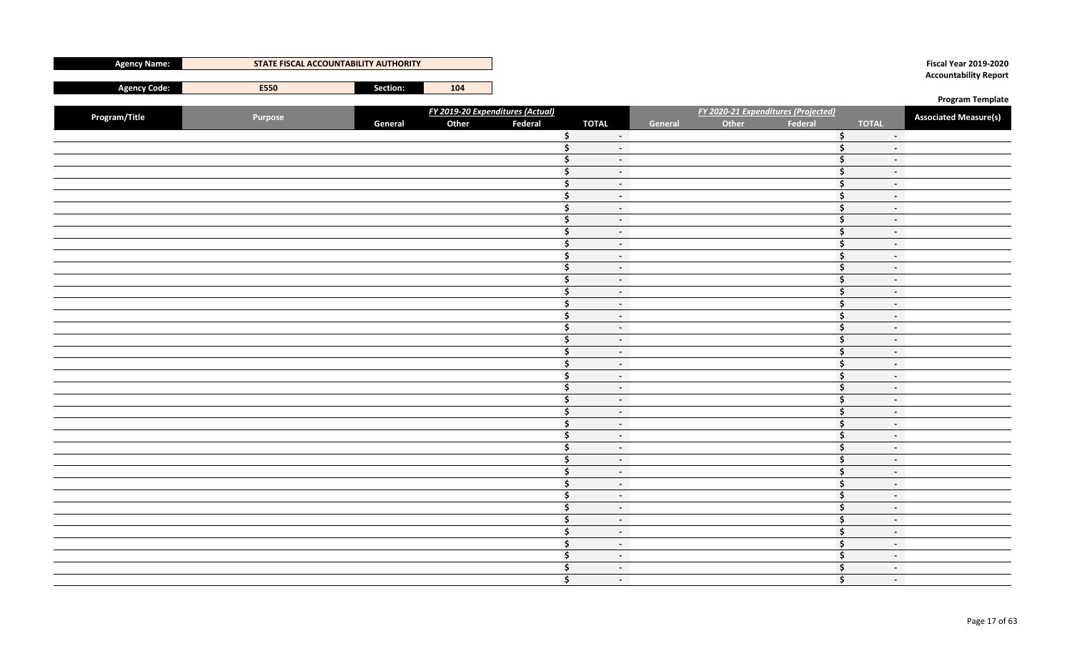| Agency Name: | STATE FISCAL ACCOUNTABILITY AUTHORITY | | |
|---|---|---|---|
| Agency Code: | E550 | Section: | 104 |

**Fiscal Year 2019-2020**
**Accountability Report**

**Program Template**

| Program/Title | Purpose | FY 2019-20 Expenditures (Actual) | | | | FY 2020-21 Expenditures (Projected) | | | | Associated Measure(s) |
|---|---|---|---|---|---|---|---|---|---|---|
| | | General | Other | Federal | TOTAL | General | Other | Federal | TOTAL | |
| | | | | | $ - | | | | $ - | |
| | | | | | $ - | | | | $ - | |
| | | | | | $ - | | | | $ - | |
| | | | | | $ - | | | | $ - | |
| | | | | | $ - | | | | $ - | |
| | | | | | $ - | | | | $ - | |
| | | | | | $ - | | | | $ - | |
| | | | | | $ - | | | | $ - | |
| | | | | | $ - | | | | $ - | |
| | | | | | $ - | | | | $ - | |
| | | | | | $ - | | | | $ - | |
| | | | | | $ - | | | | $ - | |
| | | | | | $ - | | | | $ - | |
| | | | | | $ - | | | | $ - | |
| | | | | | $ - | | | | $ - | |
| | | | | | $ - | | | | $ - | |
| | | | | | $ - | | | | $ - | |
| | | | | | $ - | | | | $ - | |
| | | | | | $ - | | | | $ - | |
| | | | | | $ - | | | | $ - | |
| | | | | | $ - | | | | $ - | |
| | | | | | $ - | | | | $ - | |
| | | | | | $ - | | | | $ - | |
| | | | | | $ - | | | | $ - | |
| | | | | | $ - | | | | $ - | |
| | | | | | $ - | | | | $ - | |
| | | | | | $ - | | | | $ - | |
| | | | | | $ - | | | | $ - | |
| | | | | | $ - | | | | $ - | |
| | | | | | $ - | | | | $ - | |
| | | | | | $ - | | | | $ - | |
| | | | | | $ - | | | | $ - | |
| | | | | | $ - | | | | $ - | |
| | | | | | $ - | | | | $ - | |
| | | | | | $ - | | | | $ - | |
| | | | | | $ - | | | | $ - | |
| | | | | | $ - | | | | $ - | |
| | | | | | $ - | | | | $ - | |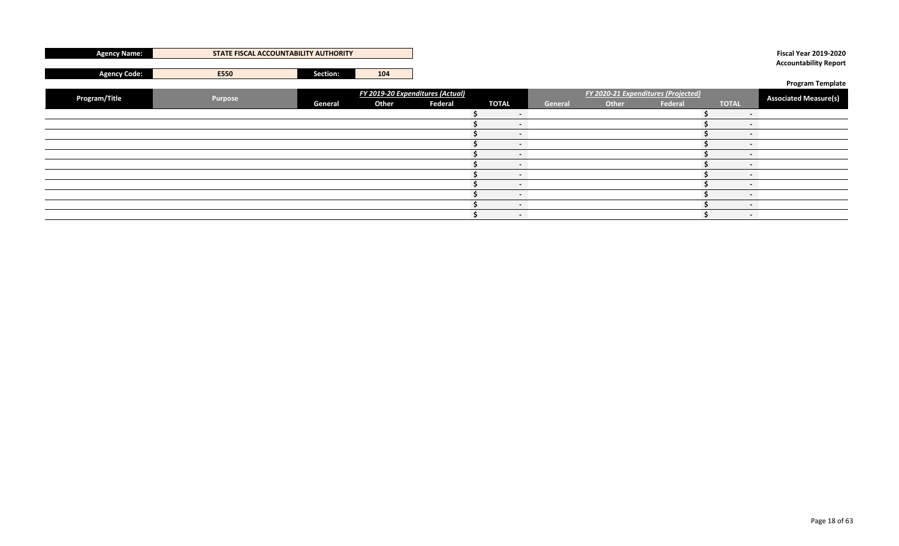| Agency Name: | STATE FISCAL ACCOUNTABILITY AUTHORITY | | |
|---|---|---|---|
| Agency Code: | E550 | Section: | 104 |

**Fiscal Year 2019-2020**
**Accountability Report**

**Program Template**

| Program/Title | Purpose | *FY 2019-20 Expenditures (Actual)* General | Other | Federal | TOTAL | *FY 2020-21 Expenditures (Projected)* General | Other | Federal | TOTAL | Associated Measure(s) |
|---|---|---|---|---|---|---|---|---|---|---|
| | | | | | $ - | | | | $ - | |
| | | | | | $ - | | | | $ - | |
| | | | | | $ - | | | | $ - | |
| | | | | | $ - | | | | $ - | |
| | | | | | $ - | | | | $ - | |
| | | | | | $ - | | | | $ - | |
| | | | | | $ - | | | | $ - | |
| | | | | | $ - | | | | $ - | |
| | | | | | $ - | | | | $ - | |
| | | | | | $ - | | | | $ - | |
| | | | | | $ - | | | | $ - | |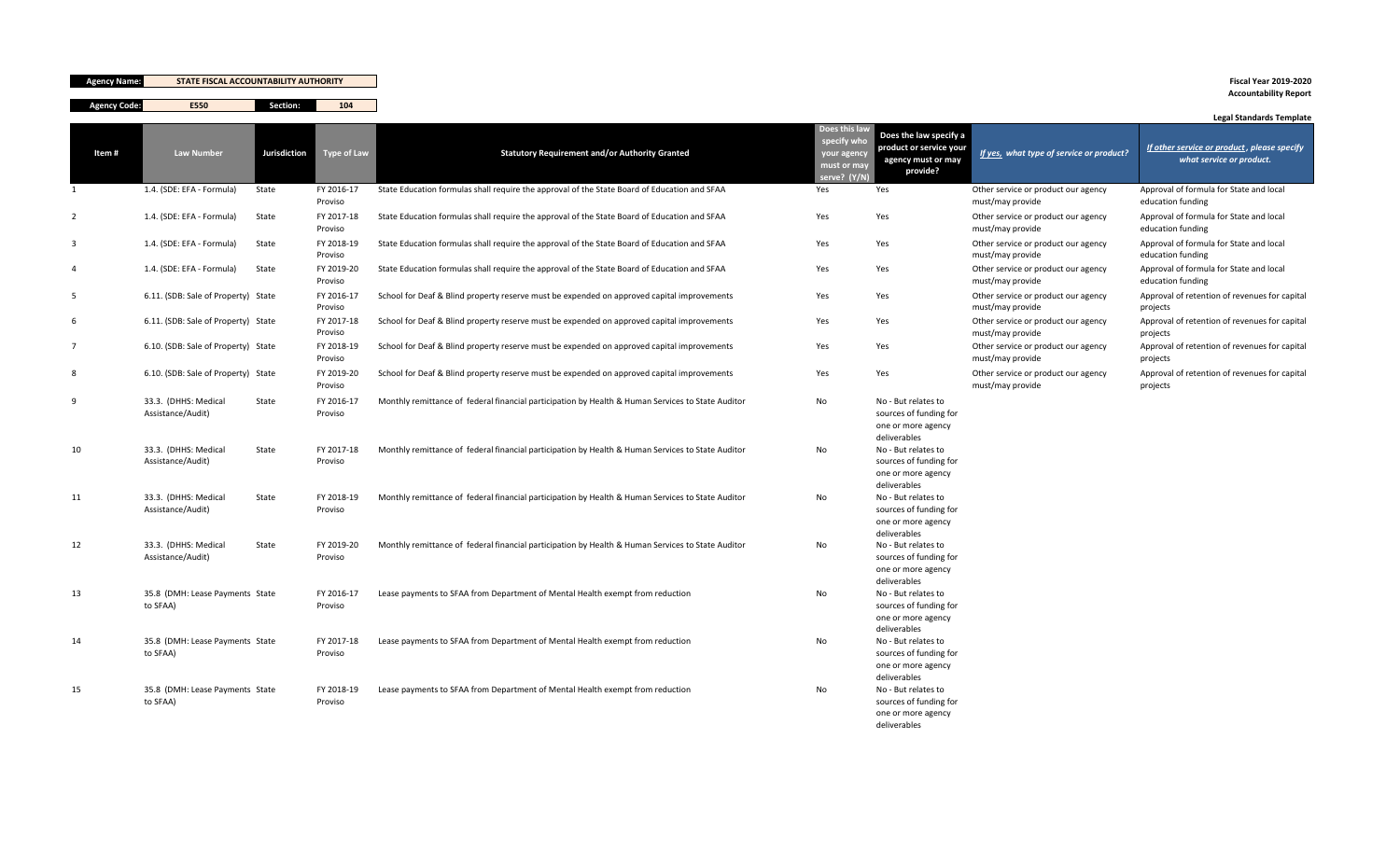**Agency Name:** STATE FISCAL ACCOUNTABILITY AUTHORITY

**Agency Code:** E550 **Section:** 104

**Fiscal Year 2019-2020**
**Accountability Report**

**Legal Standards Template**

| Item # | Law Number | Jurisdiction | Type of Law | Statutory Requirement and/or Authority Granted | Does this law specify who your agency must or may serve? (Y/N) | Does the law specify a product or service your agency must or may provide? | *If yes, what type of service or product?* | *If other service or product, please specify what service or product.* |
|---|---|---|---|---|---|---|---|---|
| 1 | 1.4. (SDE: EFA - Formula) | State | FY 2016-17 Proviso | State Education formulas shall require the approval of the State Board of Education and SFAA | Yes | Yes | Other service or product our agency must/may provide | Approval of formula for State and local education funding |
| 2 | 1.4. (SDE: EFA - Formula) | State | FY 2017-18 Proviso | State Education formulas shall require the approval of the State Board of Education and SFAA | Yes | Yes | Other service or product our agency must/may provide | Approval of formula for State and local education funding |
| 3 | 1.4. (SDE: EFA - Formula) | State | FY 2018-19 Proviso | State Education formulas shall require the approval of the State Board of Education and SFAA | Yes | Yes | Other service or product our agency must/may provide | Approval of formula for State and local education funding |
| 4 | 1.4. (SDE: EFA - Formula) | State | FY 2019-20 Proviso | State Education formulas shall require the approval of the State Board of Education and SFAA | Yes | Yes | Other service or product our agency must/may provide | Approval of formula for State and local education funding |
| 5 | 6.11. (SDB: Sale of Property) | State | FY 2016-17 Proviso | School for Deaf & Blind property reserve must be expended on approved capital improvements | Yes | Yes | Other service or product our agency must/may provide | Approval of retention of revenues for capital projects |
| 6 | 6.11. (SDB: Sale of Property) | State | FY 2017-18 Proviso | School for Deaf & Blind property reserve must be expended on approved capital improvements | Yes | Yes | Other service or product our agency must/may provide | Approval of retention of revenues for capital projects |
| 7 | 6.10. (SDB: Sale of Property) | State | FY 2018-19 Proviso | School for Deaf & Blind property reserve must be expended on approved capital improvements | Yes | Yes | Other service or product our agency must/may provide | Approval of retention of revenues for capital projects |
| 8 | 6.10. (SDB: Sale of Property) | State | FY 2019-20 Proviso | School for Deaf & Blind property reserve must be expended on approved capital improvements | Yes | Yes | Other service or product our agency must/may provide | Approval of retention of revenues for capital projects |
| 9 | 33.3. (DHHS: Medical Assistance/Audit) | State | FY 2016-17 Proviso | Monthly remittance of federal financial participation by Health & Human Services to State Auditor | No | No - But relates to sources of funding for one or more agency deliverables | | |
| 10 | 33.3. (DHHS: Medical Assistance/Audit) | State | FY 2017-18 Proviso | Monthly remittance of federal financial participation by Health & Human Services to State Auditor | No | No - But relates to sources of funding for one or more agency deliverables | | |
| 11 | 33.3. (DHHS: Medical Assistance/Audit) | State | FY 2018-19 Proviso | Monthly remittance of federal financial participation by Health & Human Services to State Auditor | No | No - But relates to sources of funding for one or more agency deliverables | | |
| 12 | 33.3. (DHHS: Medical Assistance/Audit) | State | FY 2019-20 Proviso | Monthly remittance of federal financial participation by Health & Human Services to State Auditor | No | No - But relates to sources of funding for one or more agency deliverables | | |
| 13 | 35.8 (DMH: Lease Payments to SFAA) | State | FY 2016-17 Proviso | Lease payments to SFAA from Department of Mental Health exempt from reduction | No | No - But relates to sources of funding for one or more agency deliverables | | |
| 14 | 35.8 (DMH: Lease Payments to SFAA) | State | FY 2017-18 Proviso | Lease payments to SFAA from Department of Mental Health exempt from reduction | No | No - But relates to sources of funding for one or more agency deliverables | | |
| 15 | 35.8 (DMH: Lease Payments to SFAA) | State | FY 2018-19 Proviso | Lease payments to SFAA from Department of Mental Health exempt from reduction | No | No - But relates to sources of funding for one or more agency deliverables | | |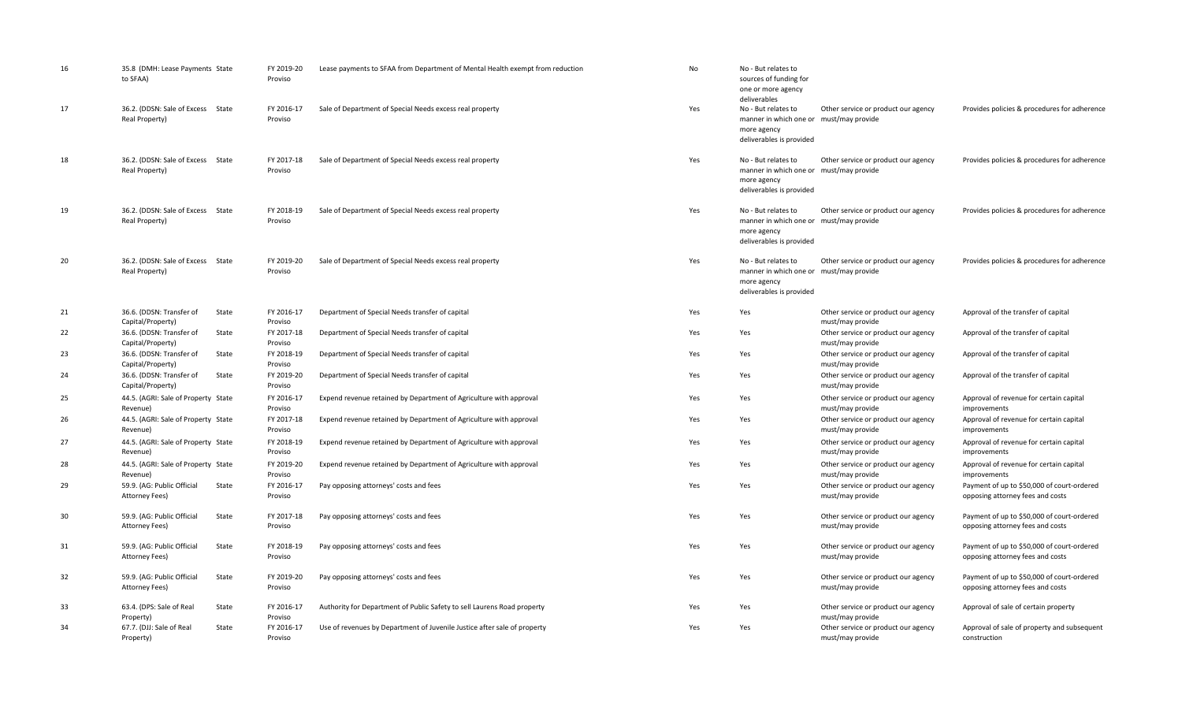| | | | | | | | | |
|---|---|---|---|---|---|---|---|---|
| 16 | 35.8 (DMH: Lease Payments to SFAA) | State | FY 2019-20 Proviso | Lease payments to SFAA from Department of Mental Health exempt from reduction | No | No - But relates to sources of funding for one or more agency deliverables | | |
| 17 | 36.2. (DDSN: Sale of Excess Real Property) | State | FY 2016-17 Proviso | Sale of Department of Special Needs excess real property | Yes | No - But relates to manner in which one or more agency deliverables is provided | Other service or product our agency must/may provide | Provides policies & procedures for adherence |
| 18 | 36.2. (DDSN: Sale of Excess Real Property) | State | FY 2017-18 Proviso | Sale of Department of Special Needs excess real property | Yes | No - But relates to manner in which one or more agency deliverables is provided | Other service or product our agency must/may provide | Provides policies & procedures for adherence |
| 19 | 36.2. (DDSN: Sale of Excess Real Property) | State | FY 2018-19 Proviso | Sale of Department of Special Needs excess real property | Yes | No - But relates to manner in which one or more agency deliverables is provided | Other service or product our agency must/may provide | Provides policies & procedures for adherence |
| 20 | 36.2. (DDSN: Sale of Excess Real Property) | State | FY 2019-20 Proviso | Sale of Department of Special Needs excess real property | Yes | No - But relates to manner in which one or more agency deliverables is provided | Other service or product our agency must/may provide | Provides policies & procedures for adherence |
| 21 | 36.6. (DDSN: Transfer of Capital/Property) | State | FY 2016-17 Proviso | Department of Special Needs transfer of capital | Yes | Yes | Other service or product our agency must/may provide | Approval of the transfer of capital |
| 22 | 36.6. (DDSN: Transfer of Capital/Property) | State | FY 2017-18 Proviso | Department of Special Needs transfer of capital | Yes | Yes | Other service or product our agency must/may provide | Approval of the transfer of capital |
| 23 | 36.6. (DDSN: Transfer of Capital/Property) | State | FY 2018-19 Proviso | Department of Special Needs transfer of capital | Yes | Yes | Other service or product our agency must/may provide | Approval of the transfer of capital |
| 24 | 36.6. (DDSN: Transfer of Capital/Property) | State | FY 2019-20 Proviso | Department of Special Needs transfer of capital | Yes | Yes | Other service or product our agency must/may provide | Approval of the transfer of capital |
| 25 | 44.5. (AGRI: Sale of Property Revenue) | State | FY 2016-17 Proviso | Expend revenue retained by Department of Agriculture with approval | Yes | Yes | Other service or product our agency must/may provide | Approval of revenue for certain capital improvements |
| 26 | 44.5. (AGRI: Sale of Property Revenue) | State | FY 2017-18 Proviso | Expend revenue retained by Department of Agriculture with approval | Yes | Yes | Other service or product our agency must/may provide | Approval of revenue for certain capital improvements |
| 27 | 44.5. (AGRI: Sale of Property Revenue) | State | FY 2018-19 Proviso | Expend revenue retained by Department of Agriculture with approval | Yes | Yes | Other service or product our agency must/may provide | Approval of revenue for certain capital improvements |
| 28 | 44.5. (AGRI: Sale of Property Revenue) | State | FY 2019-20 Proviso | Expend revenue retained by Department of Agriculture with approval | Yes | Yes | Other service or product our agency must/may provide | Approval of revenue for certain capital improvements |
| 29 | 59.9. (AG: Public Official Attorney Fees) | State | FY 2016-17 Proviso | Pay opposing attorneys' costs and fees | Yes | Yes | Other service or product our agency must/may provide | Payment of up to $50,000 of court-ordered opposing attorney fees and costs |
| 30 | 59.9. (AG: Public Official Attorney Fees) | State | FY 2017-18 Proviso | Pay opposing attorneys' costs and fees | Yes | Yes | Other service or product our agency must/may provide | Payment of up to $50,000 of court-ordered opposing attorney fees and costs |
| 31 | 59.9. (AG: Public Official Attorney Fees) | State | FY 2018-19 Proviso | Pay opposing attorneys' costs and fees | Yes | Yes | Other service or product our agency must/may provide | Payment of up to $50,000 of court-ordered opposing attorney fees and costs |
| 32 | 59.9. (AG: Public Official Attorney Fees) | State | FY 2019-20 Proviso | Pay opposing attorneys' costs and fees | Yes | Yes | Other service or product our agency must/may provide | Payment of up to $50,000 of court-ordered opposing attorney fees and costs |
| 33 | 63.4. (DPS: Sale of Real Property) | State | FY 2016-17 Proviso | Authority for Department of Public Safety to sell Laurens Road property | Yes | Yes | Other service or product our agency must/may provide | Approval of sale of certain property |
| 34 | 67.7. (DJJ: Sale of Real Property) | State | FY 2016-17 Proviso | Use of revenues by Department of Juvenile Justice after sale of property | Yes | Yes | Other service or product our agency must/may provide | Approval of sale of property and subsequent construction |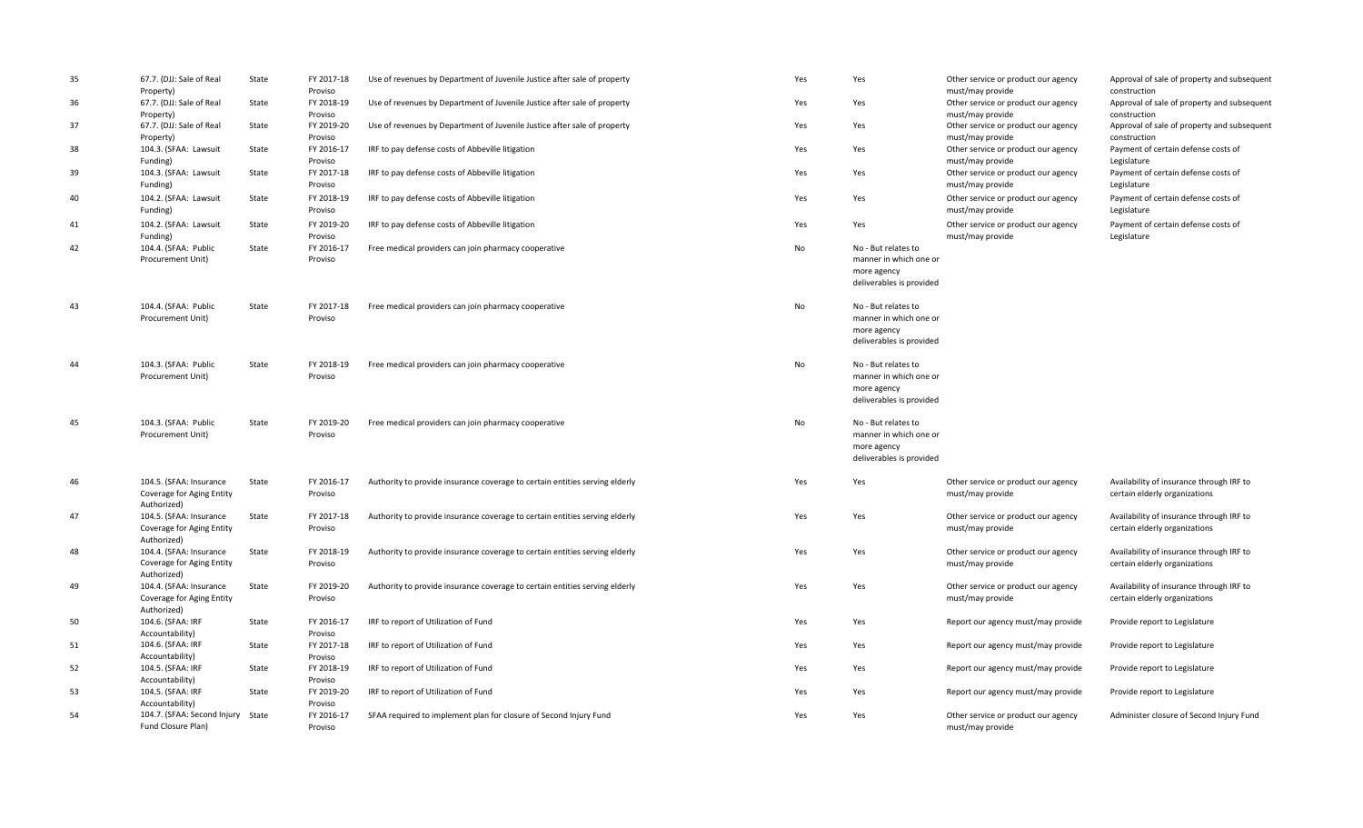| | | | | | | | | |
|---|---|---|---|---|---|---|---|---|
| 35 | 67.7. (DJJ: Sale of Real Property) | State | FY 2017-18 Proviso | Use of revenues by Department of Juvenile Justice after sale of property | Yes | Yes | Other service or product our agency must/may provide | Approval of sale of property and subsequent construction |
| 36 | 67.7. (DJJ: Sale of Real Property) | State | FY 2018-19 Proviso | Use of revenues by Department of Juvenile Justice after sale of property | Yes | Yes | Other service or product our agency must/may provide | Approval of sale of property and subsequent construction |
| 37 | 67.7. (DJJ: Sale of Real Property) | State | FY 2019-20 Proviso | Use of revenues by Department of Juvenile Justice after sale of property | Yes | Yes | Other service or product our agency must/may provide | Approval of sale of property and subsequent construction |
| 38 | 104.3. (SFAA: Lawsuit Funding) | State | FY 2016-17 Proviso | IRF to pay defense costs of Abbeville litigation | Yes | Yes | Other service or product our agency must/may provide | Payment of certain defense costs of Legislature |
| 39 | 104.3. (SFAA: Lawsuit Funding) | State | FY 2017-18 Proviso | IRF to pay defense costs of Abbeville litigation | Yes | Yes | Other service or product our agency must/may provide | Payment of certain defense costs of Legislature |
| 40 | 104.2. (SFAA: Lawsuit Funding) | State | FY 2018-19 Proviso | IRF to pay defense costs of Abbeville litigation | Yes | Yes | Other service or product our agency must/may provide | Payment of certain defense costs of Legislature |
| 41 | 104.2. (SFAA: Lawsuit Funding) | State | FY 2019-20 Proviso | IRF to pay defense costs of Abbeville litigation | Yes | Yes | Other service or product our agency must/may provide | Payment of certain defense costs of Legislature |
| 42 | 104.4. (SFAA: Public Procurement Unit) | State | FY 2016-17 Proviso | Free medical providers can join pharmacy cooperative | No | No - But relates to manner in which one or more agency deliverables is provided | | |
| 43 | 104.4. (SFAA: Public Procurement Unit) | State | FY 2017-18 Proviso | Free medical providers can join pharmacy cooperative | No | No - But relates to manner in which one or more agency deliverables is provided | | |
| 44 | 104.3. (SFAA: Public Procurement Unit) | State | FY 2018-19 Proviso | Free medical providers can join pharmacy cooperative | No | No - But relates to manner in which one or more agency deliverables is provided | | |
| 45 | 104.3. (SFAA: Public Procurement Unit) | State | FY 2019-20 Proviso | Free medical providers can join pharmacy cooperative | No | No - But relates to manner in which one or more agency deliverables is provided | | |
| 46 | 104.5. (SFAA: Insurance Coverage for Aging Entity Authorized) | State | FY 2016-17 Proviso | Authority to provide insurance coverage to certain entities serving elderly | Yes | Yes | Other service or product our agency must/may provide | Availability of insurance through IRF to certain elderly organizations |
| 47 | 104.5. (SFAA: Insurance Coverage for Aging Entity Authorized) | State | FY 2017-18 Proviso | Authority to provide insurance coverage to certain entities serving elderly | Yes | Yes | Other service or product our agency must/may provide | Availability of insurance through IRF to certain elderly organizations |
| 48 | 104.4. (SFAA: Insurance Coverage for Aging Entity Authorized) | State | FY 2018-19 Proviso | Authority to provide insurance coverage to certain entities serving elderly | Yes | Yes | Other service or product our agency must/may provide | Availability of insurance through IRF to certain elderly organizations |
| 49 | 104.4. (SFAA: Insurance Coverage for Aging Entity Authorized) | State | FY 2019-20 Proviso | Authority to provide insurance coverage to certain entities serving elderly | Yes | Yes | Other service or product our agency must/may provide | Availability of insurance through IRF to certain elderly organizations |
| 50 | 104.6. (SFAA: IRF Accountability) | State | FY 2016-17 Proviso | IRF to report of Utilization of Fund | Yes | Yes | Report our agency must/may provide | Provide report to Legislature |
| 51 | 104.6. (SFAA: IRF Accountability) | State | FY 2017-18 Proviso | IRF to report of Utilization of Fund | Yes | Yes | Report our agency must/may provide | Provide report to Legislature |
| 52 | 104.5. (SFAA: IRF Accountability) | State | FY 2018-19 Proviso | IRF to report of Utilization of Fund | Yes | Yes | Report our agency must/may provide | Provide report to Legislature |
| 53 | 104.5. (SFAA: IRF Accountability) | State | FY 2019-20 Proviso | IRF to report of Utilization of Fund | Yes | Yes | Report our agency must/may provide | Provide report to Legislature |
| 54 | 104.7. (SFAA: Second Injury Fund Closure Plan) | State | FY 2016-17 Proviso | SFAA required to implement plan for closure of Second Injury Fund | Yes | Yes | Other service or product our agency must/may provide | Administer closure of Second Injury Fund |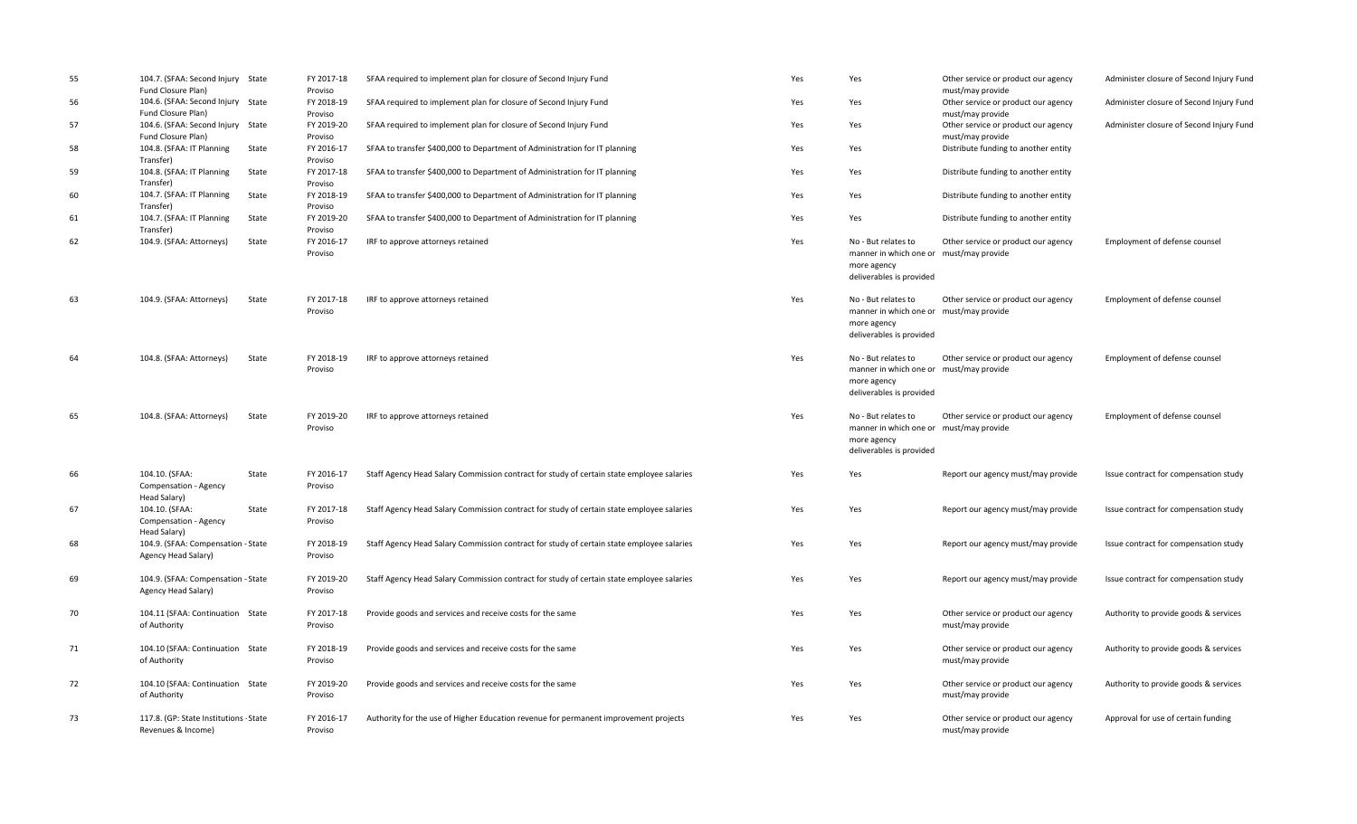| | | | | | | | | |
|---|---|---|---|---|---|---|---|---|
| 55 | 104.7. (SFAA: Second Injury Fund Closure Plan) | State | FY 2017-18 Proviso | SFAA required to implement plan for closure of Second Injury Fund | Yes | Yes | Other service or product our agency must/may provide | Administer closure of Second Injury Fund |
| 56 | 104.6. (SFAA: Second Injury Fund Closure Plan) | State | FY 2018-19 Proviso | SFAA required to implement plan for closure of Second Injury Fund | Yes | Yes | Other service or product our agency must/may provide | Administer closure of Second Injury Fund |
| 57 | 104.6. (SFAA: Second Injury Fund Closure Plan) | State | FY 2019-20 Proviso | SFAA required to implement plan for closure of Second Injury Fund | Yes | Yes | Other service or product our agency must/may provide | Administer closure of Second Injury Fund |
| 58 | 104.8. (SFAA: IT Planning Transfer) | State | FY 2016-17 Proviso | SFAA to transfer $400,000 to Department of Administration for IT planning | Yes | Yes | Distribute funding to another entity | |
| 59 | 104.8. (SFAA: IT Planning Transfer) | State | FY 2017-18 Proviso | SFAA to transfer $400,000 to Department of Administration for IT planning | Yes | Yes | Distribute funding to another entity | |
| 60 | 104.7. (SFAA: IT Planning Transfer) | State | FY 2018-19 Proviso | SFAA to transfer $400,000 to Department of Administration for IT planning | Yes | Yes | Distribute funding to another entity | |
| 61 | 104.7. (SFAA: IT Planning Transfer) | State | FY 2019-20 Proviso | SFAA to transfer $400,000 to Department of Administration for IT planning | Yes | Yes | Distribute funding to another entity | |
| 62 | 104.9. (SFAA: Attorneys) | State | FY 2016-17 Proviso | IRF to approve attorneys retained | Yes | No - But relates to manner in which one or more agency deliverables is provided | Other service or product our agency must/may provide | Employment of defense counsel |
| 63 | 104.9. (SFAA: Attorneys) | State | FY 2017-18 Proviso | IRF to approve attorneys retained | Yes | No - But relates to manner in which one or more agency deliverables is provided | Other service or product our agency must/may provide | Employment of defense counsel |
| 64 | 104.8. (SFAA: Attorneys) | State | FY 2018-19 Proviso | IRF to approve attorneys retained | Yes | No - But relates to manner in which one or more agency deliverables is provided | Other service or product our agency must/may provide | Employment of defense counsel |
| 65 | 104.8. (SFAA: Attorneys) | State | FY 2019-20 Proviso | IRF to approve attorneys retained | Yes | No - But relates to manner in which one or more agency deliverables is provided | Other service or product our agency must/may provide | Employment of defense counsel |
| 66 | 104.10. (SFAA: Compensation - Agency Head Salary) | State | FY 2016-17 Proviso | Staff Agency Head Salary Commission contract for study of certain state employee salaries | Yes | Yes | Report our agency must/may provide | Issue contract for compensation study |
| 67 | 104.10. (SFAA: Compensation - Agency Head Salary) | State | FY 2017-18 Proviso | Staff Agency Head Salary Commission contract for study of certain state employee salaries | Yes | Yes | Report our agency must/may provide | Issue contract for compensation study |
| 68 | 104.9. (SFAA: Compensation - Agency Head Salary) | State | FY 2018-19 Proviso | Staff Agency Head Salary Commission contract for study of certain state employee salaries | Yes | Yes | Report our agency must/may provide | Issue contract for compensation study |
| 69 | 104.9. (SFAA: Compensation - Agency Head Salary) | State | FY 2019-20 Proviso | Staff Agency Head Salary Commission contract for study of certain state employee salaries | Yes | Yes | Report our agency must/may provide | Issue contract for compensation study |
| 70 | 104.11 (SFAA: Continuation of Authority | State | FY 2017-18 Proviso | Provide goods and services and receive costs for the same | Yes | Yes | Other service or product our agency must/may provide | Authority to provide goods & services |
| 71 | 104.10 (SFAA: Continuation of Authority | State | FY 2018-19 Proviso | Provide goods and services and receive costs for the same | Yes | Yes | Other service or product our agency must/may provide | Authority to provide goods & services |
| 72 | 104.10 (SFAA: Continuation of Authority | State | FY 2019-20 Proviso | Provide goods and services and receive costs for the same | Yes | Yes | Other service or product our agency must/may provide | Authority to provide goods & services |
| 73 | 117.8. (GP: State Institutions Revenues & Income) | State | FY 2016-17 Proviso | Authority for the use of Higher Education revenue for permanent improvement projects | Yes | Yes | Other service or product our agency must/may provide | Approval for use of certain funding |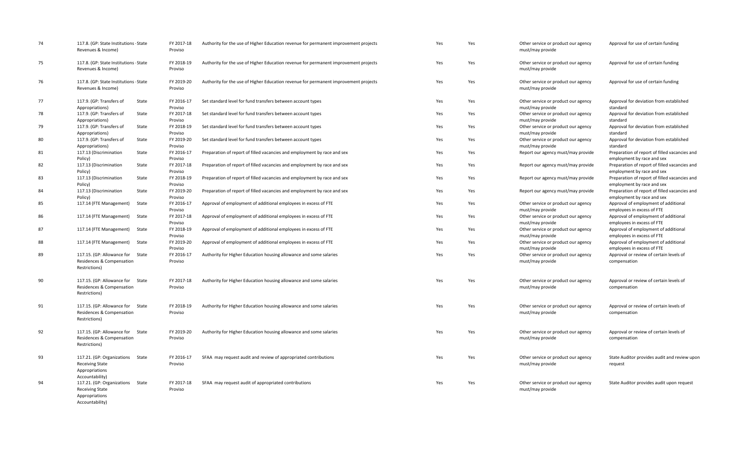| 74 | 117.8. (GP: State Institutions - Revenues & Income) | State | FY 2017-18 Proviso | Authority for the use of Higher Education revenue for permanent improvement projects | Yes | Yes | Other service or product our agency must/may provide | Approval for use of certain funding |
|---|---|---|---|---|---|---|---|---|
| 75 | 117.8. (GP: State Institutions - Revenues & Income) | State | FY 2018-19 Proviso | Authority for the use of Higher Education revenue for permanent improvement projects | Yes | Yes | Other service or product our agency must/may provide | Approval for use of certain funding |
| 76 | 117.8. (GP: State Institutions - Revenues & Income) | State | FY 2019-20 Proviso | Authority for the use of Higher Education revenue for permanent improvement projects | Yes | Yes | Other service or product our agency must/may provide | Approval for use of certain funding |
| 77 | 117.9. (GP: Transfers of Appropriations) | State | FY 2016-17 Proviso | Set standard level for fund transfers between account types | Yes | Yes | Other service or product our agency must/may provide | Approval for deviation from established standard |
| 78 | 117.9. (GP: Transfers of Appropriations) | State | FY 2017-18 Proviso | Set standard level for fund transfers between account types | Yes | Yes | Other service or product our agency must/may provide | Approval for deviation from established standard |
| 79 | 117.9. (GP: Transfers of Appropriations) | State | FY 2018-19 Proviso | Set standard level for fund transfers between account types | Yes | Yes | Other service or product our agency must/may provide | Approval for deviation from established standard |
| 80 | 117.9. (GP: Transfers of Appropriations) | State | FY 2019-20 Proviso | Set standard level for fund transfers between account types | Yes | Yes | Other service or product our agency must/may provide | Approval for deviation from established standard |
| 81 | 117.13 (Discrimination Policy) | State | FY 2016-17 Proviso | Preparation of report of filled vacancies and employment by race and sex | Yes | Yes | Report our agency must/may provide | Preparation of report of filled vacancies and employment by race and sex |
| 82 | 117.13 (Discrimination Policy) | State | FY 2017-18 Proviso | Preparation of report of filled vacancies and employment by race and sex | Yes | Yes | Report our agency must/may provide | Preparation of report of filled vacancies and employment by race and sex |
| 83 | 117.13 (Discrimination Policy) | State | FY 2018-19 Proviso | Preparation of report of filled vacancies and employment by race and sex | Yes | Yes | Report our agency must/may provide | Preparation of report of filled vacancies and employment by race and sex |
| 84 | 117.13 (Discrimination Policy) | State | FY 2019-20 Proviso | Preparation of report of filled vacancies and employment by race and sex | Yes | Yes | Report our agency must/may provide | Preparation of report of filled vacancies and employment by race and sex |
| 85 | 117.14 (FTE Management) | State | FY 2016-17 Proviso | Approval of employment of additional employees in excess of FTE | Yes | Yes | Other service or product our agency must/may provide | Approval of employment of additional employees in excess of FTE |
| 86 | 117.14 (FTE Management) | State | FY 2017-18 Proviso | Approval of employment of additional employees in excess of FTE | Yes | Yes | Other service or product our agency must/may provide | Approval of employment of additional employees in excess of FTE |
| 87 | 117.14 (FTE Management) | State | FY 2018-19 Proviso | Approval of employment of additional employees in excess of FTE | Yes | Yes | Other service or product our agency must/may provide | Approval of employment of additional employees in excess of FTE |
| 88 | 117.14 (FTE Management) | State | FY 2019-20 Proviso | Approval of employment of additional employees in excess of FTE | Yes | Yes | Other service or product our agency must/may provide | Approval of employment of additional employees in excess of FTE |
| 89 | 117.15. (GP: Allowance for Residences & Compensation Restrictions) | State | FY 2016-17 Proviso | Authority for Higher Education housing allowance and some salaries | Yes | Yes | Other service or product our agency must/may provide | Approval or review of certain levels of compensation |
| 90 | 117.15. (GP: Allowance for Residences & Compensation Restrictions) | State | FY 2017-18 Proviso | Authority for Higher Education housing allowance and some salaries | Yes | Yes | Other service or product our agency must/may provide | Approval or review of certain levels of compensation |
| 91 | 117.15. (GP: Allowance for Residences & Compensation Restrictions) | State | FY 2018-19 Proviso | Authority for Higher Education housing allowance and some salaries | Yes | Yes | Other service or product our agency must/may provide | Approval or review of certain levels of compensation |
| 92 | 117.15. (GP: Allowance for Residences & Compensation Restrictions) | State | FY 2019-20 Proviso | Authority for Higher Education housing allowance and some salaries | Yes | Yes | Other service or product our agency must/may provide | Approval or review of certain levels of compensation |
| 93 | 117.21. (GP: Organizations Receiving State Appropriations Accountability) | State | FY 2016-17 Proviso | SFAA may request audit and review of appropriated contributions | Yes | Yes | Other service or product our agency must/may provide | State Auditor provides audit and review upon request |
| 94 | 117.21. (GP: Organizations Receiving State Appropriations Accountability) | State | FY 2017-18 Proviso | SFAA may request audit of appropriated contributions | Yes | Yes | Other service or product our agency must/may provide | State Auditor provides audit upon request |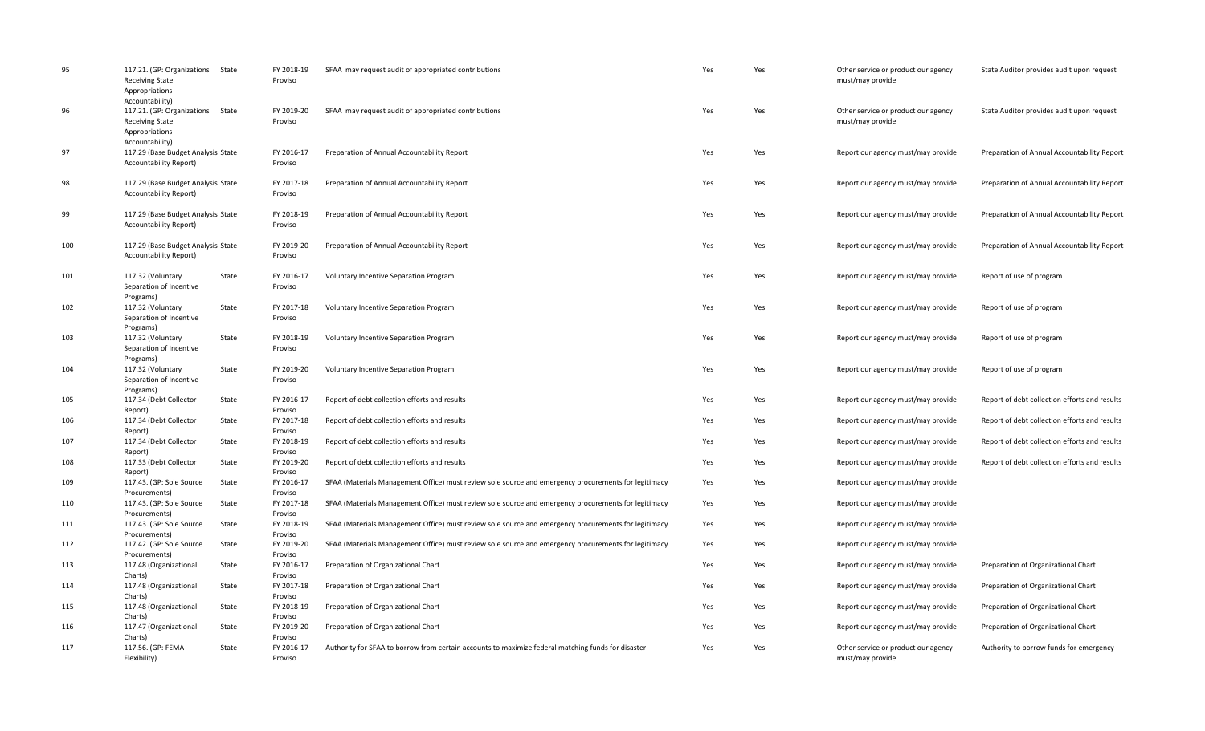| | | | | | | | | |
|---|---|---|---|---|---|---|---|---|
| 95 | 117.21. (GP: Organizations Receiving State Appropriations Accountability) | State | FY 2018-19 Proviso | SFAA may request audit of appropriated contributions | Yes | Yes | Other service or product our agency must/may provide | State Auditor provides audit upon request |
| 96 | 117.21. (GP: Organizations Receiving State Appropriations Accountability) | State | FY 2019-20 Proviso | SFAA may request audit of appropriated contributions | Yes | Yes | Other service or product our agency must/may provide | State Auditor provides audit upon request |
| 97 | 117.29 (Base Budget Analysis Accountability Report) | State | FY 2016-17 Proviso | Preparation of Annual Accountability Report | Yes | Yes | Report our agency must/may provide | Preparation of Annual Accountability Report |
| 98 | 117.29 (Base Budget Analysis Accountability Report) | State | FY 2017-18 Proviso | Preparation of Annual Accountability Report | Yes | Yes | Report our agency must/may provide | Preparation of Annual Accountability Report |
| 99 | 117.29 (Base Budget Analysis Accountability Report) | State | FY 2018-19 Proviso | Preparation of Annual Accountability Report | Yes | Yes | Report our agency must/may provide | Preparation of Annual Accountability Report |
| 100 | 117.29 (Base Budget Analysis Accountability Report) | State | FY 2019-20 Proviso | Preparation of Annual Accountability Report | Yes | Yes | Report our agency must/may provide | Preparation of Annual Accountability Report |
| 101 | 117.32 (Voluntary Separation of Incentive Programs) | State | FY 2016-17 Proviso | Voluntary Incentive Separation Program | Yes | Yes | Report our agency must/may provide | Report of use of program |
| 102 | 117.32 (Voluntary Separation of Incentive Programs) | State | FY 2017-18 Proviso | Voluntary Incentive Separation Program | Yes | Yes | Report our agency must/may provide | Report of use of program |
| 103 | 117.32 (Voluntary Separation of Incentive Programs) | State | FY 2018-19 Proviso | Voluntary Incentive Separation Program | Yes | Yes | Report our agency must/may provide | Report of use of program |
| 104 | 117.32 (Voluntary Separation of Incentive Programs) | State | FY 2019-20 Proviso | Voluntary Incentive Separation Program | Yes | Yes | Report our agency must/may provide | Report of use of program |
| 105 | 117.34 (Debt Collector Report) | State | FY 2016-17 Proviso | Report of debt collection efforts and results | Yes | Yes | Report our agency must/may provide | Report of debt collection efforts and results |
| 106 | 117.34 (Debt Collector Report) | State | FY 2017-18 Proviso | Report of debt collection efforts and results | Yes | Yes | Report our agency must/may provide | Report of debt collection efforts and results |
| 107 | 117.34 (Debt Collector Report) | State | FY 2018-19 Proviso | Report of debt collection efforts and results | Yes | Yes | Report our agency must/may provide | Report of debt collection efforts and results |
| 108 | 117.33 (Debt Collector Report) | State | FY 2019-20 Proviso | Report of debt collection efforts and results | Yes | Yes | Report our agency must/may provide | Report of debt collection efforts and results |
| 109 | 117.43. (GP: Sole Source Procurements) | State | FY 2016-17 Proviso | SFAA (Materials Management Office) must review sole source and emergency procurements for legitimacy | Yes | Yes | Report our agency must/may provide | |
| 110 | 117.43. (GP: Sole Source Procurements) | State | FY 2017-18 Proviso | SFAA (Materials Management Office) must review sole source and emergency procurements for legitimacy | Yes | Yes | Report our agency must/may provide | |
| 111 | 117.43. (GP: Sole Source Procurements) | State | FY 2018-19 Proviso | SFAA (Materials Management Office) must review sole source and emergency procurements for legitimacy | Yes | Yes | Report our agency must/may provide | |
| 112 | 117.42. (GP: Sole Source Procurements) | State | FY 2019-20 Proviso | SFAA (Materials Management Office) must review sole source and emergency procurements for legitimacy | Yes | Yes | Report our agency must/may provide | |
| 113 | 117.48 (Organizational Charts) | State | FY 2016-17 Proviso | Preparation of Organizational Chart | Yes | Yes | Report our agency must/may provide | Preparation of Organizational Chart |
| 114 | 117.48 (Organizational Charts) | State | FY 2017-18 Proviso | Preparation of Organizational Chart | Yes | Yes | Report our agency must/may provide | Preparation of Organizational Chart |
| 115 | 117.48 (Organizational Charts) | State | FY 2018-19 Proviso | Preparation of Organizational Chart | Yes | Yes | Report our agency must/may provide | Preparation of Organizational Chart |
| 116 | 117.47 (Organizational Charts) | State | FY 2019-20 Proviso | Preparation of Organizational Chart | Yes | Yes | Report our agency must/may provide | Preparation of Organizational Chart |
| 117 | 117.56. (GP: FEMA Flexibility) | State | FY 2016-17 Proviso | Authority for SFAA to borrow from certain accounts to maximize federal matching funds for disaster | Yes | Yes | Other service or product our agency must/may provide | Authority to borrow funds for emergency |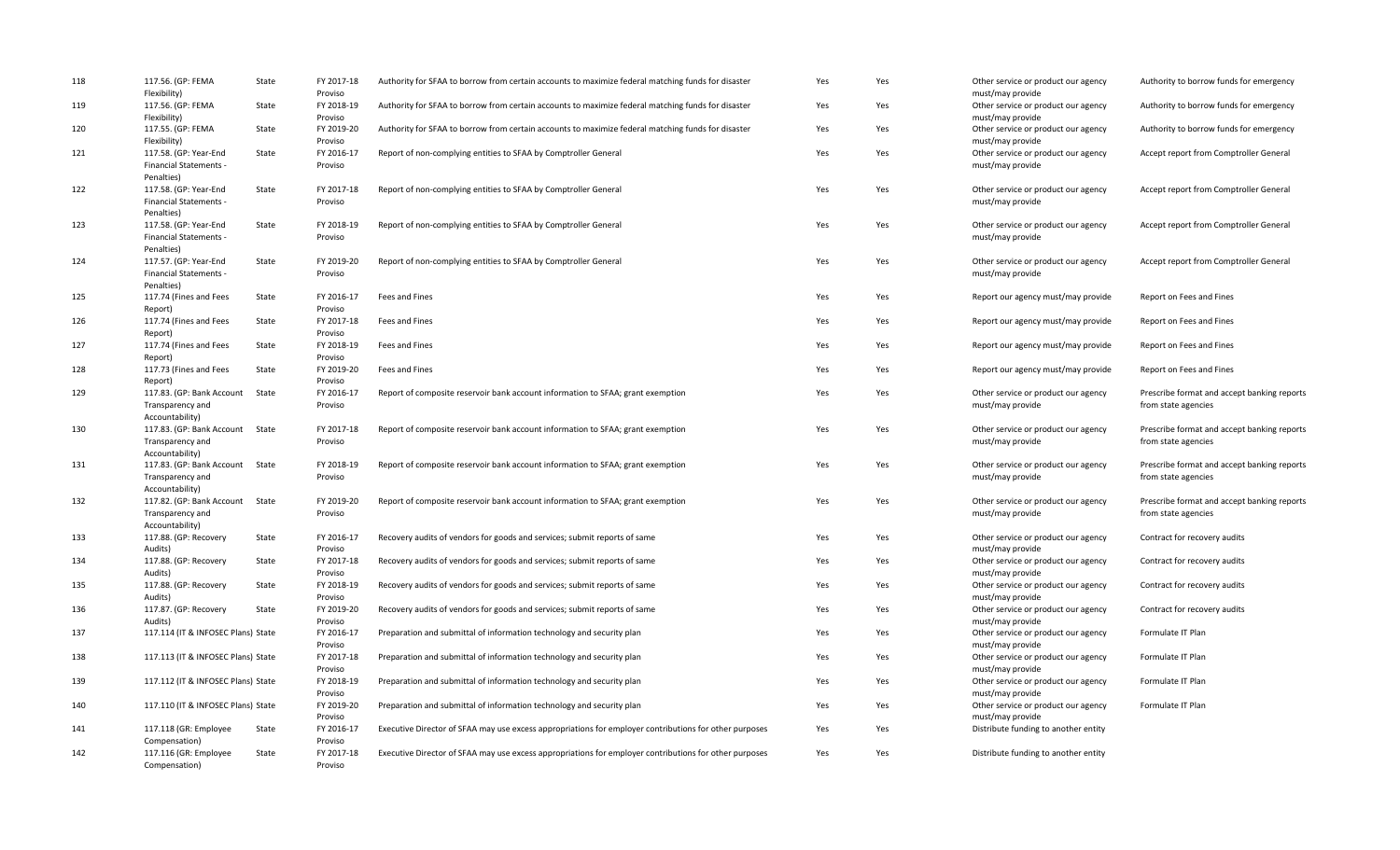| 118 | 117.56. (GP: FEMA Flexibility) | State | FY 2017-18 Proviso | Authority for SFAA to borrow from certain accounts to maximize federal matching funds for disaster | Yes | Yes | Other service or product our agency must/may provide | Authority to borrow funds for emergency |
|---|---|---|---|---|---|---|---|---|
| 119 | 117.56. (GP: FEMA Flexibility) | State | FY 2018-19 Proviso | Authority for SFAA to borrow from certain accounts to maximize federal matching funds for disaster | Yes | Yes | Other service or product our agency must/may provide | Authority to borrow funds for emergency |
| 120 | 117.55. (GP: FEMA Flexibility) | State | FY 2019-20 Proviso | Authority for SFAA to borrow from certain accounts to maximize federal matching funds for disaster | Yes | Yes | Other service or product our agency must/may provide | Authority to borrow funds for emergency |
| 121 | 117.58. (GP: Year-End Financial Statements - Penalties) | State | FY 2016-17 Proviso | Report of non-complying entities to SFAA by Comptroller General | Yes | Yes | Other service or product our agency must/may provide | Accept report from Comptroller General |
| 122 | 117.58. (GP: Year-End Financial Statements - Penalties) | State | FY 2017-18 Proviso | Report of non-complying entities to SFAA by Comptroller General | Yes | Yes | Other service or product our agency must/may provide | Accept report from Comptroller General |
| 123 | 117.58. (GP: Year-End Financial Statements - Penalties) | State | FY 2018-19 Proviso | Report of non-complying entities to SFAA by Comptroller General | Yes | Yes | Other service or product our agency must/may provide | Accept report from Comptroller General |
| 124 | 117.57. (GP: Year-End Financial Statements - Penalties) | State | FY 2019-20 Proviso | Report of non-complying entities to SFAA by Comptroller General | Yes | Yes | Other service or product our agency must/may provide | Accept report from Comptroller General |
| 125 | 117.74 (Fines and Fees Report) | State | FY 2016-17 Proviso | Fees and Fines | Yes | Yes | Report our agency must/may provide | Report on Fees and Fines |
| 126 | 117.74 (Fines and Fees Report) | State | FY 2017-18 Proviso | Fees and Fines | Yes | Yes | Report our agency must/may provide | Report on Fees and Fines |
| 127 | 117.74 (Fines and Fees Report) | State | FY 2018-19 Proviso | Fees and Fines | Yes | Yes | Report our agency must/may provide | Report on Fees and Fines |
| 128 | 117.73 (Fines and Fees Report) | State | FY 2019-20 Proviso | Fees and Fines | Yes | Yes | Report our agency must/may provide | Report on Fees and Fines |
| 129 | 117.83. (GP: Bank Account Transparency and Accountability) | State | FY 2016-17 Proviso | Report of composite reservoir bank account information to SFAA; grant exemption | Yes | Yes | Other service or product our agency must/may provide | Prescribe format and accept banking reports from state agencies |
| 130 | 117.83. (GP: Bank Account Transparency and Accountability) | State | FY 2017-18 Proviso | Report of composite reservoir bank account information to SFAA; grant exemption | Yes | Yes | Other service or product our agency must/may provide | Prescribe format and accept banking reports from state agencies |
| 131 | 117.83. (GP: Bank Account Transparency and Accountability) | State | FY 2018-19 Proviso | Report of composite reservoir bank account information to SFAA; grant exemption | Yes | Yes | Other service or product our agency must/may provide | Prescribe format and accept banking reports from state agencies |
| 132 | 117.82. (GP: Bank Account Transparency and Accountability) | State | FY 2019-20 Proviso | Report of composite reservoir bank account information to SFAA; grant exemption | Yes | Yes | Other service or product our agency must/may provide | Prescribe format and accept banking reports from state agencies |
| 133 | 117.88. (GP: Recovery Audits) | State | FY 2016-17 Proviso | Recovery audits of vendors for goods and services; submit reports of same | Yes | Yes | Other service or product our agency must/may provide | Contract for recovery audits |
| 134 | 117.88. (GP: Recovery Audits) | State | FY 2017-18 Proviso | Recovery audits of vendors for goods and services; submit reports of same | Yes | Yes | Other service or product our agency must/may provide | Contract for recovery audits |
| 135 | 117.88. (GP: Recovery Audits) | State | FY 2018-19 Proviso | Recovery audits of vendors for goods and services; submit reports of same | Yes | Yes | Other service or product our agency must/may provide | Contract for recovery audits |
| 136 | 117.87. (GP: Recovery Audits) | State | FY 2019-20 Proviso | Recovery audits of vendors for goods and services; submit reports of same | Yes | Yes | Other service or product our agency must/may provide | Contract for recovery audits |
| 137 | 117.114 (IT & INFOSEC Plans) | State | FY 2016-17 Proviso | Preparation and submittal of information technology and security plan | Yes | Yes | Other service or product our agency must/may provide | Formulate IT Plan |
| 138 | 117.113 (IT & INFOSEC Plans) | State | FY 2017-18 Proviso | Preparation and submittal of information technology and security plan | Yes | Yes | Other service or product our agency must/may provide | Formulate IT Plan |
| 139 | 117.112 (IT & INFOSEC Plans) | State | FY 2018-19 Proviso | Preparation and submittal of information technology and security plan | Yes | Yes | Other service or product our agency must/may provide | Formulate IT Plan |
| 140 | 117.110 (IT & INFOSEC Plans) | State | FY 2019-20 Proviso | Preparation and submittal of information technology and security plan | Yes | Yes | Other service or product our agency must/may provide | Formulate IT Plan |
| 141 | 117.118 (GR: Employee Compensation) | State | FY 2016-17 Proviso | Executive Director of SFAA may use excess appropriations for employer contributions for other purposes | Yes | Yes | Distribute funding to another entity | |
| 142 | 117.116 (GR: Employee Compensation) | State | FY 2017-18 Proviso | Executive Director of SFAA may use excess appropriations for employer contributions for other purposes | Yes | Yes | Distribute funding to another entity | |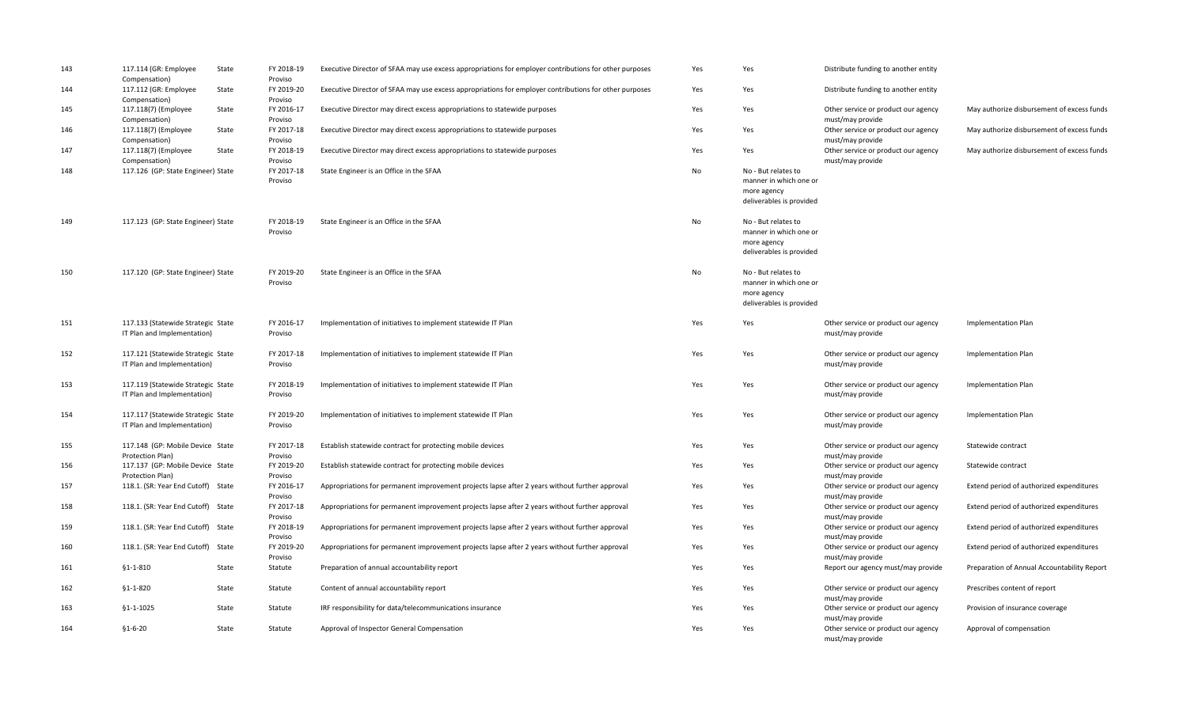| | | | | | | | | |
|---|---|---|---|---|---|---|---|---|
| 143 | 117.114 (GR: Employee Compensation) | State | FY 2018-19 Proviso | Executive Director of SFAA may use excess appropriations for employer contributions for other purposes | Yes | Yes | Distribute funding to another entity | |
| 144 | 117.112 (GR: Employee Compensation) | State | FY 2019-20 Proviso | Executive Director of SFAA may use excess appropriations for employer contributions for other purposes | Yes | Yes | Distribute funding to another entity | |
| 145 | 117.118(7) (Employee Compensation) | State | FY 2016-17 Proviso | Executive Director may direct excess appropriations to statewide purposes | Yes | Yes | Other service or product our agency must/may provide | May authorize disbursement of excess funds |
| 146 | 117.118(7) (Employee Compensation) | State | FY 2017-18 Proviso | Executive Director may direct excess appropriations to statewide purposes | Yes | Yes | Other service or product our agency must/may provide | May authorize disbursement of excess funds |
| 147 | 117.118(7) (Employee Compensation) | State | FY 2018-19 Proviso | Executive Director may direct excess appropriations to statewide purposes | Yes | Yes | Other service or product our agency must/may provide | May authorize disbursement of excess funds |
| 148 | 117.126 (GP: State Engineer) | State | FY 2017-18 Proviso | State Engineer is an Office in the SFAA | No | No - But relates to manner in which one or more agency deliverables is provided | | |
| 149 | 117.123 (GP: State Engineer) | State | FY 2018-19 Proviso | State Engineer is an Office in the SFAA | No | No - But relates to manner in which one or more agency deliverables is provided | | |
| 150 | 117.120 (GP: State Engineer) | State | FY 2019-20 Proviso | State Engineer is an Office in the SFAA | No | No - But relates to manner in which one or more agency deliverables is provided | | |
| 151 | 117.133 (Statewide Strategic IT Plan and Implementation) | State | FY 2016-17 Proviso | Implementation of initiatives to implement statewide IT Plan | Yes | Yes | Other service or product our agency must/may provide | Implementation Plan |
| 152 | 117.121 (Statewide Strategic IT Plan and Implementation) | State | FY 2017-18 Proviso | Implementation of initiatives to implement statewide IT Plan | Yes | Yes | Other service or product our agency must/may provide | Implementation Plan |
| 153 | 117.119 (Statewide Strategic IT Plan and Implementation) | State | FY 2018-19 Proviso | Implementation of initiatives to implement statewide IT Plan | Yes | Yes | Other service or product our agency must/may provide | Implementation Plan |
| 154 | 117.117 (Statewide Strategic IT Plan and Implementation) | State | FY 2019-20 Proviso | Implementation of initiatives to implement statewide IT Plan | Yes | Yes | Other service or product our agency must/may provide | Implementation Plan |
| 155 | 117.148 (GP: Mobile Device Protection Plan) | State | FY 2017-18 Proviso | Establish statewide contract for protecting mobile devices | Yes | Yes | Other service or product our agency must/may provide | Statewide contract |
| 156 | 117.137 (GP: Mobile Device Protection Plan) | State | FY 2019-20 Proviso | Establish statewide contract for protecting mobile devices | Yes | Yes | Other service or product our agency must/may provide | Statewide contract |
| 157 | 118.1. (SR: Year End Cutoff) | State | FY 2016-17 Proviso | Appropriations for permanent improvement projects lapse after 2 years without further approval | Yes | Yes | Other service or product our agency must/may provide | Extend period of authorized expenditures |
| 158 | 118.1. (SR: Year End Cutoff) | State | FY 2017-18 Proviso | Appropriations for permanent improvement projects lapse after 2 years without further approval | Yes | Yes | Other service or product our agency must/may provide | Extend period of authorized expenditures |
| 159 | 118.1. (SR: Year End Cutoff) | State | FY 2018-19 Proviso | Appropriations for permanent improvement projects lapse after 2 years without further approval | Yes | Yes | Other service or product our agency must/may provide | Extend period of authorized expenditures |
| 160 | 118.1. (SR: Year End Cutoff) | State | FY 2019-20 Proviso | Appropriations for permanent improvement projects lapse after 2 years without further approval | Yes | Yes | Other service or product our agency must/may provide | Extend period of authorized expenditures |
| 161 | §1-1-810 | State | Statute | Preparation of annual accountability report | Yes | Yes | Report our agency must/may provide | Preparation of Annual Accountability Report |
| 162 | §1-1-820 | State | Statute | Content of annual accountability report | Yes | Yes | Other service or product our agency must/may provide | Prescribes content of report |
| 163 | §1-1-1025 | State | Statute | IRF responsibility for data/telecommunications insurance | Yes | Yes | Other service or product our agency must/may provide | Provision of insurance coverage |
| 164 | §1-6-20 | State | Statute | Approval of Inspector General Compensation | Yes | Yes | Other service or product our agency must/may provide | Approval of compensation |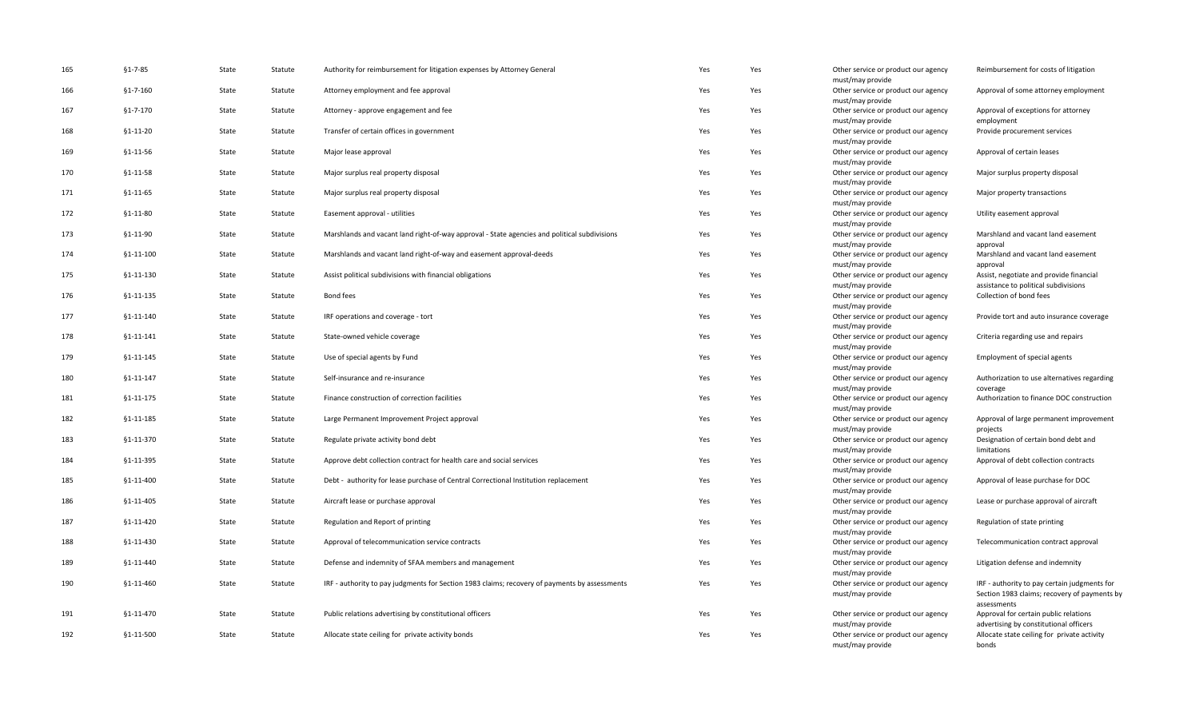| | | | | | | | | |
|---|---|---|---|---|---|---|---|---|
| 165 | §1-7-85 | State | Statute | Authority for reimbursement for litigation expenses by Attorney General | Yes | Yes | Other service or product our agency must/may provide | Reimbursement for costs of litigation |
| 166 | §1-7-160 | State | Statute | Attorney employment and fee approval | Yes | Yes | Other service or product our agency must/may provide | Approval of some attorney employment |
| 167 | §1-7-170 | State | Statute | Attorney - approve engagement and fee | Yes | Yes | Other service or product our agency must/may provide | Approval of exceptions for attorney employment |
| 168 | §1-11-20 | State | Statute | Transfer of certain offices in government | Yes | Yes | Other service or product our agency must/may provide | Provide procurement services |
| 169 | §1-11-56 | State | Statute | Major lease approval | Yes | Yes | Other service or product our agency must/may provide | Approval of certain leases |
| 170 | §1-11-58 | State | Statute | Major surplus real property disposal | Yes | Yes | Other service or product our agency must/may provide | Major surplus property disposal |
| 171 | §1-11-65 | State | Statute | Major surplus real property disposal | Yes | Yes | Other service or product our agency must/may provide | Major property transactions |
| 172 | §1-11-80 | State | Statute | Easement approval - utilities | Yes | Yes | Other service or product our agency must/may provide | Utility easement approval |
| 173 | §1-11-90 | State | Statute | Marshlands and vacant land right-of-way approval - State agencies and political subdivisions | Yes | Yes | Other service or product our agency must/may provide | Marshland and vacant land easement approval |
| 174 | §1-11-100 | State | Statute | Marshlands and vacant land right-of-way and easement approval-deeds | Yes | Yes | Other service or product our agency must/may provide | Marshland and vacant land easement approval |
| 175 | §1-11-130 | State | Statute | Assist political subdivisions with financial obligations | Yes | Yes | Other service or product our agency must/may provide | Assist, negotiate and provide financial assistance to political subdivisions |
| 176 | §1-11-135 | State | Statute | Bond fees | Yes | Yes | Other service or product our agency must/may provide | Collection of bond fees |
| 177 | §1-11-140 | State | Statute | IRF operations and coverage - tort | Yes | Yes | Other service or product our agency must/may provide | Provide tort and auto insurance coverage |
| 178 | §1-11-141 | State | Statute | State-owned vehicle coverage | Yes | Yes | Other service or product our agency must/may provide | Criteria regarding use and repairs |
| 179 | §1-11-145 | State | Statute | Use of special agents by Fund | Yes | Yes | Other service or product our agency must/may provide | Employment of special agents |
| 180 | §1-11-147 | State | Statute | Self-insurance and re-insurance | Yes | Yes | Other service or product our agency must/may provide | Authorization to use alternatives regarding coverage |
| 181 | §1-11-175 | State | Statute | Finance construction of correction facilities | Yes | Yes | Other service or product our agency must/may provide | Authorization to finance DOC construction |
| 182 | §1-11-185 | State | Statute | Large Permanent Improvement Project approval | Yes | Yes | Other service or product our agency must/may provide | Approval of large permanent improvement projects |
| 183 | §1-11-370 | State | Statute | Regulate private activity bond debt | Yes | Yes | Other service or product our agency must/may provide | Designation of certain bond debt and limitations |
| 184 | §1-11-395 | State | Statute | Approve debt collection contract for health care and social services | Yes | Yes | Other service or product our agency must/may provide | Approval of debt collection contracts |
| 185 | §1-11-400 | State | Statute | Debt - authority for lease purchase of Central Correctional Institution replacement | Yes | Yes | Other service or product our agency must/may provide | Approval of lease purchase for DOC |
| 186 | §1-11-405 | State | Statute | Aircraft lease or purchase approval | Yes | Yes | Other service or product our agency must/may provide | Lease or purchase approval of aircraft |
| 187 | §1-11-420 | State | Statute | Regulation and Report of printing | Yes | Yes | Other service or product our agency must/may provide | Regulation of state printing |
| 188 | §1-11-430 | State | Statute | Approval of telecommunication service contracts | Yes | Yes | Other service or product our agency must/may provide | Telecommunication contract approval |
| 189 | §1-11-440 | State | Statute | Defense and indemnity of SFAA members and management | Yes | Yes | Other service or product our agency must/may provide | Litigation defense and indemnity |
| 190 | §1-11-460 | State | Statute | IRF - authority to pay judgments for Section 1983 claims; recovery of payments by assessments | Yes | Yes | Other service or product our agency must/may provide | IRF - authority to pay certain judgments for Section 1983 claims; recovery of payments by assessments |
| 191 | §1-11-470 | State | Statute | Public relations advertising by constitutional officers | Yes | Yes | Other service or product our agency must/may provide | Approval for certain public relations advertising by constitutional officers |
| 192 | §1-11-500 | State | Statute | Allocate state ceiling for private activity bonds | Yes | Yes | Other service or product our agency must/may provide | Allocate state ceiling for private activity bonds |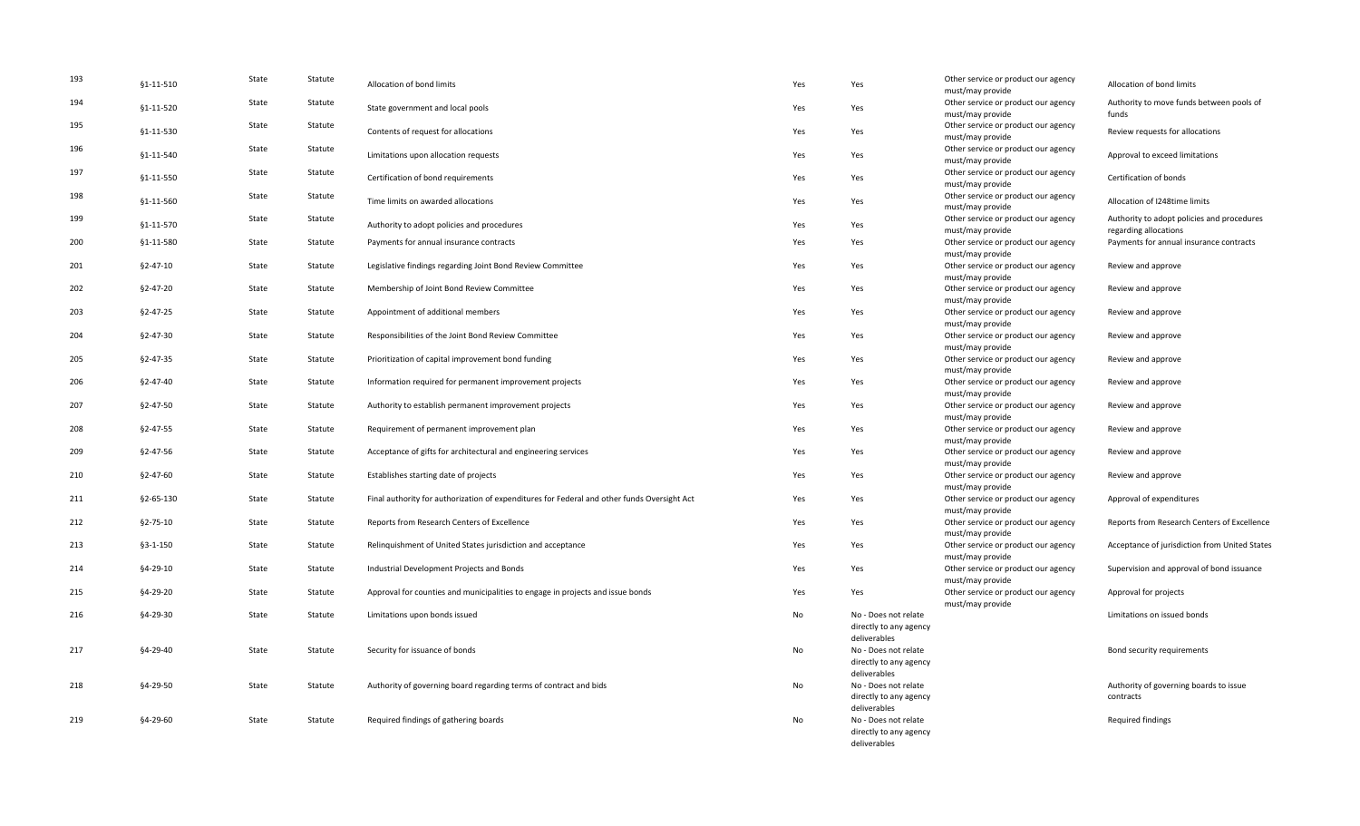| | | | | | | | | |
|---|---|---|---|---|---|---|---|---|
| 193 | §1-11-510 | State | Statute | Allocation of bond limits | Yes | Yes | Other service or product our agency must/may provide | Allocation of bond limits |
| 194 | §1-11-520 | State | Statute | State government and local pools | Yes | Yes | Other service or product our agency must/may provide | Authority to move funds between pools of funds |
| 195 | §1-11-530 | State | Statute | Contents of request for allocations | Yes | Yes | Other service or product our agency must/may provide | Review requests for allocations |
| 196 | §1-11-540 | State | Statute | Limitations upon allocation requests | Yes | Yes | Other service or product our agency must/may provide | Approval to exceed limitations |
| 197 | §1-11-550 | State | Statute | Certification of bond requirements | Yes | Yes | Other service or product our agency must/may provide | Certification of bonds |
| 198 | §1-11-560 | State | Statute | Time limits on awarded allocations | Yes | Yes | Other service or product our agency must/may provide | Allocation of l248time limits |
| 199 | §1-11-570 | State | Statute | Authority to adopt policies and procedures | Yes | Yes | Other service or product our agency must/may provide | Authority to adopt policies and procedures regarding allocations |
| 200 | §1-11-580 | State | Statute | Payments for annual insurance contracts | Yes | Yes | Other service or product our agency must/may provide | Payments for annual insurance contracts |
| 201 | §2-47-10 | State | Statute | Legislative findings regarding Joint Bond Review Committee | Yes | Yes | Other service or product our agency must/may provide | Review and approve |
| 202 | §2-47-20 | State | Statute | Membership of Joint Bond Review Committee | Yes | Yes | Other service or product our agency must/may provide | Review and approve |
| 203 | §2-47-25 | State | Statute | Appointment of additional members | Yes | Yes | Other service or product our agency must/may provide | Review and approve |
| 204 | §2-47-30 | State | Statute | Responsibilities of the Joint Bond Review Committee | Yes | Yes | Other service or product our agency must/may provide | Review and approve |
| 205 | §2-47-35 | State | Statute | Prioritization of capital improvement bond funding | Yes | Yes | Other service or product our agency must/may provide | Review and approve |
| 206 | §2-47-40 | State | Statute | Information required for permanent improvement projects | Yes | Yes | Other service or product our agency must/may provide | Review and approve |
| 207 | §2-47-50 | State | Statute | Authority to establish permanent improvement projects | Yes | Yes | Other service or product our agency must/may provide | Review and approve |
| 208 | §2-47-55 | State | Statute | Requirement of permanent improvement plan | Yes | Yes | Other service or product our agency must/may provide | Review and approve |
| 209 | §2-47-56 | State | Statute | Acceptance of gifts for architectural and engineering services | Yes | Yes | Other service or product our agency must/may provide | Review and approve |
| 210 | §2-47-60 | State | Statute | Establishes starting date of projects | Yes | Yes | Other service or product our agency must/may provide | Review and approve |
| 211 | §2-65-130 | State | Statute | Final authority for authorization of expenditures for Federal and other funds Oversight Act | Yes | Yes | Other service or product our agency must/may provide | Approval of expenditures |
| 212 | §2-75-10 | State | Statute | Reports from Research Centers of Excellence | Yes | Yes | Other service or product our agency must/may provide | Reports from Research Centers of Excellence |
| 213 | §3-1-150 | State | Statute | Relinquishment of United States jurisdiction and acceptance | Yes | Yes | Other service or product our agency must/may provide | Acceptance of jurisdiction from United States |
| 214 | §4-29-10 | State | Statute | Industrial Development Projects and Bonds | Yes | Yes | Other service or product our agency must/may provide | Supervision and approval of bond issuance |
| 215 | §4-29-20 | State | Statute | Approval for counties and municipalities to engage in projects and issue bonds | Yes | Yes | Other service or product our agency must/may provide | Approval for projects |
| 216 | §4-29-30 | State | Statute | Limitations upon bonds issued | No | No - Does not relate directly to any agency deliverables | | Limitations on issued bonds |
| 217 | §4-29-40 | State | Statute | Security for issuance of bonds | No | No - Does not relate directly to any agency deliverables | | Bond security requirements |
| 218 | §4-29-50 | State | Statute | Authority of governing board regarding terms of contract and bids | No | No - Does not relate directly to any agency deliverables | | Authority of governing boards to issue contracts |
| 219 | §4-29-60 | State | Statute | Required findings of gathering boards | No | No - Does not relate directly to any agency deliverables | | Required findings |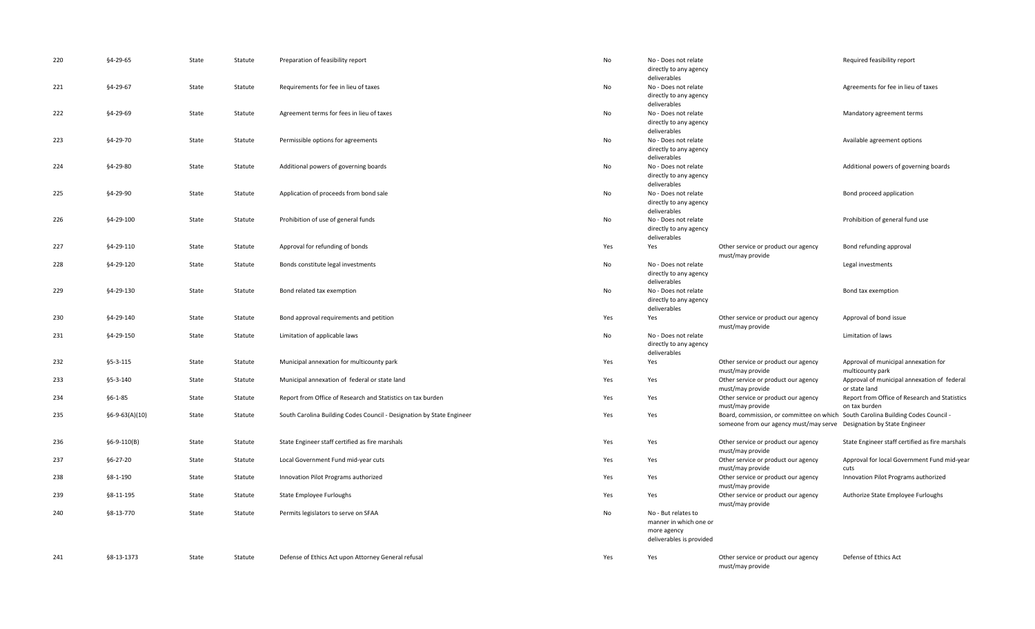| | | | | | | | | |
|---|---|---|---|---|---|---|---|---|
| 220 | §4-29-65 | State | Statute | Preparation of feasibility report | No | No - Does not relate directly to any agency deliverables | | Required feasibility report |
| 221 | §4-29-67 | State | Statute | Requirements for fee in lieu of taxes | No | No - Does not relate directly to any agency deliverables | | Agreements for fee in lieu of taxes |
| 222 | §4-29-69 | State | Statute | Agreement terms for fees in lieu of taxes | No | No - Does not relate directly to any agency deliverables | | Mandatory agreement terms |
| 223 | §4-29-70 | State | Statute | Permissible options for agreements | No | No - Does not relate directly to any agency deliverables | | Available agreement options |
| 224 | §4-29-80 | State | Statute | Additional powers of governing boards | No | No - Does not relate directly to any agency deliverables | | Additional powers of governing boards |
| 225 | §4-29-90 | State | Statute | Application of proceeds from bond sale | No | No - Does not relate directly to any agency deliverables | | Bond proceed application |
| 226 | §4-29-100 | State | Statute | Prohibition of use of general funds | No | No - Does not relate directly to any agency deliverables | | Prohibition of general fund use |
| 227 | §4-29-110 | State | Statute | Approval for refunding of bonds | Yes | Yes | Other service or product our agency must/may provide | Bond refunding approval |
| 228 | §4-29-120 | State | Statute | Bonds constitute legal investments | No | No - Does not relate directly to any agency deliverables | | Legal investments |
| 229 | §4-29-130 | State | Statute | Bond related tax exemption | No | No - Does not relate directly to any agency deliverables | | Bond tax exemption |
| 230 | §4-29-140 | State | Statute | Bond approval requirements and petition | Yes | Yes | Other service or product our agency must/may provide | Approval of bond issue |
| 231 | §4-29-150 | State | Statute | Limitation of applicable laws | No | No - Does not relate directly to any agency deliverables | | Limitation of laws |
| 232 | §5-3-115 | State | Statute | Municipal annexation for multicounty park | Yes | Yes | Other service or product our agency must/may provide | Approval of municipal annexation for multicounty park |
| 233 | §5-3-140 | State | Statute | Municipal annexation of federal or state land | Yes | Yes | Other service or product our agency must/may provide | Approval of municipal annexation of federal or state land |
| 234 | §6-1-85 | State | Statute | Report from Office of Research and Statistics on tax burden | Yes | Yes | Other service or product our agency must/may provide | Report from Office of Research and Statistics on tax burden |
| 235 | §6-9-63(A)(10) | State | Statute | South Carolina Building Codes Council - Designation by State Engineer | Yes | Yes | Board, commission, or committee on which someone from our agency must/may serve | South Carolina Building Codes Council - Designation by State Engineer |
| 236 | §6-9-110(B) | State | Statute | State Engineer staff certified as fire marshals | Yes | Yes | Other service or product our agency must/may provide | State Engineer staff certified as fire marshals |
| 237 | §6-27-20 | State | Statute | Local Government Fund mid-year cuts | Yes | Yes | Other service or product our agency must/may provide | Approval for local Government Fund mid-year cuts |
| 238 | §8-1-190 | State | Statute | Innovation Pilot Programs authorized | Yes | Yes | Other service or product our agency must/may provide | Innovation Pilot Programs authorized |
| 239 | §8-11-195 | State | Statute | State Employee Furloughs | Yes | Yes | Other service or product our agency must/may provide | Authorize State Employee Furloughs |
| 240 | §8-13-770 | State | Statute | Permits legislators to serve on SFAA | No | No - But relates to manner in which one or more agency deliverables is provided | | |
| 241 | §8-13-1373 | State | Statute | Defense of Ethics Act upon Attorney General refusal | Yes | Yes | Other service or product our agency must/may provide | Defense of Ethics Act |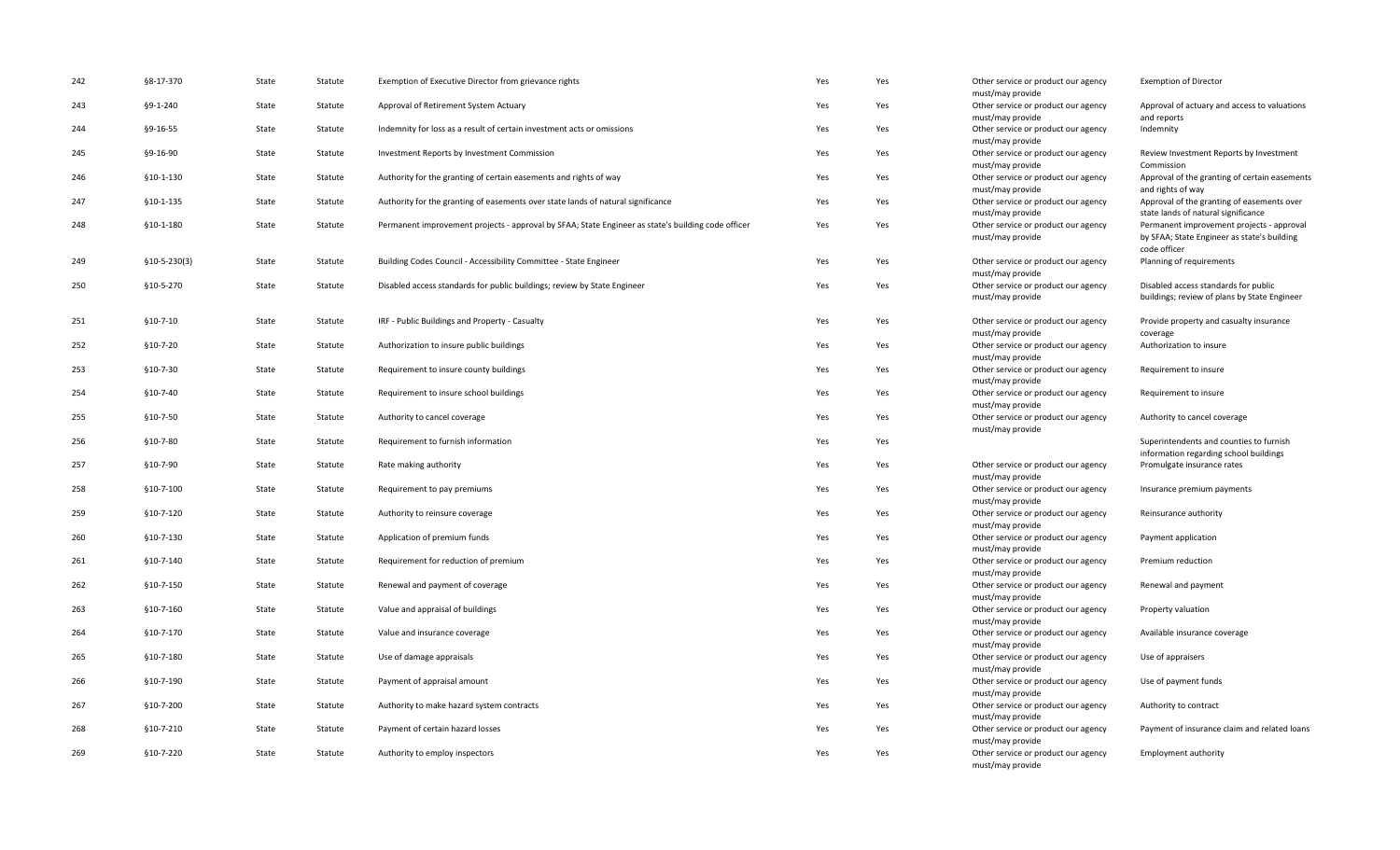| | | | | | | | | |
|---|---|---|---|---|---|---|---|---|
| 242 | §8-17-370 | State | Statute | Exemption of Executive Director from grievance rights | Yes | Yes | Other service or product our agency must/may provide | Exemption of Director |
| 243 | §9-1-240 | State | Statute | Approval of Retirement System Actuary | Yes | Yes | Other service or product our agency must/may provide | Approval of actuary and access to valuations and reports |
| 244 | §9-16-55 | State | Statute | Indemnity for loss as a result of certain investment acts or omissions | Yes | Yes | Other service or product our agency must/may provide | Indemnity |
| 245 | §9-16-90 | State | Statute | Investment Reports by Investment Commission | Yes | Yes | Other service or product our agency must/may provide | Review Investment Reports by Investment Commission |
| 246 | §10-1-130 | State | Statute | Authority for the granting of certain easements and rights of way | Yes | Yes | Other service or product our agency must/may provide | Approval of the granting of certain easements and rights of way |
| 247 | §10-1-135 | State | Statute | Authority for the granting of easements over state lands of natural significance | Yes | Yes | Other service or product our agency must/may provide | Approval of the granting of easements over state lands of natural significance |
| 248 | §10-1-180 | State | Statute | Permanent improvement projects - approval by SFAA; State Engineer as state's building code officer | Yes | Yes | Other service or product our agency must/may provide | Permanent improvement projects - approval by SFAA; State Engineer as state's building code officer |
| 249 | §10-5-230(3) | State | Statute | Building Codes Council - Accessibility Committee - State Engineer | Yes | Yes | Other service or product our agency must/may provide | Planning of requirements |
| 250 | §10-5-270 | State | Statute | Disabled access standards for public buildings; review by State Engineer | Yes | Yes | Other service or product our agency must/may provide | Disabled access standards for public buildings; review of plans by State Engineer |
| 251 | §10-7-10 | State | Statute | IRF - Public Buildings and Property - Casualty | Yes | Yes | Other service or product our agency must/may provide | Provide property and casualty insurance coverage |
| 252 | §10-7-20 | State | Statute | Authorization to insure public buildings | Yes | Yes | Other service or product our agency must/may provide | Authorization to insure |
| 253 | §10-7-30 | State | Statute | Requirement to insure county buildings | Yes | Yes | Other service or product our agency must/may provide | Requirement to insure |
| 254 | §10-7-40 | State | Statute | Requirement to insure school buildings | Yes | Yes | Other service or product our agency must/may provide | Requirement to insure |
| 255 | §10-7-50 | State | Statute | Authority to cancel coverage | Yes | Yes | Other service or product our agency must/may provide | Authority to cancel coverage |
| 256 | §10-7-80 | State | Statute | Requirement to furnish information | Yes | Yes | | Superintendents and counties to furnish information regarding school buildings |
| 257 | §10-7-90 | State | Statute | Rate making authority | Yes | Yes | Other service or product our agency must/may provide | Promulgate insurance rates |
| 258 | §10-7-100 | State | Statute | Requirement to pay premiums | Yes | Yes | Other service or product our agency must/may provide | Insurance premium payments |
| 259 | §10-7-120 | State | Statute | Authority to reinsure coverage | Yes | Yes | Other service or product our agency must/may provide | Reinsurance authority |
| 260 | §10-7-130 | State | Statute | Application of premium funds | Yes | Yes | Other service or product our agency must/may provide | Payment application |
| 261 | §10-7-140 | State | Statute | Requirement for reduction of premium | Yes | Yes | Other service or product our agency must/may provide | Premium reduction |
| 262 | §10-7-150 | State | Statute | Renewal and payment of coverage | Yes | Yes | Other service or product our agency must/may provide | Renewal and payment |
| 263 | §10-7-160 | State | Statute | Value and appraisal of buildings | Yes | Yes | Other service or product our agency must/may provide | Property valuation |
| 264 | §10-7-170 | State | Statute | Value and insurance coverage | Yes | Yes | Other service or product our agency must/may provide | Available insurance coverage |
| 265 | §10-7-180 | State | Statute | Use of damage appraisals | Yes | Yes | Other service or product our agency must/may provide | Use of appraisers |
| 266 | §10-7-190 | State | Statute | Payment of appraisal amount | Yes | Yes | Other service or product our agency must/may provide | Use of payment funds |
| 267 | §10-7-200 | State | Statute | Authority to make hazard system contracts | Yes | Yes | Other service or product our agency must/may provide | Authority to contract |
| 268 | §10-7-210 | State | Statute | Payment of certain hazard losses | Yes | Yes | Other service or product our agency must/may provide | Payment of insurance claim and related loans |
| 269 | §10-7-220 | State | Statute | Authority to employ inspectors | Yes | Yes | Other service or product our agency must/may provide | Employment authority |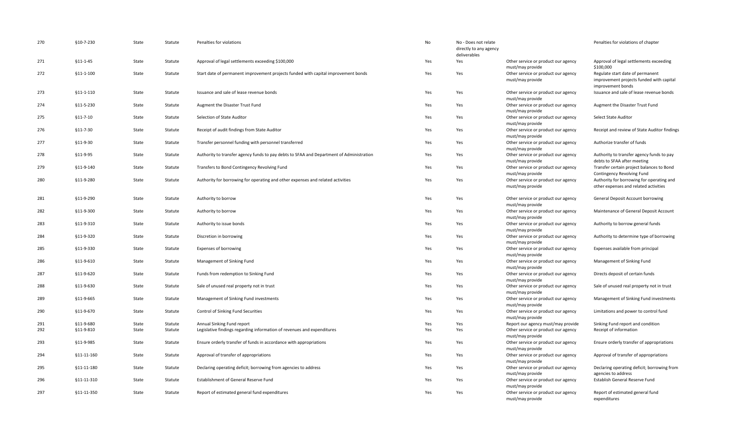| | | | | | | | | |
|---|---|---|---|---|---|---|---|---|
| 270 | §10-7-230 | State | Statute | Penalties for violations | No | No - Does not relate directly to any agency deliverables | | Penalties for violations of chapter |
| 271 | §11-1-45 | State | Statute | Approval of legal settlements exceeding $100,000 | Yes | Yes | Other service or product our agency must/may provide | Approval of legal settlements exceeding $100,000 |
| 272 | §11-1-100 | State | Statute | Start date of permanent improvement projects funded with capital improvement bonds | Yes | Yes | Other service or product our agency must/may provide | Regulate start date of permanent improvement projects funded with capital improvement bonds |
| 273 | §11-1-110 | State | Statute | Issuance and sale of lease revenue bonds | Yes | Yes | Other service or product our agency must/may provide | Issuance and sale of lease revenue bonds |
| 274 | §11-5-230 | State | Statute | Augment the Disaster Trust Fund | Yes | Yes | Other service or product our agency must/may provide | Augment the Disaster Trust Fund |
| 275 | §11-7-10 | State | Statute | Selection of State Auditor | Yes | Yes | Other service or product our agency must/may provide | Select State Auditor |
| 276 | §11-7-30 | State | Statute | Receipt of audit findings from State Auditor | Yes | Yes | Other service or product our agency must/may provide | Receipt and review of State Auditor findings |
| 277 | §11-9-30 | State | Statute | Transfer personnel funding with personnel transferred | Yes | Yes | Other service or product our agency must/may provide | Authorize transfer of funds |
| 278 | §11-9-95 | State | Statute | Authority to transfer agency funds to pay debts to SFAA and Department of Administration | Yes | Yes | Other service or product our agency must/may provide | Authority to transfer agency funds to pay debts to SFAA after meeting |
| 279 | §11-9-140 | State | Statute | Transfers to Bond Contingency Revolving Fund | Yes | Yes | Other service or product our agency must/may provide | Transfer certain project balances to Bond Contingency Revolving Fund |
| 280 | §11-9-280 | State | Statute | Authority for borrowing for operating and other expenses and related activities | Yes | Yes | Other service or product our agency must/may provide | Authority for borrowing for operating and other expenses and related activities |
| 281 | §11-9-290 | State | Statute | Authority to borrow | Yes | Yes | Other service or product our agency must/may provide | General Deposit Account borrowing |
| 282 | §11-9-300 | State | Statute | Authority to borrow | Yes | Yes | Other service or product our agency must/may provide | Maintenance of General Deposit Account |
| 283 | §11-9-310 | State | Statute | Authority to issue bonds | Yes | Yes | Other service or product our agency must/may provide | Authority to borrow general funds |
| 284 | §11-9-320 | State | Statute | Discretion in borrowing | Yes | Yes | Other service or product our agency must/may provide | Authority to determine type of borrowing |
| 285 | §11-9-330 | State | Statute | Expenses of borrowing | Yes | Yes | Other service or product our agency must/may provide | Expenses available from principal |
| 286 | §11-9-610 | State | Statute | Management of Sinking Fund | Yes | Yes | Other service or product our agency must/may provide | Management of Sinking Fund |
| 287 | §11-9-620 | State | Statute | Funds from redemption to Sinking Fund | Yes | Yes | Other service or product our agency must/may provide | Directs deposit of certain funds |
| 288 | §11-9-630 | State | Statute | Sale of unused real property not in trust | Yes | Yes | Other service or product our agency must/may provide | Sale of unused real property not in trust |
| 289 | §11-9-665 | State | Statute | Management of Sinking Fund investments | Yes | Yes | Other service or product our agency must/may provide | Management of Sinking Fund investments |
| 290 | §11-9-670 | State | Statute | Control of Sinking Fund Securities | Yes | Yes | Other service or product our agency must/may provide | Limitations and power to control fund |
| 291 | §11-9-680 | State | Statute | Annual Sinking Fund report | Yes | Yes | Report our agency must/may provide | Sinking Fund report and condition |
| 292 | §11-9-810 | State | Statute | Legislative findings regarding information of revenues and expenditures | Yes | Yes | Other service or product our agency must/may provide | Receipt of information |
| 293 | §11-9-985 | State | Statute | Ensure orderly transfer of funds in accordance with appropriations | Yes | Yes | Other service or product our agency must/may provide | Ensure orderly transfer of appropriations |
| 294 | §11-11-160 | State | Statute | Approval of transfer of appropriations | Yes | Yes | Other service or product our agency must/may provide | Approval of transfer of appropriations |
| 295 | §11-11-180 | State | Statute | Declaring operating deficit; borrowing from agencies to address | Yes | Yes | Other service or product our agency must/may provide | Declaring operating deficit; borrowing from agencies to address |
| 296 | §11-11-310 | State | Statute | Establishment of General Reserve Fund | Yes | Yes | Other service or product our agency must/may provide | Establish General Reserve Fund |
| 297 | §11-11-350 | State | Statute | Report of estimated general fund expenditures | Yes | Yes | Other service or product our agency must/may provide | Report of estimated general fund expenditures |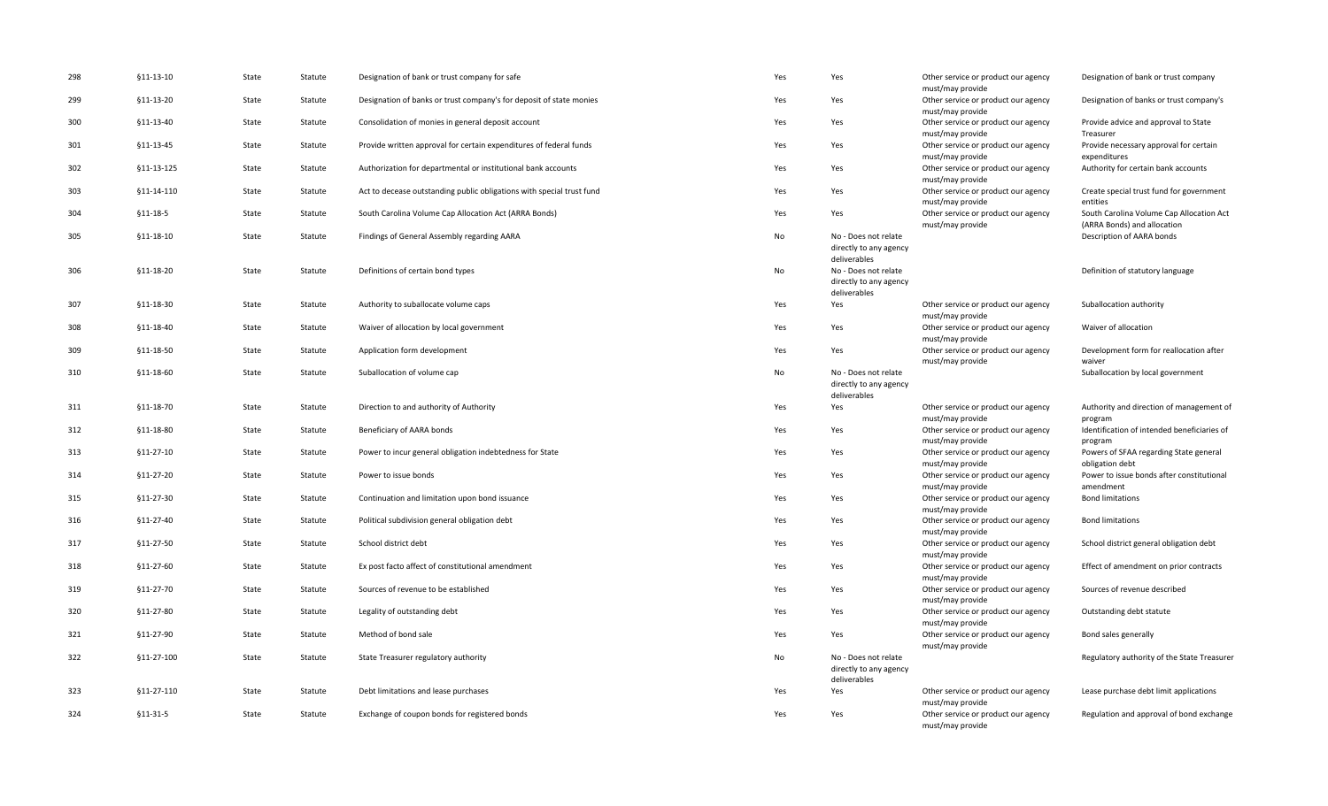| | | | | | | | | |
|---|---|---|---|---|---|---|---|---|
| 298 | §11-13-10 | State | Statute | Designation of bank or trust company for safe | Yes | Yes | Other service or product our agency must/may provide | Designation of bank or trust company |
| 299 | §11-13-20 | State | Statute | Designation of banks or trust company's for deposit of state monies | Yes | Yes | Other service or product our agency must/may provide | Designation of banks or trust company's |
| 300 | §11-13-40 | State | Statute | Consolidation of monies in general deposit account | Yes | Yes | Other service or product our agency must/may provide | Provide advice and approval to State Treasurer |
| 301 | §11-13-45 | State | Statute | Provide written approval for certain expenditures of federal funds | Yes | Yes | Other service or product our agency must/may provide | Provide necessary approval for certain expenditures |
| 302 | §11-13-125 | State | Statute | Authorization for departmental or institutional bank accounts | Yes | Yes | Other service or product our agency must/may provide | Authority for certain bank accounts |
| 303 | §11-14-110 | State | Statute | Act to decease outstanding public obligations with special trust fund | Yes | Yes | Other service or product our agency must/may provide | Create special trust fund for government entities |
| 304 | §11-18-5 | State | Statute | South Carolina Volume Cap Allocation Act (ARRA Bonds) | Yes | Yes | Other service or product our agency must/may provide | South Carolina Volume Cap Allocation Act (ARRA Bonds) and allocation |
| 305 | §11-18-10 | State | Statute | Findings of General Assembly regarding AARA | No | No - Does not relate directly to any agency deliverables | | Description of AARA bonds |
| 306 | §11-18-20 | State | Statute | Definitions of certain bond types | No | No - Does not relate directly to any agency deliverables | | Definition of statutory language |
| 307 | §11-18-30 | State | Statute | Authority to suballocate volume caps | Yes | Yes | Other service or product our agency must/may provide | Suballocation authority |
| 308 | §11-18-40 | State | Statute | Waiver of allocation by local government | Yes | Yes | Other service or product our agency must/may provide | Waiver of allocation |
| 309 | §11-18-50 | State | Statute | Application form development | Yes | Yes | Other service or product our agency must/may provide | Development form for reallocation after waiver |
| 310 | §11-18-60 | State | Statute | Suballocation of volume cap | No | No - Does not relate directly to any agency deliverables | | Suballocation by local government |
| 311 | §11-18-70 | State | Statute | Direction to and authority of Authority | Yes | Yes | Other service or product our agency must/may provide | Authority and direction of management of program |
| 312 | §11-18-80 | State | Statute | Beneficiary of AARA bonds | Yes | Yes | Other service or product our agency must/may provide | Identification of intended beneficiaries of program |
| 313 | §11-27-10 | State | Statute | Power to incur general obligation indebtedness for State | Yes | Yes | Other service or product our agency must/may provide | Powers of SFAA regarding State general obligation debt |
| 314 | §11-27-20 | State | Statute | Power to issue bonds | Yes | Yes | Other service or product our agency must/may provide | Power to issue bonds after constitutional amendment |
| 315 | §11-27-30 | State | Statute | Continuation and limitation upon bond issuance | Yes | Yes | Other service or product our agency must/may provide | Bond limitations |
| 316 | §11-27-40 | State | Statute | Political subdivision general obligation debt | Yes | Yes | Other service or product our agency must/may provide | Bond limitations |
| 317 | §11-27-50 | State | Statute | School district debt | Yes | Yes | Other service or product our agency must/may provide | School district general obligation debt |
| 318 | §11-27-60 | State | Statute | Ex post facto affect of constitutional amendment | Yes | Yes | Other service or product our agency must/may provide | Effect of amendment on prior contracts |
| 319 | §11-27-70 | State | Statute | Sources of revenue to be established | Yes | Yes | Other service or product our agency must/may provide | Sources of revenue described |
| 320 | §11-27-80 | State | Statute | Legality of outstanding debt | Yes | Yes | Other service or product our agency must/may provide | Outstanding debt statute |
| 321 | §11-27-90 | State | Statute | Method of bond sale | Yes | Yes | Other service or product our agency must/may provide | Bond sales generally |
| 322 | §11-27-100 | State | Statute | State Treasurer regulatory authority | No | No - Does not relate directly to any agency deliverables | | Regulatory authority of the State Treasurer |
| 323 | §11-27-110 | State | Statute | Debt limitations and lease purchases | Yes | Yes | Other service or product our agency must/may provide | Lease purchase debt limit applications |
| 324 | §11-31-5 | State | Statute | Exchange of coupon bonds for registered bonds | Yes | Yes | Other service or product our agency must/may provide | Regulation and approval of bond exchange |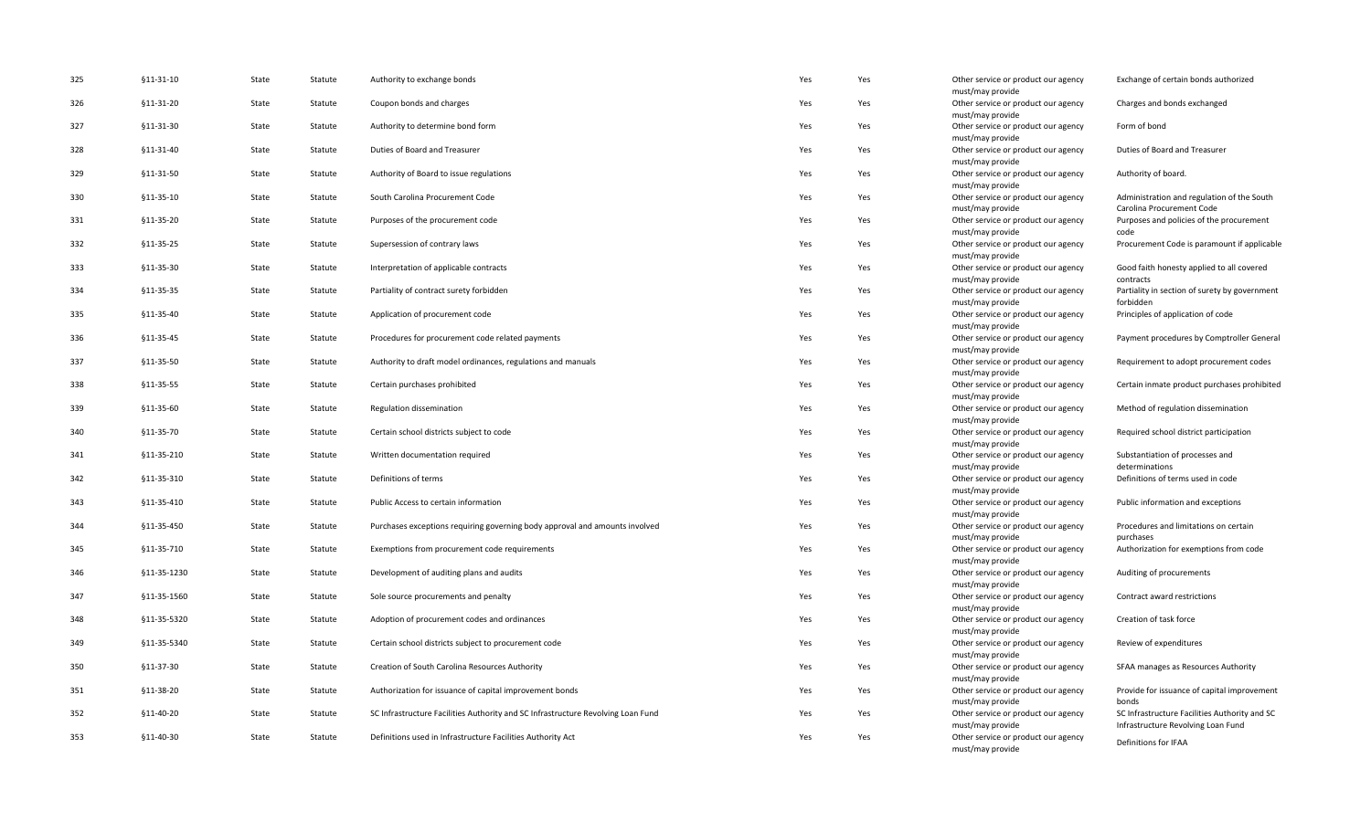| | | | | | | | | |
|---|---|---|---|---|---|---|---|---|
| 325 | §11-31-10 | State | Statute | Authority to exchange bonds | Yes | Yes | Other service or product our agency must/may provide | Exchange of certain bonds authorized |
| 326 | §11-31-20 | State | Statute | Coupon bonds and charges | Yes | Yes | Other service or product our agency must/may provide | Charges and bonds exchanged |
| 327 | §11-31-30 | State | Statute | Authority to determine bond form | Yes | Yes | Other service or product our agency must/may provide | Form of bond |
| 328 | §11-31-40 | State | Statute | Duties of Board and Treasurer | Yes | Yes | Other service or product our agency must/may provide | Duties of Board and Treasurer |
| 329 | §11-31-50 | State | Statute | Authority of Board to issue regulations | Yes | Yes | Other service or product our agency must/may provide | Authority of board. |
| 330 | §11-35-10 | State | Statute | South Carolina Procurement Code | Yes | Yes | Other service or product our agency must/may provide | Administration and regulation of the South Carolina Procurement Code |
| 331 | §11-35-20 | State | Statute | Purposes of the procurement code | Yes | Yes | Other service or product our agency must/may provide | Purposes and policies of the procurement code |
| 332 | §11-35-25 | State | Statute | Supersession of contrary laws | Yes | Yes | Other service or product our agency must/may provide | Procurement Code is paramount if applicable |
| 333 | §11-35-30 | State | Statute | Interpretation of applicable contracts | Yes | Yes | Other service or product our agency must/may provide | Good faith honesty applied to all covered contracts |
| 334 | §11-35-35 | State | Statute | Partiality of contract surety forbidden | Yes | Yes | Other service or product our agency must/may provide | Partiality in section of surety by government forbidden |
| 335 | §11-35-40 | State | Statute | Application of procurement code | Yes | Yes | Other service or product our agency must/may provide | Principles of application of code |
| 336 | §11-35-45 | State | Statute | Procedures for procurement code related payments | Yes | Yes | Other service or product our agency must/may provide | Payment procedures by Comptroller General |
| 337 | §11-35-50 | State | Statute | Authority to draft model ordinances, regulations and manuals | Yes | Yes | Other service or product our agency must/may provide | Requirement to adopt procurement codes |
| 338 | §11-35-55 | State | Statute | Certain purchases prohibited | Yes | Yes | Other service or product our agency must/may provide | Certain inmate product purchases prohibited |
| 339 | §11-35-60 | State | Statute | Regulation dissemination | Yes | Yes | Other service or product our agency must/may provide | Method of regulation dissemination |
| 340 | §11-35-70 | State | Statute | Certain school districts subject to code | Yes | Yes | Other service or product our agency must/may provide | Required school district participation |
| 341 | §11-35-210 | State | Statute | Written documentation required | Yes | Yes | Other service or product our agency must/may provide | Substantiation of processes and determinations |
| 342 | §11-35-310 | State | Statute | Definitions of terms | Yes | Yes | Other service or product our agency must/may provide | Definitions of terms used in code |
| 343 | §11-35-410 | State | Statute | Public Access to certain information | Yes | Yes | Other service or product our agency must/may provide | Public information and exceptions |
| 344 | §11-35-450 | State | Statute | Purchases exceptions requiring governing body approval and amounts involved | Yes | Yes | Other service or product our agency must/may provide | Procedures and limitations on certain purchases |
| 345 | §11-35-710 | State | Statute | Exemptions from procurement code requirements | Yes | Yes | Other service or product our agency must/may provide | Authorization for exemptions from code |
| 346 | §11-35-1230 | State | Statute | Development of auditing plans and audits | Yes | Yes | Other service or product our agency must/may provide | Auditing of procurements |
| 347 | §11-35-1560 | State | Statute | Sole source procurements and penalty | Yes | Yes | Other service or product our agency must/may provide | Contract award restrictions |
| 348 | §11-35-5320 | State | Statute | Adoption of procurement codes and ordinances | Yes | Yes | Other service or product our agency must/may provide | Creation of task force |
| 349 | §11-35-5340 | State | Statute | Certain school districts subject to procurement code | Yes | Yes | Other service or product our agency must/may provide | Review of expenditures |
| 350 | §11-37-30 | State | Statute | Creation of South Carolina Resources Authority | Yes | Yes | Other service or product our agency must/may provide | SFAA manages as Resources Authority |
| 351 | §11-38-20 | State | Statute | Authorization for issuance of capital improvement bonds | Yes | Yes | Other service or product our agency must/may provide | Provide for issuance of capital improvement bonds |
| 352 | §11-40-20 | State | Statute | SC Infrastructure Facilities Authority and SC Infrastructure Revolving Loan Fund | Yes | Yes | Other service or product our agency must/may provide | SC Infrastructure Facilities Authority and SC Infrastructure Revolving Loan Fund |
| 353 | §11-40-30 | State | Statute | Definitions used in Infrastructure Facilities Authority Act | Yes | Yes | Other service or product our agency must/may provide | Definitions for IFAA |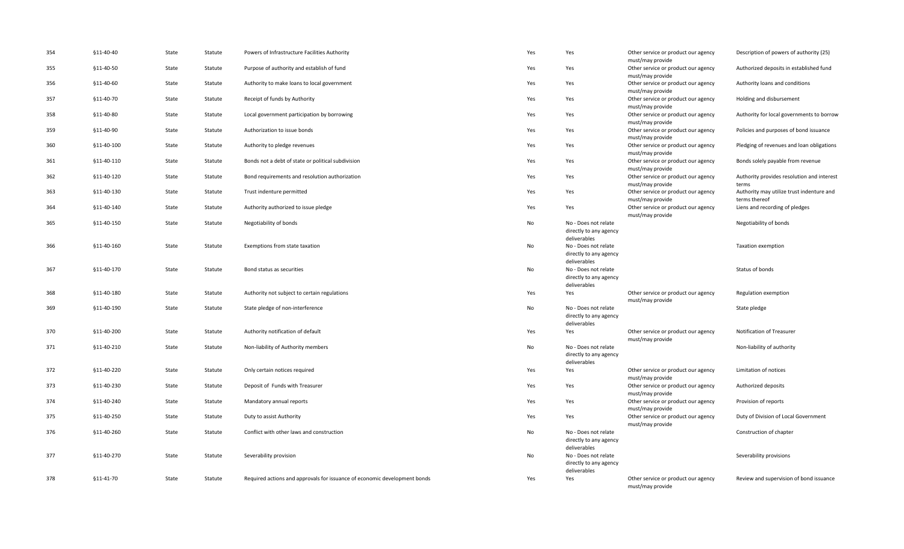| | | | | | | | | |
|---|---|---|---|---|---|---|---|---|
| 354 | §11-40-40 | State | Statute | Powers of Infrastructure Facilities Authority | Yes | Yes | Other service or product our agency must/may provide | Description of powers of authority (25) |
| 355 | §11-40-50 | State | Statute | Purpose of authority and establish of fund | Yes | Yes | Other service or product our agency must/may provide | Authorized deposits in established fund |
| 356 | §11-40-60 | State | Statute | Authority to make loans to local government | Yes | Yes | Other service or product our agency must/may provide | Authority loans and conditions |
| 357 | §11-40-70 | State | Statute | Receipt of funds by Authority | Yes | Yes | Other service or product our agency must/may provide | Holding and disbursement |
| 358 | §11-40-80 | State | Statute | Local government participation by borrowing | Yes | Yes | Other service or product our agency must/may provide | Authority for local governments to borrow |
| 359 | §11-40-90 | State | Statute | Authorization to issue bonds | Yes | Yes | Other service or product our agency must/may provide | Policies and purposes of bond issuance |
| 360 | §11-40-100 | State | Statute | Authority to pledge revenues | Yes | Yes | Other service or product our agency must/may provide | Pledging of revenues and loan obligations |
| 361 | §11-40-110 | State | Statute | Bonds not a debt of state or political subdivision | Yes | Yes | Other service or product our agency must/may provide | Bonds solely payable from revenue |
| 362 | §11-40-120 | State | Statute | Bond requirements and resolution authorization | Yes | Yes | Other service or product our agency must/may provide | Authority provides resolution and interest terms |
| 363 | §11-40-130 | State | Statute | Trust indenture permitted | Yes | Yes | Other service or product our agency must/may provide | Authority may utilize trust indenture and terms thereof |
| 364 | §11-40-140 | State | Statute | Authority authorized to issue pledge | Yes | Yes | Other service or product our agency must/may provide | Liens and recording of pledges |
| 365 | §11-40-150 | State | Statute | Negotiability of bonds | No | No - Does not relate directly to any agency deliverables | | Negotiability of bonds |
| 366 | §11-40-160 | State | Statute | Exemptions from state taxation | No | No - Does not relate directly to any agency deliverables | | Taxation exemption |
| 367 | §11-40-170 | State | Statute | Bond status as securities | No | No - Does not relate directly to any agency deliverables | | Status of bonds |
| 368 | §11-40-180 | State | Statute | Authority not subject to certain regulations | Yes | Yes | Other service or product our agency must/may provide | Regulation exemption |
| 369 | §11-40-190 | State | Statute | State pledge of non-interference | No | No - Does not relate directly to any agency deliverables | | State pledge |
| 370 | §11-40-200 | State | Statute | Authority notification of default | Yes | Yes | Other service or product our agency must/may provide | Notification of Treasurer |
| 371 | §11-40-210 | State | Statute | Non-liability of Authority members | No | No - Does not relate directly to any agency deliverables | | Non-liability of authority |
| 372 | §11-40-220 | State | Statute | Only certain notices required | Yes | Yes | Other service or product our agency must/may provide | Limitation of notices |
| 373 | §11-40-230 | State | Statute | Deposit of Funds with Treasurer | Yes | Yes | Other service or product our agency must/may provide | Authorized deposits |
| 374 | §11-40-240 | State | Statute | Mandatory annual reports | Yes | Yes | Other service or product our agency must/may provide | Provision of reports |
| 375 | §11-40-250 | State | Statute | Duty to assist Authority | Yes | Yes | Other service or product our agency must/may provide | Duty of Division of Local Government |
| 376 | §11-40-260 | State | Statute | Conflict with other laws and construction | No | No - Does not relate directly to any agency deliverables | | Construction of chapter |
| 377 | §11-40-270 | State | Statute | Severability provision | No | No - Does not relate directly to any agency deliverables | | Severability provisions |
| 378 | §11-41-70 | State | Statute | Required actions and approvals for issuance of economic development bonds | Yes | Yes | Other service or product our agency must/may provide | Review and supervision of bond issuance |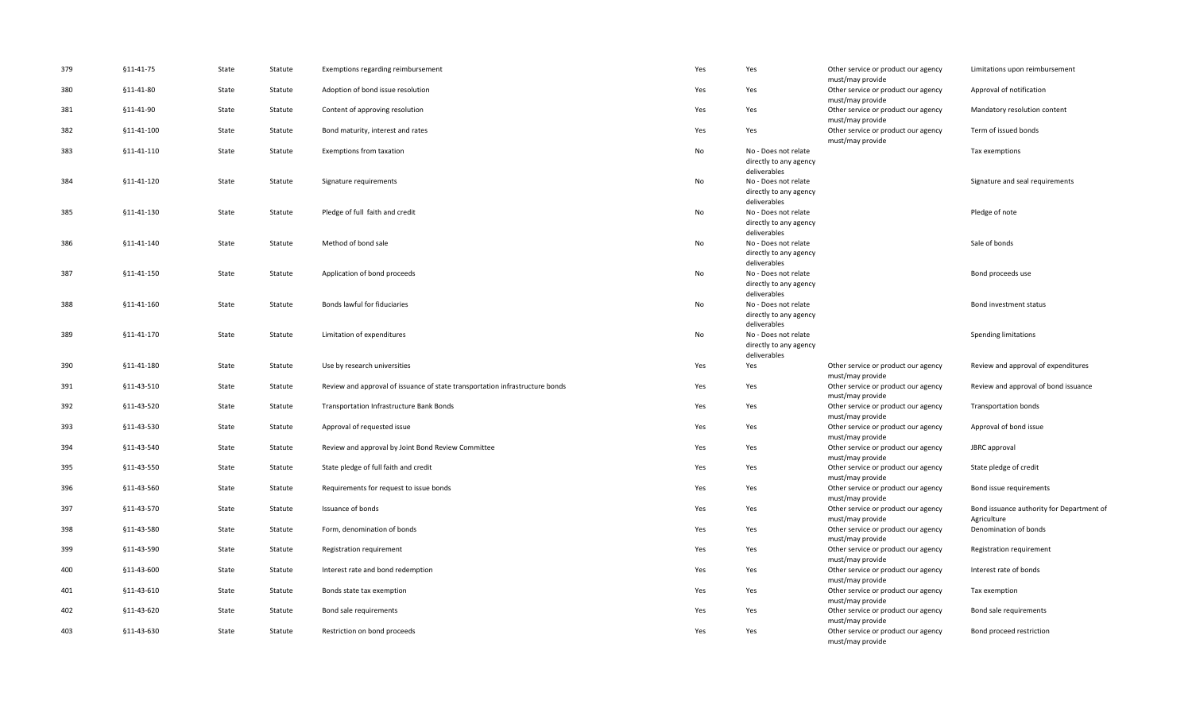| | | | | | | | | |
|---|---|---|---|---|---|---|---|---|
| 379 | §11-41-75 | State | Statute | Exemptions regarding reimbursement | Yes | Yes | Other service or product our agency must/may provide | Limitations upon reimbursement |
| 380 | §11-41-80 | State | Statute | Adoption of bond issue resolution | Yes | Yes | Other service or product our agency must/may provide | Approval of notification |
| 381 | §11-41-90 | State | Statute | Content of approving resolution | Yes | Yes | Other service or product our agency must/may provide | Mandatory resolution content |
| 382 | §11-41-100 | State | Statute | Bond maturity, interest and rates | Yes | Yes | Other service or product our agency must/may provide | Term of issued bonds |
| 383 | §11-41-110 | State | Statute | Exemptions from taxation | No | No - Does not relate directly to any agency deliverables | | Tax exemptions |
| 384 | §11-41-120 | State | Statute | Signature requirements | No | No - Does not relate directly to any agency deliverables | | Signature and seal requirements |
| 385 | §11-41-130 | State | Statute | Pledge of full faith and credit | No | No - Does not relate directly to any agency deliverables | | Pledge of note |
| 386 | §11-41-140 | State | Statute | Method of bond sale | No | No - Does not relate directly to any agency deliverables | | Sale of bonds |
| 387 | §11-41-150 | State | Statute | Application of bond proceeds | No | No - Does not relate directly to any agency deliverables | | Bond proceeds use |
| 388 | §11-41-160 | State | Statute | Bonds lawful for fiduciaries | No | No - Does not relate directly to any agency deliverables | | Bond investment status |
| 389 | §11-41-170 | State | Statute | Limitation of expenditures | No | No - Does not relate directly to any agency deliverables | | Spending limitations |
| 390 | §11-41-180 | State | Statute | Use by research universities | Yes | Yes | Other service or product our agency must/may provide | Review and approval of expenditures |
| 391 | §11-43-510 | State | Statute | Review and approval of issuance of state transportation infrastructure bonds | Yes | Yes | Other service or product our agency must/may provide | Review and approval of bond issuance |
| 392 | §11-43-520 | State | Statute | Transportation Infrastructure Bank Bonds | Yes | Yes | Other service or product our agency must/may provide | Transportation bonds |
| 393 | §11-43-530 | State | Statute | Approval of requested issue | Yes | Yes | Other service or product our agency must/may provide | Approval of bond issue |
| 394 | §11-43-540 | State | Statute | Review and approval by Joint Bond Review Committee | Yes | Yes | Other service or product our agency must/may provide | JBRC approval |
| 395 | §11-43-550 | State | Statute | State pledge of full faith and credit | Yes | Yes | Other service or product our agency must/may provide | State pledge of credit |
| 396 | §11-43-560 | State | Statute | Requirements for request to issue bonds | Yes | Yes | Other service or product our agency must/may provide | Bond issue requirements |
| 397 | §11-43-570 | State | Statute | Issuance of bonds | Yes | Yes | Other service or product our agency must/may provide | Bond issuance authority for Department of Agriculture |
| 398 | §11-43-580 | State | Statute | Form, denomination of bonds | Yes | Yes | Other service or product our agency must/may provide | Denomination of bonds |
| 399 | §11-43-590 | State | Statute | Registration requirement | Yes | Yes | Other service or product our agency must/may provide | Registration requirement |
| 400 | §11-43-600 | State | Statute | Interest rate and bond redemption | Yes | Yes | Other service or product our agency must/may provide | Interest rate of bonds |
| 401 | §11-43-610 | State | Statute | Bonds state tax exemption | Yes | Yes | Other service or product our agency must/may provide | Tax exemption |
| 402 | §11-43-620 | State | Statute | Bond sale requirements | Yes | Yes | Other service or product our agency must/may provide | Bond sale requirements |
| 403 | §11-43-630 | State | Statute | Restriction on bond proceeds | Yes | Yes | Other service or product our agency must/may provide | Bond proceed restriction |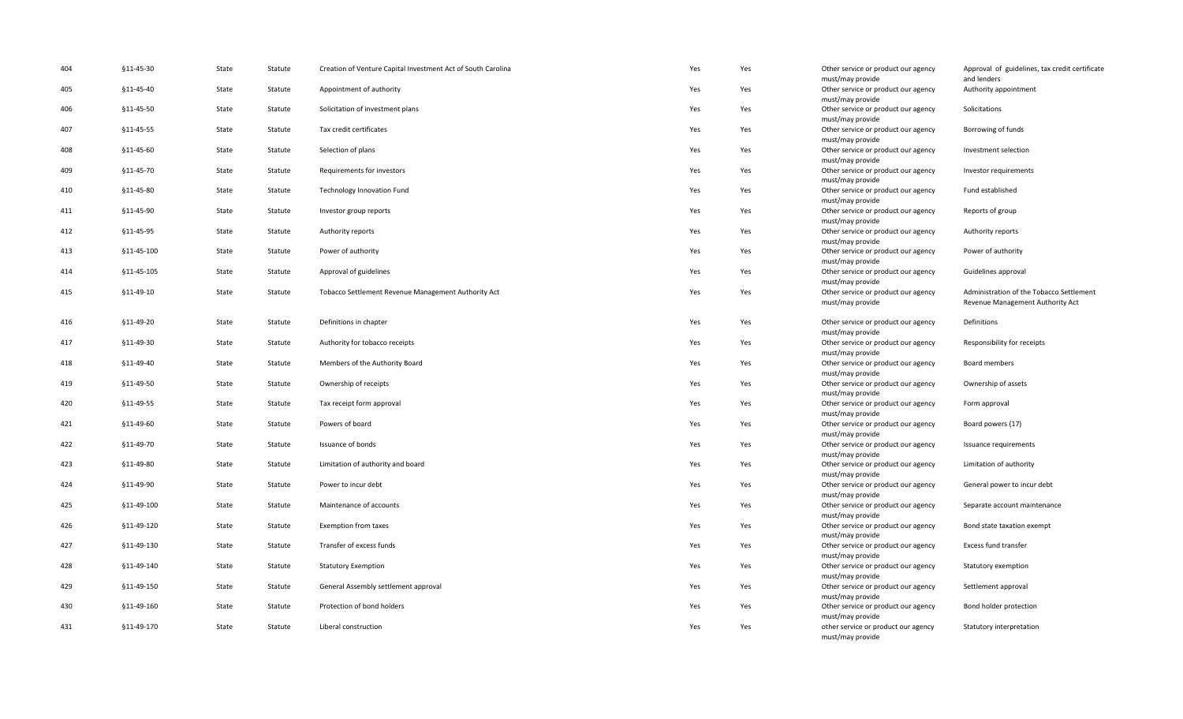| | | | | | | | | |
|---|---|---|---|---|---|---|---|---|
| 404 | §11-45-30 | State | Statute | Creation of Venture Capital Investment Act of South Carolina | Yes | Yes | Other service or product our agency must/may provide | Approval of guidelines, tax credit certificate and lenders |
| 405 | §11-45-40 | State | Statute | Appointment of authority | Yes | Yes | Other service or product our agency must/may provide | Authority appointment |
| 406 | §11-45-50 | State | Statute | Solicitation of investment plans | Yes | Yes | Other service or product our agency must/may provide | Solicitations |
| 407 | §11-45-55 | State | Statute | Tax credit certificates | Yes | Yes | Other service or product our agency must/may provide | Borrowing of funds |
| 408 | §11-45-60 | State | Statute | Selection of plans | Yes | Yes | Other service or product our agency must/may provide | Investment selection |
| 409 | §11-45-70 | State | Statute | Requirements for investors | Yes | Yes | Other service or product our agency must/may provide | Investor requirements |
| 410 | §11-45-80 | State | Statute | Technology Innovation Fund | Yes | Yes | Other service or product our agency must/may provide | Fund established |
| 411 | §11-45-90 | State | Statute | Investor group reports | Yes | Yes | Other service or product our agency must/may provide | Reports of group |
| 412 | §11-45-95 | State | Statute | Authority reports | Yes | Yes | Other service or product our agency must/may provide | Authority reports |
| 413 | §11-45-100 | State | Statute | Power of authority | Yes | Yes | Other service or product our agency must/may provide | Power of authority |
| 414 | §11-45-105 | State | Statute | Approval of guidelines | Yes | Yes | Other service or product our agency must/may provide | Guidelines approval |
| 415 | §11-49-10 | State | Statute | Tobacco Settlement Revenue Management Authority Act | Yes | Yes | Other service or product our agency must/may provide | Administration of the Tobacco Settlement Revenue Management Authority Act |
| 416 | §11-49-20 | State | Statute | Definitions in chapter | Yes | Yes | Other service or product our agency must/may provide | Definitions |
| 417 | §11-49-30 | State | Statute | Authority for tobacco receipts | Yes | Yes | Other service or product our agency must/may provide | Responsibility for receipts |
| 418 | §11-49-40 | State | Statute | Members of the Authority Board | Yes | Yes | Other service or product our agency must/may provide | Board members |
| 419 | §11-49-50 | State | Statute | Ownership of receipts | Yes | Yes | Other service or product our agency must/may provide | Ownership of assets |
| 420 | §11-49-55 | State | Statute | Tax receipt form approval | Yes | Yes | Other service or product our agency must/may provide | Form approval |
| 421 | §11-49-60 | State | Statute | Powers of board | Yes | Yes | Other service or product our agency must/may provide | Board powers (17) |
| 422 | §11-49-70 | State | Statute | Issuance of bonds | Yes | Yes | Other service or product our agency must/may provide | Issuance requirements |
| 423 | §11-49-80 | State | Statute | Limitation of authority and board | Yes | Yes | Other service or product our agency must/may provide | Limitation of authority |
| 424 | §11-49-90 | State | Statute | Power to incur debt | Yes | Yes | Other service or product our agency must/may provide | General power to incur debt |
| 425 | §11-49-100 | State | Statute | Maintenance of accounts | Yes | Yes | Other service or product our agency must/may provide | Separate account maintenance |
| 426 | §11-49-120 | State | Statute | Exemption from taxes | Yes | Yes | Other service or product our agency must/may provide | Bond state taxation exempt |
| 427 | §11-49-130 | State | Statute | Transfer of excess funds | Yes | Yes | Other service or product our agency must/may provide | Excess fund transfer |
| 428 | §11-49-140 | State | Statute | Statutory Exemption | Yes | Yes | Other service or product our agency must/may provide | Statutory exemption |
| 429 | §11-49-150 | State | Statute | General Assembly settlement approval | Yes | Yes | Other service or product our agency must/may provide | Settlement approval |
| 430 | §11-49-160 | State | Statute | Protection of bond holders | Yes | Yes | Other service or product our agency must/may provide | Bond holder protection |
| 431 | §11-49-170 | State | Statute | Liberal construction | Yes | Yes | other service or product our agency must/may provide | Statutory interpretation |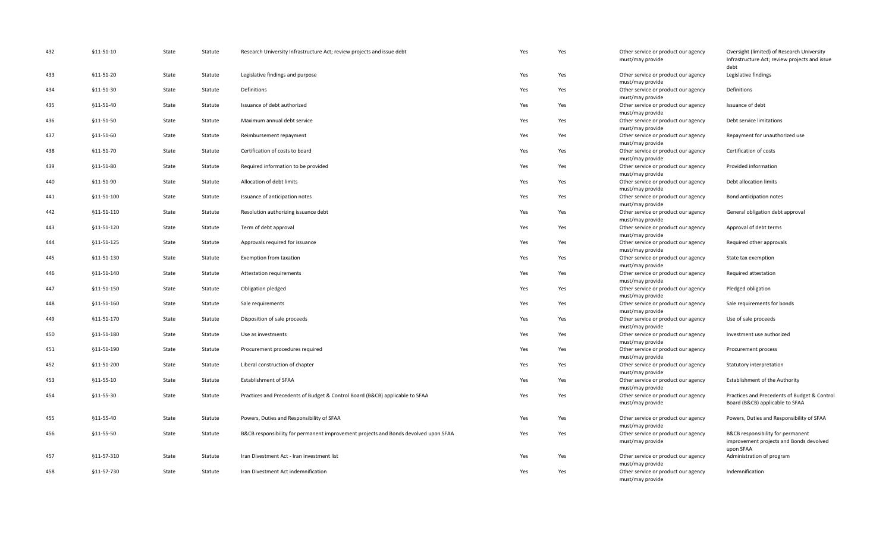| | | | | | | | | |
|---|---|---|---|---|---|---|---|---|
| 432 | §11-51-10 | State | Statute | Research University Infrastructure Act; review projects and issue debt | Yes | Yes | Other service or product our agency must/may provide | Oversight (limited) of Research University Infrastructure Act; review projects and issue debt |
| 433 | §11-51-20 | State | Statute | Legislative findings and purpose | Yes | Yes | Other service or product our agency must/may provide | Legislative findings |
| 434 | §11-51-30 | State | Statute | Definitions | Yes | Yes | Other service or product our agency must/may provide | Definitions |
| 435 | §11-51-40 | State | Statute | Issuance of debt authorized | Yes | Yes | Other service or product our agency must/may provide | Issuance of debt |
| 436 | §11-51-50 | State | Statute | Maximum annual debt service | Yes | Yes | Other service or product our agency must/may provide | Debt service limitations |
| 437 | §11-51-60 | State | Statute | Reimbursement repayment | Yes | Yes | Other service or product our agency must/may provide | Repayment for unauthorized use |
| 438 | §11-51-70 | State | Statute | Certification of costs to board | Yes | Yes | Other service or product our agency must/may provide | Certification of costs |
| 439 | §11-51-80 | State | Statute | Required information to be provided | Yes | Yes | Other service or product our agency must/may provide | Provided information |
| 440 | §11-51-90 | State | Statute | Allocation of debt limits | Yes | Yes | Other service or product our agency must/may provide | Debt allocation limits |
| 441 | §11-51-100 | State | Statute | Issuance of anticipation notes | Yes | Yes | Other service or product our agency must/may provide | Bond anticipation notes |
| 442 | §11-51-110 | State | Statute | Resolution authorizing issuance debt | Yes | Yes | Other service or product our agency must/may provide | General obligation debt approval |
| 443 | §11-51-120 | State | Statute | Term of debt approval | Yes | Yes | Other service or product our agency must/may provide | Approval of debt terms |
| 444 | §11-51-125 | State | Statute | Approvals required for issuance | Yes | Yes | Other service or product our agency must/may provide | Required other approvals |
| 445 | §11-51-130 | State | Statute | Exemption from taxation | Yes | Yes | Other service or product our agency must/may provide | State tax exemption |
| 446 | §11-51-140 | State | Statute | Attestation requirements | Yes | Yes | Other service or product our agency must/may provide | Required attestation |
| 447 | §11-51-150 | State | Statute | Obligation pledged | Yes | Yes | Other service or product our agency must/may provide | Pledged obligation |
| 448 | §11-51-160 | State | Statute | Sale requirements | Yes | Yes | Other service or product our agency must/may provide | Sale requirements for bonds |
| 449 | §11-51-170 | State | Statute | Disposition of sale proceeds | Yes | Yes | Other service or product our agency must/may provide | Use of sale proceeds |
| 450 | §11-51-180 | State | Statute | Use as investments | Yes | Yes | Other service or product our agency must/may provide | Investment use authorized |
| 451 | §11-51-190 | State | Statute | Procurement procedures required | Yes | Yes | Other service or product our agency must/may provide | Procurement process |
| 452 | §11-51-200 | State | Statute | Liberal construction of chapter | Yes | Yes | Other service or product our agency must/may provide | Statutory interpretation |
| 453 | §11-55-10 | State | Statute | Establishment of SFAA | Yes | Yes | Other service or product our agency must/may provide | Establishment of the Authority |
| 454 | §11-55-30 | State | Statute | Practices and Precedents of Budget & Control Board (B&CB) applicable to SFAA | Yes | Yes | Other service or product our agency must/may provide | Practices and Precedents of Budget & Control Board (B&CB) applicable to SFAA |
| 455 | §11-55-40 | State | Statute | Powers, Duties and Responsibility of SFAA | Yes | Yes | Other service or product our agency must/may provide | Powers, Duties and Responsibility of SFAA |
| 456 | §11-55-50 | State | Statute | B&CB responsibility for permanent improvement projects and Bonds devolved upon SFAA | Yes | Yes | Other service or product our agency must/may provide | B&CB responsibility for permanent improvement projects and Bonds devolved upon SFAA |
| 457 | §11-57-310 | State | Statute | Iran Divestment Act - Iran investment list | Yes | Yes | Other service or product our agency must/may provide | Administration of program |
| 458 | §11-57-730 | State | Statute | Iran Divestment Act indemnification | Yes | Yes | Other service or product our agency must/may provide | Indemnification |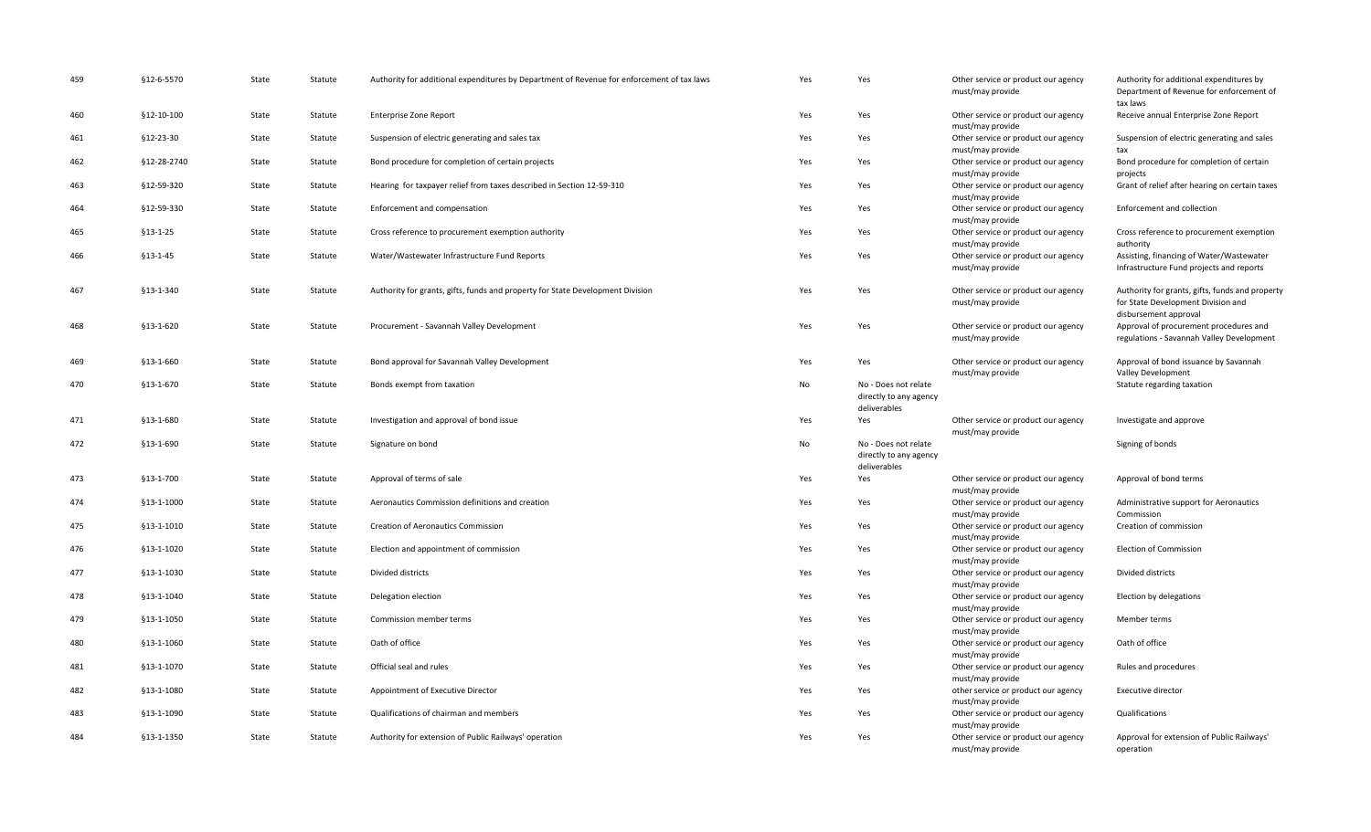| 459 | §12-6-5570 | State | Statute | Authority for additional expenditures by Department of Revenue for enforcement of tax laws | Yes | Yes | Other service or product our agency must/may provide | Authority for additional expenditures by Department of Revenue for enforcement of tax laws |
|---|---|---|---|---|---|---|---|---|
| 460 | §12-10-100 | State | Statute | Enterprise Zone Report | Yes | Yes | Other service or product our agency must/may provide | Receive annual Enterprise Zone Report |
| 461 | §12-23-30 | State | Statute | Suspension of electric generating and sales tax | Yes | Yes | Other service or product our agency must/may provide | Suspension of electric generating and sales tax |
| 462 | §12-28-2740 | State | Statute | Bond procedure for completion of certain projects | Yes | Yes | Other service or product our agency must/may provide | Bond procedure for completion of certain projects |
| 463 | §12-59-320 | State | Statute | Hearing for taxpayer relief from taxes described in Section 12-59-310 | Yes | Yes | Other service or product our agency must/may provide | Grant of relief after hearing on certain taxes |
| 464 | §12-59-330 | State | Statute | Enforcement and compensation | Yes | Yes | Other service or product our agency must/may provide | Enforcement and collection |
| 465 | §13-1-25 | State | Statute | Cross reference to procurement exemption authority | Yes | Yes | Other service or product our agency must/may provide | Cross reference to procurement exemption authority |
| 466 | §13-1-45 | State | Statute | Water/Wastewater Infrastructure Fund Reports | Yes | Yes | Other service or product our agency must/may provide | Assisting, financing of Water/Wastewater Infrastructure Fund projects and reports |
| 467 | §13-1-340 | State | Statute | Authority for grants, gifts, funds and property for State Development Division | Yes | Yes | Other service or product our agency must/may provide | Authority for grants, gifts, funds and property for State Development Division and disbursement approval |
| 468 | §13-1-620 | State | Statute | Procurement - Savannah Valley Development | Yes | Yes | Other service or product our agency must/may provide | Approval of procurement procedures and regulations - Savannah Valley Development |
| 469 | §13-1-660 | State | Statute | Bond approval for Savannah Valley Development | Yes | Yes | Other service or product our agency must/may provide | Approval of bond issuance by Savannah Valley Development |
| 470 | §13-1-670 | State | Statute | Bonds exempt from taxation | No | No - Does not relate directly to any agency deliverables | | Statute regarding taxation |
| 471 | §13-1-680 | State | Statute | Investigation and approval of bond issue | Yes | Yes | Other service or product our agency must/may provide | Investigate and approve |
| 472 | §13-1-690 | State | Statute | Signature on bond | No | No - Does not relate directly to any agency deliverables | | Signing of bonds |
| 473 | §13-1-700 | State | Statute | Approval of terms of sale | Yes | Yes | Other service or product our agency must/may provide | Approval of bond terms |
| 474 | §13-1-1000 | State | Statute | Aeronautics Commission definitions and creation | Yes | Yes | Other service or product our agency must/may provide | Administrative support for Aeronautics Commission |
| 475 | §13-1-1010 | State | Statute | Creation of Aeronautics Commission | Yes | Yes | Other service or product our agency must/may provide | Creation of commission |
| 476 | §13-1-1020 | State | Statute | Election and appointment of commission | Yes | Yes | Other service or product our agency must/may provide | Election of Commission |
| 477 | §13-1-1030 | State | Statute | Divided districts | Yes | Yes | Other service or product our agency must/may provide | Divided districts |
| 478 | §13-1-1040 | State | Statute | Delegation election | Yes | Yes | Other service or product our agency must/may provide | Election by delegations |
| 479 | §13-1-1050 | State | Statute | Commission member terms | Yes | Yes | Other service or product our agency must/may provide | Member terms |
| 480 | §13-1-1060 | State | Statute | Oath of office | Yes | Yes | Other service or product our agency must/may provide | Oath of office |
| 481 | §13-1-1070 | State | Statute | Official seal and rules | Yes | Yes | Other service or product our agency must/may provide | Rules and procedures |
| 482 | §13-1-1080 | State | Statute | Appointment of Executive Director | Yes | Yes | other service or product our agency must/may provide | Executive director |
| 483 | §13-1-1090 | State | Statute | Qualifications of chairman and members | Yes | Yes | Other service or product our agency must/may provide | Qualifications |
| 484 | §13-1-1350 | State | Statute | Authority for extension of Public Railways' operation | Yes | Yes | Other service or product our agency must/may provide | Approval for extension of Public Railways' operation |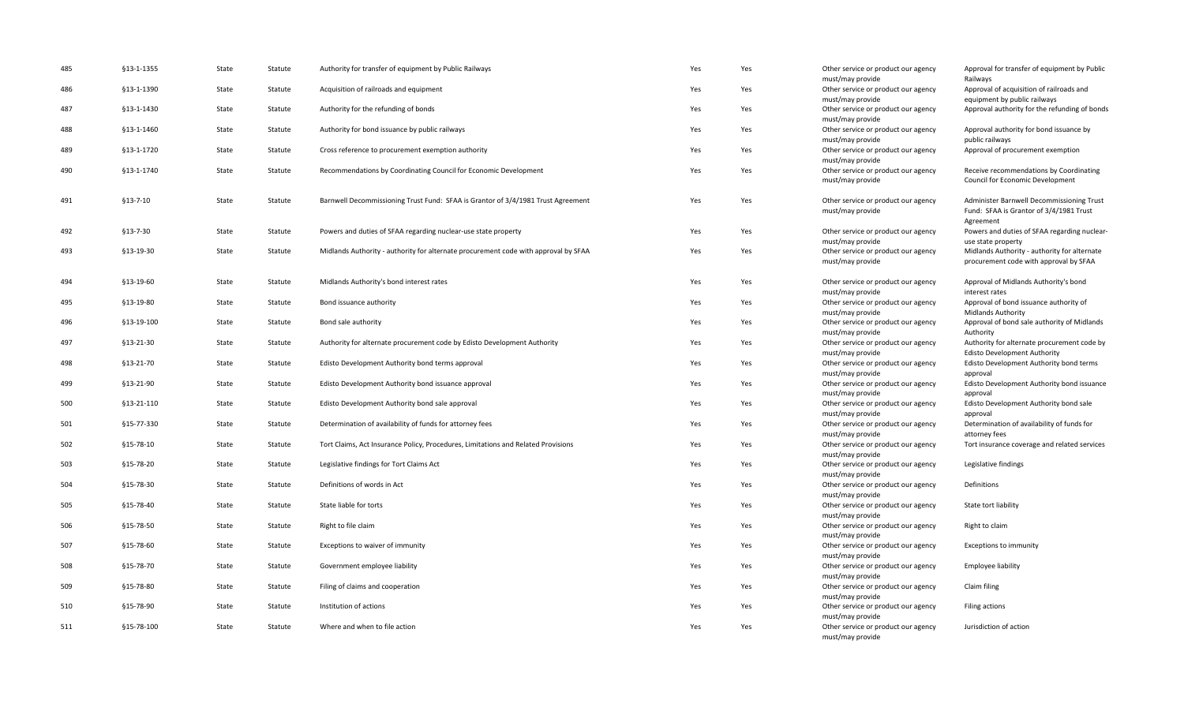| | | | | | | | | |
|---|---|---|---|---|---|---|---|---|
| 485 | §13-1-1355 | State | Statute | Authority for transfer of equipment by Public Railways | Yes | Yes | Other service or product our agency must/may provide | Approval for transfer of equipment by Public Railways |
| 486 | §13-1-1390 | State | Statute | Acquisition of railroads and equipment | Yes | Yes | Other service or product our agency must/may provide | Approval of acquisition of railroads and equipment by public railways |
| 487 | §13-1-1430 | State | Statute | Authority for the refunding of bonds | Yes | Yes | Other service or product our agency must/may provide | Approval authority for the refunding of bonds |
| 488 | §13-1-1460 | State | Statute | Authority for bond issuance by public railways | Yes | Yes | Other service or product our agency must/may provide | Approval authority for bond issuance by public railways |
| 489 | §13-1-1720 | State | Statute | Cross reference to procurement exemption authority | Yes | Yes | Other service or product our agency must/may provide | Approval of procurement exemption |
| 490 | §13-1-1740 | State | Statute | Recommendations by Coordinating Council for Economic Development | Yes | Yes | Other service or product our agency must/may provide | Receive recommendations by Coordinating Council for Economic Development |
| 491 | §13-7-10 | State | Statute | Barnwell Decommissioning Trust Fund: SFAA is Grantor of 3/4/1981 Trust Agreement | Yes | Yes | Other service or product our agency must/may provide | Administer Barnwell Decommissioning Trust Fund: SFAA is Grantor of 3/4/1981 Trust Agreement |
| 492 | §13-7-30 | State | Statute | Powers and duties of SFAA regarding nuclear-use state property | Yes | Yes | Other service or product our agency must/may provide | Powers and duties of SFAA regarding nuclear-use state property |
| 493 | §13-19-30 | State | Statute | Midlands Authority - authority for alternate procurement code with approval by SFAA | Yes | Yes | Other service or product our agency must/may provide | Midlands Authority - authority for alternate procurement code with approval by SFAA |
| 494 | §13-19-60 | State | Statute | Midlands Authority's bond interest rates | Yes | Yes | Other service or product our agency must/may provide | Approval of Midlands Authority's bond interest rates |
| 495 | §13-19-80 | State | Statute | Bond issuance authority | Yes | Yes | Other service or product our agency must/may provide | Approval of bond issuance authority of Midlands Authority |
| 496 | §13-19-100 | State | Statute | Bond sale authority | Yes | Yes | Other service or product our agency must/may provide | Approval of bond sale authority of Midlands Authority |
| 497 | §13-21-30 | State | Statute | Authority for alternate procurement code by Edisto Development Authority | Yes | Yes | Other service or product our agency must/may provide | Authority for alternate procurement code by Edisto Development Authority |
| 498 | §13-21-70 | State | Statute | Edisto Development Authority bond terms approval | Yes | Yes | Other service or product our agency must/may provide | Edisto Development Authority bond terms approval |
| 499 | §13-21-90 | State | Statute | Edisto Development Authority bond issuance approval | Yes | Yes | Other service or product our agency must/may provide | Edisto Development Authority bond issuance approval |
| 500 | §13-21-110 | State | Statute | Edisto Development Authority bond sale approval | Yes | Yes | Other service or product our agency must/may provide | Edisto Development Authority bond sale approval |
| 501 | §15-77-330 | State | Statute | Determination of availability of funds for attorney fees | Yes | Yes | Other service or product our agency must/may provide | Determination of availability of funds for attorney fees |
| 502 | §15-78-10 | State | Statute | Tort Claims, Act Insurance Policy, Procedures, Limitations and Related Provisions | Yes | Yes | Other service or product our agency must/may provide | Tort insurance coverage and related services |
| 503 | §15-78-20 | State | Statute | Legislative findings for Tort Claims Act | Yes | Yes | Other service or product our agency must/may provide | Legislative findings |
| 504 | §15-78-30 | State | Statute | Definitions of words in Act | Yes | Yes | Other service or product our agency must/may provide | Definitions |
| 505 | §15-78-40 | State | Statute | State liable for torts | Yes | Yes | Other service or product our agency must/may provide | State tort liability |
| 506 | §15-78-50 | State | Statute | Right to file claim | Yes | Yes | Other service or product our agency must/may provide | Right to claim |
| 507 | §15-78-60 | State | Statute | Exceptions to waiver of immunity | Yes | Yes | Other service or product our agency must/may provide | Exceptions to immunity |
| 508 | §15-78-70 | State | Statute | Government employee liability | Yes | Yes | Other service or product our agency must/may provide | Employee liability |
| 509 | §15-78-80 | State | Statute | Filing of claims and cooperation | Yes | Yes | Other service or product our agency must/may provide | Claim filing |
| 510 | §15-78-90 | State | Statute | Institution of actions | Yes | Yes | Other service or product our agency must/may provide | Filing actions |
| 511 | §15-78-100 | State | Statute | Where and when to file action | Yes | Yes | Other service or product our agency must/may provide | Jurisdiction of action |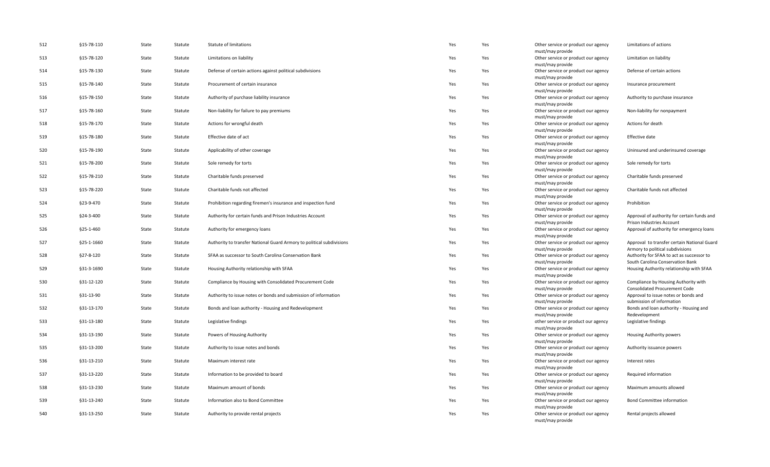| | | | | | | | | |
|---|---|---|---|---|---|---|---|---|
| 512 | §15-78-110 | State | Statute | Statute of limitations | Yes | Yes | Other service or product our agency must/may provide | Limitations of actions |
| 513 | §15-78-120 | State | Statute | Limitations on liability | Yes | Yes | Other service or product our agency must/may provide | Limitation on liability |
| 514 | §15-78-130 | State | Statute | Defense of certain actions against political subdivisions | Yes | Yes | Other service or product our agency must/may provide | Defense of certain actions |
| 515 | §15-78-140 | State | Statute | Procurement of certain insurance | Yes | Yes | Other service or product our agency must/may provide | Insurance procurement |
| 516 | §15-78-150 | State | Statute | Authority of purchase liability insurance | Yes | Yes | Other service or product our agency must/may provide | Authority to purchase insurance |
| 517 | §15-78-160 | State | Statute | Non-liability for failure to pay premiums | Yes | Yes | Other service or product our agency must/may provide | Non-liability for nonpayment |
| 518 | §15-78-170 | State | Statute | Actions for wrongful death | Yes | Yes | Other service or product our agency must/may provide | Actions for death |
| 519 | §15-78-180 | State | Statute | Effective date of act | Yes | Yes | Other service or product our agency must/may provide | Effective date |
| 520 | §15-78-190 | State | Statute | Applicability of other coverage | Yes | Yes | Other service or product our agency must/may provide | Uninsured and underinsured coverage |
| 521 | §15-78-200 | State | Statute | Sole remedy for torts | Yes | Yes | Other service or product our agency must/may provide | Sole remedy for torts |
| 522 | §15-78-210 | State | Statute | Charitable funds preserved | Yes | Yes | Other service or product our agency must/may provide | Charitable funds preserved |
| 523 | §15-78-220 | State | Statute | Charitable funds not affected | Yes | Yes | Other service or product our agency must/may provide | Charitable funds not affected |
| 524 | §23-9-470 | State | Statute | Prohibition regarding firemen's insurance and inspection fund | Yes | Yes | Other service or product our agency must/may provide | Prohibition |
| 525 | §24-3-400 | State | Statute | Authority for certain funds and Prison Industries Account | Yes | Yes | Other service or product our agency must/may provide | Approval of authority for certain funds and Prison Industries Account |
| 526 | §25-1-460 | State | Statute | Authority for emergency loans | Yes | Yes | Other service or product our agency must/may provide | Approval of authority for emergency loans |
| 527 | §25-1-1660 | State | Statute | Authority to transfer National Guard Armory to political subdivisions | Yes | Yes | Other service or product our agency must/may provide | Approval to transfer certain National Guard Armory to political subdivisions |
| 528 | §27-8-120 | State | Statute | SFAA as successor to South Carolina Conservation Bank | Yes | Yes | Other service or product our agency must/may provide | Authority for SFAA to act as successor to South Carolina Conservation Bank |
| 529 | §31-3-1690 | State | Statute | Housing Authority relationship with SFAA | Yes | Yes | Other service or product our agency must/may provide | Housing Authority relationship with SFAA |
| 530 | §31-12-120 | State | Statute | Compliance by Housing with Consolidated Procurement Code | Yes | Yes | Other service or product our agency must/may provide | Compliance by Housing Authority with Consolidated Procurement Code |
| 531 | §31-13-90 | State | Statute | Authority to issue notes or bonds and submission of information | Yes | Yes | Other service or product our agency must/may provide | Approval to issue notes or bonds and submission of information |
| 532 | §31-13-170 | State | Statute | Bonds and loan authority - Housing and Redevelopment | Yes | Yes | Other service or product our agency must/may provide | Bonds and loan authority - Housing and Redevelopment |
| 533 | §31-13-180 | State | Statute | Legislative findings | Yes | Yes | other service or product our agency must/may provide | Legislative findings |
| 534 | §31-13-190 | State | Statute | Powers of Housing Authority | Yes | Yes | Other service or product our agency must/may provide | Housing Authority powers |
| 535 | §31-13-200 | State | Statute | Authority to issue notes and bonds | Yes | Yes | Other service or product our agency must/may provide | Authority issuance powers |
| 536 | §31-13-210 | State | Statute | Maximum interest rate | Yes | Yes | Other service or product our agency must/may provide | Interest rates |
| 537 | §31-13-220 | State | Statute | Information to be provided to board | Yes | Yes | Other service or product our agency must/may provide | Required information |
| 538 | §31-13-230 | State | Statute | Maximum amount of bonds | Yes | Yes | Other service or product our agency must/may provide | Maximum amounts allowed |
| 539 | §31-13-240 | State | Statute | Information also to Bond Committee | Yes | Yes | Other service or product our agency must/may provide | Bond Committee information |
| 540 | §31-13-250 | State | Statute | Authority to provide rental projects | Yes | Yes | Other service or product our agency must/may provide | Rental projects allowed |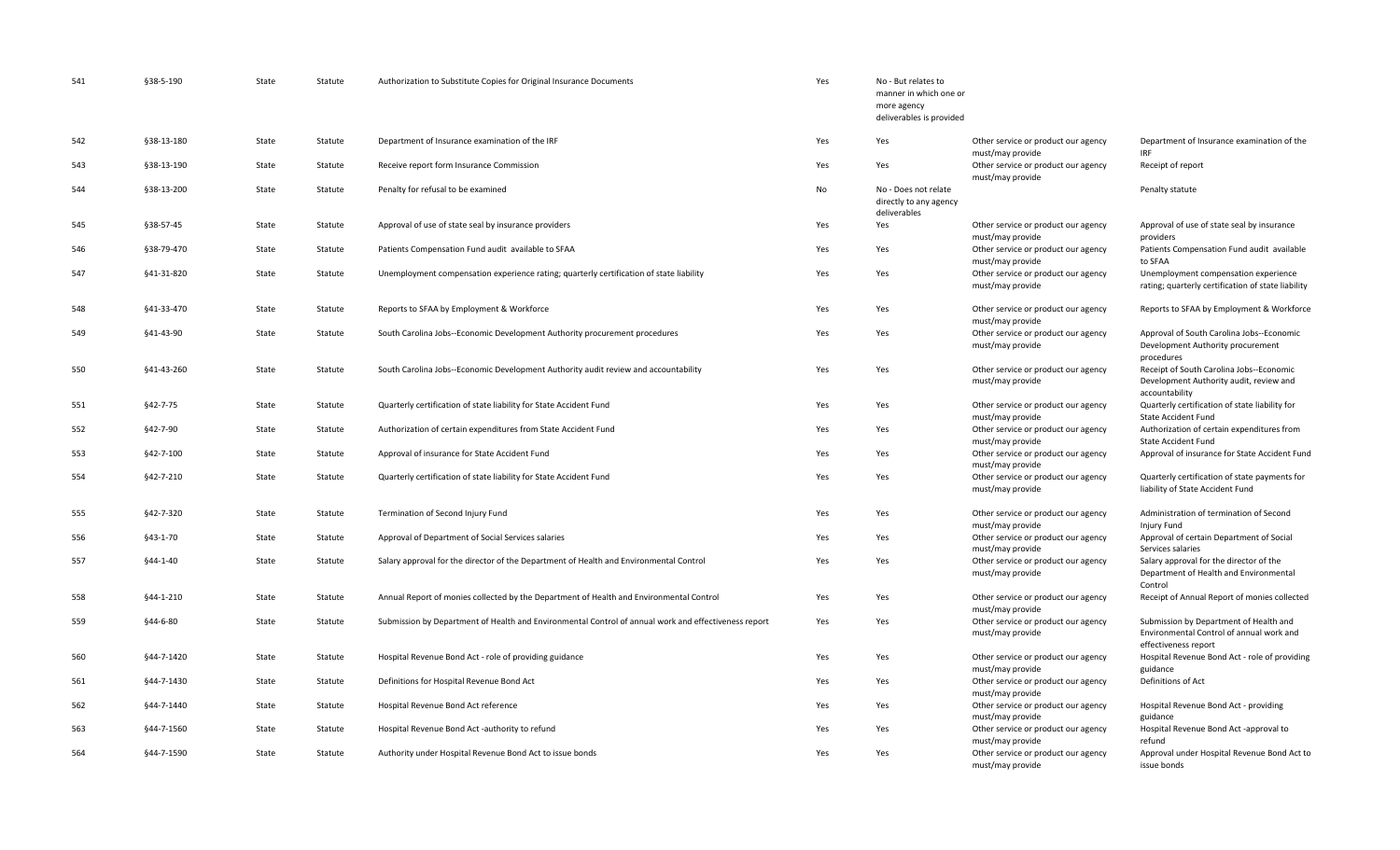| | | | | | | | | |
|---|---|---|---|---|---|---|---|---|
| 541 | §38-5-190 | State | Statute | Authorization to Substitute Copies for Original Insurance Documents | Yes | No - But relates to manner in which one or more agency deliverables is provided | | |
| 542 | §38-13-180 | State | Statute | Department of Insurance examination of the IRF | Yes | Yes | Other service or product our agency must/may provide | Department of Insurance examination of the IRF |
| 543 | §38-13-190 | State | Statute | Receive report form Insurance Commission | Yes | Yes | Other service or product our agency must/may provide | Receipt of report |
| 544 | §38-13-200 | State | Statute | Penalty for refusal to be examined | No | No - Does not relate directly to any agency deliverables | | Penalty statute |
| 545 | §38-57-45 | State | Statute | Approval of use of state seal by insurance providers | Yes | Yes | Other service or product our agency must/may provide | Approval of use of state seal by insurance providers |
| 546 | §38-79-470 | State | Statute | Patients Compensation Fund audit available to SFAA | Yes | Yes | Other service or product our agency must/may provide | Patients Compensation Fund audit available to SFAA |
| 547 | §41-31-820 | State | Statute | Unemployment compensation experience rating; quarterly certification of state liability | Yes | Yes | Other service or product our agency must/may provide | Unemployment compensation experience rating; quarterly certification of state liability |
| 548 | §41-33-470 | State | Statute | Reports to SFAA by Employment & Workforce | Yes | Yes | Other service or product our agency must/may provide | Reports to SFAA by Employment & Workforce |
| 549 | §41-43-90 | State | Statute | South Carolina Jobs--Economic Development Authority procurement procedures | Yes | Yes | Other service or product our agency must/may provide | Approval of South Carolina Jobs--Economic Development Authority procurement procedures |
| 550 | §41-43-260 | State | Statute | South Carolina Jobs--Economic Development Authority audit review and accountability | Yes | Yes | Other service or product our agency must/may provide | Receipt of South Carolina Jobs--Economic Development Authority audit, review and accountability |
| 551 | §42-7-75 | State | Statute | Quarterly certification of state liability for State Accident Fund | Yes | Yes | Other service or product our agency must/may provide | Quarterly certification of state liability for State Accident Fund |
| 552 | §42-7-90 | State | Statute | Authorization of certain expenditures from State Accident Fund | Yes | Yes | Other service or product our agency must/may provide | Authorization of certain expenditures from State Accident Fund |
| 553 | §42-7-100 | State | Statute | Approval of insurance for State Accident Fund | Yes | Yes | Other service or product our agency must/may provide | Approval of insurance for State Accident Fund |
| 554 | §42-7-210 | State | Statute | Quarterly certification of state liability for State Accident Fund | Yes | Yes | Other service or product our agency must/may provide | Quarterly certification of state payments for liability of State Accident Fund |
| 555 | §42-7-320 | State | Statute | Termination of Second Injury Fund | Yes | Yes | Other service or product our agency must/may provide | Administration of termination of Second Injury Fund |
| 556 | §43-1-70 | State | Statute | Approval of Department of Social Services salaries | Yes | Yes | Other service or product our agency must/may provide | Approval of certain Department of Social Services salaries |
| 557 | §44-1-40 | State | Statute | Salary approval for the director of the Department of Health and Environmental Control | Yes | Yes | Other service or product our agency must/may provide | Salary approval for the director of the Department of Health and Environmental Control |
| 558 | §44-1-210 | State | Statute | Annual Report of monies collected by the Department of Health and Environmental Control | Yes | Yes | Other service or product our agency must/may provide | Receipt of Annual Report of monies collected |
| 559 | §44-6-80 | State | Statute | Submission by Department of Health and Environmental Control of annual work and effectiveness report | Yes | Yes | Other service or product our agency must/may provide | Submission by Department of Health and Environmental Control of annual work and effectiveness report |
| 560 | §44-7-1420 | State | Statute | Hospital Revenue Bond Act - role of providing guidance | Yes | Yes | Other service or product our agency must/may provide | Hospital Revenue Bond Act - role of providing guidance |
| 561 | §44-7-1430 | State | Statute | Definitions for Hospital Revenue Bond Act | Yes | Yes | Other service or product our agency must/may provide | Definitions of Act |
| 562 | §44-7-1440 | State | Statute | Hospital Revenue Bond Act reference | Yes | Yes | Other service or product our agency must/may provide | Hospital Revenue Bond Act - providing guidance |
| 563 | §44-7-1560 | State | Statute | Hospital Revenue Bond Act -authority to refund | Yes | Yes | Other service or product our agency must/may provide | Hospital Revenue Bond Act -approval to refund |
| 564 | §44-7-1590 | State | Statute | Authority under Hospital Revenue Bond Act to issue bonds | Yes | Yes | Other service or product our agency must/may provide | Approval under Hospital Revenue Bond Act to issue bonds |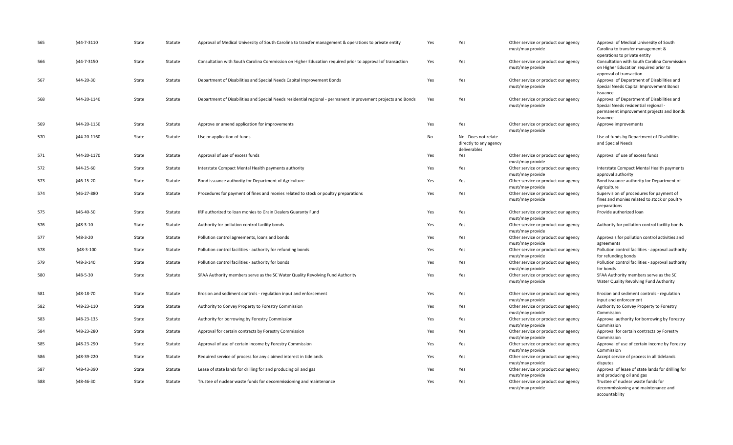| | | | | | | | | |
|---|---|---|---|---|---|---|---|---|
| 565 | §44-7-3110 | State | Statute | Approval of Medical University of South Carolina to transfer management & operations to private entity | Yes | Yes | Other service or product our agency must/may provide | Approval of Medical University of South Carolina to transfer management & operations to private entity |
| 566 | §44-7-3150 | State | Statute | Consultation with South Carolina Commission on Higher Education required prior to approval of transaction | Yes | Yes | Other service or product our agency must/may provide | Consultation with South Carolina Commission on Higher Education required prior to approval of transaction |
| 567 | §44-20-30 | State | Statute | Department of Disabilities and Special Needs Capital Improvement Bonds | Yes | Yes | Other service or product our agency must/may provide | Approval of Department of Disabilities and Special Needs Capital Improvement Bonds issuance |
| 568 | §44-20-1140 | State | Statute | Department of Disabilities and Special Needs residential regional - permanent improvement projects and Bonds | Yes | Yes | Other service or product our agency must/may provide | Approval of Department of Disabilities and Special Needs residential regional - permanent improvement projects and Bonds issuance |
| 569 | §44-20-1150 | State | Statute | Approve or amend application for improvements | Yes | Yes | Other service or product our agency must/may provide | Approve improvements |
| 570 | §44-20-1160 | State | Statute | Use or application of funds | No | No - Does not relate directly to any agency deliverables | | Use of funds by Department of Disabilities and Special Needs |
| 571 | §44-20-1170 | State | Statute | Approval of use of excess funds | Yes | Yes | Other service or product our agency must/may provide | Approval of use of excess funds |
| 572 | §44-25-60 | State | Statute | Interstate Compact Mental Health payments authority | Yes | Yes | Other service or product our agency must/may provide | Interstate Compact Mental Health payments approval authority |
| 573 | §46-15-20 | State | Statute | Bond issuance authority for Department of Agriculture | Yes | Yes | Other service or product our agency must/may provide | Bond issuance authority for Department of Agriculture |
| 574 | §46-27-880 | State | Statute | Procedures for payment of fines and monies related to stock or poultry preparations | Yes | Yes | Other service or product our agency must/may provide | Supervision of procedures for payment of fines and monies related to stock or poultry preparations |
| 575 | §46-40-50 | State | Statute | IRF authorized to loan monies to Grain Dealers Guaranty Fund | Yes | Yes | Other service or product our agency must/may provide | Provide authorized loan |
| 576 | §48-3-10 | State | Statute | Authority for pollution control facility bonds | Yes | Yes | Other service or product our agency must/may provide | Authority for pollution control facility bonds |
| 577 | §48-3-20 | State | Statute | Pollution control agreements, loans and bonds | Yes | Yes | Other service or product our agency must/may provide | Approvals for pollution control activities and agreements |
| 578 | §48-3-100 | State | Statute | Pollution control facilities - authority for refunding bonds | Yes | Yes | Other service or product our agency must/may provide | Pollution control facilities - approval authority for refunding bonds |
| 579 | §48-3-140 | State | Statute | Pollution control facilities - authority for bonds | Yes | Yes | Other service or product our agency must/may provide | Pollution control facilities - approval authority for bonds |
| 580 | §48-5-30 | State | Statute | SFAA Authority members serve as the SC Water Quality Revolving Fund Authority | Yes | Yes | Other service or product our agency must/may provide | SFAA Authority members serve as the SC Water Quality Revolving Fund Authority |
| 581 | §48-18-70 | State | Statute | Erosion and sediment controls - regulation input and enforcement | Yes | Yes | Other service or product our agency must/may provide | Erosion and sediment controls - regulation input and enforcement |
| 582 | §48-23-110 | State | Statute | Authority to Convey Property to Forestry Commission | Yes | Yes | Other service or product our agency must/may provide | Authority to Convey Property to Forestry Commission |
| 583 | §48-23-135 | State | Statute | Authority for borrowing by Forestry Commission | Yes | Yes | Other service or product our agency must/may provide | Approval authority for borrowing by Forestry Commission |
| 584 | §48-23-280 | State | Statute | Approval for certain contracts by Forestry Commission | Yes | Yes | Other service or product our agency must/may provide | Approval for certain contracts by Forestry Commission |
| 585 | §48-23-290 | State | Statute | Approval of use of certain income by Forestry Commission | Yes | Yes | Other service or product our agency must/may provide | Approval of use of certain income by Forestry Commission |
| 586 | §48-39-220 | State | Statute | Required service of process for any claimed interest in tidelands | Yes | Yes | Other service or product our agency must/may provide | Accept service of process in all tidelands disputes |
| 587 | §48-43-390 | State | Statute | Lease of state lands for drilling for and producing oil and gas | Yes | Yes | Other service or product our agency must/may provide | Approval of lease of state lands for drilling for and producing oil and gas |
| 588 | §48-46-30 | State | Statute | Trustee of nuclear waste funds for decommissioning and maintenance | Yes | Yes | Other service or product our agency must/may provide | Trustee of nuclear waste funds for decommissioning and maintenance and accountability |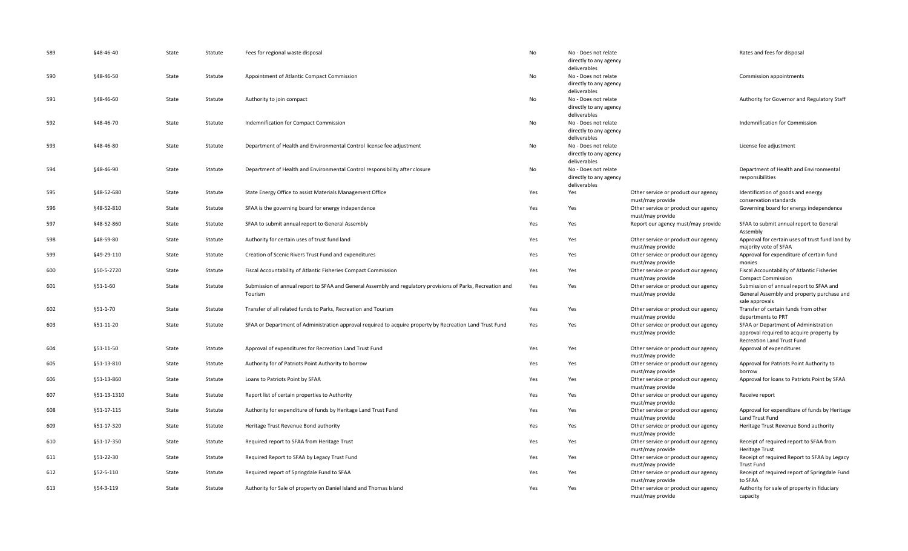| | | | | | | | | |
|---|---|---|---|---|---|---|---|---|
| 589 | §48-46-40 | State | Statute | Fees for regional waste disposal | No | No - Does not relate directly to any agency deliverables | | Rates and fees for disposal |
| 590 | §48-46-50 | State | Statute | Appointment of Atlantic Compact Commission | No | No - Does not relate directly to any agency deliverables | | Commission appointments |
| 591 | §48-46-60 | State | Statute | Authority to join compact | No | No - Does not relate directly to any agency deliverables | | Authority for Governor and Regulatory Staff |
| 592 | §48-46-70 | State | Statute | Indemnification for Compact Commission | No | No - Does not relate directly to any agency deliverables | | Indemnification for Commission |
| 593 | §48-46-80 | State | Statute | Department of Health and Environmental Control license fee adjustment | No | No - Does not relate directly to any agency deliverables | | License fee adjustment |
| 594 | §48-46-90 | State | Statute | Department of Health and Environmental Control responsibility after closure | No | No - Does not relate directly to any agency deliverables | | Department of Health and Environmental responsibilities |
| 595 | §48-52-680 | State | Statute | State Energy Office to assist Materials Management Office | Yes | Yes | Other service or product our agency must/may provide | Identification of goods and energy conservation standards |
| 596 | §48-52-810 | State | Statute | SFAA is the governing board for energy independence | Yes | Yes | Other service or product our agency must/may provide | Governing board for energy independence |
| 597 | §48-52-860 | State | Statute | SFAA to submit annual report to General Assembly | Yes | Yes | Report our agency must/may provide | SFAA to submit annual report to General Assembly |
| 598 | §48-59-80 | State | Statute | Authority for certain uses of trust fund land | Yes | Yes | Other service or product our agency must/may provide | Approval for certain uses of trust fund land by majority vote of SFAA |
| 599 | §49-29-110 | State | Statute | Creation of Scenic Rivers Trust Fund and expenditures | Yes | Yes | Other service or product our agency must/may provide | Approval for expenditure of certain fund monies |
| 600 | §50-5-2720 | State | Statute | Fiscal Accountability of Atlantic Fisheries Compact Commission | Yes | Yes | Other service or product our agency must/may provide | Fiscal Accountability of Atlantic Fisheries Compact Commission |
| 601 | §51-1-60 | State | Statute | Submission of annual report to SFAA and General Assembly and regulatory provisions of Parks, Recreation and Tourism | Yes | Yes | Other service or product our agency must/may provide | Submission of annual report to SFAA and General Assembly and property purchase and sale approvals |
| 602 | §51-1-70 | State | Statute | Transfer of all related funds to Parks, Recreation and Tourism | Yes | Yes | Other service or product our agency must/may provide | Transfer of certain funds from other departments to PRT |
| 603 | §51-11-20 | State | Statute | SFAA or Department of Administration approval required to acquire property by Recreation Land Trust Fund | Yes | Yes | Other service or product our agency must/may provide | SFAA or Department of Administration approval required to acquire property by Recreation Land Trust Fund |
| 604 | §51-11-50 | State | Statute | Approval of expenditures for Recreation Land Trust Fund | Yes | Yes | Other service or product our agency must/may provide | Approval of expenditures |
| 605 | §51-13-810 | State | Statute | Authority for of Patriots Point Authority to borrow | Yes | Yes | Other service or product our agency must/may provide | Approval for Patriots Point Authority to borrow |
| 606 | §51-13-860 | State | Statute | Loans to Patriots Point by SFAA | Yes | Yes | Other service or product our agency must/may provide | Approval for loans to Patriots Point by SFAA |
| 607 | §51-13-1310 | State | Statute | Report list of certain properties to Authority | Yes | Yes | Other service or product our agency must/may provide | Receive report |
| 608 | §51-17-115 | State | Statute | Authority for expenditure of funds by Heritage Land Trust Fund | Yes | Yes | Other service or product our agency must/may provide | Approval for expenditure of funds by Heritage Land Trust Fund |
| 609 | §51-17-320 | State | Statute | Heritage Trust Revenue Bond authority | Yes | Yes | Other service or product our agency must/may provide | Heritage Trust Revenue Bond authority |
| 610 | §51-17-350 | State | Statute | Required report to SFAA from Heritage Trust | Yes | Yes | Other service or product our agency must/may provide | Receipt of required report to SFAA from Heritage Trust |
| 611 | §51-22-30 | State | Statute | Required Report to SFAA by Legacy Trust Fund | Yes | Yes | Other service or product our agency must/may provide | Receipt of required Report to SFAA by Legacy Trust Fund |
| 612 | §52-5-110 | State | Statute | Required report of Springdale Fund to SFAA | Yes | Yes | Other service or product our agency must/may provide | Receipt of required report of Springdale Fund to SFAA |
| 613 | §54-3-119 | State | Statute | Authority for Sale of property on Daniel Island and Thomas Island | Yes | Yes | Other service or product our agency must/may provide | Authority for sale of property in fiduciary capacity |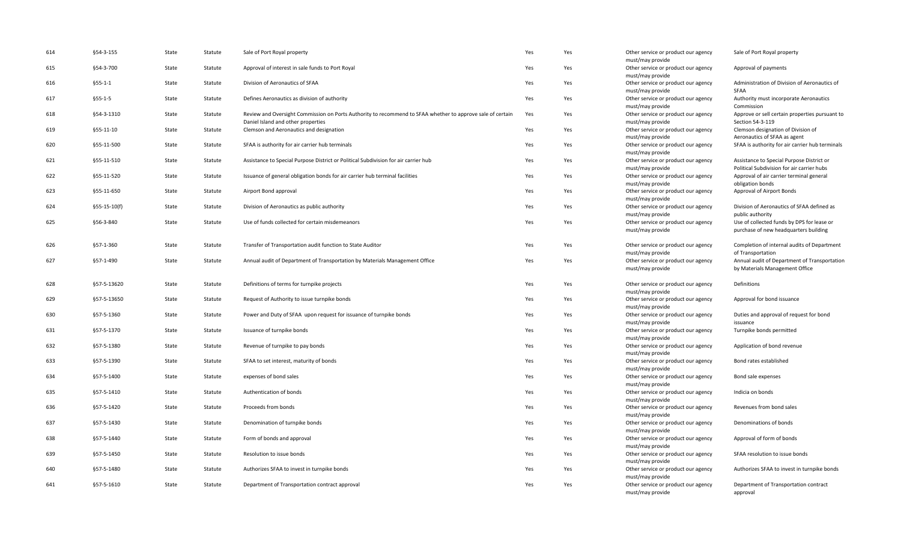| | | | | | | | | |
|---|---|---|---|---|---|---|---|---|
| 614 | §54-3-155 | State | Statute | Sale of Port Royal property | Yes | Yes | Other service or product our agency must/may provide | Sale of Port Royal property |
| 615 | §54-3-700 | State | Statute | Approval of interest in sale funds to Port Royal | Yes | Yes | Other service or product our agency must/may provide | Approval of payments |
| 616 | §55-1-1 | State | Statute | Division of Aeronautics of SFAA | Yes | Yes | Other service or product our agency must/may provide | Administration of Division of Aeronautics of SFAA |
| 617 | §55-1-5 | State | Statute | Defines Aeronautics as division of authority | Yes | Yes | Other service or product our agency must/may provide | Authority must incorporate Aeronautics Commission |
| 618 | §54-3-1310 | State | Statute | Review and Oversight Commission on Ports Authority to recommend to SFAA whether to approve sale of certain Daniel Island and other properties | Yes | Yes | Other service or product our agency must/may provide | Approve or sell certain properties pursuant to Section 54-3-119 |
| 619 | §55-11-10 | State | Statute | Clemson and Aeronautics and designation | Yes | Yes | Other service or product our agency must/may provide | Clemson designation of Division of Aeronautics of SFAA as agent |
| 620 | §55-11-500 | State | Statute | SFAA is authority for air carrier hub terminals | Yes | Yes | Other service or product our agency must/may provide | SFAA is authority for air carrier hub terminals |
| 621 | §55-11-510 | State | Statute | Assistance to Special Purpose District or Political Subdivision for air carrier hub | Yes | Yes | Other service or product our agency must/may provide | Assistance to Special Purpose District or Political Subdivision for air carrier hubs |
| 622 | §55-11-520 | State | Statute | Issuance of general obligation bonds for air carrier hub terminal facilities | Yes | Yes | Other service or product our agency must/may provide | Approval of air carrier terminal general obligation bonds |
| 623 | §55-11-650 | State | Statute | Airport Bond approval | Yes | Yes | Other service or product our agency must/may provide | Approval of Airport Bonds |
| 624 | §55-15-10(f) | State | Statute | Division of Aeronautics as public authority | Yes | Yes | Other service or product our agency must/may provide | Division of Aeronautics of SFAA defined as public authority |
| 625 | §56-3-840 | State | Statute | Use of funds collected for certain misdemeanors | Yes | Yes | Other service or product our agency must/may provide | Use of collected funds by DPS for lease or purchase of new headquarters building |
| 626 | §57-1-360 | State | Statute | Transfer of Transportation audit function to State Auditor | Yes | Yes | Other service or product our agency must/may provide | Completion of internal audits of Department of Transportation |
| 627 | §57-1-490 | State | Statute | Annual audit of Department of Transportation by Materials Management Office | Yes | Yes | Other service or product our agency must/may provide | Annual audit of Department of Transportation by Materials Management Office |
| 628 | §57-5-13620 | State | Statute | Definitions of terms for turnpike projects | Yes | Yes | Other service or product our agency must/may provide | Definitions |
| 629 | §57-5-13650 | State | Statute | Request of Authority to issue turnpike bonds | Yes | Yes | Other service or product our agency must/may provide | Approval for bond issuance |
| 630 | §57-5-1360 | State | Statute | Power and Duty of SFAA upon request for issuance of turnpike bonds | Yes | Yes | Other service or product our agency must/may provide | Duties and approval of request for bond issuance |
| 631 | §57-5-1370 | State | Statute | Issuance of turnpike bonds | Yes | Yes | Other service or product our agency must/may provide | Turnpike bonds permitted |
| 632 | §57-5-1380 | State | Statute | Revenue of turnpike to pay bonds | Yes | Yes | Other service or product our agency must/may provide | Application of bond revenue |
| 633 | §57-5-1390 | State | Statute | SFAA to set interest, maturity of bonds | Yes | Yes | Other service or product our agency must/may provide | Bond rates established |
| 634 | §57-5-1400 | State | Statute | expenses of bond sales | Yes | Yes | Other service or product our agency must/may provide | Bond sale expenses |
| 635 | §57-5-1410 | State | Statute | Authentication of bonds | Yes | Yes | Other service or product our agency must/may provide | Indicia on bonds |
| 636 | §57-5-1420 | State | Statute | Proceeds from bonds | Yes | Yes | Other service or product our agency must/may provide | Revenues from bond sales |
| 637 | §57-5-1430 | State | Statute | Denomination of turnpike bonds | Yes | Yes | Other service or product our agency must/may provide | Denominations of bonds |
| 638 | §57-5-1440 | State | Statute | Form of bonds and approval | Yes | Yes | Other service or product our agency must/may provide | Approval of form of bonds |
| 639 | §57-5-1450 | State | Statute | Resolution to issue bonds | Yes | Yes | Other service or product our agency must/may provide | SFAA resolution to issue bonds |
| 640 | §57-5-1480 | State | Statute | Authorizes SFAA to invest in turnpike bonds | Yes | Yes | Other service or product our agency must/may provide | Authorizes SFAA to invest in turnpike bonds |
| 641 | §57-5-1610 | State | Statute | Department of Transportation contract approval | Yes | Yes | Other service or product our agency must/may provide | Department of Transportation contract approval |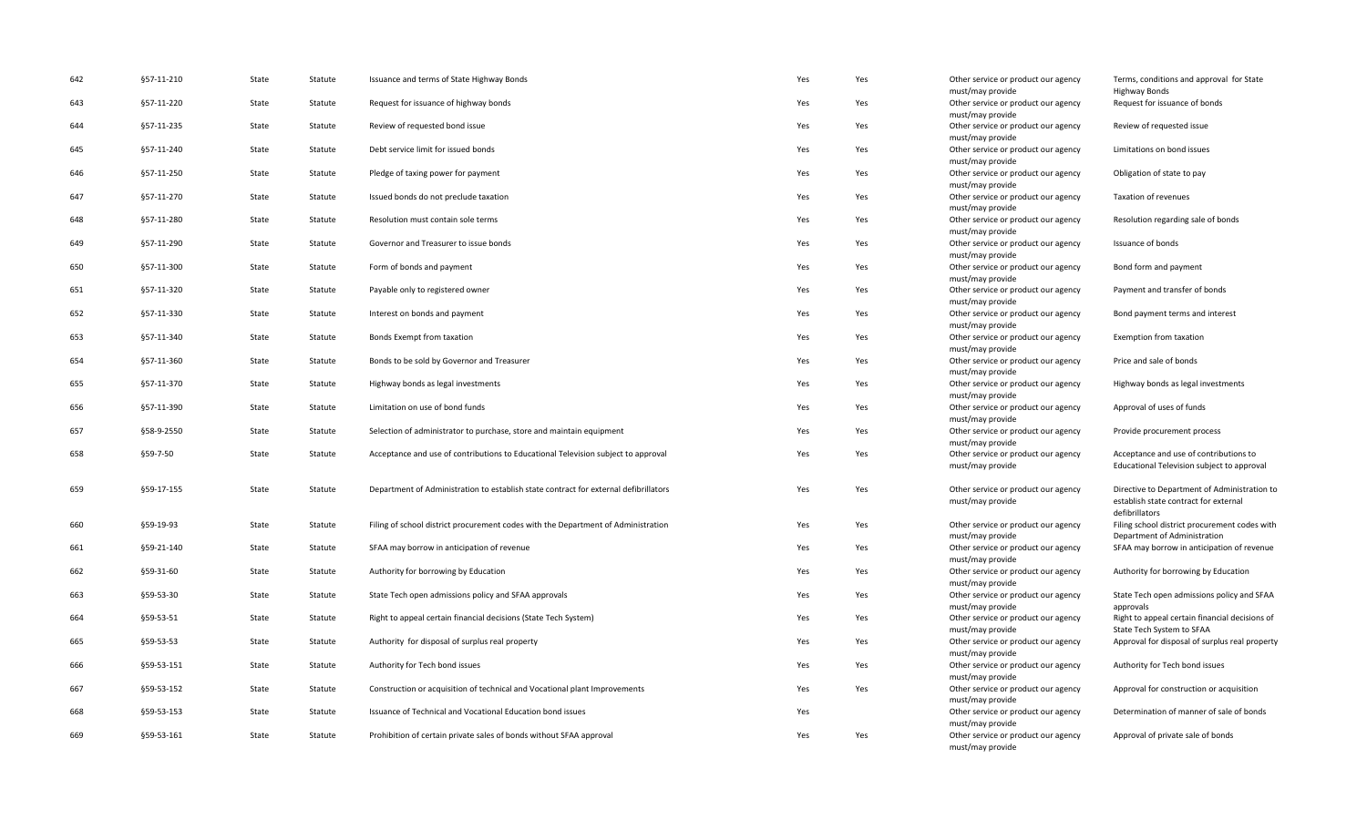| | | | | | | | | |
|---|---|---|---|---|---|---|---|---|
| 642 | §57-11-210 | State | Statute | Issuance and terms of State Highway Bonds | Yes | Yes | Other service or product our agency must/may provide | Terms, conditions and approval for State Highway Bonds |
| 643 | §57-11-220 | State | Statute | Request for issuance of highway bonds | Yes | Yes | Other service or product our agency must/may provide | Request for issuance of bonds |
| 644 | §57-11-235 | State | Statute | Review of requested bond issue | Yes | Yes | Other service or product our agency must/may provide | Review of requested issue |
| 645 | §57-11-240 | State | Statute | Debt service limit for issued bonds | Yes | Yes | Other service or product our agency must/may provide | Limitations on bond issues |
| 646 | §57-11-250 | State | Statute | Pledge of taxing power for payment | Yes | Yes | Other service or product our agency must/may provide | Obligation of state to pay |
| 647 | §57-11-270 | State | Statute | Issued bonds do not preclude taxation | Yes | Yes | Other service or product our agency must/may provide | Taxation of revenues |
| 648 | §57-11-280 | State | Statute | Resolution must contain sole terms | Yes | Yes | Other service or product our agency must/may provide | Resolution regarding sale of bonds |
| 649 | §57-11-290 | State | Statute | Governor and Treasurer to issue bonds | Yes | Yes | Other service or product our agency must/may provide | Issuance of bonds |
| 650 | §57-11-300 | State | Statute | Form of bonds and payment | Yes | Yes | Other service or product our agency must/may provide | Bond form and payment |
| 651 | §57-11-320 | State | Statute | Payable only to registered owner | Yes | Yes | Other service or product our agency must/may provide | Payment and transfer of bonds |
| 652 | §57-11-330 | State | Statute | Interest on bonds and payment | Yes | Yes | Other service or product our agency must/may provide | Bond payment terms and interest |
| 653 | §57-11-340 | State | Statute | Bonds Exempt from taxation | Yes | Yes | Other service or product our agency must/may provide | Exemption from taxation |
| 654 | §57-11-360 | State | Statute | Bonds to be sold by Governor and Treasurer | Yes | Yes | Other service or product our agency must/may provide | Price and sale of bonds |
| 655 | §57-11-370 | State | Statute | Highway bonds as legal investments | Yes | Yes | Other service or product our agency must/may provide | Highway bonds as legal investments |
| 656 | §57-11-390 | State | Statute | Limitation on use of bond funds | Yes | Yes | Other service or product our agency must/may provide | Approval of uses of funds |
| 657 | §58-9-2550 | State | Statute | Selection of administrator to purchase, store and maintain equipment | Yes | Yes | Other service or product our agency must/may provide | Provide procurement process |
| 658 | §59-7-50 | State | Statute | Acceptance and use of contributions to Educational Television subject to approval | Yes | Yes | Other service or product our agency must/may provide | Acceptance and use of contributions to Educational Television subject to approval |
| 659 | §59-17-155 | State | Statute | Department of Administration to establish state contract for external defibrillators | Yes | Yes | Other service or product our agency must/may provide | Directive to Department of Administration to establish state contract for external defibrillators |
| 660 | §59-19-93 | State | Statute | Filing of school district procurement codes with the Department of Administration | Yes | Yes | Other service or product our agency must/may provide | Filing school district procurement codes with Department of Administration |
| 661 | §59-21-140 | State | Statute | SFAA may borrow in anticipation of revenue | Yes | Yes | Other service or product our agency must/may provide | SFAA may borrow in anticipation of revenue |
| 662 | §59-31-60 | State | Statute | Authority for borrowing by Education | Yes | Yes | Other service or product our agency must/may provide | Authority for borrowing by Education |
| 663 | §59-53-30 | State | Statute | State Tech open admissions policy and SFAA approvals | Yes | Yes | Other service or product our agency must/may provide | State Tech open admissions policy and SFAA approvals |
| 664 | §59-53-51 | State | Statute | Right to appeal certain financial decisions (State Tech System) | Yes | Yes | Other service or product our agency must/may provide | Right to appeal certain financial decisions of State Tech System to SFAA |
| 665 | §59-53-53 | State | Statute | Authority for disposal of surplus real property | Yes | Yes | Other service or product our agency must/may provide | Approval for disposal of surplus real property |
| 666 | §59-53-151 | State | Statute | Authority for Tech bond issues | Yes | Yes | Other service or product our agency must/may provide | Authority for Tech bond issues |
| 667 | §59-53-152 | State | Statute | Construction or acquisition of technical and Vocational plant Improvements | Yes | Yes | Other service or product our agency must/may provide | Approval for construction or acquisition |
| 668 | §59-53-153 | State | Statute | Issuance of Technical and Vocational Education bond issues | Yes | | Other service or product our agency must/may provide | Determination of manner of sale of bonds |
| 669 | §59-53-161 | State | Statute | Prohibition of certain private sales of bonds without SFAA approval | Yes | Yes | Other service or product our agency must/may provide | Approval of private sale of bonds |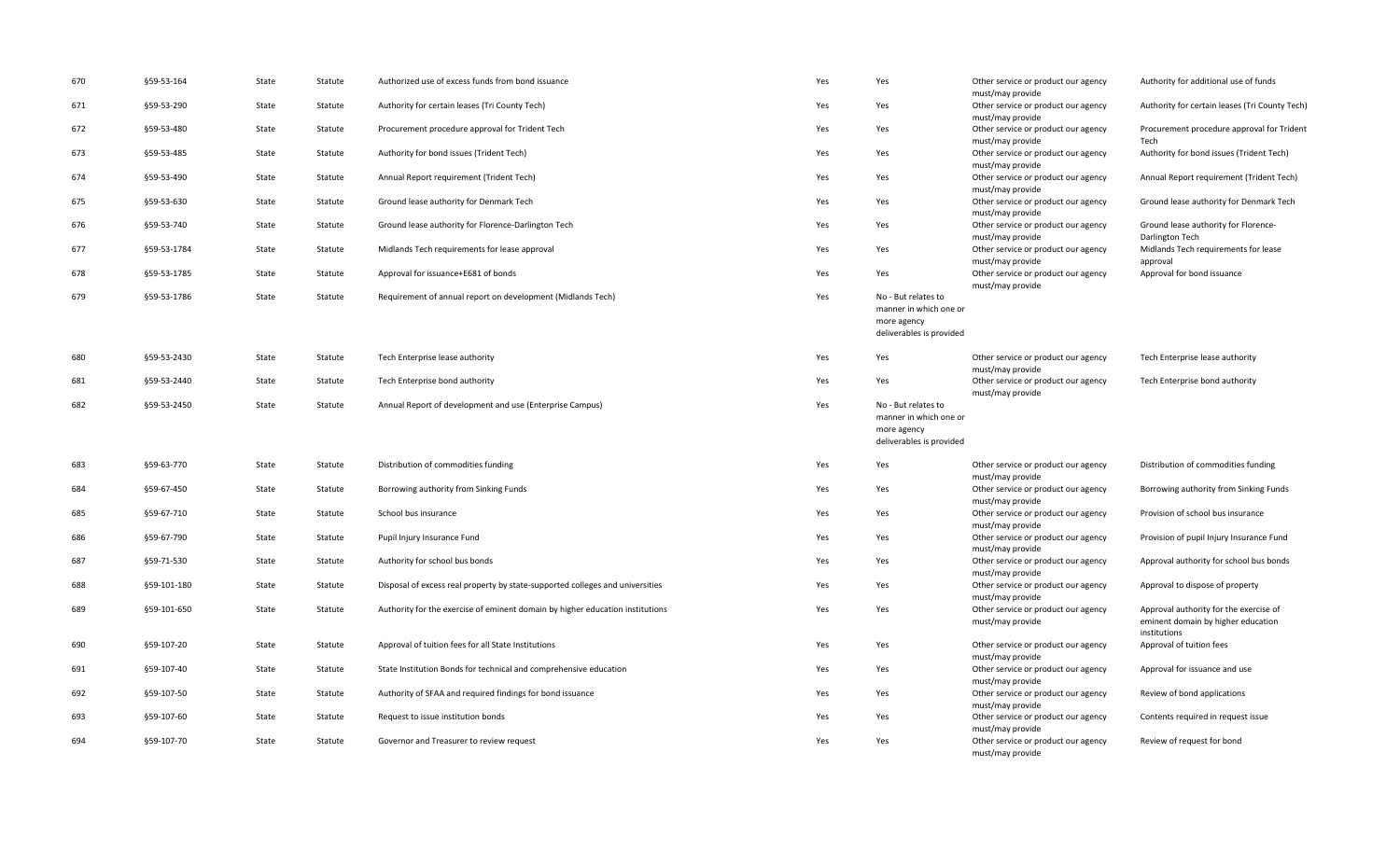| | | | | | | | | |
|---|---|---|---|---|---|---|---|---|
| 670 | §59-53-164 | State | Statute | Authorized use of excess funds from bond issuance | Yes | Yes | Other service or product our agency must/may provide | Authority for additional use of funds |
| 671 | §59-53-290 | State | Statute | Authority for certain leases (Tri County Tech) | Yes | Yes | Other service or product our agency must/may provide | Authority for certain leases (Tri County Tech) |
| 672 | §59-53-480 | State | Statute | Procurement procedure approval for Trident Tech | Yes | Yes | Other service or product our agency must/may provide | Procurement procedure approval for Trident Tech |
| 673 | §59-53-485 | State | Statute | Authority for bond issues (Trident Tech) | Yes | Yes | Other service or product our agency must/may provide | Authority for bond issues (Trident Tech) |
| 674 | §59-53-490 | State | Statute | Annual Report requirement (Trident Tech) | Yes | Yes | Other service or product our agency must/may provide | Annual Report requirement (Trident Tech) |
| 675 | §59-53-630 | State | Statute | Ground lease authority for Denmark Tech | Yes | Yes | Other service or product our agency must/may provide | Ground lease authority for Denmark Tech |
| 676 | §59-53-740 | State | Statute | Ground lease authority for Florence-Darlington Tech | Yes | Yes | Other service or product our agency must/may provide | Ground lease authority for Florence-Darlington Tech |
| 677 | §59-53-1784 | State | Statute | Midlands Tech requirements for lease approval | Yes | Yes | Other service or product our agency must/may provide | Midlands Tech requirements for lease approval |
| 678 | §59-53-1785 | State | Statute | Approval for issuance+E681 of bonds | Yes | Yes | Other service or product our agency must/may provide | Approval for bond issuance |
| 679 | §59-53-1786 | State | Statute | Requirement of annual report on development (Midlands Tech) | Yes | No - But relates to manner in which one or more agency deliverables is provided | | |
| 680 | §59-53-2430 | State | Statute | Tech Enterprise lease authority | Yes | Yes | Other service or product our agency must/may provide | Tech Enterprise lease authority |
| 681 | §59-53-2440 | State | Statute | Tech Enterprise bond authority | Yes | Yes | Other service or product our agency must/may provide | Tech Enterprise bond authority |
| 682 | §59-53-2450 | State | Statute | Annual Report of development and use (Enterprise Campus) | Yes | No - But relates to manner in which one or more agency deliverables is provided | | |
| 683 | §59-63-770 | State | Statute | Distribution of commodities funding | Yes | Yes | Other service or product our agency must/may provide | Distribution of commodities funding |
| 684 | §59-67-450 | State | Statute | Borrowing authority from Sinking Funds | Yes | Yes | Other service or product our agency must/may provide | Borrowing authority from Sinking Funds |
| 685 | §59-67-710 | State | Statute | School bus insurance | Yes | Yes | Other service or product our agency must/may provide | Provision of school bus insurance |
| 686 | §59-67-790 | State | Statute | Pupil Injury Insurance Fund | Yes | Yes | Other service or product our agency must/may provide | Provision of pupil Injury Insurance Fund |
| 687 | §59-71-530 | State | Statute | Authority for school bus bonds | Yes | Yes | Other service or product our agency must/may provide | Approval authority for school bus bonds |
| 688 | §59-101-180 | State | Statute | Disposal of excess real property by state-supported colleges and universities | Yes | Yes | Other service or product our agency must/may provide | Approval to dispose of property |
| 689 | §59-101-650 | State | Statute | Authority for the exercise of eminent domain by higher education institutions | Yes | Yes | Other service or product our agency must/may provide | Approval authority for the exercise of eminent domain by higher education institutions |
| 690 | §59-107-20 | State | Statute | Approval of tuition fees for all State Institutions | Yes | Yes | Other service or product our agency must/may provide | Approval of tuition fees |
| 691 | §59-107-40 | State | Statute | State Institution Bonds for technical and comprehensive education | Yes | Yes | Other service or product our agency must/may provide | Approval for issuance and use |
| 692 | §59-107-50 | State | Statute | Authority of SFAA and required findings for bond issuance | Yes | Yes | Other service or product our agency must/may provide | Review of bond applications |
| 693 | §59-107-60 | State | Statute | Request to issue institution bonds | Yes | Yes | Other service or product our agency must/may provide | Contents required in request issue |
| 694 | §59-107-70 | State | Statute | Governor and Treasurer to review request | Yes | Yes | Other service or product our agency must/may provide | Review of request for bond |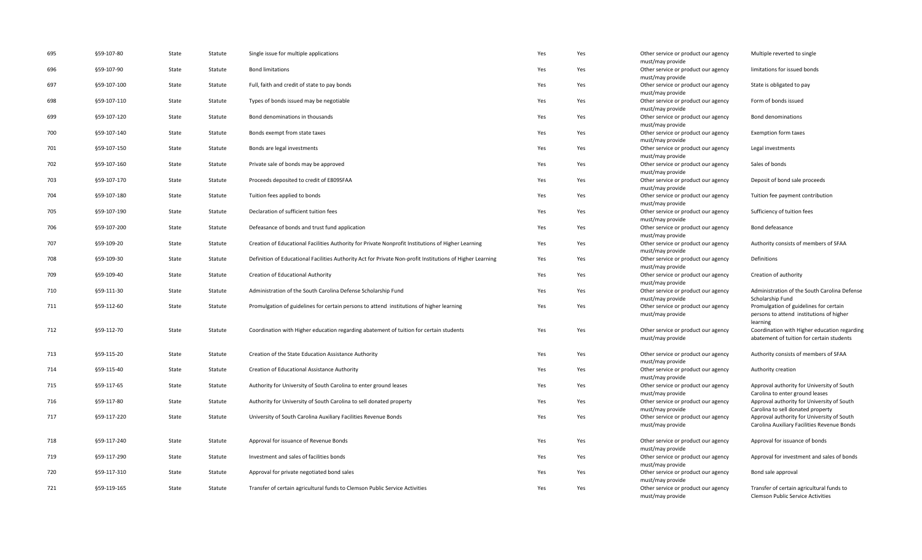| 695 | §59-107-80 | State | Statute | Single issue for multiple applications | Yes | Yes | Other service or product our agency must/may provide | Multiple reverted to single |
|---|---|---|---|---|---|---|---|---|
| 696 | §59-107-90 | State | Statute | Bond limitations | Yes | Yes | Other service or product our agency must/may provide | limitations for issued bonds |
| 697 | §59-107-100 | State | Statute | Full, faith and credit of state to pay bonds | Yes | Yes | Other service or product our agency must/may provide | State is obligated to pay |
| 698 | §59-107-110 | State | Statute | Types of bonds issued may be negotiable | Yes | Yes | Other service or product our agency must/may provide | Form of bonds issued |
| 699 | §59-107-120 | State | Statute | Bond denominations in thousands | Yes | Yes | Other service or product our agency must/may provide | Bond denominations |
| 700 | §59-107-140 | State | Statute | Bonds exempt from state taxes | Yes | Yes | Other service or product our agency must/may provide | Exemption form taxes |
| 701 | §59-107-150 | State | Statute | Bonds are legal investments | Yes | Yes | Other service or product our agency must/may provide | Legal investments |
| 702 | §59-107-160 | State | Statute | Private sale of bonds may be approved | Yes | Yes | Other service or product our agency must/may provide | Sales of bonds |
| 703 | §59-107-170 | State | Statute | Proceeds deposited to credit of E809SFAA | Yes | Yes | Other service or product our agency must/may provide | Deposit of bond sale proceeds |
| 704 | §59-107-180 | State | Statute | Tuition fees applied to bonds | Yes | Yes | Other service or product our agency must/may provide | Tuition fee payment contribution |
| 705 | §59-107-190 | State | Statute | Declaration of sufficient tuition fees | Yes | Yes | Other service or product our agency must/may provide | Sufficiency of tuition fees |
| 706 | §59-107-200 | State | Statute | Defeasance of bonds and trust fund application | Yes | Yes | Other service or product our agency must/may provide | Bond defeasance |
| 707 | §59-109-20 | State | Statute | Creation of Educational Facilities Authority for Private Nonprofit Institutions of Higher Learning | Yes | Yes | Other service or product our agency must/may provide | Authority consists of members of SFAA |
| 708 | §59-109-30 | State | Statute | Definition of Educational Facilities Authority Act for Private Non-profit Institutions of Higher Learning | Yes | Yes | Other service or product our agency must/may provide | Definitions |
| 709 | §59-109-40 | State | Statute | Creation of Educational Authority | Yes | Yes | Other service or product our agency must/may provide | Creation of authority |
| 710 | §59-111-30 | State | Statute | Administration of the South Carolina Defense Scholarship Fund | Yes | Yes | Other service or product our agency must/may provide | Administration of the South Carolina Defense Scholarship Fund |
| 711 | §59-112-60 | State | Statute | Promulgation of guidelines for certain persons to attend institutions of higher learning | Yes | Yes | Other service or product our agency must/may provide | Promulgation of guidelines for certain persons to attend institutions of higher learning |
| 712 | §59-112-70 | State | Statute | Coordination with Higher education regarding abatement of tuition for certain students | Yes | Yes | Other service or product our agency must/may provide | Coordination with Higher education regarding abatement of tuition for certain students |
| 713 | §59-115-20 | State | Statute | Creation of the State Education Assistance Authority | Yes | Yes | Other service or product our agency must/may provide | Authority consists of members of SFAA |
| 714 | §59-115-40 | State | Statute | Creation of Educational Assistance Authority | Yes | Yes | Other service or product our agency must/may provide | Authority creation |
| 715 | §59-117-65 | State | Statute | Authority for University of South Carolina to enter ground leases | Yes | Yes | Other service or product our agency must/may provide | Approval authority for University of South Carolina to enter ground leases |
| 716 | §59-117-80 | State | Statute | Authority for University of South Carolina to sell donated property | Yes | Yes | Other service or product our agency must/may provide | Approval authority for University of South Carolina to sell donated property |
| 717 | §59-117-220 | State | Statute | University of South Carolina Auxiliary Facilities Revenue Bonds | Yes | Yes | Other service or product our agency must/may provide | Approval authority for University of South Carolina Auxiliary Facilities Revenue Bonds |
| 718 | §59-117-240 | State | Statute | Approval for issuance of Revenue Bonds | Yes | Yes | Other service or product our agency must/may provide | Approval for issuance of bonds |
| 719 | §59-117-290 | State | Statute | Investment and sales of facilities bonds | Yes | Yes | Other service or product our agency must/may provide | Approval for investment and sales of bonds |
| 720 | §59-117-310 | State | Statute | Approval for private negotiated bond sales | Yes | Yes | Other service or product our agency must/may provide | Bond sale approval |
| 721 | §59-119-165 | State | Statute | Transfer of certain agricultural funds to Clemson Public Service Activities | Yes | Yes | Other service or product our agency must/may provide | Transfer of certain agricultural funds to Clemson Public Service Activities |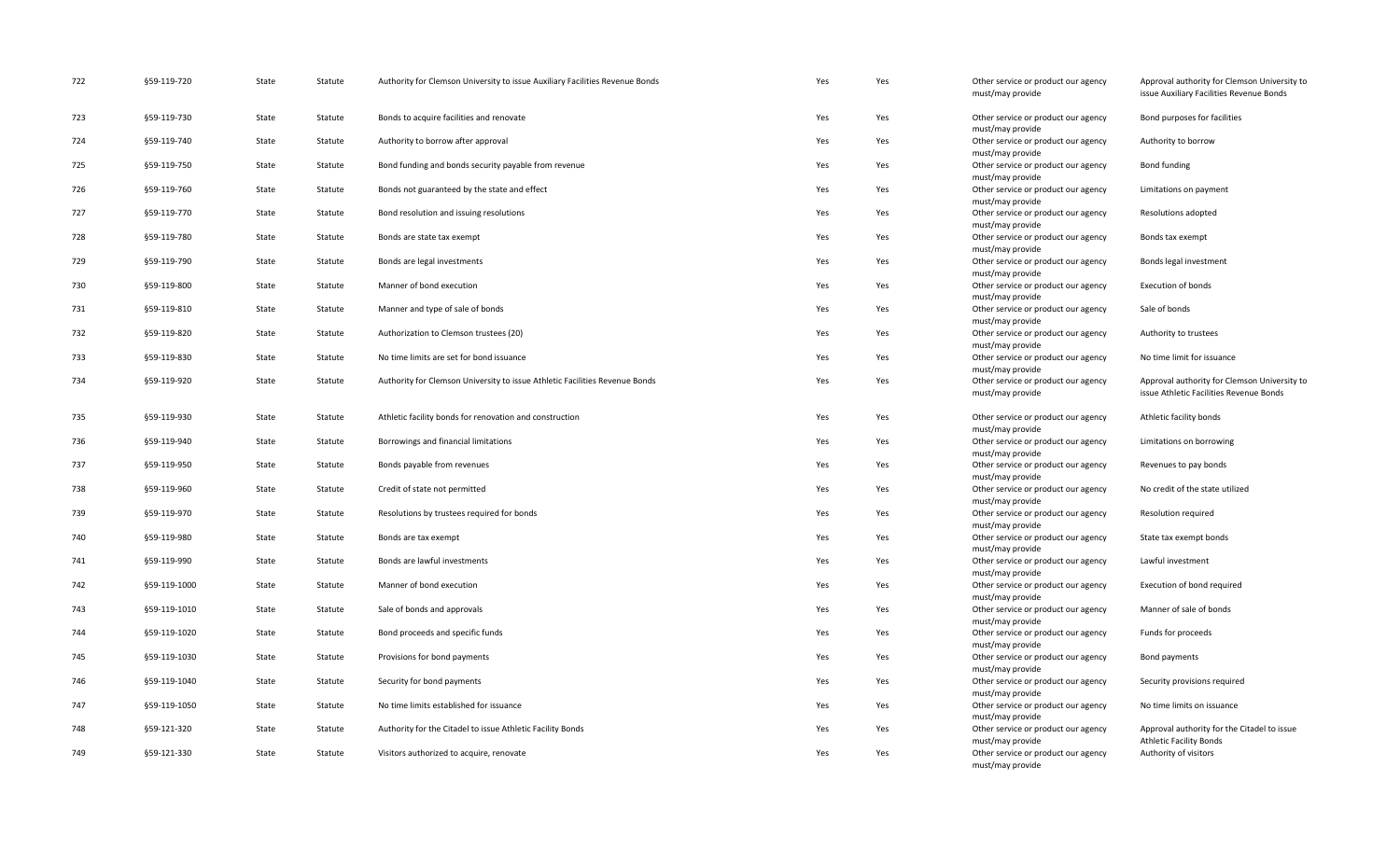| | | | | | | | | |
|---|---|---|---|---|---|---|---|---|
| 722 | §59-119-720 | State | Statute | Authority for Clemson University to issue Auxiliary Facilities Revenue Bonds | Yes | Yes | Other service or product our agency must/may provide | Approval authority for Clemson University to issue Auxiliary Facilities Revenue Bonds |
| 723 | §59-119-730 | State | Statute | Bonds to acquire facilities and renovate | Yes | Yes | Other service or product our agency must/may provide | Bond purposes for facilities |
| 724 | §59-119-740 | State | Statute | Authority to borrow after approval | Yes | Yes | Other service or product our agency must/may provide | Authority to borrow |
| 725 | §59-119-750 | State | Statute | Bond funding and bonds security payable from revenue | Yes | Yes | Other service or product our agency must/may provide | Bond funding |
| 726 | §59-119-760 | State | Statute | Bonds not guaranteed by the state and effect | Yes | Yes | Other service or product our agency must/may provide | Limitations on payment |
| 727 | §59-119-770 | State | Statute | Bond resolution and issuing resolutions | Yes | Yes | Other service or product our agency must/may provide | Resolutions adopted |
| 728 | §59-119-780 | State | Statute | Bonds are state tax exempt | Yes | Yes | Other service or product our agency must/may provide | Bonds tax exempt |
| 729 | §59-119-790 | State | Statute | Bonds are legal investments | Yes | Yes | Other service or product our agency must/may provide | Bonds legal investment |
| 730 | §59-119-800 | State | Statute | Manner of bond execution | Yes | Yes | Other service or product our agency must/may provide | Execution of bonds |
| 731 | §59-119-810 | State | Statute | Manner and type of sale of bonds | Yes | Yes | Other service or product our agency must/may provide | Sale of bonds |
| 732 | §59-119-820 | State | Statute | Authorization to Clemson trustees (20) | Yes | Yes | Other service or product our agency must/may provide | Authority to trustees |
| 733 | §59-119-830 | State | Statute | No time limits are set for bond issuance | Yes | Yes | Other service or product our agency must/may provide | No time limit for issuance |
| 734 | §59-119-920 | State | Statute | Authority for Clemson University to issue Athletic Facilities Revenue Bonds | Yes | Yes | Other service or product our agency must/may provide | Approval authority for Clemson University to issue Athletic Facilities Revenue Bonds |
| 735 | §59-119-930 | State | Statute | Athletic facility bonds for renovation and construction | Yes | Yes | Other service or product our agency must/may provide | Athletic facility bonds |
| 736 | §59-119-940 | State | Statute | Borrowings and financial limitations | Yes | Yes | Other service or product our agency must/may provide | Limitations on borrowing |
| 737 | §59-119-950 | State | Statute | Bonds payable from revenues | Yes | Yes | Other service or product our agency must/may provide | Revenues to pay bonds |
| 738 | §59-119-960 | State | Statute | Credit of state not permitted | Yes | Yes | Other service or product our agency must/may provide | No credit of the state utilized |
| 739 | §59-119-970 | State | Statute | Resolutions by trustees required for bonds | Yes | Yes | Other service or product our agency must/may provide | Resolution required |
| 740 | §59-119-980 | State | Statute | Bonds are tax exempt | Yes | Yes | Other service or product our agency must/may provide | State tax exempt bonds |
| 741 | §59-119-990 | State | Statute | Bonds are lawful investments | Yes | Yes | Other service or product our agency must/may provide | Lawful investment |
| 742 | §59-119-1000 | State | Statute | Manner of bond execution | Yes | Yes | Other service or product our agency must/may provide | Execution of bond required |
| 743 | §59-119-1010 | State | Statute | Sale of bonds and approvals | Yes | Yes | Other service or product our agency must/may provide | Manner of sale of bonds |
| 744 | §59-119-1020 | State | Statute | Bond proceeds and specific funds | Yes | Yes | Other service or product our agency must/may provide | Funds for proceeds |
| 745 | §59-119-1030 | State | Statute | Provisions for bond payments | Yes | Yes | Other service or product our agency must/may provide | Bond payments |
| 746 | §59-119-1040 | State | Statute | Security for bond payments | Yes | Yes | Other service or product our agency must/may provide | Security provisions required |
| 747 | §59-119-1050 | State | Statute | No time limits established for issuance | Yes | Yes | Other service or product our agency must/may provide | No time limits on issuance |
| 748 | §59-121-320 | State | Statute | Authority for the Citadel to issue Athletic Facility Bonds | Yes | Yes | Other service or product our agency must/may provide | Approval authority for the Citadel to issue Athletic Facility Bonds |
| 749 | §59-121-330 | State | Statute | Visitors authorized to acquire, renovate | Yes | Yes | Other service or product our agency must/may provide | Authority of visitors |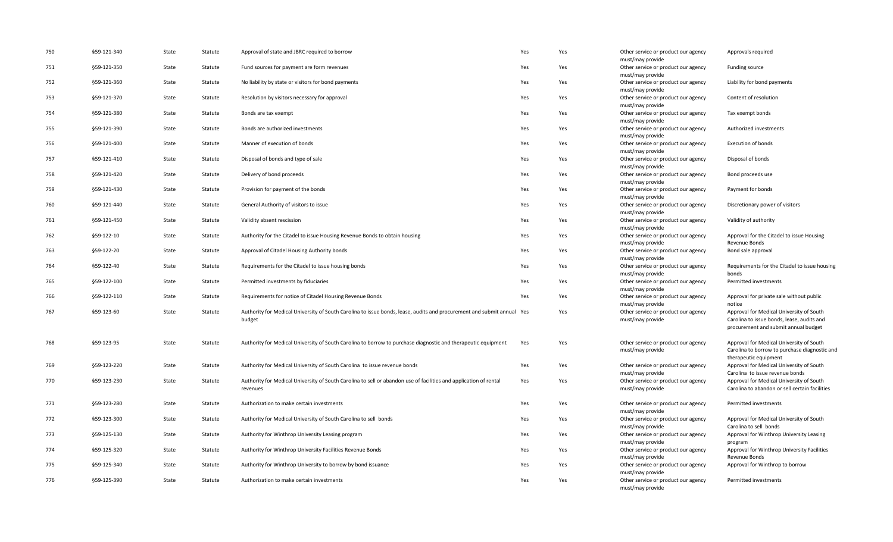| | | | | | | | | |
|---|---|---|---|---|---|---|---|---|
| 750 | §59-121-340 | State | Statute | Approval of state and JBRC required to borrow | Yes | Yes | Other service or product our agency must/may provide | Approvals required |
| 751 | §59-121-350 | State | Statute | Fund sources for payment are form revenues | Yes | Yes | Other service or product our agency must/may provide | Funding source |
| 752 | §59-121-360 | State | Statute | No liability by state or visitors for bond payments | Yes | Yes | Other service or product our agency must/may provide | Liability for bond payments |
| 753 | §59-121-370 | State | Statute | Resolution by visitors necessary for approval | Yes | Yes | Other service or product our agency must/may provide | Content of resolution |
| 754 | §59-121-380 | State | Statute | Bonds are tax exempt | Yes | Yes | Other service or product our agency must/may provide | Tax exempt bonds |
| 755 | §59-121-390 | State | Statute | Bonds are authorized investments | Yes | Yes | Other service or product our agency must/may provide | Authorized investments |
| 756 | §59-121-400 | State | Statute | Manner of execution of bonds | Yes | Yes | Other service or product our agency must/may provide | Execution of bonds |
| 757 | §59-121-410 | State | Statute | Disposal of bonds and type of sale | Yes | Yes | Other service or product our agency must/may provide | Disposal of bonds |
| 758 | §59-121-420 | State | Statute | Delivery of bond proceeds | Yes | Yes | Other service or product our agency must/may provide | Bond proceeds use |
| 759 | §59-121-430 | State | Statute | Provision for payment of the bonds | Yes | Yes | Other service or product our agency must/may provide | Payment for bonds |
| 760 | §59-121-440 | State | Statute | General Authority of visitors to issue | Yes | Yes | Other service or product our agency must/may provide | Discretionary power of visitors |
| 761 | §59-121-450 | State | Statute | Validity absent rescission | Yes | Yes | Other service or product our agency must/may provide | Validity of authority |
| 762 | §59-122-10 | State | Statute | Authority for the Citadel to issue Housing Revenue Bonds to obtain housing | Yes | Yes | Other service or product our agency must/may provide | Approval for the Citadel to issue Housing Revenue Bonds |
| 763 | §59-122-20 | State | Statute | Approval of Citadel Housing Authority bonds | Yes | Yes | Other service or product our agency must/may provide | Bond sale approval |
| 764 | §59-122-40 | State | Statute | Requirements for the Citadel to issue housing bonds | Yes | Yes | Other service or product our agency must/may provide | Requirements for the Citadel to issue housing bonds |
| 765 | §59-122-100 | State | Statute | Permitted investments by fiduciaries | Yes | Yes | Other service or product our agency must/may provide | Permitted investments |
| 766 | §59-122-110 | State | Statute | Requirements for notice of Citadel Housing Revenue Bonds | Yes | Yes | Other service or product our agency must/may provide | Approval for private sale without public notice |
| 767 | §59-123-60 | State | Statute | Authority for Medical University of South Carolina to issue bonds, lease, audits and procurement and submit annual budget | Yes | Yes | Other service or product our agency must/may provide | Approval for Medical University of South Carolina to issue bonds, lease, audits and procurement and submit annual budget |
| 768 | §59-123-95 | State | Statute | Authority for Medical University of South Carolina to borrow to purchase diagnostic and therapeutic equipment | Yes | Yes | Other service or product our agency must/may provide | Approval for Medical University of South Carolina to borrow to purchase diagnostic and therapeutic equipment |
| 769 | §59-123-220 | State | Statute | Authority for Medical University of South Carolina to issue revenue bonds | Yes | Yes | Other service or product our agency must/may provide | Approval for Medical University of South Carolina to issue revenue bonds |
| 770 | §59-123-230 | State | Statute | Authority for Medical University of South Carolina to sell or abandon use of facilities and application of rental revenues | Yes | Yes | Other service or product our agency must/may provide | Approval for Medical University of South Carolina to abandon or sell certain facilities |
| 771 | §59-123-280 | State | Statute | Authorization to make certain investments | Yes | Yes | Other service or product our agency must/may provide | Permitted investments |
| 772 | §59-123-300 | State | Statute | Authority for Medical University of South Carolina to sell bonds | Yes | Yes | Other service or product our agency must/may provide | Approval for Medical University of South Carolina to sell bonds |
| 773 | §59-125-130 | State | Statute | Authority for Winthrop University Leasing program | Yes | Yes | Other service or product our agency must/may provide | Approval for Winthrop University Leasing program |
| 774 | §59-125-320 | State | Statute | Authority for Winthrop University Facilities Revenue Bonds | Yes | Yes | Other service or product our agency must/may provide | Approval for Winthrop University Facilities Revenue Bonds |
| 775 | §59-125-340 | State | Statute | Authority for Winthrop University to borrow by bond issuance | Yes | Yes | Other service or product our agency must/may provide | Approval for Winthrop to borrow |
| 776 | §59-125-390 | State | Statute | Authorization to make certain investments | Yes | Yes | Other service or product our agency must/may provide | Permitted investments |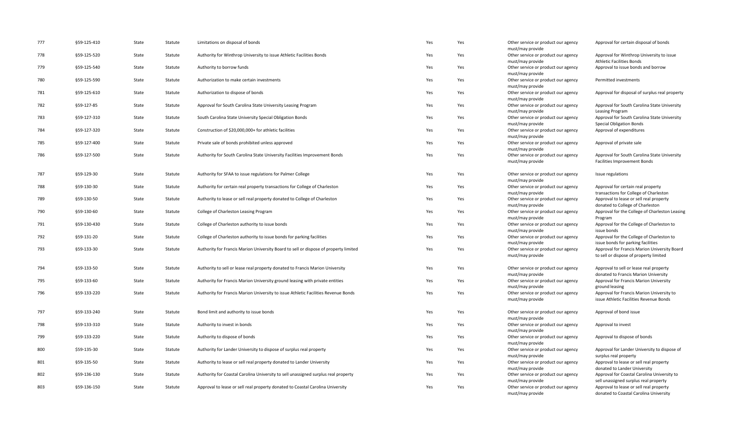| | | | | | | | | |
|---|---|---|---|---|---|---|---|---|
| 777 | §59-125-410 | State | Statute | Limitations on disposal of bonds | Yes | Yes | Other service or product our agency must/may provide | Approval for certain disposal of bonds |
| 778 | §59-125-520 | State | Statute | Authority for Winthrop University to issue Athletic Facilities Bonds | Yes | Yes | Other service or product our agency must/may provide | Approval for Winthrop University to issue Athletic Facilities Bonds |
| 779 | §59-125-540 | State | Statute | Authority to borrow funds | Yes | Yes | Other service or product our agency must/may provide | Approval to issue bonds and borrow |
| 780 | §59-125-590 | State | Statute | Authorization to make certain investments | Yes | Yes | Other service or product our agency must/may provide | Permitted investments |
| 781 | §59-125-610 | State | Statute | Authorization to dispose of bonds | Yes | Yes | Other service or product our agency must/may provide | Approval for disposal of surplus real property |
| 782 | §59-127-85 | State | Statute | Approval for South Carolina State University Leasing Program | Yes | Yes | Other service or product our agency must/may provide | Approval for South Carolina State University Leasing Program |
| 783 | §59-127-310 | State | Statute | South Carolina State University Special Obligation Bonds | Yes | Yes | Other service or product our agency must/may provide | Approval for South Carolina State University Special Obligation Bonds |
| 784 | §59-127-320 | State | Statute | Construction of $20,000,000+ for athletic facilities | Yes | Yes | Other service or product our agency must/may provide | Approval of expenditures |
| 785 | §59-127-400 | State | Statute | Private sale of bonds prohibited unless approved | Yes | Yes | Other service or product our agency must/may provide | Approval of private sale |
| 786 | §59-127-500 | State | Statute | Authority for South Carolina State University Facilities Improvement Bonds | Yes | Yes | Other service or product our agency must/may provide | Approval for South Carolina State University Facilities Improvement Bonds |
| 787 | §59-129-30 | State | Statute | Authority for SFAA to issue regulations for Palmer College | Yes | Yes | Other service or product our agency must/may provide | Issue regulations |
| 788 | §59-130-30 | State | Statute | Authority for certain real property transactions for College of Charleston | Yes | Yes | Other service or product our agency must/may provide | Approval for certain real property transactions for College of Charleston |
| 789 | §59-130-50 | State | Statute | Authority to lease or sell real property donated to College of Charleston | Yes | Yes | Other service or product our agency must/may provide | Approval to lease or sell real property donated to College of Charleston |
| 790 | §59-130-60 | State | Statute | College of Charleston Leasing Program | Yes | Yes | Other service or product our agency must/may provide | Approval for the College of Charleston Leasing Program |
| 791 | §59-130-430 | State | Statute | College of Charleston authority to issue bonds | Yes | Yes | Other service or product our agency must/may provide | Approval for the College of Charleston to issue bonds |
| 792 | §59-131-20 | State | Statute | College of Charleston authority to issue bonds for parking facilities | Yes | Yes | Other service or product our agency must/may provide | Approval for the College of Charleston to issue bonds for parking facilities |
| 793 | §59-133-30 | State | Statute | Authority for Francis Marion University Board to sell or dispose of property limited | Yes | Yes | Other service or product our agency must/may provide | Approval for Francis Marion University Board to sell or dispose of property limited |
| 794 | §59-133-50 | State | Statute | Authority to sell or lease real property donated to Francis Marion University | Yes | Yes | Other service or product our agency must/may provide | Approval to sell or lease real property donated to Francis Marion University |
| 795 | §59-133-60 | State | Statute | Authority for Francis Marion University ground leasing with private entities | Yes | Yes | Other service or product our agency must/may provide | Approval for Francis Marion University ground leasing |
| 796 | §59-133-220 | State | Statute | Authority for Francis Marion University to issue Athletic Facilities Revenue Bonds | Yes | Yes | Other service or product our agency must/may provide | Approval for Francis Marion University to issue Athletic Facilities Revenue Bonds |
| 797 | §59-133-240 | State | Statute | Bond limit and authority to issue bonds | Yes | Yes | Other service or product our agency must/may provide | Approval of bond issue |
| 798 | §59-133-310 | State | Statute | Authority to invest in bonds | Yes | Yes | Other service or product our agency must/may provide | Approval to invest |
| 799 | §59-133-220 | State | Statute | Authority to dispose of bonds | Yes | Yes | Other service or product our agency must/may provide | Approval to dispose of bonds |
| 800 | §59-135-30 | State | Statute | Authority for Lander University to dispose of surplus real property | Yes | Yes | Other service or product our agency must/may provide | Approval for Lander University to dispose of surplus real property |
| 801 | §59-135-50 | State | Statute | Authority to lease or sell real property donated to Lander University | Yes | Yes | Other service or product our agency must/may provide | Approval to lease or sell real property donated to Lander University |
| 802 | §59-136-130 | State | Statute | Authority for Coastal Carolina University to sell unassigned surplus real property | Yes | Yes | Other service or product our agency must/may provide | Approval for Coastal Carolina University to sell unassigned surplus real property |
| 803 | §59-136-150 | State | Statute | Approval to lease or sell real property donated to Coastal Carolina University | Yes | Yes | Other service or product our agency must/may provide | Approval to lease or sell real property donated to Coastal Carolina University |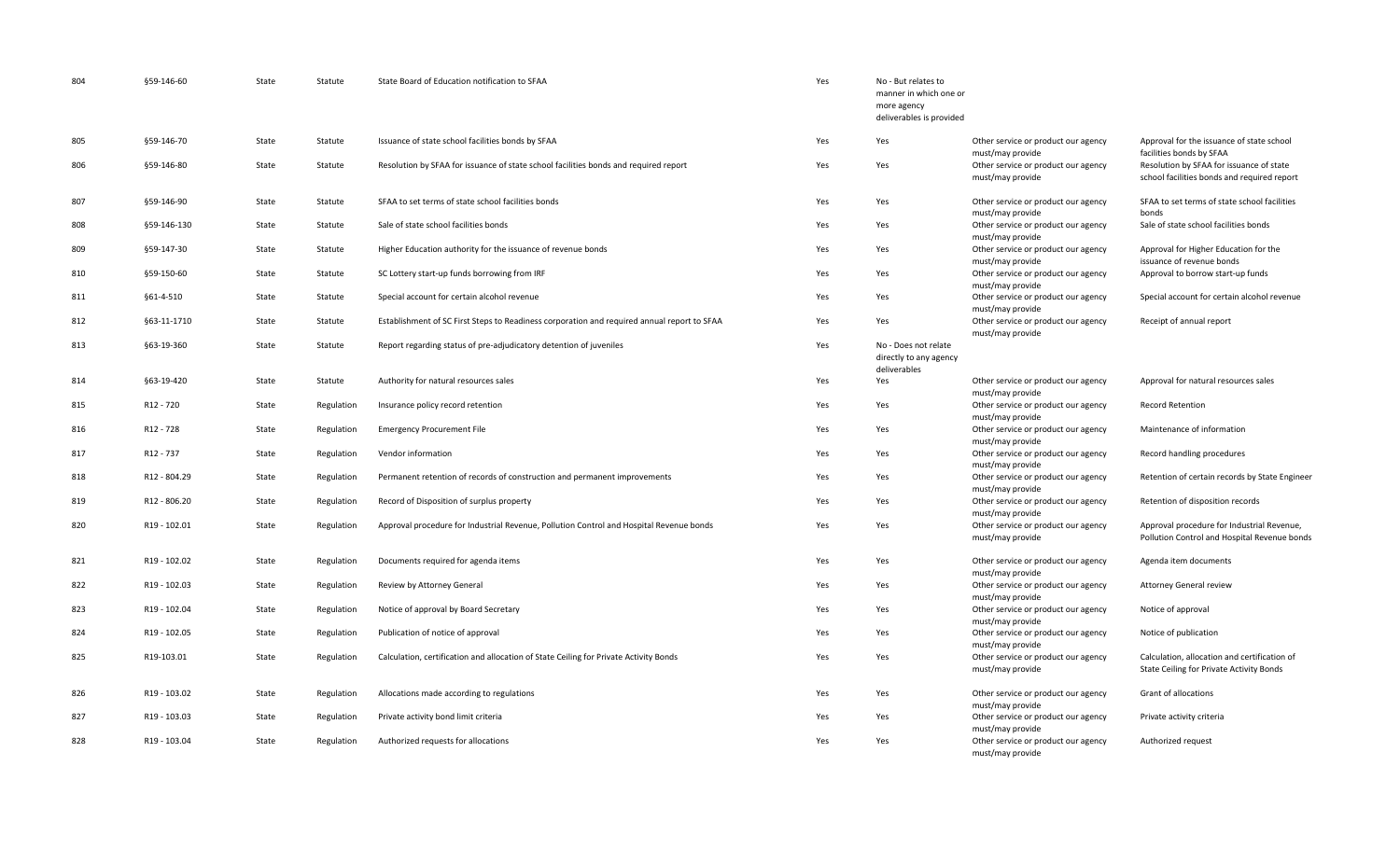| | | | | | | | | |
|---|---|---|---|---|---|---|---|---|
| 804 | §59-146-60 | State | Statute | State Board of Education notification to SFAA | Yes | No - But relates to manner in which one or more agency deliverables is provided | | |
| 805 | §59-146-70 | State | Statute | Issuance of state school facilities bonds by SFAA | Yes | Yes | Other service or product our agency must/may provide | Approval for the issuance of state school facilities bonds by SFAA |
| 806 | §59-146-80 | State | Statute | Resolution by SFAA for issuance of state school facilities bonds and required report | Yes | Yes | Other service or product our agency must/may provide | Resolution by SFAA for issuance of state school facilities bonds and required report |
| 807 | §59-146-90 | State | Statute | SFAA to set terms of state school facilities bonds | Yes | Yes | Other service or product our agency must/may provide | SFAA to set terms of state school facilities bonds |
| 808 | §59-146-130 | State | Statute | Sale of state school facilities bonds | Yes | Yes | Other service or product our agency must/may provide | Sale of state school facilities bonds |
| 809 | §59-147-30 | State | Statute | Higher Education authority for the issuance of revenue bonds | Yes | Yes | Other service or product our agency must/may provide | Approval for Higher Education for the issuance of revenue bonds |
| 810 | §59-150-60 | State | Statute | SC Lottery start-up funds borrowing from IRF | Yes | Yes | Other service or product our agency must/may provide | Approval to borrow start-up funds |
| 811 | §61-4-510 | State | Statute | Special account for certain alcohol revenue | Yes | Yes | Other service or product our agency must/may provide | Special account for certain alcohol revenue |
| 812 | §63-11-1710 | State | Statute | Establishment of SC First Steps to Readiness corporation and required annual report to SFAA | Yes | Yes | Other service or product our agency must/may provide | Receipt of annual report |
| 813 | §63-19-360 | State | Statute | Report regarding status of pre-adjudicatory detention of juveniles | Yes | No - Does not relate directly to any agency deliverables | | |
| 814 | §63-19-420 | State | Statute | Authority for natural resources sales | Yes | Yes | Other service or product our agency must/may provide | Approval for natural resources sales |
| 815 | R12 - 720 | State | Regulation | Insurance policy record retention | Yes | Yes | Other service or product our agency must/may provide | Record Retention |
| 816 | R12 - 728 | State | Regulation | Emergency Procurement File | Yes | Yes | Other service or product our agency must/may provide | Maintenance of information |
| 817 | R12 - 737 | State | Regulation | Vendor information | Yes | Yes | Other service or product our agency must/may provide | Record handling procedures |
| 818 | R12 - 804.29 | State | Regulation | Permanent retention of records of construction and permanent improvements | Yes | Yes | Other service or product our agency must/may provide | Retention of certain records by State Engineer |
| 819 | R12 - 806.20 | State | Regulation | Record of Disposition of surplus property | Yes | Yes | Other service or product our agency must/may provide | Retention of disposition records |
| 820 | R19 - 102.01 | State | Regulation | Approval procedure for Industrial Revenue, Pollution Control and Hospital Revenue bonds | Yes | Yes | Other service or product our agency must/may provide | Approval procedure for Industrial Revenue, Pollution Control and Hospital Revenue bonds |
| 821 | R19 - 102.02 | State | Regulation | Documents required for agenda items | Yes | Yes | Other service or product our agency must/may provide | Agenda item documents |
| 822 | R19 - 102.03 | State | Regulation | Review by Attorney General | Yes | Yes | Other service or product our agency must/may provide | Attorney General review |
| 823 | R19 - 102.04 | State | Regulation | Notice of approval by Board Secretary | Yes | Yes | Other service or product our agency must/may provide | Notice of approval |
| 824 | R19 - 102.05 | State | Regulation | Publication of notice of approval | Yes | Yes | Other service or product our agency must/may provide | Notice of publication |
| 825 | R19-103.01 | State | Regulation | Calculation, certification and allocation of State Ceiling for Private Activity Bonds | Yes | Yes | Other service or product our agency must/may provide | Calculation, allocation and certification of State Ceiling for Private Activity Bonds |
| 826 | R19 - 103.02 | State | Regulation | Allocations made according to regulations | Yes | Yes | Other service or product our agency must/may provide | Grant of allocations |
| 827 | R19 - 103.03 | State | Regulation | Private activity bond limit criteria | Yes | Yes | Other service or product our agency must/may provide | Private activity criteria |
| 828 | R19 - 103.04 | State | Regulation | Authorized requests for allocations | Yes | Yes | Other service or product our agency must/may provide | Authorized request |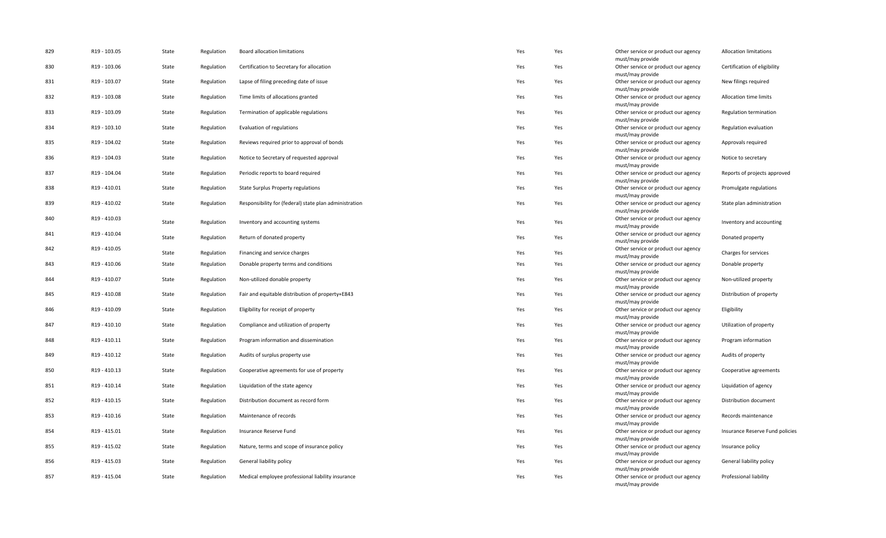| | | | | | | | | |
|---|---|---|---|---|---|---|---|---|
| 829 | R19 - 103.05 | State | Regulation | Board allocation limitations | Yes | Yes | Other service or product our agency must/may provide | Allocation limitations |
| 830 | R19 - 103.06 | State | Regulation | Certification to Secretary for allocation | Yes | Yes | Other service or product our agency must/may provide | Certification of eligibility |
| 831 | R19 - 103.07 | State | Regulation | Lapse of filing preceding date of issue | Yes | Yes | Other service or product our agency must/may provide | New filings required |
| 832 | R19 - 103.08 | State | Regulation | Time limits of allocations granted | Yes | Yes | Other service or product our agency must/may provide | Allocation time limits |
| 833 | R19 - 103.09 | State | Regulation | Termination of applicable regulations | Yes | Yes | Other service or product our agency must/may provide | Regulation termination |
| 834 | R19 - 103.10 | State | Regulation | Evaluation of regulations | Yes | Yes | Other service or product our agency must/may provide | Regulation evaluation |
| 835 | R19 - 104.02 | State | Regulation | Reviews required prior to approval of bonds | Yes | Yes | Other service or product our agency must/may provide | Approvals required |
| 836 | R19 - 104.03 | State | Regulation | Notice to Secretary of requested approval | Yes | Yes | Other service or product our agency must/may provide | Notice to secretary |
| 837 | R19 - 104.04 | State | Regulation | Periodic reports to board required | Yes | Yes | Other service or product our agency must/may provide | Reports of projects approved |
| 838 | R19 - 410.01 | State | Regulation | State Surplus Property regulations | Yes | Yes | Other service or product our agency must/may provide | Promulgate regulations |
| 839 | R19 - 410.02 | State | Regulation | Responsibility for (federal) state plan administration | Yes | Yes | Other service or product our agency must/may provide | State plan administration |
| 840 | R19 - 410.03 | State | Regulation | Inventory and accounting systems | Yes | Yes | Other service or product our agency must/may provide | Inventory and accounting |
| 841 | R19 - 410.04 | State | Regulation | Return of donated property | Yes | Yes | Other service or product our agency must/may provide | Donated property |
| 842 | R19 - 410.05 | State | Regulation | Financing and service charges | Yes | Yes | Other service or product our agency must/may provide | Charges for services |
| 843 | R19 - 410.06 | State | Regulation | Donable property terms and conditions | Yes | Yes | Other service or product our agency must/may provide | Donable property |
| 844 | R19 - 410.07 | State | Regulation | Non-utilized donable property | Yes | Yes | Other service or product our agency must/may provide | Non-utilized property |
| 845 | R19 - 410.08 | State | Regulation | Fair and equitable distribution of property+E843 | Yes | Yes | Other service or product our agency must/may provide | Distribution of property |
| 846 | R19 - 410.09 | State | Regulation | Eligibility for receipt of property | Yes | Yes | Other service or product our agency must/may provide | Eligibility |
| 847 | R19 - 410.10 | State | Regulation | Compliance and utilization of property | Yes | Yes | Other service or product our agency must/may provide | Utilization of property |
| 848 | R19 - 410.11 | State | Regulation | Program information and dissemination | Yes | Yes | Other service or product our agency must/may provide | Program information |
| 849 | R19 - 410.12 | State | Regulation | Audits of surplus property use | Yes | Yes | Other service or product our agency must/may provide | Audits of property |
| 850 | R19 - 410.13 | State | Regulation | Cooperative agreements for use of property | Yes | Yes | Other service or product our agency must/may provide | Cooperative agreements |
| 851 | R19 - 410.14 | State | Regulation | Liquidation of the state agency | Yes | Yes | Other service or product our agency must/may provide | Liquidation of agency |
| 852 | R19 - 410.15 | State | Regulation | Distribution document as record form | Yes | Yes | Other service or product our agency must/may provide | Distribution document |
| 853 | R19 - 410.16 | State | Regulation | Maintenance of records | Yes | Yes | Other service or product our agency must/may provide | Records maintenance |
| 854 | R19 - 415.01 | State | Regulation | Insurance Reserve Fund | Yes | Yes | Other service or product our agency must/may provide | Insurance Reserve Fund policies |
| 855 | R19 - 415.02 | State | Regulation | Nature, terms and scope of insurance policy | Yes | Yes | Other service or product our agency must/may provide | Insurance policy |
| 856 | R19 - 415.03 | State | Regulation | General liability policy | Yes | Yes | Other service or product our agency must/may provide | General liability policy |
| 857 | R19 - 415.04 | State | Regulation | Medical employee professional liability insurance | Yes | Yes | Other service or product our agency must/may provide | Professional liability |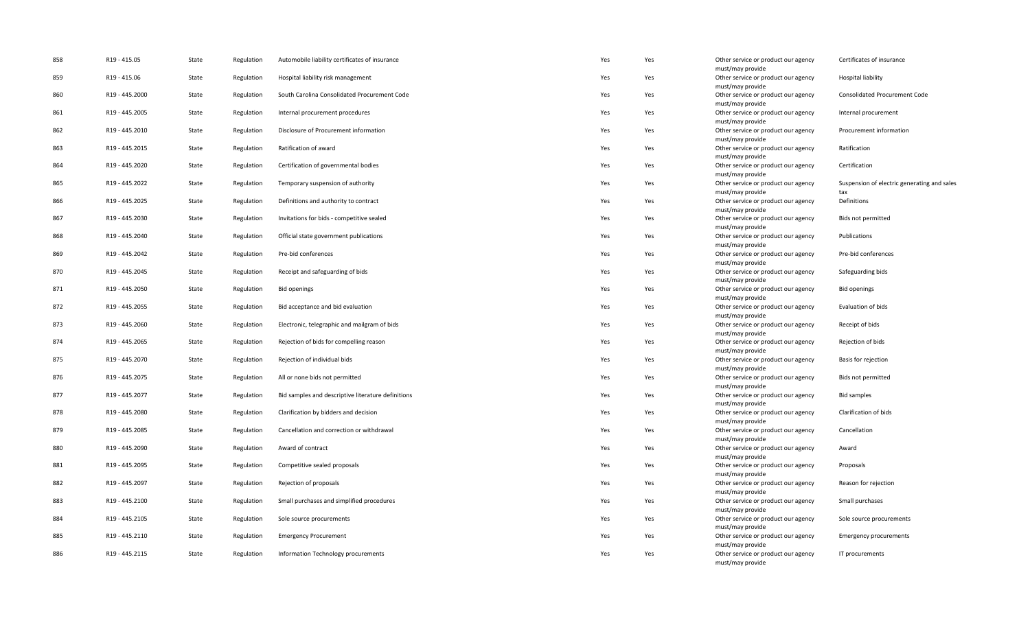| 858 | R19 - 415.05 | State | Regulation | Automobile liability certificates of insurance | Yes | Yes | Other service or product our agency must/may provide | Certificates of insurance |
|---|---|---|---|---|---|---|---|---|
| 859 | R19 - 415.06 | State | Regulation | Hospital liability risk management | Yes | Yes | Other service or product our agency must/may provide | Hospital liability |
| 860 | R19 - 445.2000 | State | Regulation | South Carolina Consolidated Procurement Code | Yes | Yes | Other service or product our agency must/may provide | Consolidated Procurement Code |
| 861 | R19 - 445.2005 | State | Regulation | Internal procurement procedures | Yes | Yes | Other service or product our agency must/may provide | Internal procurement |
| 862 | R19 - 445.2010 | State | Regulation | Disclosure of Procurement information | Yes | Yes | Other service or product our agency must/may provide | Procurement information |
| 863 | R19 - 445.2015 | State | Regulation | Ratification of award | Yes | Yes | Other service or product our agency must/may provide | Ratification |
| 864 | R19 - 445.2020 | State | Regulation | Certification of governmental bodies | Yes | Yes | Other service or product our agency must/may provide | Certification |
| 865 | R19 - 445.2022 | State | Regulation | Temporary suspension of authority | Yes | Yes | Other service or product our agency must/may provide | Suspension of electric generating and sales tax |
| 866 | R19 - 445.2025 | State | Regulation | Definitions and authority to contract | Yes | Yes | Other service or product our agency must/may provide | Definitions |
| 867 | R19 - 445.2030 | State | Regulation | Invitations for bids - competitive sealed | Yes | Yes | Other service or product our agency must/may provide | Bids not permitted |
| 868 | R19 - 445.2040 | State | Regulation | Official state government publications | Yes | Yes | Other service or product our agency must/may provide | Publications |
| 869 | R19 - 445.2042 | State | Regulation | Pre-bid conferences | Yes | Yes | Other service or product our agency must/may provide | Pre-bid conferences |
| 870 | R19 - 445.2045 | State | Regulation | Receipt and safeguarding of bids | Yes | Yes | Other service or product our agency must/may provide | Safeguarding bids |
| 871 | R19 - 445.2050 | State | Regulation | Bid openings | Yes | Yes | Other service or product our agency must/may provide | Bid openings |
| 872 | R19 - 445.2055 | State | Regulation | Bid acceptance and bid evaluation | Yes | Yes | Other service or product our agency must/may provide | Evaluation of bids |
| 873 | R19 - 445.2060 | State | Regulation | Electronic, telegraphic and mailgram of bids | Yes | Yes | Other service or product our agency must/may provide | Receipt of bids |
| 874 | R19 - 445.2065 | State | Regulation | Rejection of bids for compelling reason | Yes | Yes | Other service or product our agency must/may provide | Rejection of bids |
| 875 | R19 - 445.2070 | State | Regulation | Rejection of individual bids | Yes | Yes | Other service or product our agency must/may provide | Basis for rejection |
| 876 | R19 - 445.2075 | State | Regulation | All or none bids not permitted | Yes | Yes | Other service or product our agency must/may provide | Bids not permitted |
| 877 | R19 - 445.2077 | State | Regulation | Bid samples and descriptive literature definitions | Yes | Yes | Other service or product our agency must/may provide | Bid samples |
| 878 | R19 - 445.2080 | State | Regulation | Clarification by bidders and decision | Yes | Yes | Other service or product our agency must/may provide | Clarification of bids |
| 879 | R19 - 445.2085 | State | Regulation | Cancellation and correction or withdrawal | Yes | Yes | Other service or product our agency must/may provide | Cancellation |
| 880 | R19 - 445.2090 | State | Regulation | Award of contract | Yes | Yes | Other service or product our agency must/may provide | Award |
| 881 | R19 - 445.2095 | State | Regulation | Competitive sealed proposals | Yes | Yes | Other service or product our agency must/may provide | Proposals |
| 882 | R19 - 445.2097 | State | Regulation | Rejection of proposals | Yes | Yes | Other service or product our agency must/may provide | Reason for rejection |
| 883 | R19 - 445.2100 | State | Regulation | Small purchases and simplified procedures | Yes | Yes | Other service or product our agency must/may provide | Small purchases |
| 884 | R19 - 445.2105 | State | Regulation | Sole source procurements | Yes | Yes | Other service or product our agency must/may provide | Sole source procurements |
| 885 | R19 - 445.2110 | State | Regulation | Emergency Procurement | Yes | Yes | Other service or product our agency must/may provide | Emergency procurements |
| 886 | R19 - 445.2115 | State | Regulation | Information Technology procurements | Yes | Yes | Other service or product our agency must/may provide | IT procurements |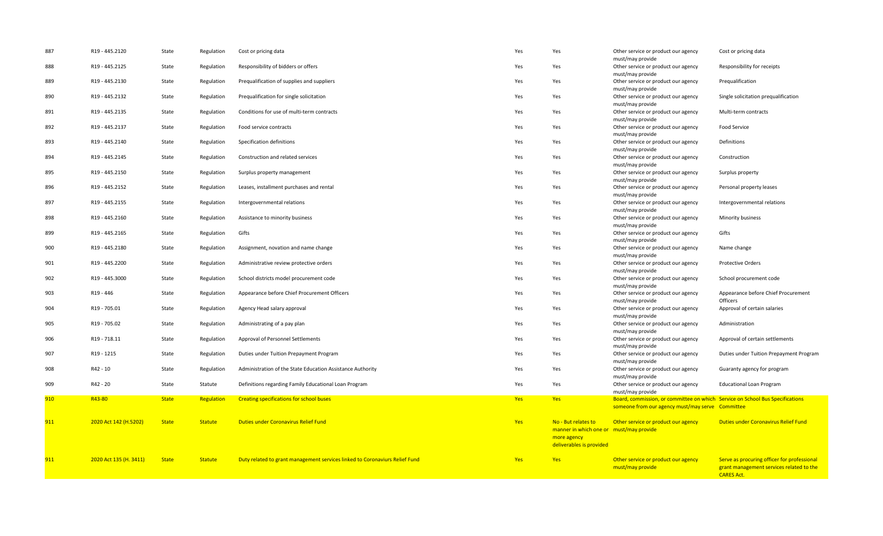| | | | | | | | | |
|---|---|---|---|---|---|---|---|---|
| 887 | R19 - 445.2120 | State | Regulation | Cost or pricing data | Yes | Yes | Other service or product our agency must/may provide | Cost or pricing data |
| 888 | R19 - 445.2125 | State | Regulation | Responsibility of bidders or offers | Yes | Yes | Other service or product our agency must/may provide | Responsibility for receipts |
| 889 | R19 - 445.2130 | State | Regulation | Prequalification of supplies and suppliers | Yes | Yes | Other service or product our agency must/may provide | Prequalification |
| 890 | R19 - 445.2132 | State | Regulation | Prequalification for single solicitation | Yes | Yes | Other service or product our agency must/may provide | Single solicitation prequalification |
| 891 | R19 - 445.2135 | State | Regulation | Conditions for use of multi-term contracts | Yes | Yes | Other service or product our agency must/may provide | Multi-term contracts |
| 892 | R19 - 445.2137 | State | Regulation | Food service contracts | Yes | Yes | Other service or product our agency must/may provide | Food Service |
| 893 | R19 - 445.2140 | State | Regulation | Specification definitions | Yes | Yes | Other service or product our agency must/may provide | Definitions |
| 894 | R19 - 445.2145 | State | Regulation | Construction and related services | Yes | Yes | Other service or product our agency must/may provide | Construction |
| 895 | R19 - 445.2150 | State | Regulation | Surplus property management | Yes | Yes | Other service or product our agency must/may provide | Surplus property |
| 896 | R19 - 445.2152 | State | Regulation | Leases, installment purchases and rental | Yes | Yes | Other service or product our agency must/may provide | Personal property leases |
| 897 | R19 - 445.2155 | State | Regulation | Intergovernmental relations | Yes | Yes | Other service or product our agency must/may provide | Intergovernmental relations |
| 898 | R19 - 445.2160 | State | Regulation | Assistance to minority business | Yes | Yes | Other service or product our agency must/may provide | Minority business |
| 899 | R19 - 445.2165 | State | Regulation | Gifts | Yes | Yes | Other service or product our agency must/may provide | Gifts |
| 900 | R19 - 445.2180 | State | Regulation | Assignment, novation and name change | Yes | Yes | Other service or product our agency must/may provide | Name change |
| 901 | R19 - 445.2200 | State | Regulation | Administrative review protective orders | Yes | Yes | Other service or product our agency must/may provide | Protective Orders |
| 902 | R19 - 445.3000 | State | Regulation | School districts model procurement code | Yes | Yes | Other service or product our agency must/may provide | School procurement code |
| 903 | R19 - 446 | State | Regulation | Appearance before Chief Procurement Officers | Yes | Yes | Other service or product our agency must/may provide | Appearance before Chief Procurement Officers |
| 904 | R19 - 705.01 | State | Regulation | Agency Head salary approval | Yes | Yes | Other service or product our agency must/may provide | Approval of certain salaries |
| 905 | R19 - 705.02 | State | Regulation | Administrating of a pay plan | Yes | Yes | Other service or product our agency must/may provide | Administration |
| 906 | R19 - 718.11 | State | Regulation | Approval of Personnel Settlements | Yes | Yes | Other service or product our agency must/may provide | Approval of certain settlements |
| 907 | R19 - 1215 | State | Regulation | Duties under Tuition Prepayment Program | Yes | Yes | Other service or product our agency must/may provide | Duties under Tuition Prepayment Program |
| 908 | R42 - 10 | State | Regulation | Administration of the State Education Assistance Authority | Yes | Yes | Other service or product our agency must/may provide | Guaranty agency for program |
| 909 | R42 - 20 | State | Statute | Definitions regarding Family Educational Loan Program | Yes | Yes | Other service or product our agency must/may provide | Educational Loan Program |
| 910 | R43-80 | State | Regulation | Creating specifications for school buses | Yes | Yes | Board, commission, or committee on which someone from our agency must/may serve | Service on School Bus Specifications Committee |
| 911 | 2020 Act 142 (H.5202) | State | Statute | Duties under Coronavirus Relief Fund | Yes | No - But relates to manner in which one or more agency deliverables is provided | Other service or product our agency must/may provide | Duties under Coronavirus Relief Fund |
| 911 | 2020 Act 135 (H. 3411) | State | Statute | Duty related to grant management services linked to Coronaviurs Relief Fund | Yes | Yes | Other service or product our agency must/may provide | Serve as procuring officer for professional grant management services related to the CARES Act. |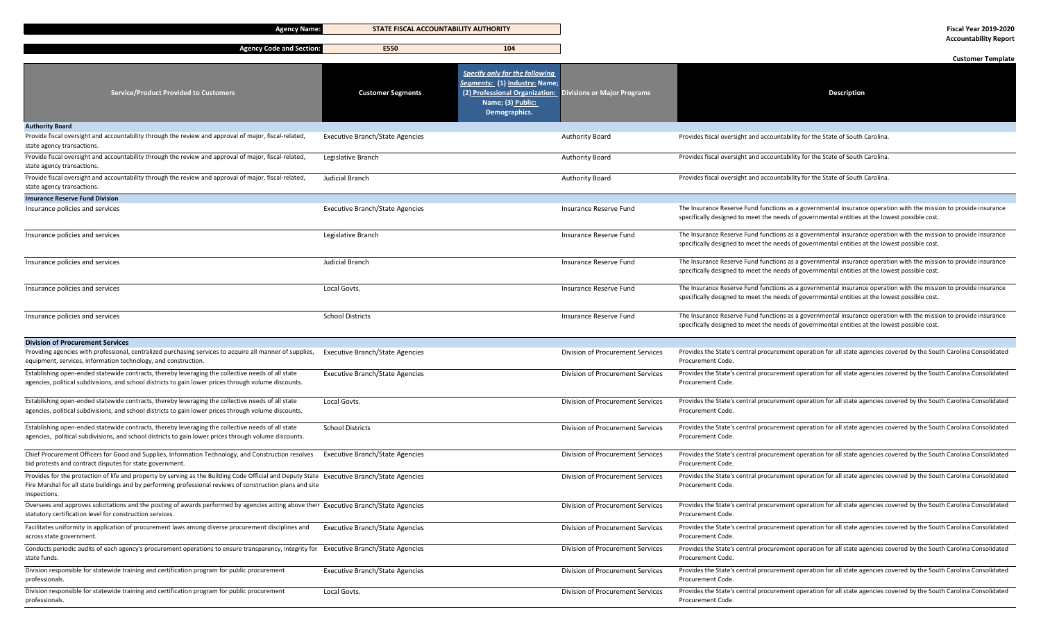| Agency Name: | STATE FISCAL ACCOUNTABILITY AUTHORITY |
|---|---|
| Agency Code and Section: | E550 / 104 |

**Fiscal Year 2019-2020**
**Accountability Report**

**Customer Template**

| Service/Product Provided to Customers | Customer Segments | Specify only for the following Segments: (1) Industry: Name; (2) Professional Organization: Name; (3) Public: Demographics. | Divisions or Major Programs | Description |
|---|---|---|---|---|
| **Authority Board** | | | | |
| Provide fiscal oversight and accountability through the review and approval of major, fiscal-related, state agency transactions. | Executive Branch/State Agencies | | Authority Board | Provides fiscal oversight and accountability for the State of South Carolina. |
| Provide fiscal oversight and accountability through the review and approval of major, fiscal-related, state agency transactions. | Legislative Branch | | Authority Board | Provides fiscal oversight and accountability for the State of South Carolina. |
| Provide fiscal oversight and accountability through the review and approval of major, fiscal-related, state agency transactions. | Judicial Branch | | Authority Board | Provides fiscal oversight and accountability for the State of South Carolina. |
| **Insurance Reserve Fund Division** | | | | |
| Insurance policies and services | Executive Branch/State Agencies | | Insurance Reserve Fund | The Insurance Reserve Fund functions as a governmental insurance operation with the mission to provide insurance specifically designed to meet the needs of governmental entities at the lowest possible cost. |
| Insurance policies and services | Legislative Branch | | Insurance Reserve Fund | The Insurance Reserve Fund functions as a governmental insurance operation with the mission to provide insurance specifically designed to meet the needs of governmental entities at the lowest possible cost. |
| Insurance policies and services | Judicial Branch | | Insurance Reserve Fund | The Insurance Reserve Fund functions as a governmental insurance operation with the mission to provide insurance specifically designed to meet the needs of governmental entities at the lowest possible cost. |
| Insurance policies and services | Local Govts. | | Insurance Reserve Fund | The Insurance Reserve Fund functions as a governmental insurance operation with the mission to provide insurance specifically designed to meet the needs of governmental entities at the lowest possible cost. |
| Insurance policies and services | School Districts | | Insurance Reserve Fund | The Insurance Reserve Fund functions as a governmental insurance operation with the mission to provide insurance specifically designed to meet the needs of governmental entities at the lowest possible cost. |
| **Division of Procurement Services** | | | | |
| Providing agencies with professional, centralized purchasing services to acquire all manner of supplies, equipment, services, information technology, and construction. | Executive Branch/State Agencies | | Division of Procurement Services | Provides the State's central procurement operation for all state agencies covered by the South Carolina Consolidated Procurement Code. |
| Establishing open-ended statewide contracts, thereby leveraging the collective needs of all state agencies, political subdivisions, and school districts to gain lower prices through volume discounts. | Executive Branch/State Agencies | | Division of Procurement Services | Provides the State's central procurement operation for all state agencies covered by the South Carolina Consolidated Procurement Code. |
| Establishing open-ended statewide contracts, thereby leveraging the collective needs of all state agencies, political subdivisions, and school districts to gain lower prices through volume discounts. | Local Govts. | | Division of Procurement Services | Provides the State's central procurement operation for all state agencies covered by the South Carolina Consolidated Procurement Code. |
| Establishing open-ended statewide contracts, thereby leveraging the collective needs of all state agencies, political subdivisions, and school districts to gain lower prices through volume discounts. | School Districts | | Division of Procurement Services | Provides the State's central procurement operation for all state agencies covered by the South Carolina Consolidated Procurement Code. |
| Chief Procurement Officers for Good and Supplies, Information Technology, and Construction resolves bid protests and contract disputes for state government. | Executive Branch/State Agencies | | Division of Procurement Services | Provides the State's central procurement operation for all state agencies covered by the South Carolina Consolidated Procurement Code. |
| Provides for the protection of life and property by serving as the Building Code Official and Deputy State Fire Marshal for all state buildings and by performing professional reviews of construction plans and site inspections. | Executive Branch/State Agencies | | Division of Procurement Services | Provides the State's central procurement operation for all state agencies covered by the South Carolina Consolidated Procurement Code. |
| Oversees and approves solicitations and the posting of awards performed by agencies acting above their statutory certification level for construction services. | Executive Branch/State Agencies | | Division of Procurement Services | Provides the State's central procurement operation for all state agencies covered by the South Carolina Consolidated Procurement Code. |
| Facilitates uniformity in application of procurement laws among diverse procurement disciplines and across state government. | Executive Branch/State Agencies | | Division of Procurement Services | Provides the State's central procurement operation for all state agencies covered by the South Carolina Consolidated Procurement Code. |
| Conducts periodic audits of each agency's procurement operations to ensure transparency, integrity for state funds. | Executive Branch/State Agencies | | Division of Procurement Services | Provides the State's central procurement operation for all state agencies covered by the South Carolina Consolidated Procurement Code. |
| Division responsible for statewide training and certification program for public procurement professionals. | Executive Branch/State Agencies | | Division of Procurement Services | Provides the State's central procurement operation for all state agencies covered by the South Carolina Consolidated Procurement Code. |
| Division responsible for statewide training and certification program for public procurement professionals. | Local Govts. | | Division of Procurement Services | Provides the State's central procurement operation for all state agencies covered by the South Carolina Consolidated Procurement Code. |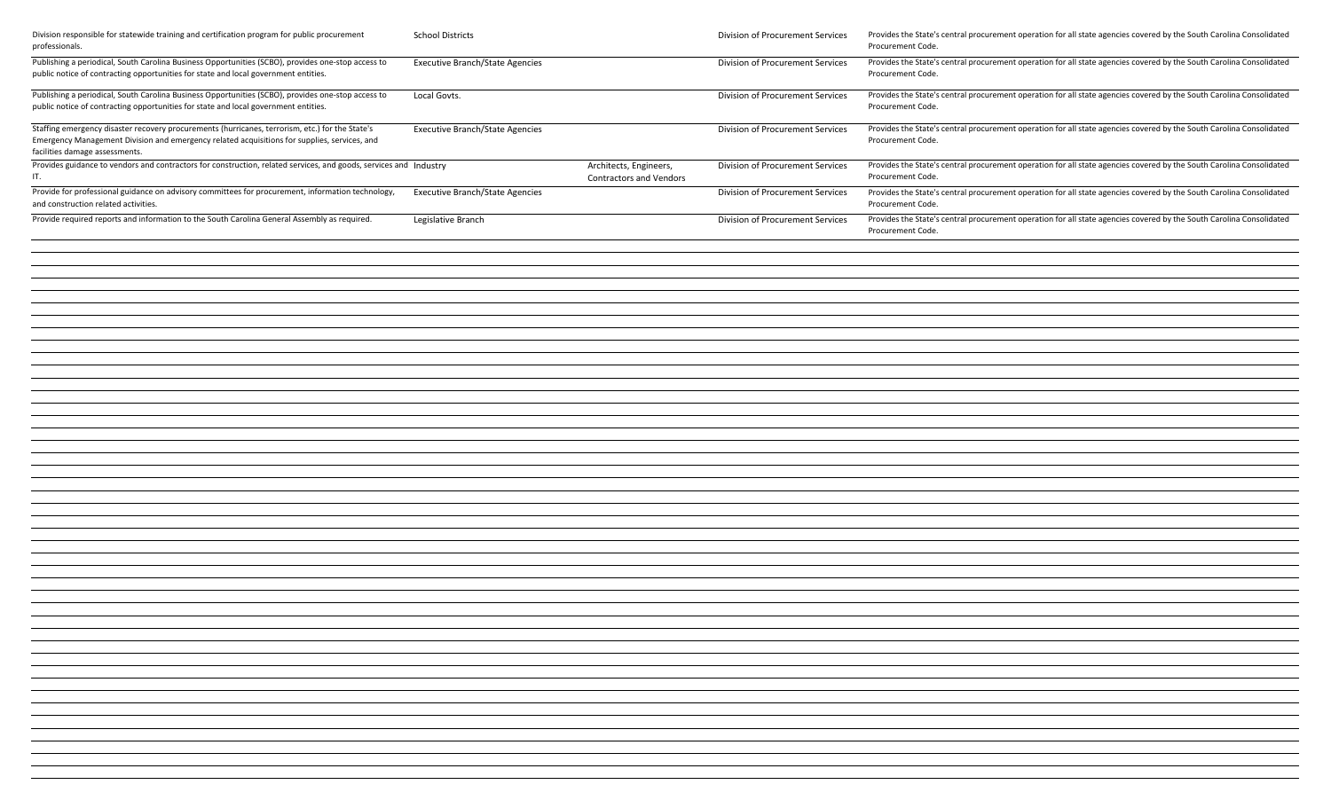| | | | | |
|---|---|---|---|---|
| Division responsible for statewide training and certification program for public procurement professionals. | School Districts | | Division of Procurement Services | Provides the State's central procurement operation for all state agencies covered by the South Carolina Consolidated Procurement Code. |
| Publishing a periodical, South Carolina Business Opportunities (SCBO), provides one-stop access to public notice of contracting opportunities for state and local government entities. | Executive Branch/State Agencies | | Division of Procurement Services | Provides the State's central procurement operation for all state agencies covered by the South Carolina Consolidated Procurement Code. |
| Publishing a periodical, South Carolina Business Opportunities (SCBO), provides one-stop access to public notice of contracting opportunities for state and local government entities. | Local Govts. | | Division of Procurement Services | Provides the State's central procurement operation for all state agencies covered by the South Carolina Consolidated Procurement Code. |
| Staffing emergency disaster recovery procurements (hurricanes, terrorism, etc.) for the State's Emergency Management Division and emergency related acquisitions for supplies, services, and facilities damage assessments. | Executive Branch/State Agencies | | Division of Procurement Services | Provides the State's central procurement operation for all state agencies covered by the South Carolina Consolidated Procurement Code. |
| Provides guidance to vendors and contractors for construction, related services, and goods, services and IT. | Industry | Architects, Engineers, Contractors and Vendors | Division of Procurement Services | Provides the State's central procurement operation for all state agencies covered by the South Carolina Consolidated Procurement Code. |
| Provide for professional guidance on advisory committees for procurement, information technology, and construction related activities. | Executive Branch/State Agencies | | Division of Procurement Services | Provides the State's central procurement operation for all state agencies covered by the South Carolina Consolidated Procurement Code. |
| Provide required reports and information to the South Carolina General Assembly as required. | Legislative Branch | | Division of Procurement Services | Provides the State's central procurement operation for all state agencies covered by the South Carolina Consolidated Procurement Code. |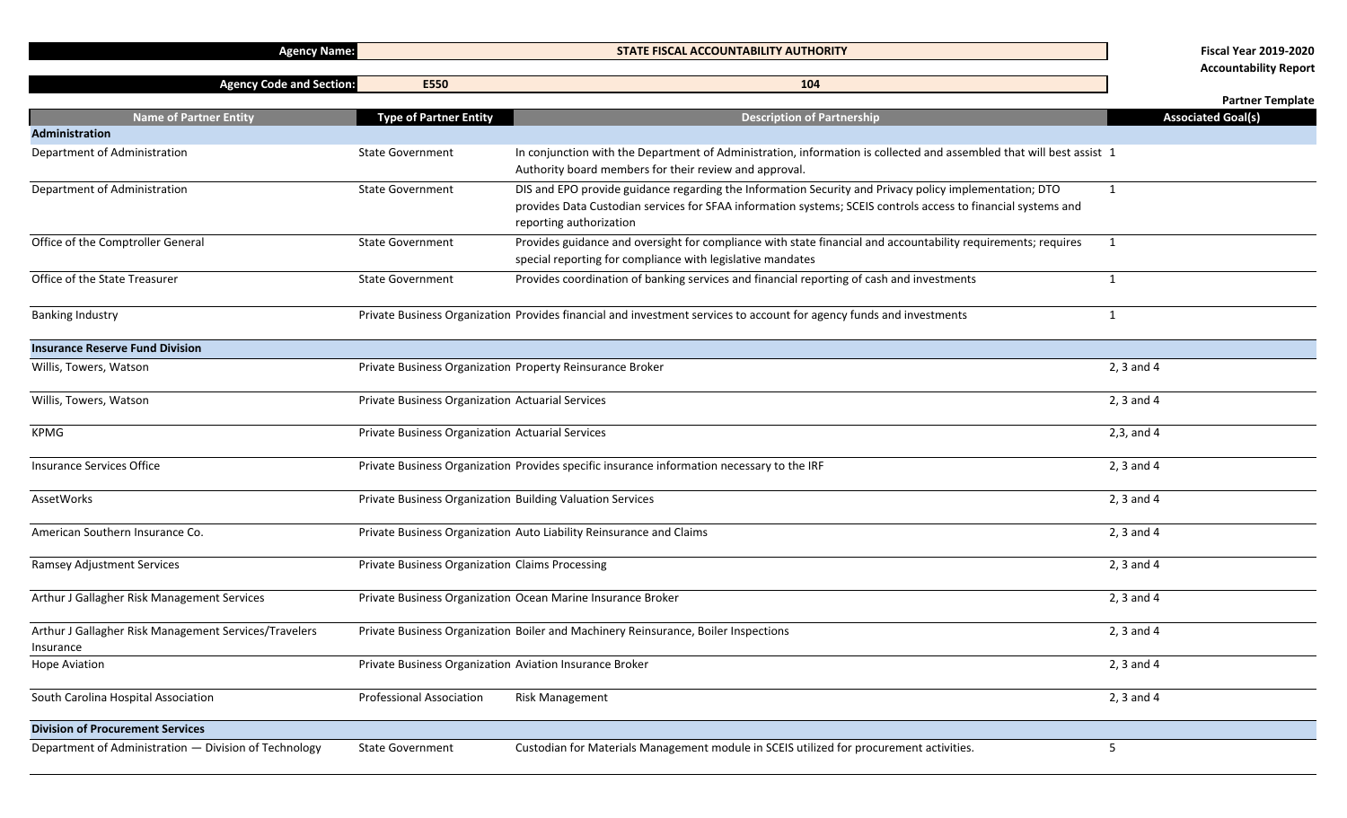| Agency Name: | STATE FISCAL ACCOUNTABILITY AUTHORITY | | Fiscal Year 2019-2020 Accountability Report |
|---|---|---|---|
| Agency Code and Section: | E550 | 104 | Partner Template |

| Name of Partner Entity | Type of Partner Entity | Description of Partnership | Associated Goal(s) |
|---|---|---|---|
| **Administration** | | | |
| Department of Administration | State Government | In conjunction with the Department of Administration, information is collected and assembled that will best assist Authority board members for their review and approval. | 1 |
| Department of Administration | State Government | DIS and EPO provide guidance regarding the Information Security and Privacy policy implementation; DTO provides Data Custodian services for SFAA information systems; SCEIS controls access to financial systems and reporting authorization | 1 |
| Office of the Comptroller General | State Government | Provides guidance and oversight for compliance with state financial and accountability requirements; requires special reporting for compliance with legislative mandates | 1 |
| Office of the State Treasurer | State Government | Provides coordination of banking services and financial reporting of cash and investments | 1 |
| Banking Industry | Private Business Organization | Provides financial and investment services to account for agency funds and investments | 1 |
| **Insurance Reserve Fund Division** | | | |
| Willis, Towers, Watson | Private Business Organization | Property Reinsurance Broker | 2, 3 and 4 |
| Willis, Towers, Watson | Private Business Organization | Actuarial Services | 2, 3 and 4 |
| KPMG | Private Business Organization | Actuarial Services | 2,3, and 4 |
| Insurance Services Office | Private Business Organization | Provides specific insurance information necessary to the IRF | 2, 3 and 4 |
| AssetWorks | Private Business Organization | Building Valuation Services | 2, 3 and 4 |
| American Southern Insurance Co. | Private Business Organization | Auto Liability Reinsurance and Claims | 2, 3 and 4 |
| Ramsey Adjustment Services | Private Business Organization | Claims Processing | 2, 3 and 4 |
| Arthur J Gallagher Risk Management Services | Private Business Organization | Ocean Marine Insurance Broker | 2, 3 and 4 |
| Arthur J Gallagher Risk Management Services/Travelers Insurance | Private Business Organization | Boiler and Machinery Reinsurance, Boiler Inspections | 2, 3 and 4 |
| Hope Aviation | Private Business Organization | Aviation Insurance Broker | 2, 3 and 4 |
| South Carolina Hospital Association | Professional Association | Risk Management | 2, 3 and 4 |
| **Division of Procurement Services** | | | |
| Department of Administration — Division of Technology | State Government | Custodian for Materials Management module in SCEIS utilized for procurement activities. | 5 |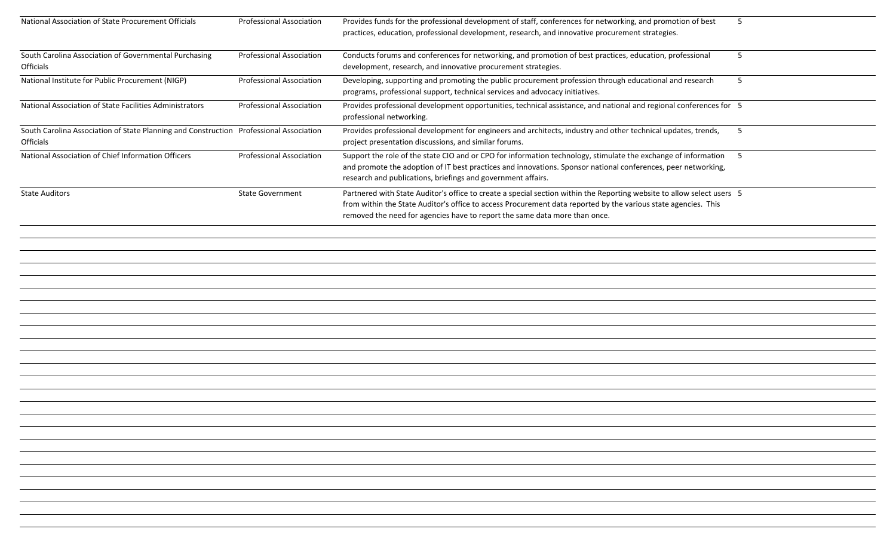| | | | |
|---|---|---|---|
| National Association of State Procurement Officials | Professional Association | Provides funds for the professional development of staff, conferences for networking, and promotion of best practices, education, professional development, research, and innovative procurement strategies. | 5 |
| South Carolina Association of Governmental Purchasing Officials | Professional Association | Conducts forums and conferences for networking, and promotion of best practices, education, professional development, research, and innovative procurement strategies. | 5 |
| National Institute for Public Procurement (NIGP) | Professional Association | Developing, supporting and promoting the public procurement profession through educational and research programs, professional support, technical services and advocacy initiatives. | 5 |
| National Association of State Facilities Administrators | Professional Association | Provides professional development opportunities, technical assistance, and national and regional conferences for professional networking. | 5 |
| South Carolina Association of State Planning and Construction Officials | Professional Association | Provides professional development for engineers and architects, industry and other technical updates, trends, project presentation discussions, and similar forums. | 5 |
| National Association of Chief Information Officers | Professional Association | Support the role of the state CIO and or CPO for information technology, stimulate the exchange of information and promote the adoption of IT best practices and innovations. Sponsor national conferences, peer networking, research and publications, briefings and government affairs. | 5 |
| State Auditors | State Government | Partnered with State Auditor's office to create a special section within the Reporting website to allow select users from within the State Auditor's office to access Procurement data reported by the various state agencies. This removed the need for agencies have to report the same data more than once. | 5 |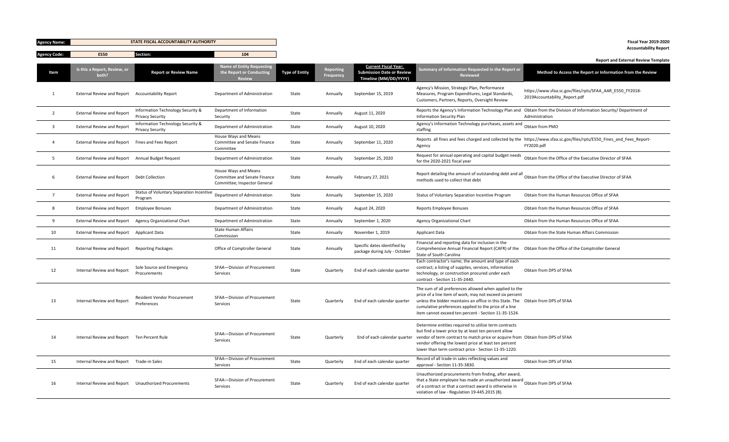| Agency Name: | STATE FISCAL ACCOUNTABILITY AUTHORITY |
|---|---|
| Agency Code: | E550 |
| Section: | 104 |

**Fiscal Year 2019-2020**
**Accountability Report**

**Report and External Review Template**

| Item | Is this a Report, Review, or both? | Report or Review Name | Name of Entity Requesting the Report or Conducting Review | Type of Entity | Reporting Frequency | Current Fiscal Year: Submission Date or Review Timeline (MM/DD/YYYY) | Summary of Information Requested in the Report or Reviewed | Method to Access the Report or Information from the Review |
|---|---|---|---|---|---|---|---|---|
| 1 | External Review and Report | Accountability Report | Department of Administration | State | Annually | September 15, 2019 | Agency's Mission, Strategic Plan, Performance Measures, Program Expenditures, Legal Standards, Customers, Partners, Reports, Oversight Review | https://www.sfaa.sc.gov/files/rpts/SFAA_AAR_E550_FY2018-2019Accountability_Report.pdf |
| 2 | External Review and Report | Information Technology Security & Privacy Security | Department of Information Security | State | Annually | August 11, 2020 | Reports the Agency's Information Technology Plan and Information Security Plan | Obtain from the Division of Information Security/ Department of Administration |
| 3 | External Review and Report | Information Technology Security & Privacy Security | Department of Administration | State | Annually | August 10, 2020 | Agency's Information Technology purchases, assets and staffing | Obtain from PMO |
| 4 | External Review and Report | Fines and Fees Report | House Ways and Means Committee and Senate Finance Committee | State | Annually | September 11, 2020 | Reports all fines and fees charged and collected by the Agency | https://www.sfaa.sc.gov/files/rpts/E550_Fines_and_Fees_Report-FY2020.pdf |
| 5 | External Review and Report | Annual Budget Request | Department of Administration | State | Annually | September 25, 2020 | Request for annual operating and capital budget needs for the 2020-2021 fiscal year | Obtain from the Office of the Executive Director of SFAA |
| 6 | External Review and Report | Debt Collection | House Ways and Means Committee and Senate Finance Committee; Inspector General | State | Annually | February 27, 2021 | Report detailing the amount of outstanding debt and all methods used to collect that debt | Obtain from the Office of the Executive Director of SFAA |
| 7 | External Review and Report | Status of Voluntary Separation Incentive Program | Department of Administration | State | Annually | September 15, 2020 | Status of Voluntary Separation Incentive Program | Obtain from the Human Resources Office of SFAA |
| 8 | External Review and Report | Employee Bonuses | Department of Administration | State | Annually | August 24, 2020 | Reports Employee Bonuses | Obtain from the Human Resources Office of SFAA |
| 9 | External Review and Report | Agency Organizational Chart | Department of Administration | State | Annually | September 1, 2020 | Agency Organizational Chart | Obtain from the Human Resources Office of SFAA |
| 10 | External Review and Report | Applicant Data | State Human Affairs Commission | State | Annually | November 1, 2019 | Applicant Data | Obtain from the State Human Affairs Commission |
| 11 | External Review and Report | Reporting Packages | Office of Comptroller General | State | Annually | Specific dates identified by package during July - October | Financial and reporting data for inclusion in the Comprehensive Annual Financial Report (CAFR) of the State of South Carolina | Obtain from the Office of the Comptroller General |
| 12 | Internal Review and Report | Sole Source and Emergency Procurements | SFAA—Division of Procurement Services | State | Quarterly | End of each calendar quarter | Each contractor's name; the amount and type of each contract; a listing of supplies, services, information technology, or construction procured under each contract - Section 11-35-2440. | Obtain from DPS of SFAA |
| 13 | Internal Review and Report | Resident Vendor Procurement Preferences | SFAA—Division of Procurement Services | State | Quarterly | End of each calendar quarter | The sum of all preferences allowed when applied to the price of a line item of work, may not exceed six percent unless the bidder maintains an office in this State. The cumulative preferences applied to the price of a line item cannot exceed ten percent - Section 11-35-1524. | Obtain from DPS of SFAA |
| 14 | Internal Review and Report | Ten Percent Rule | SFAA—Division of Procurement Services | State | Quarterly | End of each calendar quarter | Determine entities required to utilize term contracts but find a lower price by at least ten percent allow vendor of term contract to match price or acquire from vendor offering the lowest price at least ten percent lower than term contract price - Section 11-35-1220. | Obtain from DPS of SFAA |
| 15 | Internal Review and Report | Trade-in Sales | SFAA—Division of Procurement Services | State | Quarterly | End of each calendar quarter | Record of all trade-in sales reflecting values and approval - Section 11-35-3830. | Obtain from DPS of SFAA |
| 16 | Internal Review and Report | Unauthorized Procurements | SFAA—Division of Procurement Services | State | Quarterly | End of each calendar quarter | Unauthorized procurements from finding, after award, that a State employee has made an unauthorized award of a contract or that a contract award is otherwise in violation of law - Regulation 19-445.2015 (B). | Obtain from DPS of SFAA |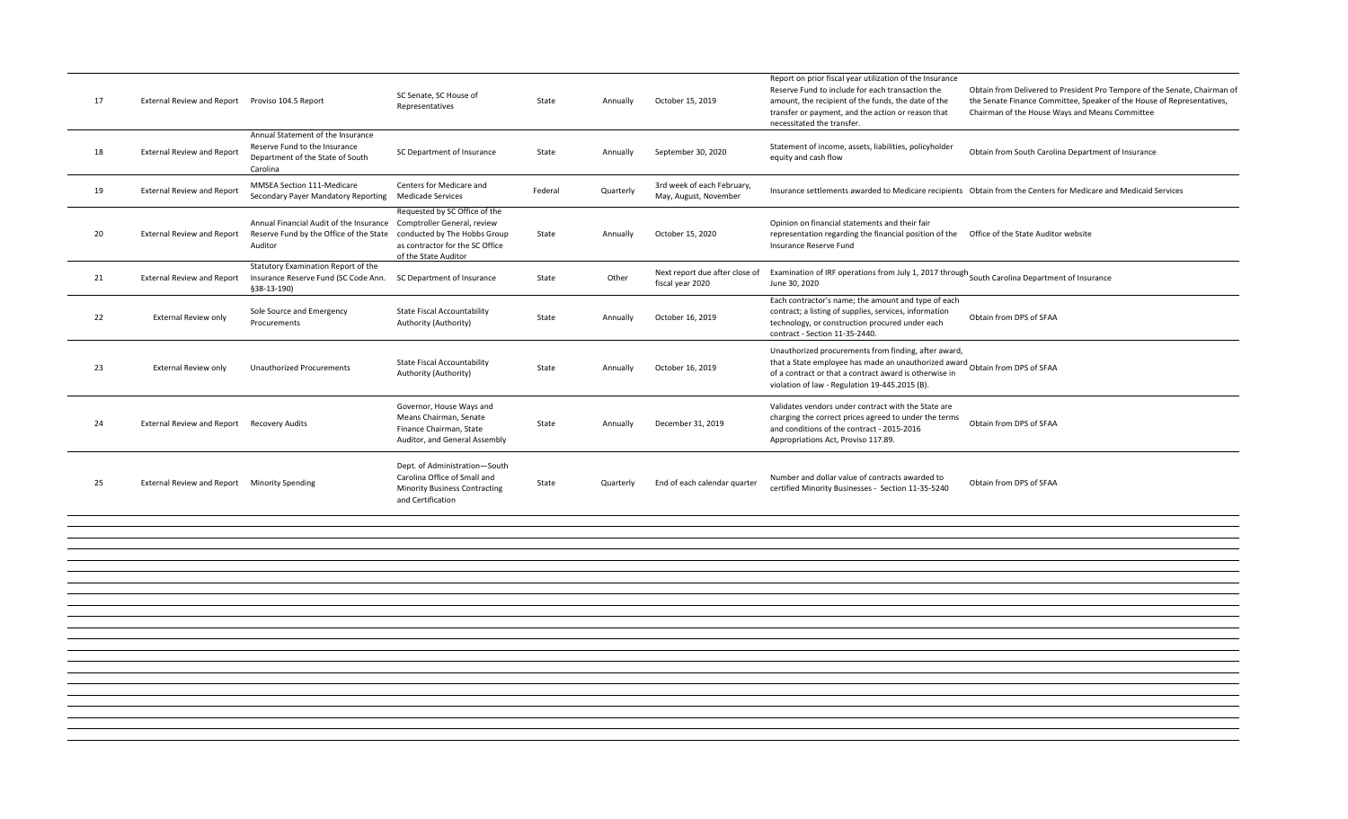| 17 | External Review and Report | Proviso 104.5 Report | SC Senate, SC House of Representatives | State | Annually | October 15, 2019 | Report on prior fiscal year utilization of the Insurance Reserve Fund to include for each transaction the amount, the recipient of the funds, the date of the transfer or payment, and the action or reason that necessitated the transfer. | Obtain from Delivered to President Pro Tempore of the Senate, Chairman of the Senate Finance Committee, Speaker of the House of Representatives, Chairman of the House Ways and Means Committee |
|---|---|---|---|---|---|---|---|---|
| 18 | External Review and Report | Annual Statement of the Insurance Reserve Fund to the Insurance Department of the State of South Carolina | SC Department of Insurance | State | Annually | September 30, 2020 | Statement of income, assets, liabilities, policyholder equity and cash flow | Obtain from South Carolina Department of Insurance |
| 19 | External Review and Report | MMSEA Section 111-Medicare Secondary Payer Mandatory Reporting | Centers for Medicare and Medicade Services | Federal | Quarterly | 3rd week of each February, May, August, November | Insurance settlements awarded to Medicare recipients | Obtain from the Centers for Medicare and Medicaid Services |
| 20 | External Review and Report | Annual Financial Audit of the Insurance Reserve Fund by the Office of the State Auditor | Requested by SC Office of the Comptroller General, review conducted by The Hobbs Group as contractor for the SC Office of the State Auditor | State | Annually | October 15, 2020 | Opinion on financial statements and their fair representation regarding the financial position of the Insurance Reserve Fund | Office of the State Auditor website |
| 21 | External Review and Report | Statutory Examination Report of the Insurance Reserve Fund (SC Code Ann. §38-13-190) | SC Department of Insurance | State | Other | Next report due after close of fiscal year 2020 | Examination of IRF operations from July 1, 2017 through June 30, 2020 | South Carolina Department of Insurance |
| 22 | External Review only | Sole Source and Emergency Procurements | State Fiscal Accountability Authority (Authority) | State | Annually | October 16, 2019 | Each contractor's name; the amount and type of each contract; a listing of supplies, services, information technology, or construction procured under each contract - Section 11-35-2440. | Obtain from DPS of SFAA |
| 23 | External Review only | Unauthorized Procurements | State Fiscal Accountability Authority (Authority) | State | Annually | October 16, 2019 | Unauthorized procurements from finding, after award, that a State employee has made an unauthorized award of a contract or that a contract award is otherwise in violation of law - Regulation 19-445.2015 (B). | Obtain from DPS of SFAA |
| 24 | External Review and Report | Recovery Audits | Governor, House Ways and Means Chairman, Senate Finance Chairman, State Auditor, and General Assembly | State | Annually | December 31, 2019 | Validates vendors under contract with the State are charging the correct prices agreed to under the terms and conditions of the contract - 2015-2016 Appropriations Act, Proviso 117.89. | Obtain from DPS of SFAA |
| 25 | External Review and Report | Minority Spending | Dept. of Administration—South Carolina Office of Small and Minority Business Contracting and Certification | State | Quarterly | End of each calendar quarter | Number and dollar value of contracts awarded to certified Minority Businesses - Section 11-35-5240 | Obtain from DPS of SFAA |